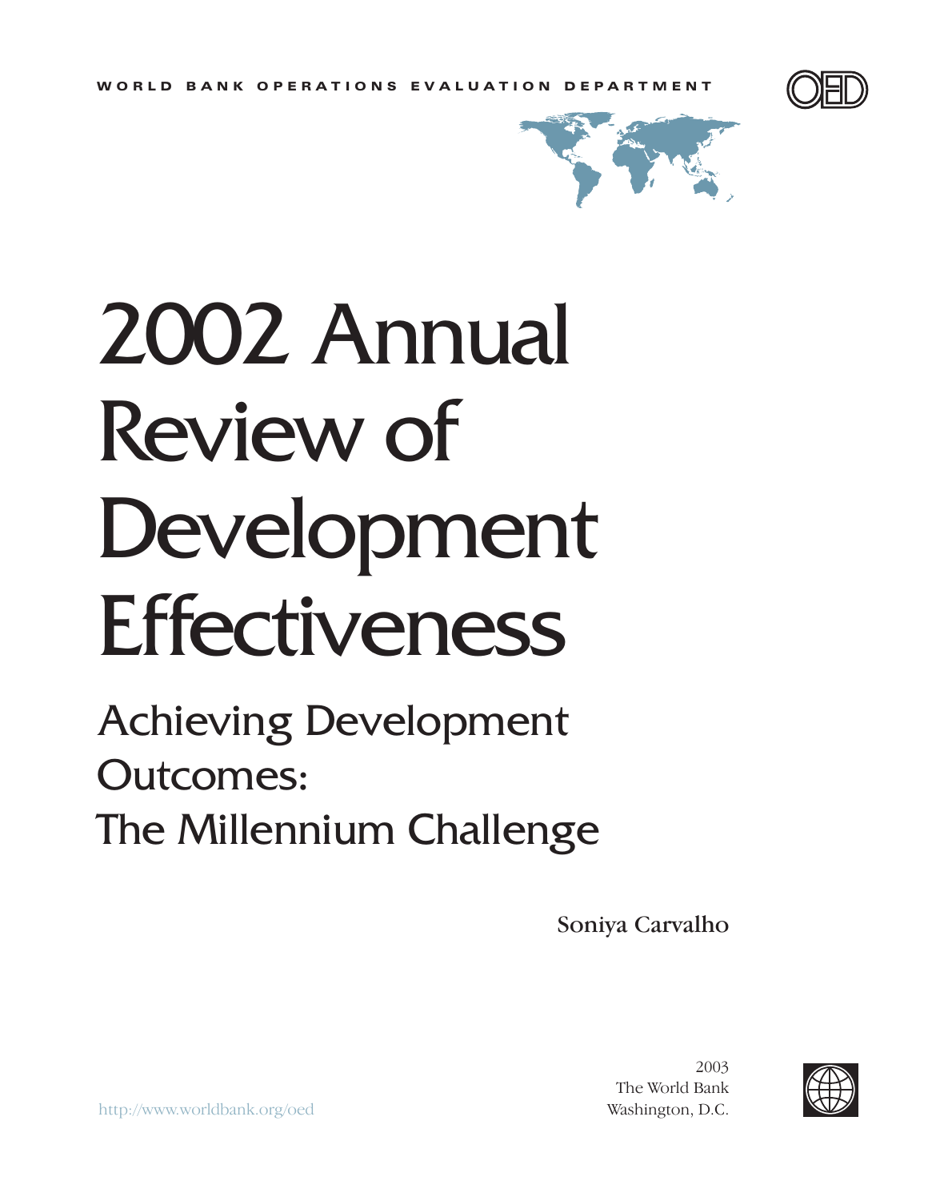WORLD BANK OPERATIONS EVALUATION DEPARTMENT

# 2002 Annual Review of Development Effectiveness

## Achieving Development Outcomes: The Millennium Challenge

Soniya Carvalho

2003
The World Bank
Washington, D.C.

http://www.worldbank.org/oed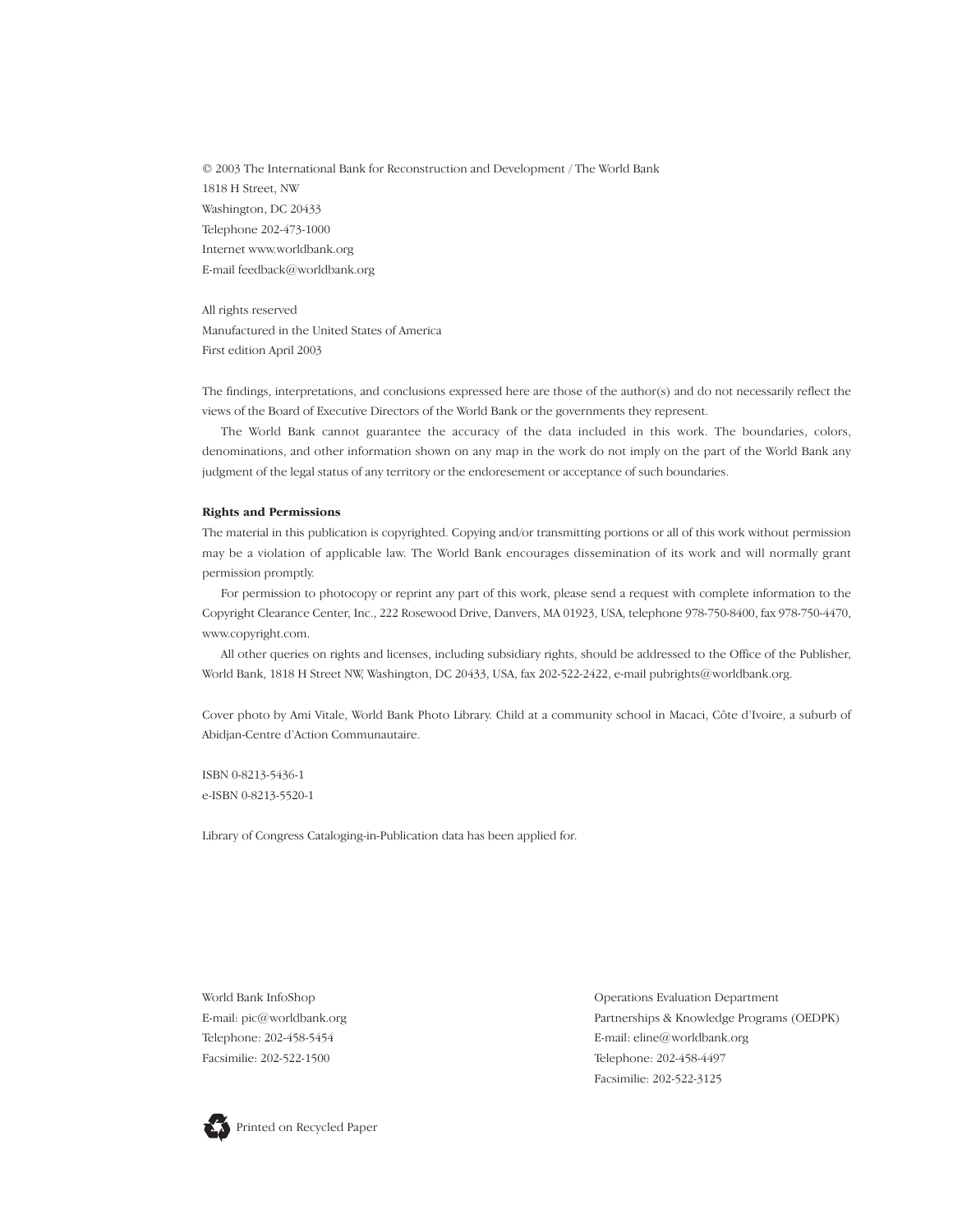© 2003 The International Bank for Reconstruction and Development / The World Bank
1818 H Street, NW
Washington, DC 20433
Telephone 202-473-1000
Internet www.worldbank.org
E-mail feedback@worldbank.org

All rights reserved
Manufactured in the United States of America
First edition April 2003

The findings, interpretations, and conclusions expressed here are those of the author(s) and do not necessarily reflect the views of the Board of Executive Directors of the World Bank or the governments they represent.

The World Bank cannot guarantee the accuracy of the data included in this work. The boundaries, colors, denominations, and other information shown on any map in the work do not imply on the part of the World Bank any judgment of the legal status of any territory or the endoresement or acceptance of such boundaries.

**Rights and Permissions**

The material in this publication is copyrighted. Copying and/or transmitting portions or all of this work without permission may be a violation of applicable law. The World Bank encourages dissemination of its work and will normally grant permission promptly.

For permission to photocopy or reprint any part of this work, please send a request with complete information to the Copyright Clearance Center, Inc., 222 Rosewood Drive, Danvers, MA 01923, USA, telephone 978-750-8400, fax 978-750-4470, www.copyright.com.

All other queries on rights and licenses, including subsidiary rights, should be addressed to the Office of the Publisher, World Bank, 1818 H Street NW, Washington, DC 20433, USA, fax 202-522-2422, e-mail pubrights@worldbank.org.

Cover photo by Ami Vitale, World Bank Photo Library. Child at a community school in Macaci, Côte d'Ivoire, a suburb of Abidjan-Centre d'Action Communautaire.

ISBN 0-8213-5436-1
e-ISBN 0-8213-5520-1

Library of Congress Cataloging-in-Publication data has been applied for.

World Bank InfoShop
E-mail: pic@worldbank.org
Telephone: 202-458-5454
Facsimilie: 202-522-1500

Operations Evaluation Department
Partnerships & Knowledge Programs (OEDPK)
E-mail: eline@worldbank.org
Telephone: 202-458-4497
Facsimilie: 202-522-3125

Printed on Recycled Paper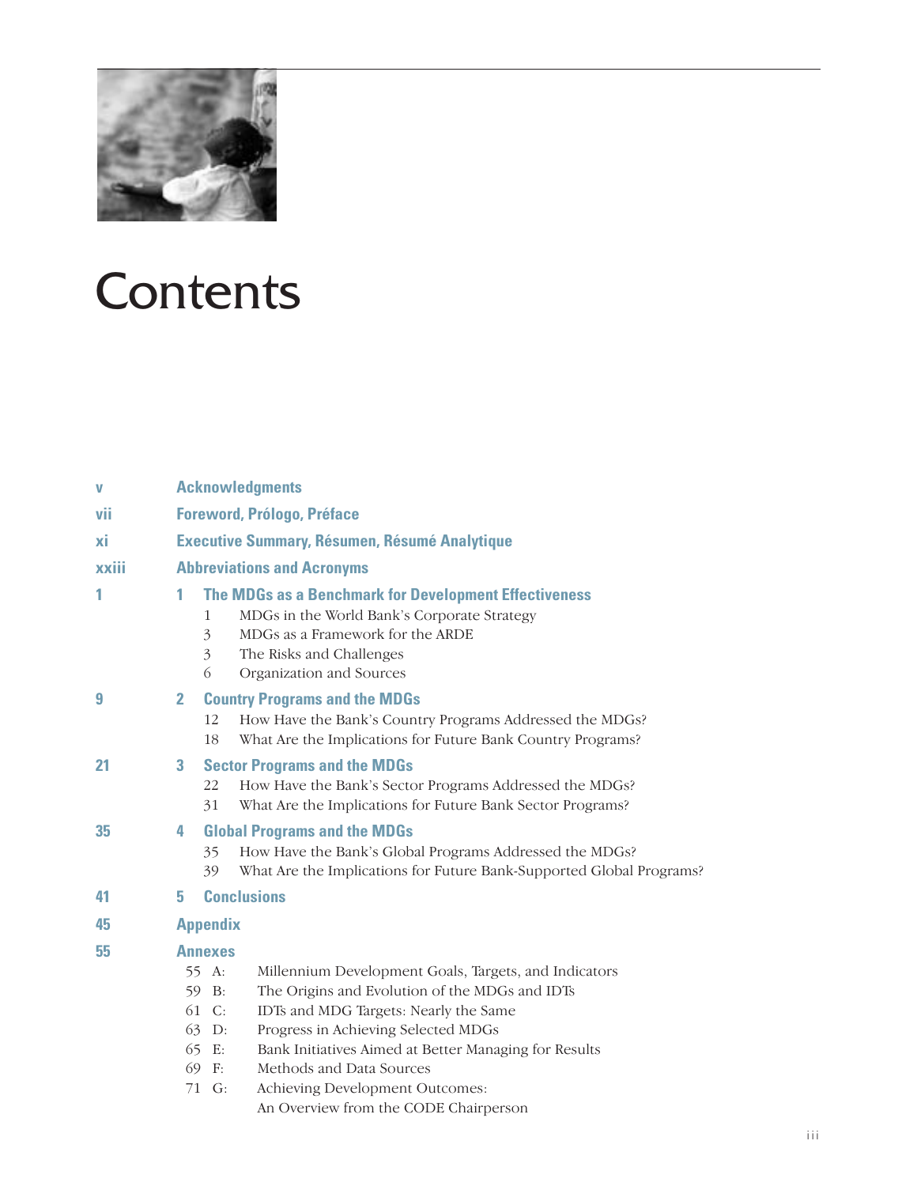# Contents

v **Acknowledgments**

vii **Foreword, Prólogo, Préface**

xi **Executive Summary, Résumen, Résumé Analytique**

xxiii **Abbreviations and Acronyms**

1 **1 The MDGs as a Benchmark for Development Effectiveness**
- 1 MDGs in the World Bank's Corporate Strategy
- 3 MDGs as a Framework for the ARDE
- 3 The Risks and Challenges
- 6 Organization and Sources

9 **2 Country Programs and the MDGs**
- 12 How Have the Bank's Country Programs Addressed the MDGs?
- 18 What Are the Implications for Future Bank Country Programs?

21 **3 Sector Programs and the MDGs**
- 22 How Have the Bank's Sector Programs Addressed the MDGs?
- 31 What Are the Implications for Future Bank Sector Programs?

35 **4 Global Programs and the MDGs**
- 35 How Have the Bank's Global Programs Addressed the MDGs?
- 39 What Are the Implications for Future Bank-Supported Global Programs?

41 **5 Conclusions**

45 **Appendix**

55 **Annexes**
- 55 A: Millennium Development Goals, Targets, and Indicators
- 59 B: The Origins and Evolution of the MDGs and IDTs
- 61 C: IDTs and MDG Targets: Nearly the Same
- 63 D: Progress in Achieving Selected MDGs
- 65 E: Bank Initiatives Aimed at Better Managing for Results
- 69 F: Methods and Data Sources
- 71 G: Achieving Development Outcomes: An Overview from the CODE Chairperson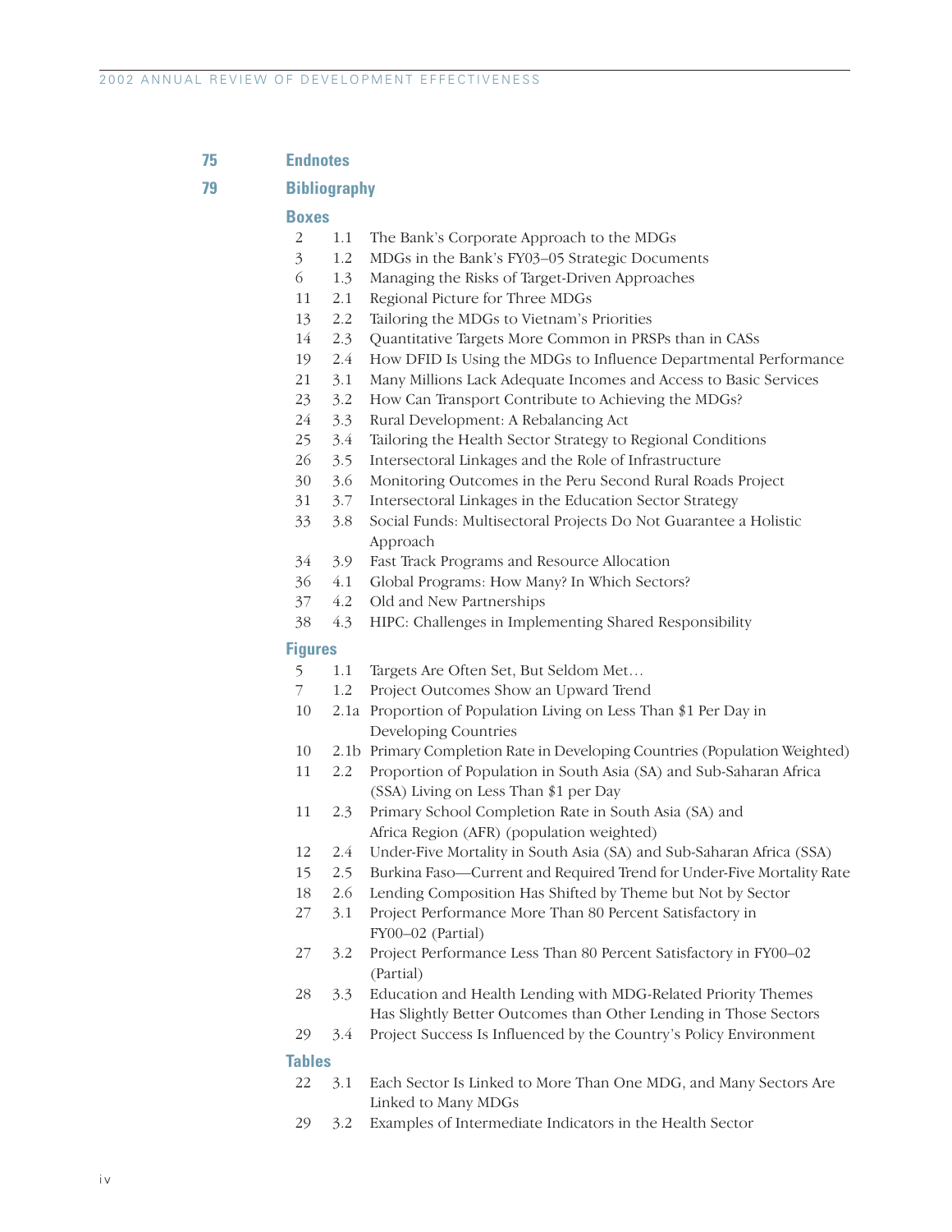75 **Endnotes**

79 **Bibliography**

**Boxes**

| Page | No. | Title |
|---|---|---|
| 2 | 1.1 | The Bank's Corporate Approach to the MDGs |
| 3 | 1.2 | MDGs in the Bank's FY03–05 Strategic Documents |
| 6 | 1.3 | Managing the Risks of Target-Driven Approaches |
| 11 | 2.1 | Regional Picture for Three MDGs |
| 13 | 2.2 | Tailoring the MDGs to Vietnam's Priorities |
| 14 | 2.3 | Quantitative Targets More Common in PRSPs than in CASs |
| 19 | 2.4 | How DFID Is Using the MDGs to Influence Departmental Performance |
| 21 | 3.1 | Many Millions Lack Adequate Incomes and Access to Basic Services |
| 23 | 3.2 | How Can Transport Contribute to Achieving the MDGs? |
| 24 | 3.3 | Rural Development: A Rebalancing Act |
| 25 | 3.4 | Tailoring the Health Sector Strategy to Regional Conditions |
| 26 | 3.5 | Intersectoral Linkages and the Role of Infrastructure |
| 30 | 3.6 | Monitoring Outcomes in the Peru Second Rural Roads Project |
| 31 | 3.7 | Intersectoral Linkages in the Education Sector Strategy |
| 33 | 3.8 | Social Funds: Multisectoral Projects Do Not Guarantee a Holistic Approach |
| 34 | 3.9 | Fast Track Programs and Resource Allocation |
| 36 | 4.1 | Global Programs: How Many? In Which Sectors? |
| 37 | 4.2 | Old and New Partnerships |
| 38 | 4.3 | HIPC: Challenges in Implementing Shared Responsibility |

**Figures**

| Page | No. | Title |
|---|---|---|
| 5 | 1.1 | Targets Are Often Set, But Seldom Met… |
| 7 | 1.2 | Project Outcomes Show an Upward Trend |
| 10 | 2.1a | Proportion of Population Living on Less Than $1 Per Day in Developing Countries |
| 10 | 2.1b | Primary Completion Rate in Developing Countries (Population Weighted) |
| 11 | 2.2 | Proportion of Population in South Asia (SA) and Sub-Saharan Africa (SSA) Living on Less Than $1 per Day |
| 11 | 2.3 | Primary School Completion Rate in South Asia (SA) and Africa Region (AFR) (population weighted) |
| 12 | 2.4 | Under-Five Mortality in South Asia (SA) and Sub-Saharan Africa (SSA) |
| 15 | 2.5 | Burkina Faso—Current and Required Trend for Under-Five Mortality Rate |
| 18 | 2.6 | Lending Composition Has Shifted by Theme but Not by Sector |
| 27 | 3.1 | Project Performance More Than 80 Percent Satisfactory in FY00–02 (Partial) |
| 27 | 3.2 | Project Performance Less Than 80 Percent Satisfactory in FY00–02 (Partial) |
| 28 | 3.3 | Education and Health Lending with MDG-Related Priority Themes Has Slightly Better Outcomes than Other Lending in Those Sectors |
| 29 | 3.4 | Project Success Is Influenced by the Country's Policy Environment |

**Tables**

| Page | No. | Title |
|---|---|---|
| 22 | 3.1 | Each Sector Is Linked to More Than One MDG, and Many Sectors Are Linked to Many MDGs |
| 29 | 3.2 | Examples of Intermediate Indicators in the Health Sector |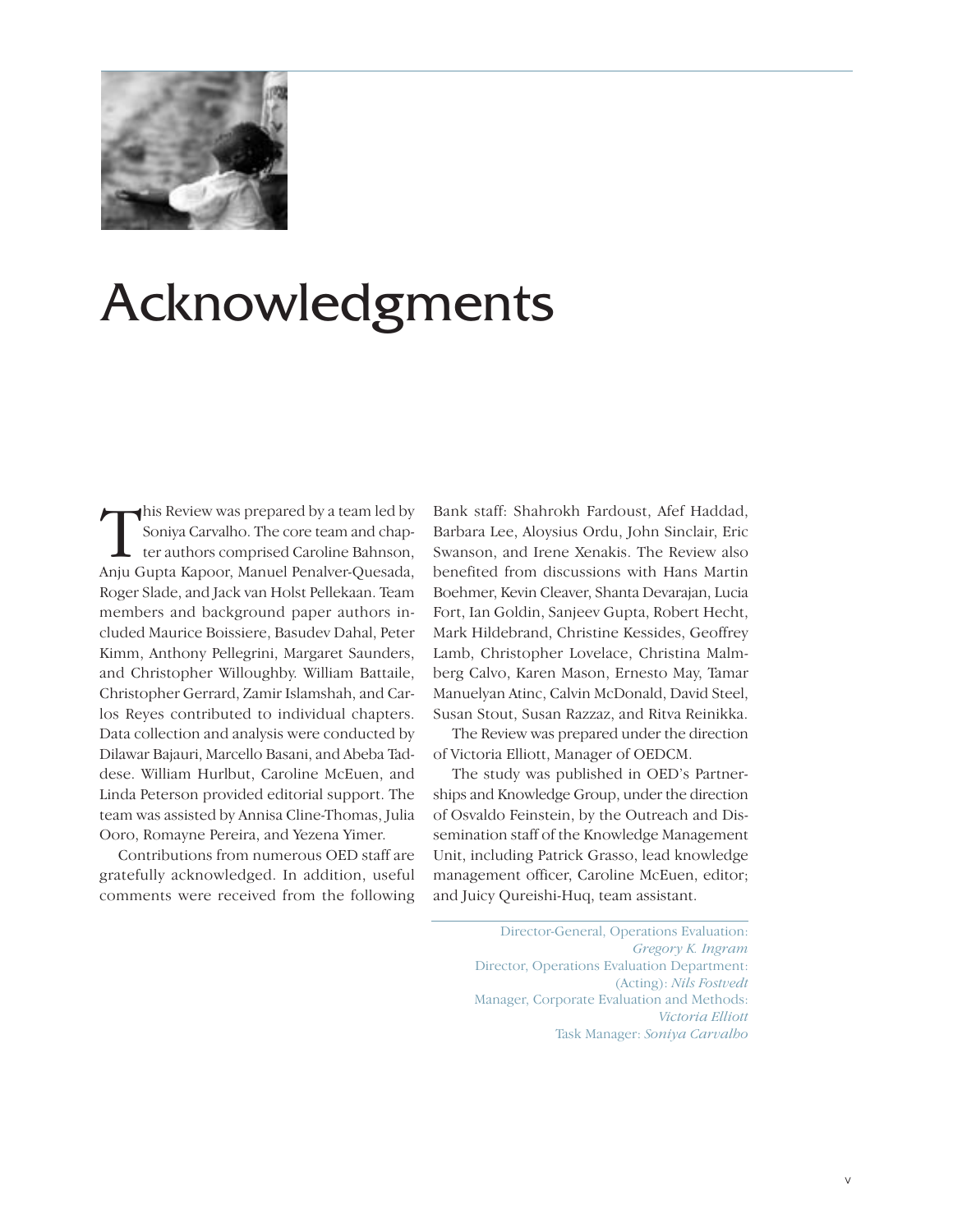# Acknowledgments

This Review was prepared by a team led by Soniya Carvalho. The core team and chapter authors comprised Caroline Bahnson, Anju Gupta Kapoor, Manuel Penalver-Quesada, Roger Slade, and Jack van Holst Pellekaan. Team members and background paper authors included Maurice Boissiere, Basudev Dahal, Peter Kimm, Anthony Pellegrini, Margaret Saunders, and Christopher Willoughby. William Battaile, Christopher Gerrard, Zamir Islamshah, and Carlos Reyes contributed to individual chapters. Data collection and analysis were conducted by Dilawar Bajauri, Marcello Basani, and Abeba Taddese. William Hurlbut, Caroline McEuen, and Linda Peterson provided editorial support. The team was assisted by Annisa Cline-Thomas, Julia Ooro, Romayne Pereira, and Yezena Yimer.

Contributions from numerous OED staff are gratefully acknowledged. In addition, useful comments were received from the following Bank staff: Shahrokh Fardoust, Afef Haddad, Barbara Lee, Aloysius Ordu, John Sinclair, Eric Swanson, and Irene Xenakis. The Review also benefited from discussions with Hans Martin Boehmer, Kevin Cleaver, Shanta Devarajan, Lucia Fort, Ian Goldin, Sanjeev Gupta, Robert Hecht, Mark Hildebrand, Christine Kessides, Geoffrey Lamb, Christopher Lovelace, Christina Malmberg Calvo, Karen Mason, Ernesto May, Tamar Manuelyan Atinc, Calvin McDonald, David Steel, Susan Stout, Susan Razzaz, and Ritva Reinikka.

The Review was prepared under the direction of Victoria Elliott, Manager of OEDCM.

The study was published in OED's Partnerships and Knowledge Group, under the direction of Osvaldo Feinstein, by the Outreach and Dissemination staff of the Knowledge Management Unit, including Patrick Grasso, lead knowledge management officer, Caroline McEuen, editor; and Juicy Qureishi-Huq, team assistant.

Director-General, Operations Evaluation: *Gregory K. Ingram*
Director, Operations Evaluation Department: (Acting): *Nils Fostvedt*
Manager, Corporate Evaluation and Methods: *Victoria Elliott*
Task Manager: *Soniya Carvalho*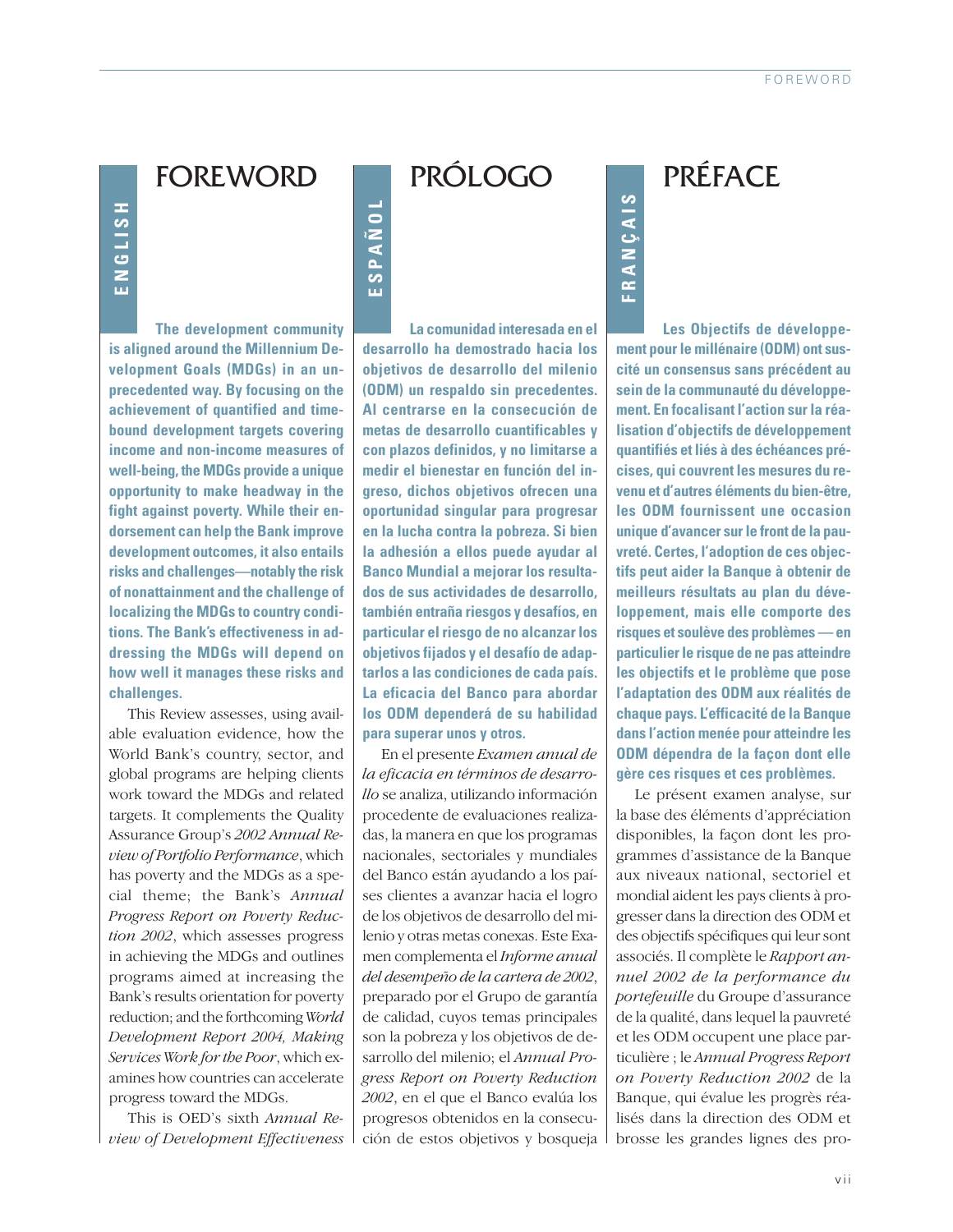# FOREWORD

ENGLISH

**The development community is aligned around the Millennium Development Goals (MDGs) in an unprecedented way. By focusing on the achievement of quantified and time-bound development targets covering income and non-income measures of well-being, the MDGs provide a unique opportunity to make headway in the fight against poverty. While their endorsement can help the Bank improve development outcomes, it also entails risks and challenges—notably the risk of nonattainment and the challenge of localizing the MDGs to country conditions. The Bank's effectiveness in addressing the MDGs will depend on how well it manages these risks and challenges.**

This Review assesses, using available evaluation evidence, how the World Bank's country, sector, and global programs are helping clients work toward the MDGs and related targets. It complements the Quality Assurance Group's *2002 Annual Review of Portfolio Performance*, which has poverty and the MDGs as a special theme; the Bank's *Annual Progress Report on Poverty Reduction 2002*, which assesses progress in achieving the MDGs and outlines programs aimed at increasing the Bank's results orientation for poverty reduction; and the forthcoming *World Development Report 2004, Making Services Work for the Poor*, which examines how countries can accelerate progress toward the MDGs.

This is OED's sixth *Annual Review of Development Effectiveness*

# PRÓLOGO

ESPAÑOL

**La comunidad interesada en el desarrollo ha demostrado hacia los objetivos de desarrollo del milenio (ODM) un respaldo sin precedentes. Al centrarse en la consecución de metas de desarrollo cuantificables y con plazos definidos, y no limitarse a medir el bienestar en función del ingreso, dichos objetivos ofrecen una oportunidad singular para progresar en la lucha contra la pobreza. Si bien la adhesión a ellos puede ayudar al Banco Mundial a mejorar los resultados de sus actividades de desarrollo, también entraña riesgos y desafíos, en particular el riesgo de no alcanzar los objetivos fijados y el desafío de adaptarlos a las condiciones de cada país. La eficacia del Banco para abordar los ODM dependerá de su habilidad para superar unos y otros.**

En el presente *Examen anual de la eficacia en términos de desarrollo* se analiza, utilizando información procedente de evaluaciones realizadas, la manera en que los programas nacionales, sectoriales y mundiales del Banco están ayudando a los países clientes a avanzar hacia el logro de los objetivos de desarrollo del milenio y otras metas conexas. Este Examen complementa el *Informe anual del desempeño de la cartera de 2002*, preparado por el Grupo de garantía de calidad, cuyos temas principales son la pobreza y los objetivos de desarrollo del milenio; el *Annual Progress Report on Poverty Reduction 2002*, en el que el Banco evalúa los progresos obtenidos en la consecución de estos objetivos y bosqueja

# PRÉFACE

FRANÇAIS

**Les Objectifs de développement pour le millénaire (ODM) ont suscité un consensus sans précédent au sein de la communauté du développement. En focalisant l'action sur la réalisation d'objectifs de développement quantifiés et liés à des échéances précises, qui couvrent les mesures du revenu et d'autres éléments du bien-être, les ODM fournissent une occasion unique d'avancer sur le front de la pauvreté. Certes, l'adoption de ces objectifs peut aider la Banque à obtenir de meilleurs résultats au plan du développement, mais elle comporte des risques et soulève des problèmes — en particulier le risque de ne pas atteindre les objectifs et le problème que pose l'adaptation des ODM aux réalités de chaque pays. L'efficacité de la Banque dans l'action menée pour atteindre les ODM dépendra de la façon dont elle gère ces risques et ces problèmes.**

Le présent examen analyse, sur la base des éléments d'appréciation disponibles, la façon dont les programmes d'assistance de la Banque aux niveaux national, sectoriel et mondial aident les pays clients à progresser dans la direction des ODM et des objectifs spécifiques qui leur sont associés. Il complète le *Rapport annuel 2002 de la performance du portefeuille* du Groupe d'assurance de la qualité, dans lequel la pauvreté et les ODM occupent une place particulière ; le *Annual Progress Report on Poverty Reduction 2002* de la Banque, qui évalue les progrès réalisés dans la direction des ODM et brosse les grandes lignes des pro-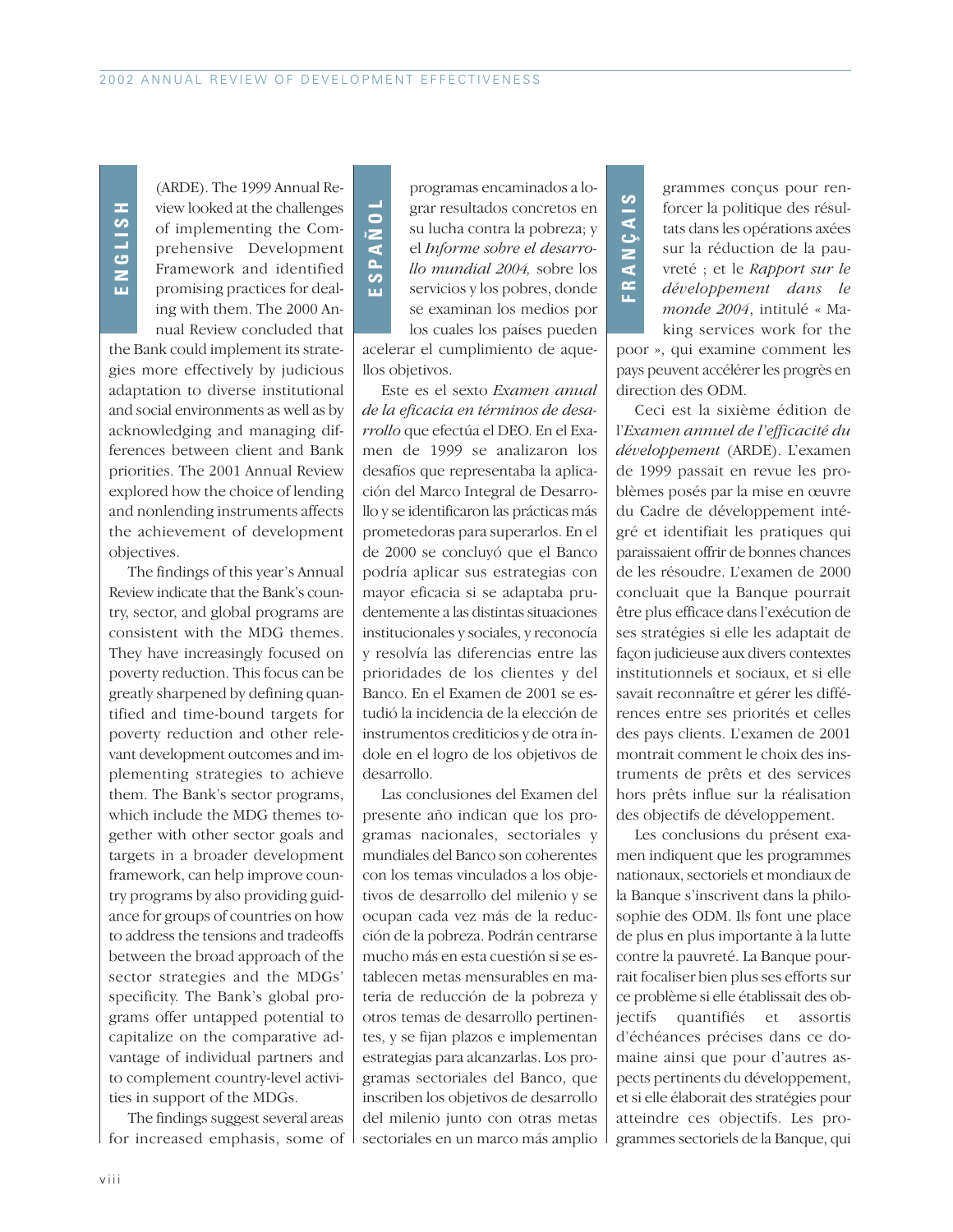**ENGLISH**

(ARDE). The 1999 Annual Review looked at the challenges of implementing the Comprehensive Development Framework and identified promising practices for dealing with them. The 2000 Annual Review concluded that the Bank could implement its strategies more effectively by judicious adaptation to diverse institutional and social environments as well as by acknowledging and managing differences between client and Bank priorities. The 2001 Annual Review explored how the choice of lending and nonlending instruments affects the achievement of development objectives.

The findings of this year's Annual Review indicate that the Bank's country, sector, and global programs are consistent with the MDG themes. They have increasingly focused on poverty reduction. This focus can be greatly sharpened by defining quantified and time-bound targets for poverty reduction and other relevant development outcomes and implementing strategies to achieve them. The Bank's sector programs, which include the MDG themes together with other sector goals and targets in a broader development framework, can help improve country programs by also providing guidance for groups of countries on how to address the tensions and tradeoffs between the broad approach of the sector strategies and the MDGs' specificity. The Bank's global programs offer untapped potential to capitalize on the comparative advantage of individual partners and to complement country-level activities in support of the MDGs.

The findings suggest several areas for increased emphasis, some of

**ESPAÑOL**

programas encaminados a lograr resultados concretos en su lucha contra la pobreza; y el *Informe sobre el desarrollo mundial 2004,* sobre los servicios y los pobres, donde se examinan los medios por los cuales los países pueden acelerar el cumplimiento de aquellos objetivos.

Este es el sexto *Examen anual de la eficacia en términos de desarrollo* que efectúa el DEO. En el Examen de 1999 se analizaron los desafíos que representaba la aplicación del Marco Integral de Desarrollo y se identificaron las prácticas más prometedoras para superarlos. En el de 2000 se concluyó que el Banco podría aplicar sus estrategias con mayor eficacia si se adaptaba prudentemente a las distintas situaciones institucionales y sociales, y reconocía y resolvía las diferencias entre las prioridades de los clientes y del Banco. En el Examen de 2001 se estudió la incidencia de la elección de instrumentos crediticios y de otra índole en el logro de los objetivos de desarrollo.

Las conclusiones del Examen del presente año indican que los programas nacionales, sectoriales y mundiales del Banco son coherentes con los temas vinculados a los objetivos de desarrollo del milenio y se ocupan cada vez más de la reducción de la pobreza. Podrán centrarse mucho más en esta cuestión si se establecen metas mensurables en materia de reducción de la pobreza y otros temas de desarrollo pertinentes, y se fijan plazos e implementan estrategias para alcanzarlas. Los programas sectoriales del Banco, que inscriben los objetivos de desarrollo del milenio junto con otras metas sectoriales en un marco más amplio

**FRANÇAIS**

grammes conçus pour renforcer la politique des résultats dans les opérations axées sur la réduction de la pauvreté ; et le *Rapport sur le développement dans le monde 2004*, intitulé « Making services work for the poor », qui examine comment les pays peuvent accélérer les progrès en direction des ODM.

Ceci est la sixième édition de l'*Examen annuel de l'efficacité du développement* (ARDE). L'examen de 1999 passait en revue les problèmes posés par la mise en œuvre du Cadre de développement intégré et identifiait les pratiques qui paraissaient offrir de bonnes chances de les résoudre. L'examen de 2000 concluait que la Banque pourrait être plus efficace dans l'exécution de ses stratégies si elle les adaptait de façon judicieuse aux divers contextes institutionnels et sociaux, et si elle savait reconnaître et gérer les différences entre ses priorités et celles des pays clients. L'examen de 2001 montrait comment le choix des instruments de prêts et des services hors prêts influe sur la réalisation des objectifs de développement.

Les conclusions du présent examen indiquent que les programmes nationaux, sectoriels et mondiaux de la Banque s'inscrivent dans la philosophie des ODM. Ils font une place de plus en plus importante à la lutte contre la pauvreté. La Banque pourrait focaliser bien plus ses efforts sur ce problème si elle établissait des objectifs quantifiés et assortis d'échéances précises dans ce domaine ainsi que pour d'autres aspects pertinents du développement, et si elle élaborait des stratégies pour atteindre ces objectifs. Les programmes sectoriels de la Banque, qui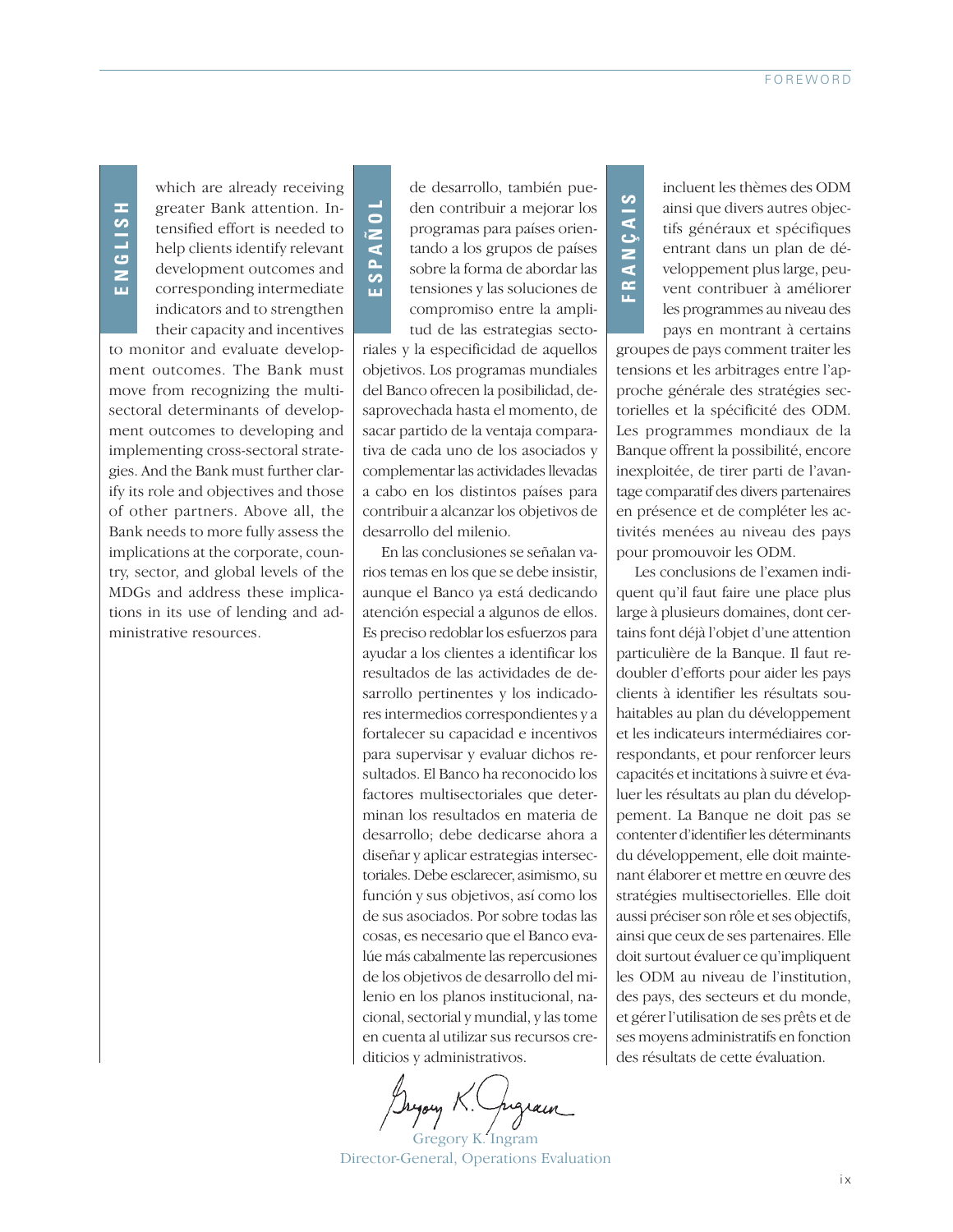**ENGLISH**

which are already receiving greater Bank attention. Intensified effort is needed to help clients identify relevant development outcomes and corresponding intermediate indicators and to strengthen their capacity and incentives to monitor and evaluate development outcomes. The Bank must move from recognizing the multisectoral determinants of development outcomes to developing and implementing cross-sectoral strategies. And the Bank must further clarify its role and objectives and those of other partners. Above all, the Bank needs to more fully assess the implications at the corporate, country, sector, and global levels of the MDGs and address these implications in its use of lending and administrative resources.

**ESPAÑOL**

de desarrollo, también pueden contribuir a mejorar los programas para países orientando a los grupos de países sobre la forma de abordar las tensiones y las soluciones de compromiso entre la amplitud de las estrategias sectoriales y la especificidad de aquellos objetivos. Los programas mundiales del Banco ofrecen la posibilidad, desaprovechada hasta el momento, de sacar partido de la ventaja comparativa de cada uno de los asociados y complementar las actividades llevadas a cabo en los distintos países para contribuir a alcanzar los objetivos de desarrollo del milenio.

En las conclusiones se señalan varios temas en los que se debe insistir, aunque el Banco ya está dedicando atención especial a algunos de ellos. Es preciso redoblar los esfuerzos para ayudar a los clientes a identificar los resultados de las actividades de desarrollo pertinentes y los indicadores intermedios correspondientes y a fortalecer su capacidad e incentivos para supervisar y evaluar dichos resultados. El Banco ha reconocido los factores multisectoriales que determinan los resultados en materia de desarrollo; debe dedicarse ahora a diseñar y aplicar estrategias intersectoriales. Debe esclarecer, asimismo, su función y sus objetivos, así como los de sus asociados. Por sobre todas las cosas, es necesario que el Banco evalúe más cabalmente las repercusiones de los objetivos de desarrollo del milenio en los planos institucional, nacional, sectorial y mundial, y las tome en cuenta al utilizar sus recursos crediticios y administrativos.

**FRANÇAIS**

incluent les thèmes des ODM ainsi que divers autres objectifs généraux et spécifiques entrant dans un plan de développement plus large, peuvent contribuer à améliorer les programmes au niveau des pays en montrant à certains groupes de pays comment traiter les tensions et les arbitrages entre l'approche générale des stratégies sectorielles et la spécificité des ODM. Les programmes mondiaux de la Banque offrent la possibilité, encore inexploitée, de tirer parti de l'avantage comparatif des divers partenaires en présence et de compléter les activités menées au niveau des pays pour promouvoir les ODM.

Les conclusions de l'examen indiquent qu'il faut faire une place plus large à plusieurs domaines, dont certains font déjà l'objet d'une attention particulière de la Banque. Il faut redoubler d'efforts pour aider les pays clients à identifier les résultats souhaitables au plan du développement et les indicateurs intermédiaires correspondants, et pour renforcer leurs capacités et incitations à suivre et évaluer les résultats au plan du développement. La Banque ne doit pas se contenter d'identifier les déterminants du développement, elle doit maintenant élaborer et mettre en œuvre des stratégies multisectorielles. Elle doit aussi préciser son rôle et ses objectifs, ainsi que ceux de ses partenaires. Elle doit surtout évaluer ce qu'impliquent les ODM au niveau de l'institution, des pays, des secteurs et du monde, et gérer l'utilisation de ses prêts et de ses moyens administratifs en fonction des résultats de cette évaluation.

Gregory K. Ingram
Director-General, Operations Evaluation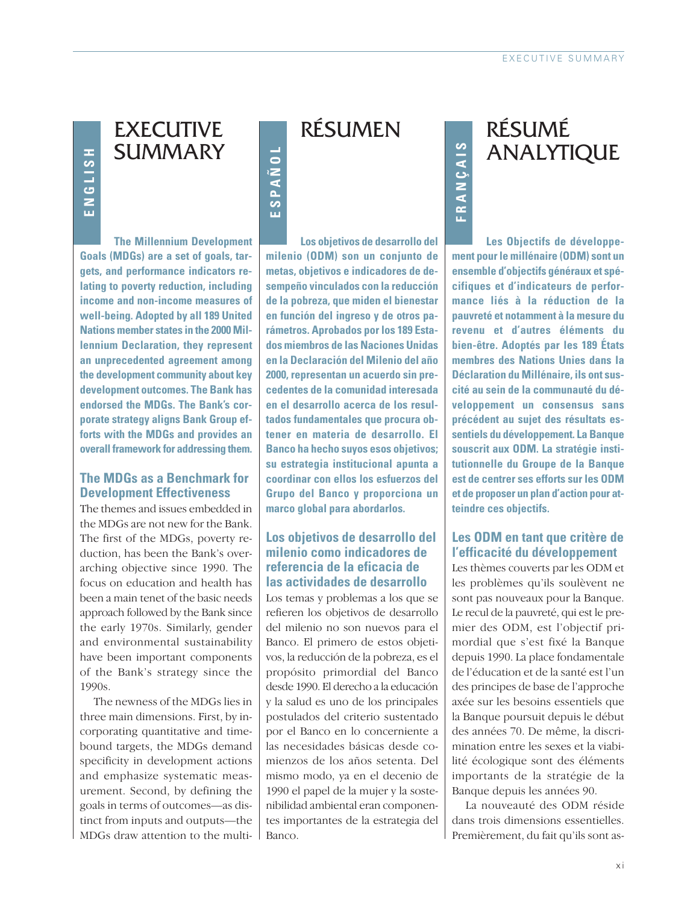# EXECUTIVE SUMMARY

ENGLISH

**The Millennium Development Goals (MDGs) are a set of goals, targets, and performance indicators relating to poverty reduction, including income and non-income measures of well-being. Adopted by all 189 United Nations member states in the 2000 Millennium Declaration, they represent an unprecedented agreement among the development community about key development outcomes. The Bank has endorsed the MDGs. The Bank's corporate strategy aligns Bank Group efforts with the MDGs and provides an overall framework for addressing them.**

## The MDGs as a Benchmark for Development Effectiveness

The themes and issues embedded in the MDGs are not new for the Bank. The first of the MDGs, poverty reduction, has been the Bank's overarching objective since 1990. The focus on education and health has been a main tenet of the basic needs approach followed by the Bank since the early 1970s. Similarly, gender and environmental sustainability have been important components of the Bank's strategy since the 1990s.

The newness of the MDGs lies in three main dimensions. First, by incorporating quantitative and time-bound targets, the MDGs demand specificity in development actions and emphasize systematic measurement. Second, by defining the goals in terms of outcomes—as distinct from inputs and outputs—the MDGs draw attention to the multi-

# RÉSUMEN

ESPAÑOL

**Los objetivos de desarrollo del milenio (ODM) son un conjunto de metas, objetivos e indicadores de desempeño vinculados con la reducción de la pobreza, que miden el bienestar en función del ingreso y de otros parámetros. Aprobados por los 189 Estados miembros de las Naciones Unidas en la Declaración del Milenio del año 2000, representan un acuerdo sin precedentes de la comunidad interesada en el desarrollo acerca de los resultados fundamentales que procura obtener en materia de desarrollo. El Banco ha hecho suyos esos objetivos; su estrategia institucional apunta a coordinar con ellos los esfuerzos del Grupo del Banco y proporciona un marco global para abordarlos.**

## Los objetivos de desarrollo del milenio como indicadores de referencia de la eficacia de las actividades de desarrollo

Los temas y problemas a los que se refieren los objetivos de desarrollo del milenio no son nuevos para el Banco. El primero de estos objetivos, la reducción de la pobreza, es el propósito primordial del Banco desde 1990. El derecho a la educación y la salud es uno de los principales postulados del criterio sustentado por el Banco en lo concerniente a las necesidades básicas desde comienzos de los años setenta. Del mismo modo, ya en el decenio de 1990 el papel de la mujer y la sostenibilidad ambiental eran componentes importantes de la estrategia del Banco.

# RÉSUMÉ ANALYTIQUE

FRANÇAIS

**Les Objectifs de développement pour le millénaire (ODM) sont un ensemble d'objectifs généraux et spécifiques et d'indicateurs de performance liés à la réduction de la pauvreté et notamment à la mesure du revenu et d'autres éléments du bien-être. Adoptés par les 189 États membres des Nations Unies dans la Déclaration du Millénaire, ils ont suscité au sein de la communauté du développement un consensus sans précédent au sujet des résultats essentiels du développement. La Banque souscrit aux ODM. La stratégie institutionnelle du Groupe de la Banque est de centrer ses efforts sur les ODM et de proposer un plan d'action pour atteindre ces objectifs.**

## Les ODM en tant que critère de l'efficacité du développement

Les thèmes couverts par les ODM et les problèmes qu'ils soulèvent ne sont pas nouveaux pour la Banque. Le recul de la pauvreté, qui est le premier des ODM, est l'objectif primordial que s'est fixé la Banque depuis 1990. La place fondamentale de l'éducation et de la santé est l'un des principes de base de l'approche axée sur les besoins essentiels que la Banque poursuit depuis le début des années 70. De même, la discrimination entre les sexes et la viabilité écologique sont des éléments importants de la stratégie de la Banque depuis les années 90.

La nouveauté des ODM réside dans trois dimensions essentielles. Premièrement, du fait qu'ils sont as-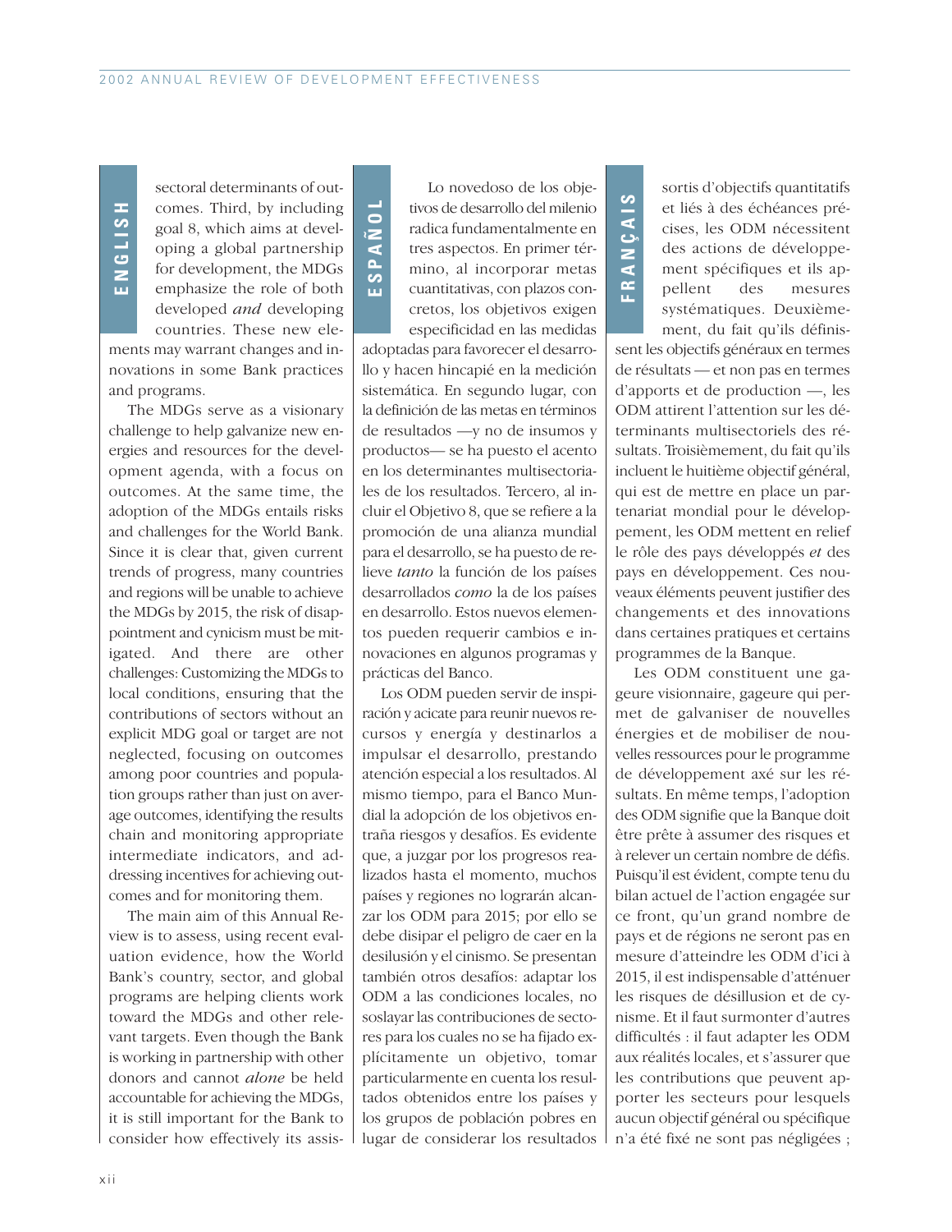**ENGLISH**

sectoral determinants of outcomes. Third, by including goal 8, which aims at developing a global partnership for development, the MDGs emphasize the role of both developed *and* developing countries. These new elements may warrant changes and innovations in some Bank practices and programs.

The MDGs serve as a visionary challenge to help galvanize new energies and resources for the development agenda, with a focus on outcomes. At the same time, the adoption of the MDGs entails risks and challenges for the World Bank. Since it is clear that, given current trends of progress, many countries and regions will be unable to achieve the MDGs by 2015, the risk of disappointment and cynicism must be mitigated. And there are other challenges: Customizing the MDGs to local conditions, ensuring that the contributions of sectors without an explicit MDG goal or target are not neglected, focusing on outcomes among poor countries and population groups rather than just on average outcomes, identifying the results chain and monitoring appropriate intermediate indicators, and addressing incentives for achieving outcomes and for monitoring them.

The main aim of this Annual Review is to assess, using recent evaluation evidence, how the World Bank's country, sector, and global programs are helping clients work toward the MDGs and other relevant targets. Even though the Bank is working in partnership with other donors and cannot *alone* be held accountable for achieving the MDGs, it is still important for the Bank to consider how effectively its assis-

**ESPAÑOL**

Lo novedoso de los objetivos de desarrollo del milenio radica fundamentalmente en tres aspectos. En primer término, al incorporar metas cuantitativas, con plazos concretos, los objetivos exigen especificidad en las medidas adoptadas para favorecer el desarrollo y hacen hincapié en la medición sistemática. En segundo lugar, con la definición de las metas en términos de resultados —y no de insumos y productos— se ha puesto el acento en los determinantes multisectoriales de los resultados. Tercero, al incluir el Objetivo 8, que se refiere a la promoción de una alianza mundial para el desarrollo, se ha puesto de relieve *tanto* la función de los países desarrollados *como* la de los países en desarrollo. Estos nuevos elementos pueden requerir cambios e innovaciones en algunos programas y prácticas del Banco.

Los ODM pueden servir de inspiración y acicate para reunir nuevos recursos y energía y destinarlos a impulsar el desarrollo, prestando atención especial a los resultados. Al mismo tiempo, para el Banco Mundial la adopción de los objetivos entraña riesgos y desafíos. Es evidente que, a juzgar por los progresos realizados hasta el momento, muchos países y regiones no lograrán alcanzar los ODM para 2015; por ello se debe disipar el peligro de caer en la desilusión y el cinismo. Se presentan también otros desafíos: adaptar los ODM a las condiciones locales, no soslayar las contribuciones de sectores para los cuales no se ha fijado explícitamente un objetivo, tomar particularmente en cuenta los resultados obtenidos entre los países y los grupos de población pobres en lugar de considerar los resultados

**FRANÇAIS**

sortis d'objectifs quantitatifs et liés à des échéances précises, les ODM nécessitent des actions de développement spécifiques et ils appellent des mesures systématiques. Deuxièmement, du fait qu'ils définissent les objectifs généraux en termes de résultats — et non pas en termes d'apports et de production —, les ODM attirent l'attention sur les déterminants multisectoriels des résultats. Troisièmement, du fait qu'ils incluent le huitième objectif général, qui est de mettre en place un partenariat mondial pour le développement, les ODM mettent en relief le rôle des pays développés *et* des pays en développement. Ces nouveaux éléments peuvent justifier des changements et des innovations dans certaines pratiques et certains programmes de la Banque.

Les ODM constituent une gageure visionnaire, gageure qui permet de galvaniser de nouvelles énergies et de mobiliser de nouvelles ressources pour le programme de développement axé sur les résultats. En même temps, l'adoption des ODM signifie que la Banque doit être prête à assumer des risques et à relever un certain nombre de défis. Puisqu'il est évident, compte tenu du bilan actuel de l'action engagée sur ce front, qu'un grand nombre de pays et de régions ne seront pas en mesure d'atteindre les ODM d'ici à 2015, il est indispensable d'atténuer les risques de désillusion et de cynisme. Et il faut surmonter d'autres difficultés : il faut adapter les ODM aux réalités locales, et s'assurer que les contributions que peuvent apporter les secteurs pour lesquels aucun objectif général ou spécifique n'a été fixé ne sont pas négligées ;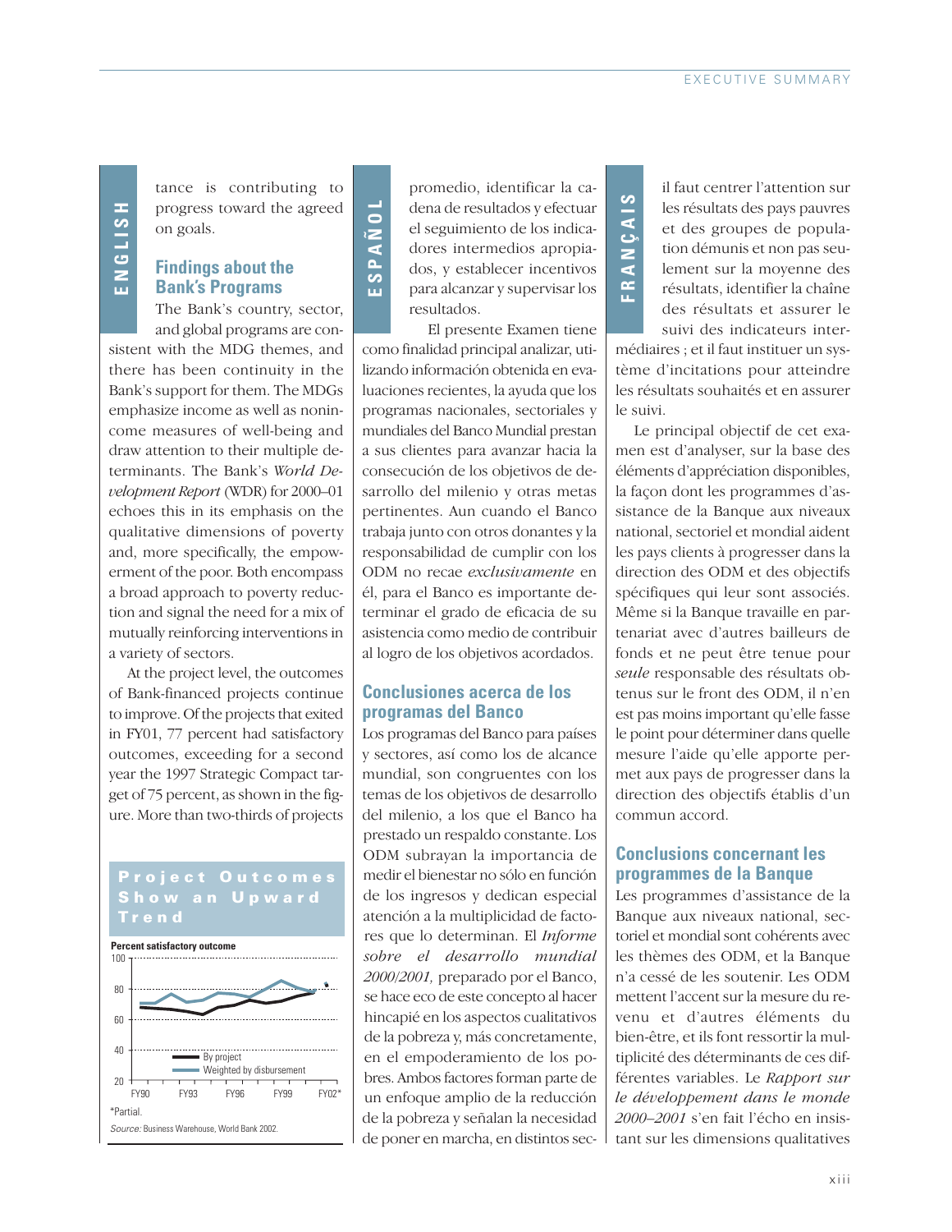## ENGLISH

tance is contributing to progress toward the agreed on goals.

### Findings about the Bank's Programs

The Bank's country, sector, and global programs are consistent with the MDG themes, and there has been continuity in the Bank's support for them. The MDGs emphasize income as well as nonincome measures of well-being and draw attention to their multiple determinants. The Bank's *World Development Report* (WDR) for 2000–01 echoes this in its emphasis on the qualitative dimensions of poverty and, more specifically, the empowerment of the poor. Both encompass a broad approach to poverty reduction and signal the need for a mix of mutually reinforcing interventions in a variety of sectors.

At the project level, the outcomes of Bank-financed projects continue to improve. Of the projects that exited in FY01, 77 percent had satisfactory outcomes, exceeding for a second year the 1997 Strategic Compact target of 75 percent, as shown in the figure. More than two-thirds of projects

**Project Outcomes Show an Upward Trend**

Percent satisfactory outcome

(Chart: y-axis 20–100; x-axis FY90, FY93, FY96, FY99, FY02*; lines: By project; Weighted by disbursement)

*Partial.

*Source:* Business Warehouse, World Bank 2002.

## ESPAÑOL

promedio, identificar la cadena de resultados y efectuar el seguimiento de los indicadores intermedios apropiados, y establecer incentivos para alcanzar y supervisar los resultados.

El presente Examen tiene como finalidad principal analizar, utilizando información obtenida en evaluaciones recientes, la ayuda que los programas nacionales, sectoriales y mundiales del Banco Mundial prestan a sus clientes para avanzar hacia la consecución de los objetivos de desarrollo del milenio y otras metas pertinentes. Aun cuando el Banco trabaja junto con otros donantes y la responsabilidad de cumplir con los ODM no recae *exclusivamente* en él, para el Banco es importante determinar el grado de eficacia de su asistencia como medio de contribuir al logro de los objetivos acordados.

### Conclusiones acerca de los programas del Banco

Los programas del Banco para países y sectores, así como los de alcance mundial, son congruentes con los temas de los objetivos de desarrollo del milenio, a los que el Banco ha prestado un respaldo constante. Los ODM subrayan la importancia de medir el bienestar no sólo en función de los ingresos y dedican especial atención a la multiplicidad de factores que lo determinan. El *Informe sobre el desarrollo mundial 2000/2001,* preparado por el Banco, se hace eco de este concepto al hacer hincapié en los aspectos cualitativos de la pobreza y, más concretamente, en el empoderamiento de los pobres. Ambos factores forman parte de un enfoque amplio de la reducción de la pobreza y señalan la necesidad de poner en marcha, en distintos sec-

## FRANÇAIS

il faut centrer l'attention sur les résultats des pays pauvres et des groupes de population démunis et non pas seulement sur la moyenne des résultats, identifier la chaîne des résultats et assurer le suivi des indicateurs intermédiaires ; et il faut instituer un système d'incitations pour atteindre les résultats souhaités et en assurer le suivi.

Le principal objectif de cet examen est d'analyser, sur la base des éléments d'appréciation disponibles, la façon dont les programmes d'assistance de la Banque aux niveaux national, sectoriel et mondial aident les pays clients à progresser dans la direction des ODM et des objectifs spécifiques qui leur sont associés. Même si la Banque travaille en partenariat avec d'autres bailleurs de fonds et ne peut être tenue pour *seule* responsable des résultats obtenus sur le front des ODM, il n'en est pas moins important qu'elle fasse le point pour déterminer dans quelle mesure l'aide qu'elle apporte permet aux pays de progresser dans la direction des objectifs établis d'un commun accord.

### Conclusions concernant les programmes de la Banque

Les programmes d'assistance de la Banque aux niveaux national, sectoriel et mondial sont cohérents avec les thèmes des ODM, et la Banque n'a cessé de les soutenir. Les ODM mettent l'accent sur la mesure du revenu et d'autres éléments du bien-être, et ils font ressortir la multiplicité des déterminants de ces différentes variables. Le *Rapport sur le développement dans le monde 2000–2001* s'en fait l'écho en insistant sur les dimensions qualitatives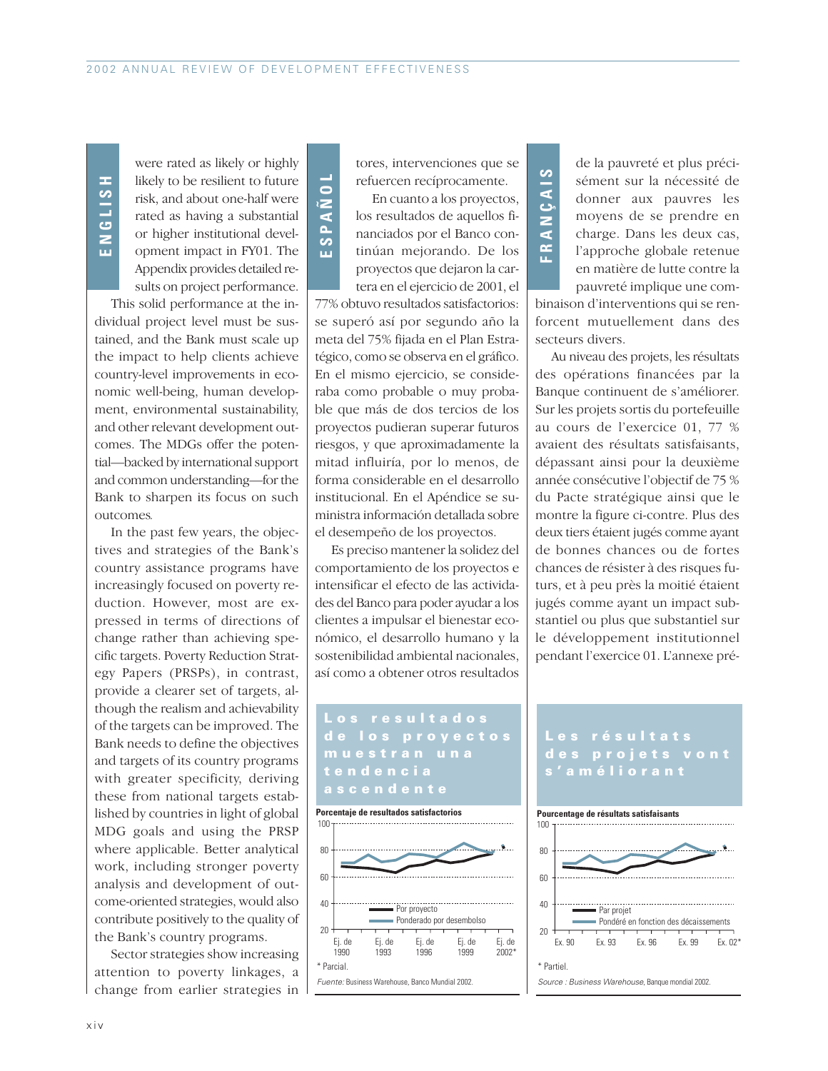ENGLISH

were rated as likely or highly likely to be resilient to future risk, and about one-half were rated as having a substantial or higher institutional development impact in FY01. The Appendix provides detailed results on project performance.

This solid performance at the individual project level must be sustained, and the Bank must scale up the impact to help clients achieve country-level improvements in economic well-being, human development, environmental sustainability, and other relevant development outcomes. The MDGs offer the potential—backed by international support and common understanding—for the Bank to sharpen its focus on such outcomes.

In the past few years, the objectives and strategies of the Bank's country assistance programs have increasingly focused on poverty reduction. However, most are expressed in terms of directions of change rather than achieving specific targets. Poverty Reduction Strategy Papers (PRSPs), in contrast, provide a clearer set of targets, although the realism and achievability of the targets can be improved. The Bank needs to define the objectives and targets of its country programs with greater specificity, deriving these from national targets established by countries in light of global MDG goals and using the PRSP where applicable. Better analytical work, including stronger poverty analysis and development of outcome-oriented strategies, would also contribute positively to the quality of the Bank's country programs.

Sector strategies show increasing attention to poverty linkages, a change from earlier strategies in

ESPAÑOL

tores, intervenciones que se refuercen recíprocamente.

En cuanto a los proyectos, los resultados de aquellos financiados por el Banco continúan mejorando. De los proyectos que dejaron la cartera en el ejercicio de 2001, el 77% obtuvo resultados satisfactorios: se superó así por segundo año la meta del 75% fijada en el Plan Estratégico, como se observa en el gráfico. En el mismo ejercicio, se consideraba como probable o muy probable que más de dos tercios de los proyectos pudieran superar futuros riesgos, y que aproximadamente la mitad influiría, por lo menos, de forma considerable en el desarrollo institucional. En el Apéndice se suministra información detallada sobre el desempeño de los proyectos.

Es preciso mantener la solidez del comportamiento de los proyectos e intensificar el efecto de las actividades del Banco para poder ayudar a los clientes a impulsar el bienestar económico, el desarrollo humano y la sostenibilidad ambiental nacionales, así como a obtener otros resultados

**Los resultados de los proyectos muestran una tendencia ascendente**

Porcentaje de resultados satisfactorios

100
80
60
40
20

Por proyecto
Ponderado por desembolso

Ej. de 1990
Ej. de 1993
Ej. de 1996
Ej. de 1999
Ej. de 2002*

\* Parcial.

*Fuente:* Business Warehouse, Banco Mundial 2002.

FRANÇAIS

de la pauvreté et plus précisément sur la nécessité de donner aux pauvres les moyens de se prendre en charge. Dans les deux cas, l'approche globale retenue en matière de lutte contre la pauvreté implique une combinaison d'interventions qui se renforcent mutuellement dans des secteurs divers.

Au niveau des projets, les résultats des opérations financées par la Banque continuent de s'améliorer. Sur les projets sortis du portefeuille au cours de l'exercice 01, 77 % avaient des résultats satisfaisants, dépassant ainsi pour la deuxième année consécutive l'objectif de 75 % du Pacte stratégique ainsi que le montre la figure ci-contre. Plus des deux tiers étaient jugés comme ayant de bonnes chances ou de fortes chances de résister à des risques futurs, et à peu près la moitié étaient jugés comme ayant un impact substantiel ou plus que substantiel sur le développement institutionnel pendant l'exercice 01. L'annexe pré-

**Les résultats des projets vont s'améliorant**

Pourcentage de résultats satisfaisants

100
80
60
40
20

Par projet
Pondéré en fonction des décaissements

Ex. 90
Ex. 93
Ex. 96
Ex. 99
Ex. 02*

\* Partiel.

*Source : Business Warehouse*, Banque mondial 2002.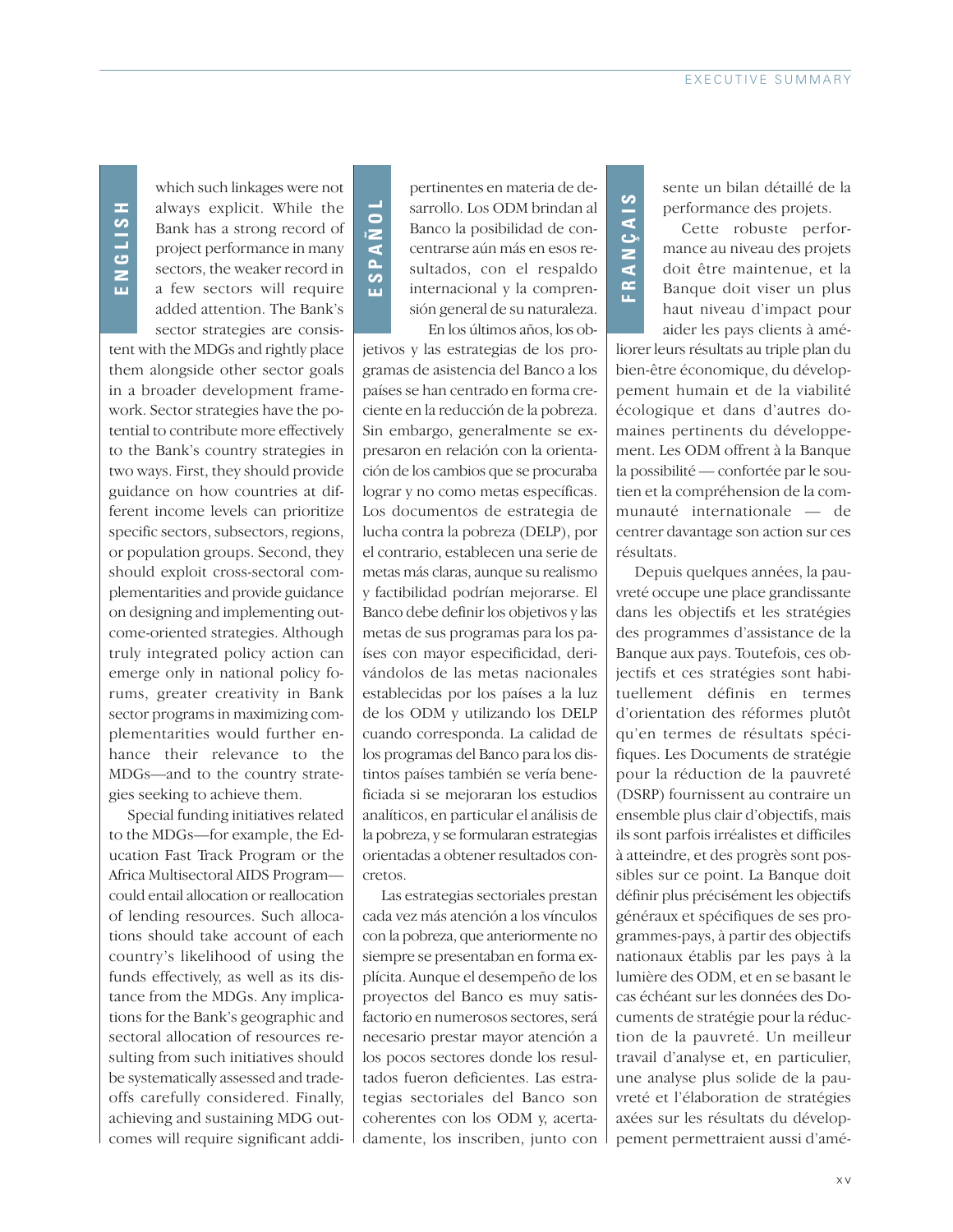ENGLISH

which such linkages were not always explicit. While the Bank has a strong record of project performance in many sectors, the weaker record in a few sectors will require added attention. The Bank's sector strategies are consistent with the MDGs and rightly place them alongside other sector goals in a broader development framework. Sector strategies have the potential to contribute more effectively to the Bank's country strategies in two ways. First, they should provide guidance on how countries at different income levels can prioritize specific sectors, subsectors, regions, or population groups. Second, they should exploit cross-sectoral complementarities and provide guidance on designing and implementing outcome-oriented strategies. Although truly integrated policy action can emerge only in national policy forums, greater creativity in Bank sector programs in maximizing complementarities would further enhance their relevance to the MDGs—and to the country strategies seeking to achieve them.

Special funding initiatives related to the MDGs—for example, the Education Fast Track Program or the Africa Multisectoral AIDS Program—could entail allocation or reallocation of lending resources. Such allocations should take account of each country's likelihood of using the funds effectively, as well as its distance from the MDGs. Any implications for the Bank's geographic and sectoral allocation of resources resulting from such initiatives should be systematically assessed and tradeoffs carefully considered. Finally, achieving and sustaining MDG outcomes will require significant addi-

ESPAÑOL

pertinentes en materia de desarrollo. Los ODM brindan al Banco la posibilidad de concentrarse aún más en esos resultados, con el respaldo internacional y la comprensión general de su naturaleza.

En los últimos años, los objetivos y las estrategias de los programas de asistencia del Banco a los países se han centrado en forma creciente en la reducción de la pobreza. Sin embargo, generalmente se expresaron en relación con la orientación de los cambios que se procuraba lograr y no como metas específicas. Los documentos de estrategia de lucha contra la pobreza (DELP), por el contrario, establecen una serie de metas más claras, aunque su realismo y factibilidad podrían mejorarse. El Banco debe definir los objetivos y las metas de sus programas para los países con mayor especificidad, derivándolos de las metas nacionales establecidas por los países a la luz de los ODM y utilizando los DELP cuando corresponda. La calidad de los programas del Banco para los distintos países también se vería beneficiada si se mejoraran los estudios analíticos, en particular el análisis de la pobreza, y se formularan estrategias orientadas a obtener resultados concretos.

Las estrategias sectoriales prestan cada vez más atención a los vínculos con la pobreza, que anteriormente no siempre se presentaban en forma explícita. Aunque el desempeño de los proyectos del Banco es muy satisfactorio en numerosos sectores, será necesario prestar mayor atención a los pocos sectores donde los resultados fueron deficientes. Las estrategias sectoriales del Banco son coherentes con los ODM y, acertadamente, los inscriben, junto con

FRANÇAIS

sente un bilan détaillé de la performance des projets.

Cette robuste performance au niveau des projets doit être maintenue, et la Banque doit viser un plus haut niveau d'impact pour aider les pays clients à améliorer leurs résultats au triple plan du bien-être économique, du développement humain et de la viabilité écologique et dans d'autres domaines pertinents du développement. Les ODM offrent à la Banque la possibilité — confortée par le soutien et la compréhension de la communauté internationale — de centrer davantage son action sur ces résultats.

Depuis quelques années, la pauvreté occupe une place grandissante dans les objectifs et les stratégies des programmes d'assistance de la Banque aux pays. Toutefois, ces objectifs et ces stratégies sont habituellement définis en termes d'orientation des réformes plutôt qu'en termes de résultats spécifiques. Les Documents de stratégie pour la réduction de la pauvreté (DSRP) fournissent au contraire un ensemble plus clair d'objectifs, mais ils sont parfois irréalistes et difficiles à atteindre, et des progrès sont possibles sur ce point. La Banque doit définir plus précisément les objectifs généraux et spécifiques de ses programmes-pays, à partir des objectifs nationaux établis par les pays à la lumière des ODM, et en se basant le cas échéant sur les données des Documents de stratégie pour la réduction de la pauvreté. Un meilleur travail d'analyse et, en particulier, une analyse plus solide de la pauvreté et l'élaboration de stratégies axées sur les résultats du développement permettraient aussi d'amé-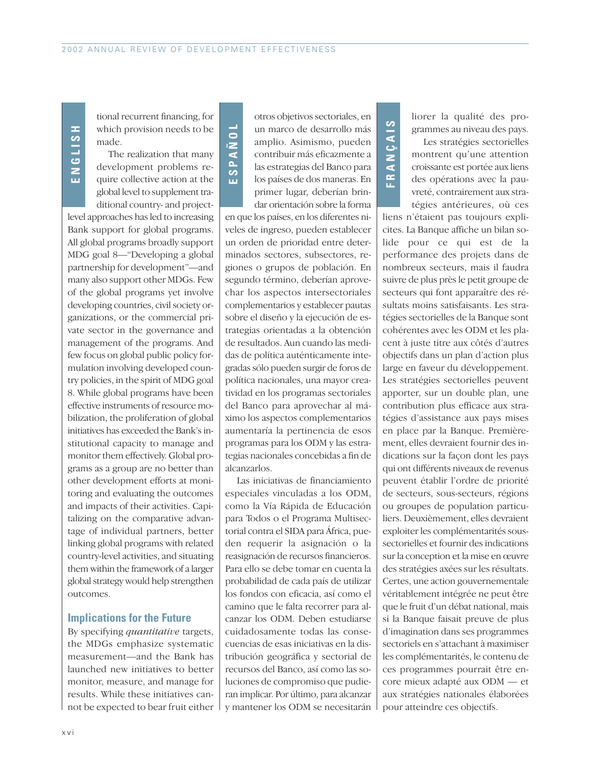ENGLISH

tional recurrent financing, for which provision needs to be made.

The realization that many development problems require collective action at the global level to supplement traditional country- and project-level approaches has led to increasing Bank support for global programs. All global programs broadly support MDG goal 8—"Developing a global partnership for development"—and many also support other MDGs. Few of the global programs yet involve developing countries, civil society organizations, or the commercial private sector in the governance and management of the programs. And few focus on global public policy formulation involving developed country policies, in the spirit of MDG goal 8. While global programs have been effective instruments of resource mobilization, the proliferation of global initiatives has exceeded the Bank's institutional capacity to manage and monitor them effectively. Global programs as a group are no better than other development efforts at monitoring and evaluating the outcomes and impacts of their activities. Capitalizing on the comparative advantage of individual partners, better linking global programs with related country-level activities, and situating them within the framework of a larger global strategy would help strengthen outcomes.

### Implications for the Future

By specifying *quantitative* targets, the MDGs emphasize systematic measurement—and the Bank has launched new initiatives to better monitor, measure, and manage for results. While these initiatives cannot be expected to bear fruit either

ESPAÑOL

otros objetivos sectoriales, en un marco de desarrollo más amplio. Asimismo, pueden contribuir más eficazmente a las estrategias del Banco para los países de dos maneras. En primer lugar, deberían brindar orientación sobre la forma en que los países, en los diferentes niveles de ingreso, pueden establecer un orden de prioridad entre determinados sectores, subsectores, regiones o grupos de población. En segundo término, deberían aprovechar los aspectos intersectoriales complementarios y establecer pautas sobre el diseño y la ejecución de estrategias orientadas a la obtención de resultados. Aun cuando las medidas de política auténticamente integradas sólo pueden surgir de foros de política nacionales, una mayor creatividad en los programas sectoriales del Banco para aprovechar al máximo los aspectos complementarios aumentaría la pertinencia de esos programas para los ODM y las estrategias nacionales concebidas a fin de alcanzarlos.

Las iniciativas de financiamiento especiales vinculadas a los ODM, como la Vía Rápida de Educación para Todos o el Programa Multisectorial contra el SIDA para África, pueden requerir la asignación o la reasignación de recursos financieros. Para ello se debe tomar en cuenta la probabilidad de cada país de utilizar los fondos con eficacia, así como el camino que le falta recorrer para alcanzar los ODM. Deben estudiarse cuidadosamente todas las consecuencias de esas iniciativas en la distribución geográfica y sectorial de recursos del Banco, así como las soluciones de compromiso que pudieran implicar. Por último, para alcanzar y mantener los ODM se necesitarán

FRANÇAIS

liorer la qualité des programmes au niveau des pays.

Les stratégies sectorielles montrent qu'une attention croissante est portée aux liens des opérations avec la pauvreté, contrairement aux stratégies antérieures, où ces liens n'étaient pas toujours explicites. La Banque affiche un bilan solide pour ce qui est de la performance des projets dans de nombreux secteurs, mais il faudra suivre de plus près le petit groupe de secteurs qui font apparaître des résultats moins satisfaisants. Les stratégies sectorielles de la Banque sont cohérentes avec les ODM et les placent à juste titre aux côtés d'autres objectifs dans un plan d'action plus large en faveur du développement. Les stratégies sectorielles peuvent apporter, sur un double plan, une contribution plus efficace aux stratégies d'assistance aux pays mises en place par la Banque. Premièrement, elles devraient fournir des indications sur la façon dont les pays qui ont différents niveaux de revenus peuvent établir l'ordre de priorité de secteurs, sous-secteurs, régions ou groupes de population particuliers. Deuxièmement, elles devraient exploiter les complémentarités sous-sectorielles et fournir des indications sur la conception et la mise en œuvre des stratégies axées sur les résultats. Certes, une action gouvernementale véritablement intégrée ne peut être que le fruit d'un débat national, mais si la Banque faisait preuve de plus d'imagination dans ses programmes sectoriels en s'attachant à maximiser les complémentarités, le contenu de ces programmes pourrait être encore mieux adapté aux ODM — et aux stratégies nationales élaborées pour atteindre ces objectifs.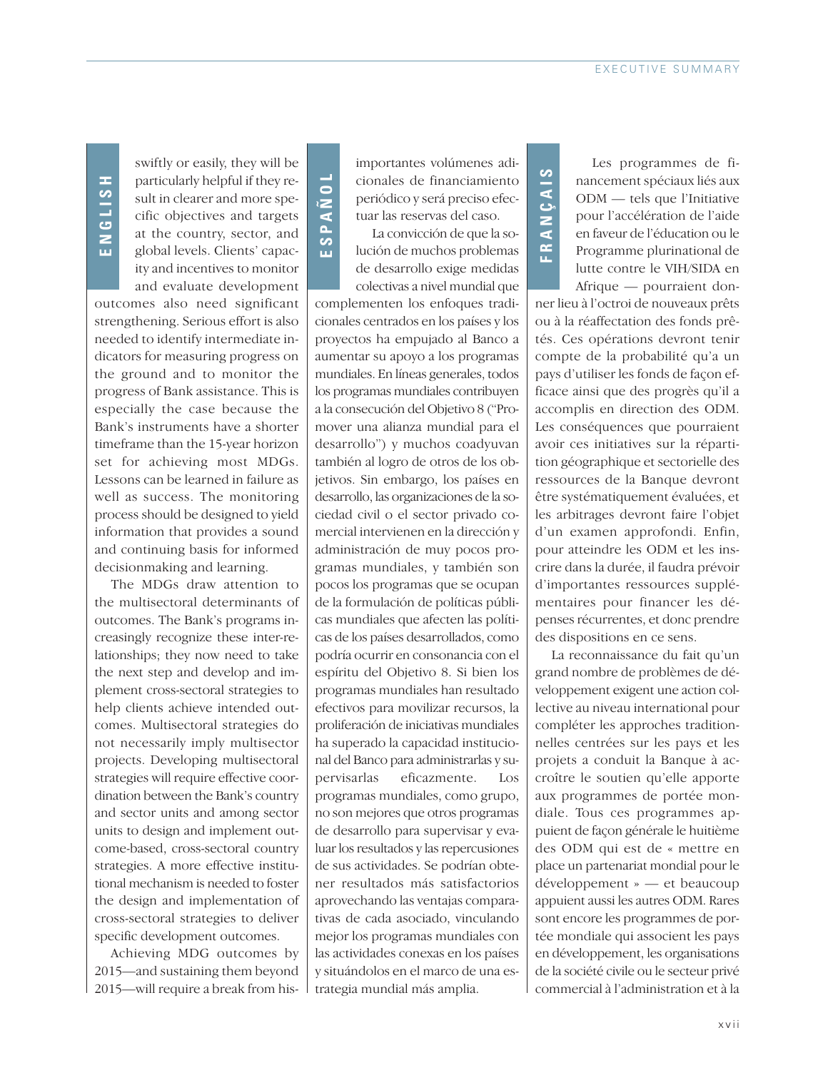**ENGLISH**

swiftly or easily, they will be particularly helpful if they result in clearer and more specific objectives and targets at the country, sector, and global levels. Clients' capacity and incentives to monitor and evaluate development outcomes also need significant strengthening. Serious effort is also needed to identify intermediate indicators for measuring progress on the ground and to monitor the progress of Bank assistance. This is especially the case because the Bank's instruments have a shorter timeframe than the 15-year horizon set for achieving most MDGs. Lessons can be learned in failure as well as success. The monitoring process should be designed to yield information that provides a sound and continuing basis for informed decisionmaking and learning.

The MDGs draw attention to the multisectoral determinants of outcomes. The Bank's programs increasingly recognize these inter-relationships; they now need to take the next step and develop and implement cross-sectoral strategies to help clients achieve intended outcomes. Multisectoral strategies do not necessarily imply multisector projects. Developing multisectoral strategies will require effective coordination between the Bank's country and sector units and among sector units to design and implement outcome-based, cross-sectoral country strategies. A more effective institutional mechanism is needed to foster the design and implementation of cross-sectoral strategies to deliver specific development outcomes.

Achieving MDG outcomes by 2015—and sustaining them beyond 2015—will require a break from his-

**ESPAÑOL**

importantes volúmenes adicionales de financiamiento periódico y será preciso efectuar las reservas del caso.

La convicción de que la solución de muchos problemas de desarrollo exige medidas colectivas a nivel mundial que complementen los enfoques tradicionales centrados en los países y los proyectos ha empujado al Banco a aumentar su apoyo a los programas mundiales. En líneas generales, todos los programas mundiales contribuyen a la consecución del Objetivo 8 ("Promover una alianza mundial para el desarrollo") y muchos coadyuvan también al logro de otros de los objetivos. Sin embargo, los países en desarrollo, las organizaciones de la sociedad civil o el sector privado comercial intervienen en la dirección y administración de muy pocos programas mundiales, y también son pocos los programas que se ocupan de la formulación de políticas públicas mundiales que afecten las políticas de los países desarrollados, como podría ocurrir en consonancia con el espíritu del Objetivo 8. Si bien los programas mundiales han resultado efectivos para movilizar recursos, la proliferación de iniciativas mundiales ha superado la capacidad institucional del Banco para administrarlas y supervisarlas eficazmente. Los programas mundiales, como grupo, no son mejores que otros programas de desarrollo para supervisar y evaluar los resultados y las repercusiones de sus actividades. Se podrían obtener resultados más satisfactorios aprovechando las ventajas comparativas de cada asociado, vinculando mejor los programas mundiales con las actividades conexas en los países y situándolos en el marco de una estrategia mundial más amplia.

**FRANÇAIS**

Les programmes de financement spéciaux liés aux ODM — tels que l'Initiative pour l'accélération de l'aide en faveur de l'éducation ou le Programme plurinational de lutte contre le VIH/SIDA en Afrique — pourraient donner lieu à l'octroi de nouveaux prêts ou à la réaffectation des fonds prêtés. Ces opérations devront tenir compte de la probabilité qu'a un pays d'utiliser les fonds de façon efficace ainsi que des progrès qu'il a accomplis en direction des ODM. Les conséquences que pourraient avoir ces initiatives sur la répartition géographique et sectorielle des ressources de la Banque devront être systématiquement évaluées, et les arbitrages devront faire l'objet d'un examen approfondi. Enfin, pour atteindre les ODM et les inscrire dans la durée, il faudra prévoir d'importantes ressources supplémentaires pour financer les dépenses récurrentes, et donc prendre des dispositions en ce sens.

La reconnaissance du fait qu'un grand nombre de problèmes de développement exigent une action collective au niveau international pour compléter les approches traditionnelles centrées sur les pays et les projets a conduit la Banque à accroître le soutien qu'elle apporte aux programmes de portée mondiale. Tous ces programmes appuient de façon générale le huitième des ODM qui est de « mettre en place un partenariat mondial pour le développement » — et beaucoup appuient aussi les autres ODM. Rares sont encore les programmes de portée mondiale qui associent les pays en développement, les organisations de la société civile ou le secteur privé commercial à l'administration et à la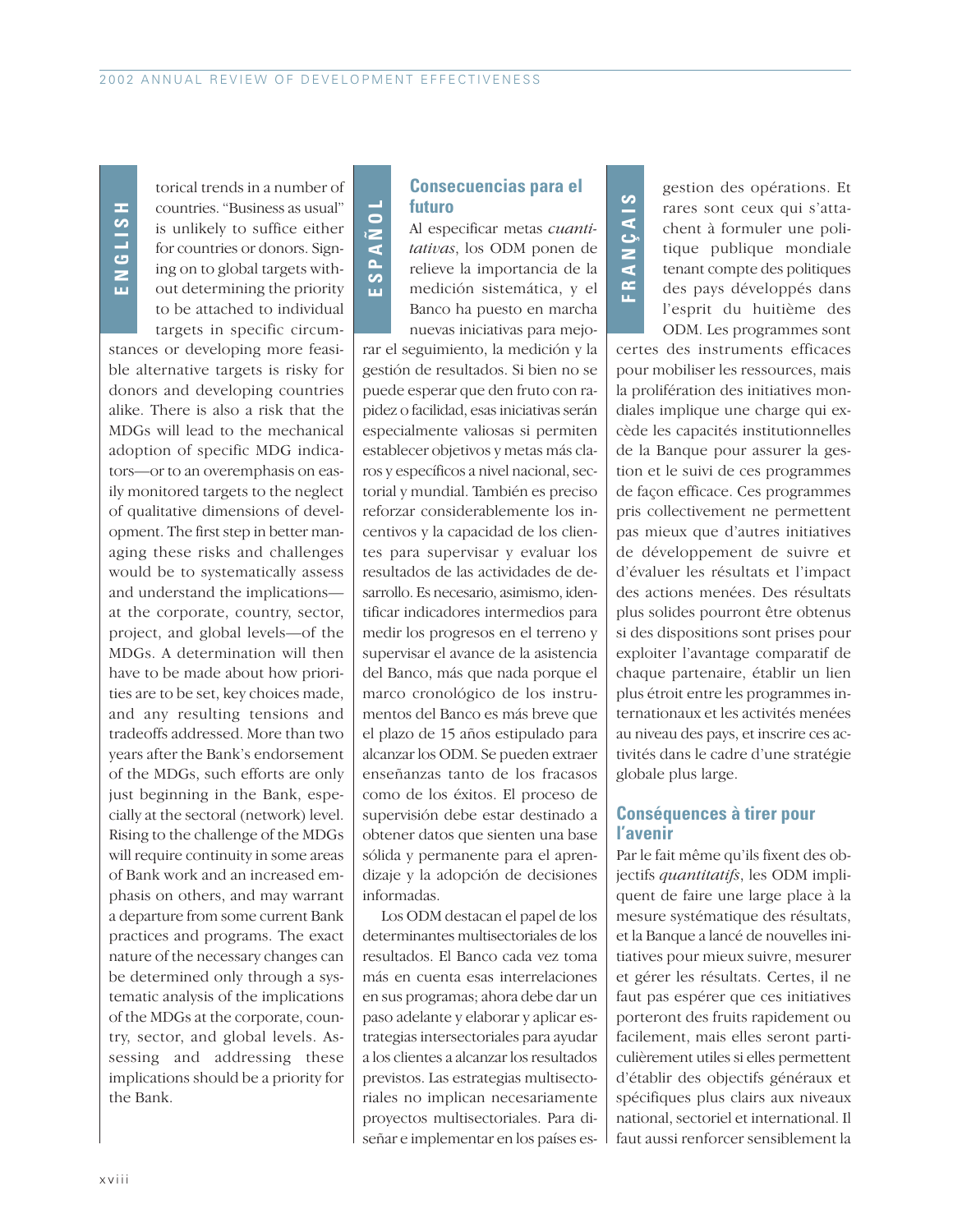torical trends in a number of countries. "Business as usual" is unlikely to suffice either for countries or donors. Signing on to global targets without determining the priority to be attached to individual targets in specific circumstances or developing more feasible alternative targets is risky for donors and developing countries alike. There is also a risk that the MDGs will lead to the mechanical adoption of specific MDG indicators—or to an overemphasis on easily monitored targets to the neglect of qualitative dimensions of development. The first step in better managing these risks and challenges would be to systematically assess and understand the implications—at the corporate, country, sector, project, and global levels—of the MDGs. A determination will then have to be made about how priorities are to be set, key choices made, and any resulting tensions and tradeoffs addressed. More than two years after the Bank's endorsement of the MDGs, such efforts are only just beginning in the Bank, especially at the sectoral (network) level. Rising to the challenge of the MDGs will require continuity in some areas of Bank work and an increased emphasis on others, and may warrant a departure from some current Bank practices and programs. The exact nature of the necessary changes can be determined only through a systematic analysis of the implications of the MDGs at the corporate, country, sector, and global levels. Assessing and addressing these implications should be a priority for the Bank.

## Consecuencias para el futuro

Al especificar metas *cuantitativas*, los ODM ponen de relieve la importancia de la medición sistemática, y el Banco ha puesto en marcha nuevas iniciativas para mejorar el seguimiento, la medición y la gestión de resultados. Si bien no se puede esperar que den fruto con rapidez o facilidad, esas iniciativas serán especialmente valiosas si permiten establecer objetivos y metas más claros y específicos a nivel nacional, sectorial y mundial. También es preciso reforzar considerablemente los incentivos y la capacidad de los clientes para supervisar y evaluar los resultados de las actividades de desarrollo. Es necesario, asimismo, identificar indicadores intermedios para medir los progresos en el terreno y supervisar el avance de la asistencia del Banco, más que nada porque el marco cronológico de los instrumentos del Banco es más breve que el plazo de 15 años estipulado para alcanzar los ODM. Se pueden extraer enseñanzas tanto de los fracasos como de los éxitos. El proceso de supervisión debe estar destinado a obtener datos que sienten una base sólida y permanente para el aprendizaje y la adopción de decisiones informadas.

Los ODM destacan el papel de los determinantes multisectoriales de los resultados. El Banco cada vez toma más en cuenta esas interrelaciones en sus programas; ahora debe dar un paso adelante y elaborar y aplicar estrategias intersectoriales para ayudar a los clientes a alcanzar los resultados previstos. Las estrategias multisectoriales no implican necesariamente proyectos multisectoriales. Para diseñar e implementar en los países es-

gestion des opérations. Et rares sont ceux qui s'attachent à formuler une politique publique mondiale tenant compte des politiques des pays développés dans l'esprit du huitième des ODM. Les programmes sont certes des instruments efficaces pour mobiliser les ressources, mais la prolifération des initiatives mondiales implique une charge qui excède les capacités institutionnelles de la Banque pour assurer la gestion et le suivi de ces programmes de façon efficace. Ces programmes pris collectivement ne permettent pas mieux que d'autres initiatives de développement de suivre et d'évaluer les résultats et l'impact des actions menées. Des résultats plus solides pourront être obtenus si des dispositions sont prises pour exploiter l'avantage comparatif de chaque partenaire, établir un lien plus étroit entre les programmes internationaux et les activités menées au niveau des pays, et inscrire ces activités dans le cadre d'une stratégie globale plus large.

## Conséquences à tirer pour l'avenir

Par le fait même qu'ils fixent des objectifs *quantitatifs*, les ODM impliquent de faire une large place à la mesure systématique des résultats, et la Banque a lancé de nouvelles initiatives pour mieux suivre, mesurer et gérer les résultats. Certes, il ne faut pas espérer que ces initiatives porteront des fruits rapidement ou facilement, mais elles seront particulièrement utiles si elles permettent d'établir des objectifs généraux et spécifiques plus clairs aux niveaux national, sectoriel et international. Il faut aussi renforcer sensiblement la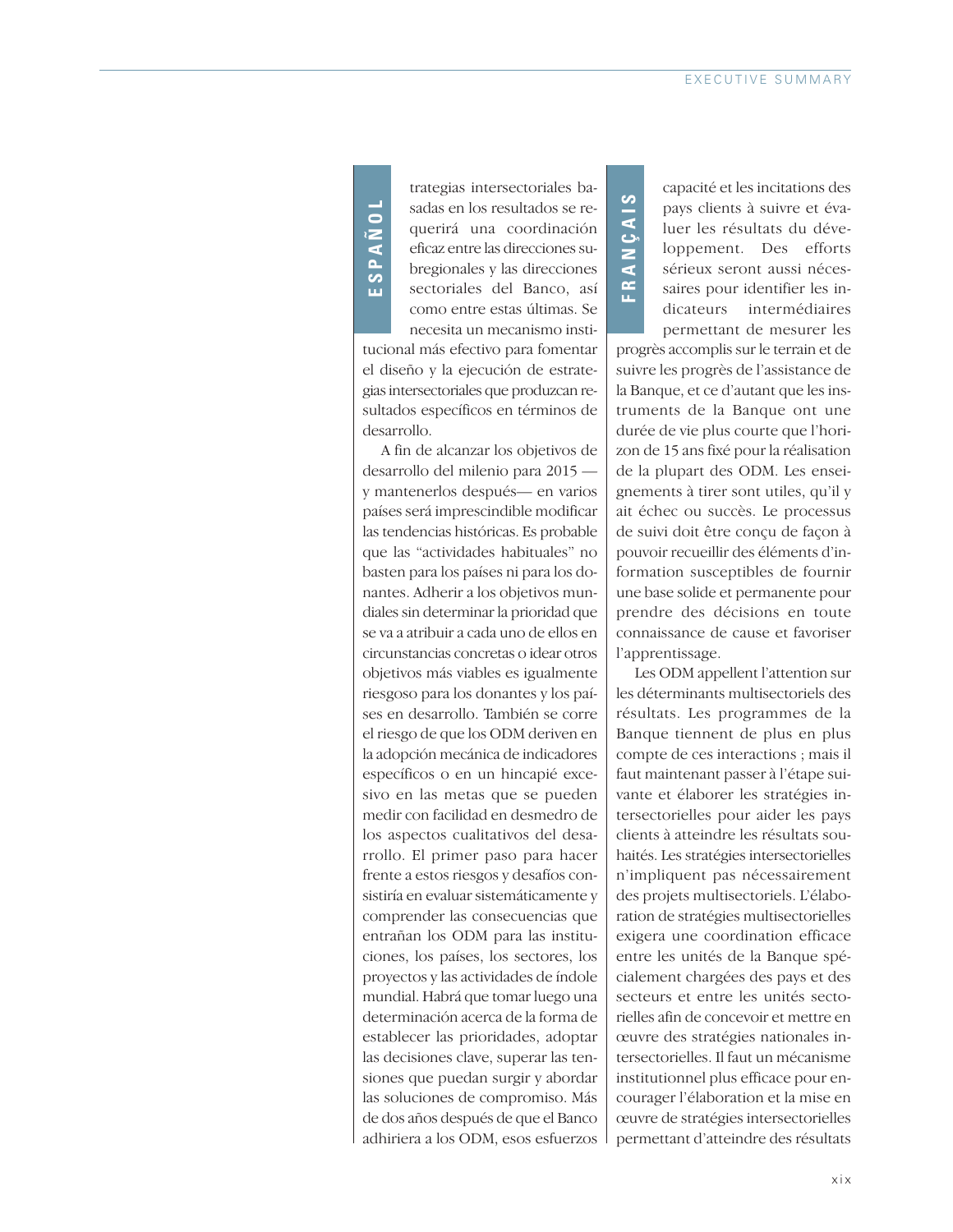ESPAÑOL

trategias intersectoriales basadas en los resultados se requerirá una coordinación eficaz entre las direcciones subregionales y las direcciones sectoriales del Banco, así como entre estas últimas. Se necesita un mecanismo institucional más efectivo para fomentar el diseño y la ejecución de estrategias intersectoriales que produzcan resultados específicos en términos de desarrollo.

A fin de alcanzar los objetivos de desarrollo del milenio para 2015 —y mantenerlos después— en varios países será imprescindible modificar las tendencias históricas. Es probable que las "actividades habituales" no basten para los países ni para los donantes. Adherir a los objetivos mundiales sin determinar la prioridad que se va a atribuir a cada uno de ellos en circunstancias concretas o idear otros objetivos más viables es igualmente riesgoso para los donantes y los países en desarrollo. También se corre el riesgo de que los ODM deriven en la adopción mecánica de indicadores específicos o en un hincapié excesivo en las metas que se pueden medir con facilidad en desmedro de los aspectos cualitativos del desarrollo. El primer paso para hacer frente a estos riesgos y desafíos consistiría en evaluar sistemáticamente y comprender las consecuencias que entrañan los ODM para las instituciones, los países, los sectores, los proyectos y las actividades de índole mundial. Habrá que tomar luego una determinación acerca de la forma de establecer las prioridades, adoptar las decisiones clave, superar las tensiones que puedan surgir y abordar las soluciones de compromiso. Más de dos años después de que el Banco adhiriera a los ODM, esos esfuerzos

FRANÇAIS

capacité et les incitations des pays clients à suivre et évaluer les résultats du développement. Des efforts sérieux seront aussi nécessaires pour identifier les indicateurs intermédiaires permettant de mesurer les progrès accomplis sur le terrain et de suivre les progrès de l'assistance de la Banque, et ce d'autant que les instruments de la Banque ont une durée de vie plus courte que l'horizon de 15 ans fixé pour la réalisation de la plupart des ODM. Les enseignements à tirer sont utiles, qu'il y ait échec ou succès. Le processus de suivi doit être conçu de façon à pouvoir recueillir des éléments d'information susceptibles de fournir une base solide et permanente pour prendre des décisions en toute connaissance de cause et favoriser l'apprentissage.

Les ODM appellent l'attention sur les déterminants multisectoriels des résultats. Les programmes de la Banque tiennent de plus en plus compte de ces interactions ; mais il faut maintenant passer à l'étape suivante et élaborer les stratégies intersectorielles pour aider les pays clients à atteindre les résultats souhaités. Les stratégies intersectorielles n'impliquent pas nécessairement des projets multisectoriels. L'élaboration de stratégies multisectorielles exigera une coordination efficace entre les unités de la Banque spécialement chargées des pays et des secteurs et entre les unités sectorielles afin de concevoir et mettre en œuvre des stratégies nationales intersectorielles. Il faut un mécanisme institutionnel plus efficace pour encourager l'élaboration et la mise en œuvre de stratégies intersectorielles permettant d'atteindre des résultats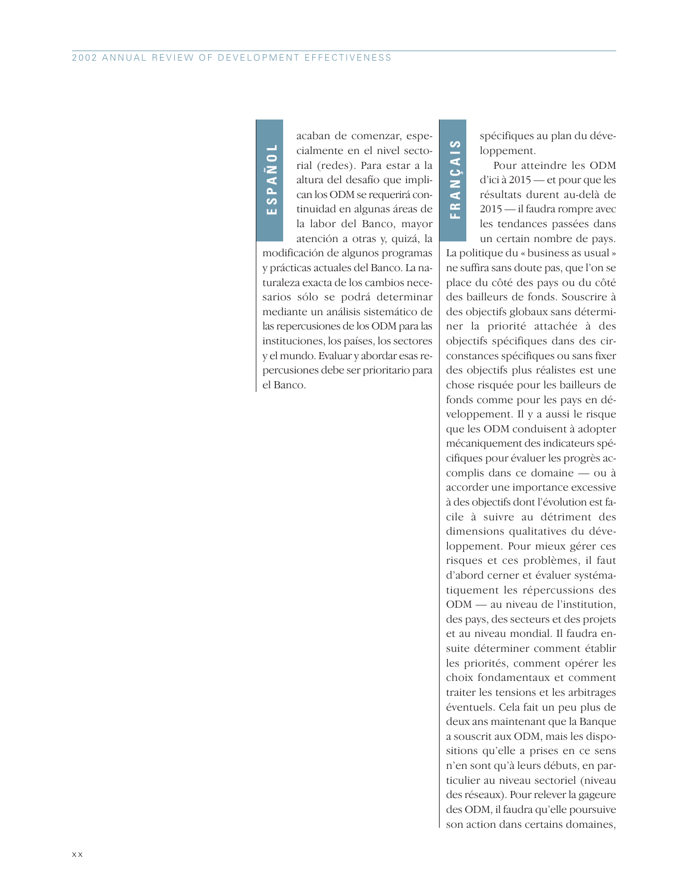**ESPAÑOL**

acaban de comenzar, especialmente en el nivel sectorial (redes). Para estar a la altura del desafío que implican los ODM se requerirá continuidad en algunas áreas de la labor del Banco, mayor atención a otras y, quizá, la modificación de algunos programas y prácticas actuales del Banco. La naturaleza exacta de los cambios necesarios sólo se podrá determinar mediante un análisis sistemático de las repercusiones de los ODM para las instituciones, los países, los sectores y el mundo. Evaluar y abordar esas repercusiones debe ser prioritario para el Banco.

**FRANÇAIS**

spécifiques au plan du développement.

Pour atteindre les ODM d'ici à 2015 — et pour que les résultats durent au-delà de 2015 — il faudra rompre avec les tendances passées dans un certain nombre de pays. La politique du « business as usual » ne suffira sans doute pas, que l'on se place du côté des pays ou du côté des bailleurs de fonds. Souscrire à des objectifs globaux sans déterminer la priorité attachée à des objectifs spécifiques dans des circonstances spécifiques ou sans fixer des objectifs plus réalistes est une chose risquée pour les bailleurs de fonds comme pour les pays en développement. Il y a aussi le risque que les ODM conduisent à adopter mécaniquement des indicateurs spécifiques pour évaluer les progrès accomplis dans ce domaine — ou à accorder une importance excessive à des objectifs dont l'évolution est facile à suivre au détriment des dimensions qualitatives du développement. Pour mieux gérer ces risques et ces problèmes, il faut d'abord cerner et évaluer systématiquement les répercussions des ODM — au niveau de l'institution, des pays, des secteurs et des projets et au niveau mondial. Il faudra ensuite déterminer comment établir les priorités, comment opérer les choix fondamentaux et comment traiter les tensions et les arbitrages éventuels. Cela fait un peu plus de deux ans maintenant que la Banque a souscrit aux ODM, mais les dispositions qu'elle a prises en ce sens n'en sont qu'à leurs débuts, en particulier au niveau sectoriel (niveau des réseaux). Pour relever la gageure des ODM, il faudra qu'elle poursuive son action dans certains domaines,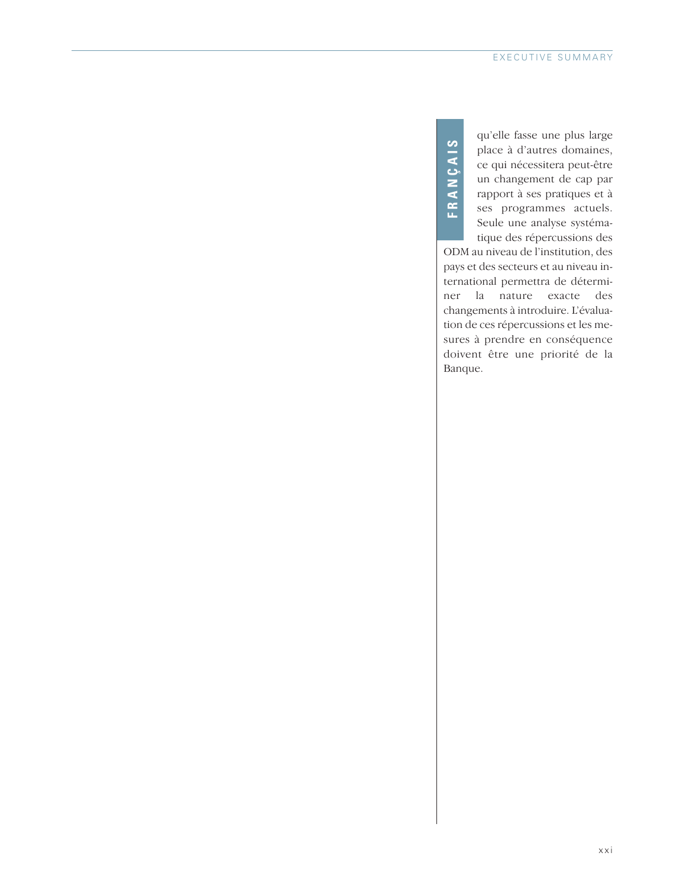qu'elle fasse une plus large place à d'autres domaines, ce qui nécessitera peut-être un changement de cap par rapport à ses pratiques et à ses programmes actuels. Seule une analyse systématique des répercussions des ODM au niveau de l'institution, des pays et des secteurs et au niveau international permettra de déterminer la nature exacte des changements à introduire. L'évaluation de ces répercussions et les mesures à prendre en conséquence doivent être une priorité de la Banque.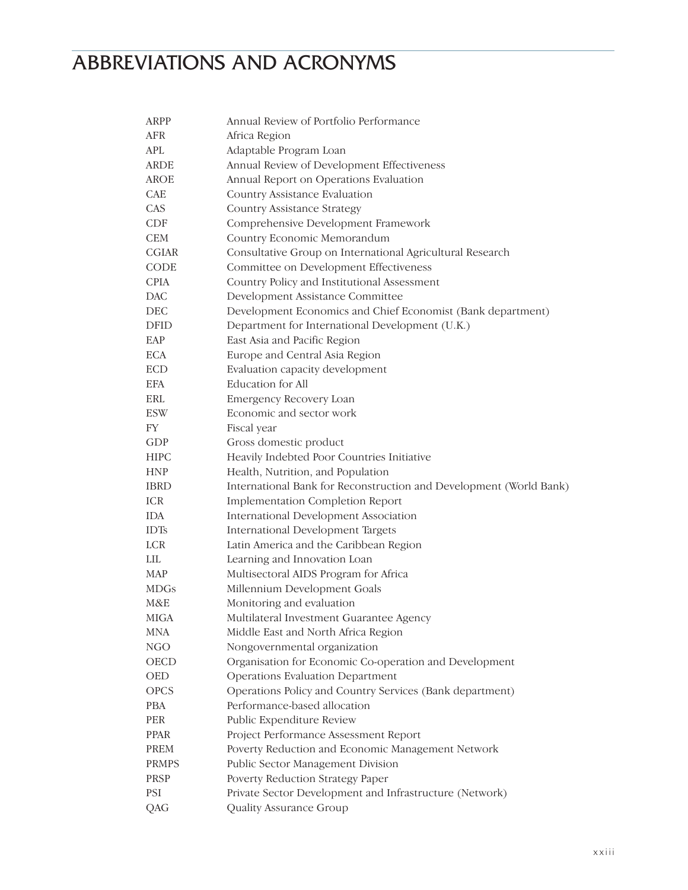# ABBREVIATIONS AND ACRONYMS

| | |
|---|---|
| ARPP | Annual Review of Portfolio Performance |
| AFR | Africa Region |
| APL | Adaptable Program Loan |
| ARDE | Annual Review of Development Effectiveness |
| AROE | Annual Report on Operations Evaluation |
| CAE | Country Assistance Evaluation |
| CAS | Country Assistance Strategy |
| CDF | Comprehensive Development Framework |
| CEM | Country Economic Memorandum |
| CGIAR | Consultative Group on International Agricultural Research |
| CODE | Committee on Development Effectiveness |
| CPIA | Country Policy and Institutional Assessment |
| DAC | Development Assistance Committee |
| DEC | Development Economics and Chief Economist (Bank department) |
| DFID | Department for International Development (U.K.) |
| EAP | East Asia and Pacific Region |
| ECA | Europe and Central Asia Region |
| ECD | Evaluation capacity development |
| EFA | Education for All |
| ERL | Emergency Recovery Loan |
| ESW | Economic and sector work |
| FY | Fiscal year |
| GDP | Gross domestic product |
| HIPC | Heavily Indebted Poor Countries Initiative |
| HNP | Health, Nutrition, and Population |
| IBRD | International Bank for Reconstruction and Development (World Bank) |
| ICR | Implementation Completion Report |
| IDA | International Development Association |
| IDTs | International Development Targets |
| LCR | Latin America and the Caribbean Region |
| LIL | Learning and Innovation Loan |
| MAP | Multisectoral AIDS Program for Africa |
| MDGs | Millennium Development Goals |
| M&E | Monitoring and evaluation |
| MIGA | Multilateral Investment Guarantee Agency |
| MNA | Middle East and North Africa Region |
| NGO | Nongovernmental organization |
| OECD | Organisation for Economic Co-operation and Development |
| OED | Operations Evaluation Department |
| OPCS | Operations Policy and Country Services (Bank department) |
| PBA | Performance-based allocation |
| PER | Public Expenditure Review |
| PPAR | Project Performance Assessment Report |
| PREM | Poverty Reduction and Economic Management Network |
| PRMPS | Public Sector Management Division |
| PRSP | Poverty Reduction Strategy Paper |
| PSI | Private Sector Development and Infrastructure (Network) |
| QAG | Quality Assurance Group |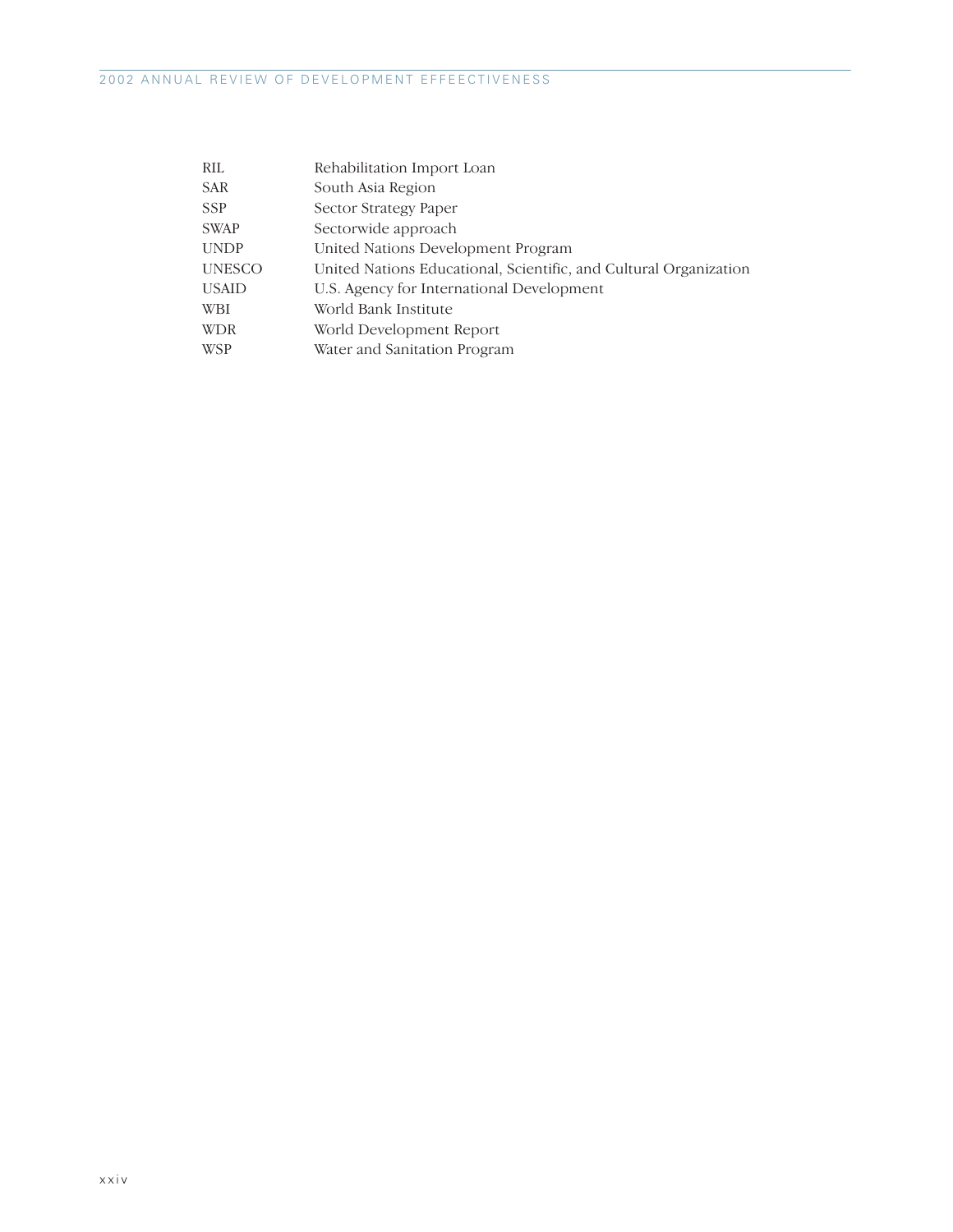| | |
|---|---|
| RIL | Rehabilitation Import Loan |
| SAR | South Asia Region |
| SSP | Sector Strategy Paper |
| SWAP | Sectorwide approach |
| UNDP | United Nations Development Program |
| UNESCO | United Nations Educational, Scientific, and Cultural Organization |
| USAID | U.S. Agency for International Development |
| WBI | World Bank Institute |
| WDR | World Development Report |
| WSP | Water and Sanitation Program |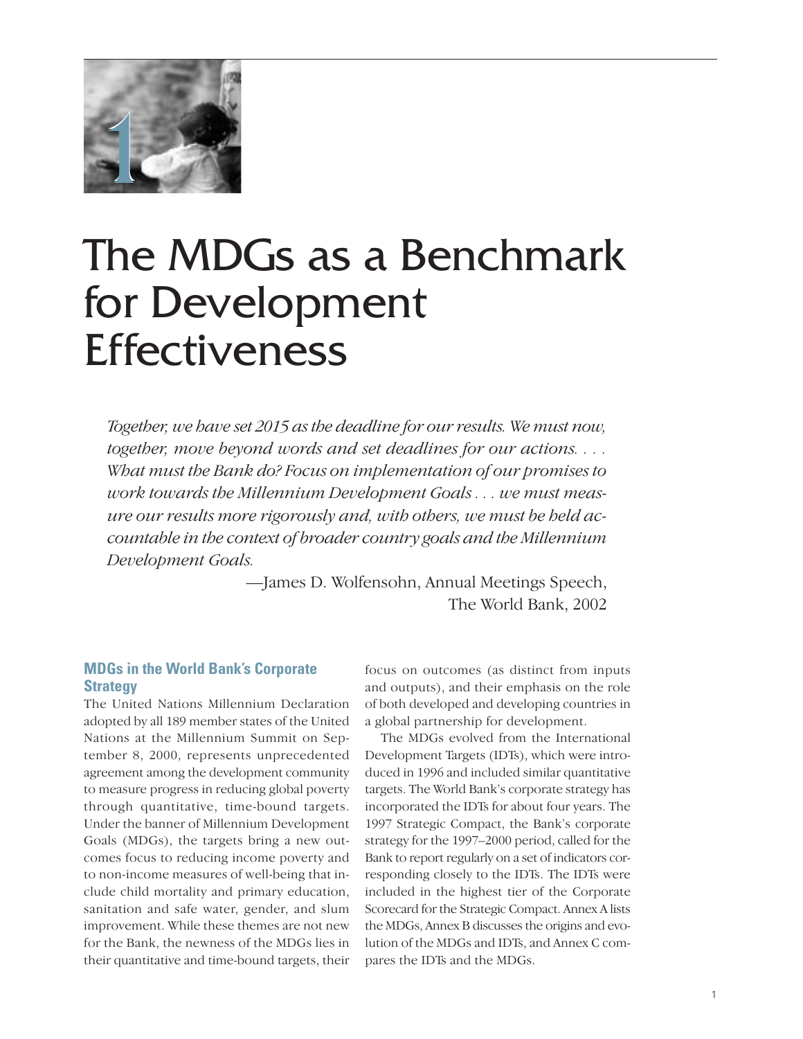# The MDGs as a Benchmark for Development Effectiveness

*Together, we have set 2015 as the deadline for our results. We must now, together, move beyond words and set deadlines for our actions. . . . What must the Bank do? Focus on implementation of our promises to work towards the Millennium Development Goals . . . we must measure our results more rigorously and, with others, we must be held accountable in the context of broader country goals and the Millennium Development Goals.*

—James D. Wolfensohn, Annual Meetings Speech, The World Bank, 2002

## MDGs in the World Bank's Corporate Strategy

The United Nations Millennium Declaration adopted by all 189 member states of the United Nations at the Millennium Summit on September 8, 2000, represents unprecedented agreement among the development community to measure progress in reducing global poverty through quantitative, time-bound targets. Under the banner of Millennium Development Goals (MDGs), the targets bring a new outcomes focus to reducing income poverty and to non-income measures of well-being that include child mortality and primary education, sanitation and safe water, gender, and slum improvement. While these themes are not new for the Bank, the newness of the MDGs lies in their quantitative and time-bound targets, their focus on outcomes (as distinct from inputs and outputs), and their emphasis on the role of both developed and developing countries in a global partnership for development.

The MDGs evolved from the International Development Targets (IDTs), which were introduced in 1996 and included similar quantitative targets. The World Bank's corporate strategy has incorporated the IDTs for about four years. The 1997 Strategic Compact, the Bank's corporate strategy for the 1997–2000 period, called for the Bank to report regularly on a set of indicators corresponding closely to the IDTs. The IDTs were included in the highest tier of the Corporate Scorecard for the Strategic Compact. Annex A lists the MDGs, Annex B discusses the origins and evolution of the MDGs and IDTs, and Annex C compares the IDTs and the MDGs.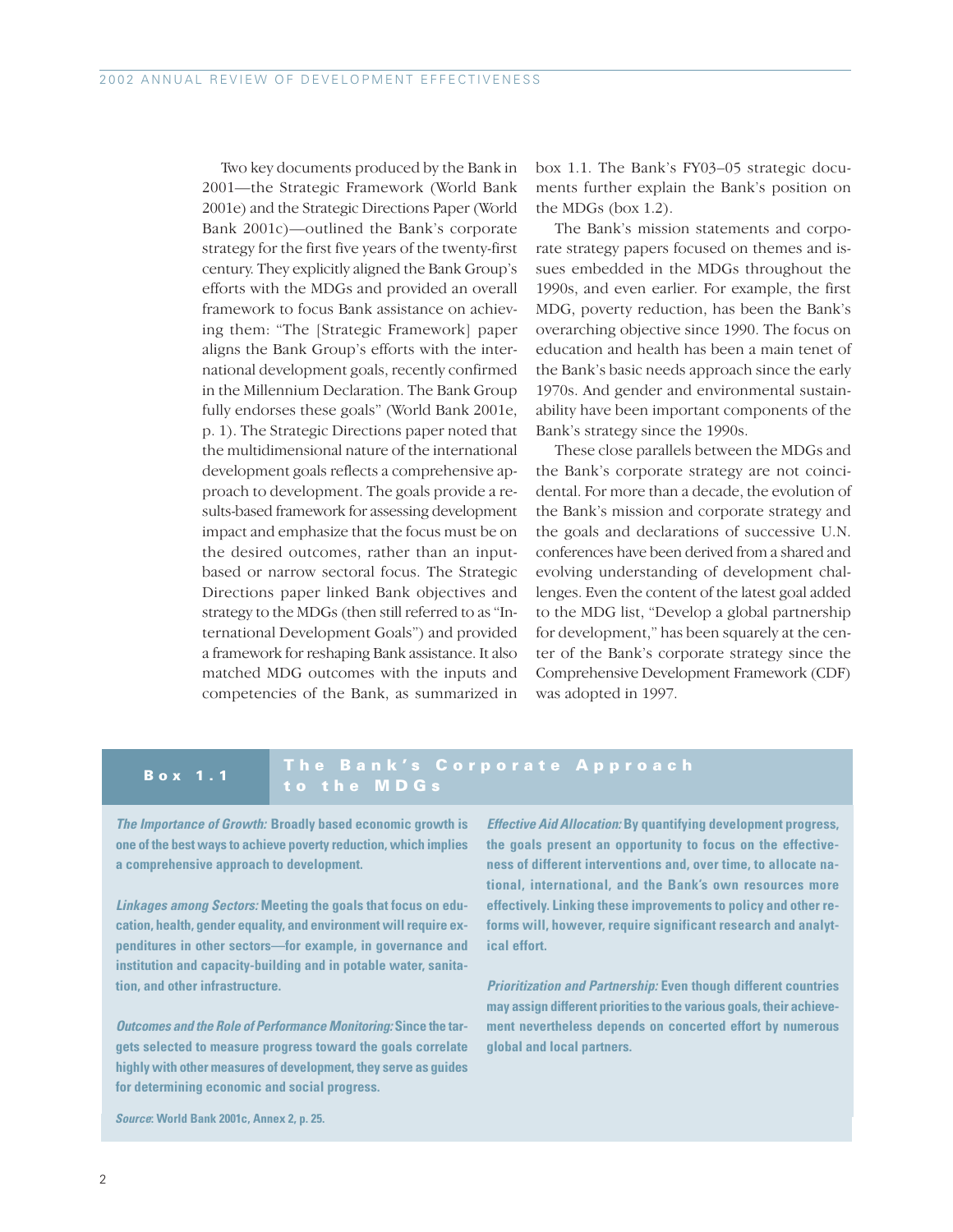Two key documents produced by the Bank in 2001—the Strategic Framework (World Bank 2001e) and the Strategic Directions Paper (World Bank 2001c)—outlined the Bank's corporate strategy for the first five years of the twenty-first century. They explicitly aligned the Bank Group's efforts with the MDGs and provided an overall framework to focus Bank assistance on achieving them: "The [Strategic Framework] paper aligns the Bank Group's efforts with the international development goals, recently confirmed in the Millennium Declaration. The Bank Group fully endorses these goals" (World Bank 2001e, p. 1). The Strategic Directions paper noted that the multidimensional nature of the international development goals reflects a comprehensive approach to development. The goals provide a results-based framework for assessing development impact and emphasize that the focus must be on the desired outcomes, rather than an input-based or narrow sectoral focus. The Strategic Directions paper linked Bank objectives and strategy to the MDGs (then still referred to as "International Development Goals") and provided a framework for reshaping Bank assistance. It also matched MDG outcomes with the inputs and competencies of the Bank, as summarized in box 1.1. The Bank's FY03–05 strategic documents further explain the Bank's position on the MDGs (box 1.2).

The Bank's mission statements and corporate strategy papers focused on themes and issues embedded in the MDGs throughout the 1990s, and even earlier. For example, the first MDG, poverty reduction, has been the Bank's overarching objective since 1990. The focus on education and health has been a main tenet of the Bank's basic needs approach since the early 1970s. And gender and environmental sustainability have been important components of the Bank's strategy since the 1990s.

These close parallels between the MDGs and the Bank's corporate strategy are not coincidental. For more than a decade, the evolution of the Bank's mission and corporate strategy and the goals and declarations of successive U.N. conferences have been derived from a shared and evolving understanding of development challenges. Even the content of the latest goal added to the MDG list, "Develop a global partnership for development," has been squarely at the center of the Bank's corporate strategy since the Comprehensive Development Framework (CDF) was adopted in 1997.

### Box 1.1 The Bank's Corporate Approach to the MDGs

***The Importance of Growth:*** **Broadly based economic growth is one of the best ways to achieve poverty reduction, which implies a comprehensive approach to development.**

***Linkages among Sectors:*** **Meeting the goals that focus on education, health, gender equality, and environment will require expenditures in other sectors—for example, in governance and institution and capacity-building and in potable water, sanitation, and other infrastructure.**

***Outcomes and the Role of Performance Monitoring:*** **Since the targets selected to measure progress toward the goals correlate highly with other measures of development, they serve as guides for determining economic and social progress.**

***Effective Aid Allocation:*** **By quantifying development progress, the goals present an opportunity to focus on the effectiveness of different interventions and, over time, to allocate national, international, and the Bank's own resources more effectively. Linking these improvements to policy and other reforms will, however, require significant research and analytical effort.**

***Prioritization and Partnership:*** **Even though different countries may assign different priorities to the various goals, their achievement nevertheless depends on concerted effort by numerous global and local partners.**

***Source*****: World Bank 2001c, Annex 2, p. 25.**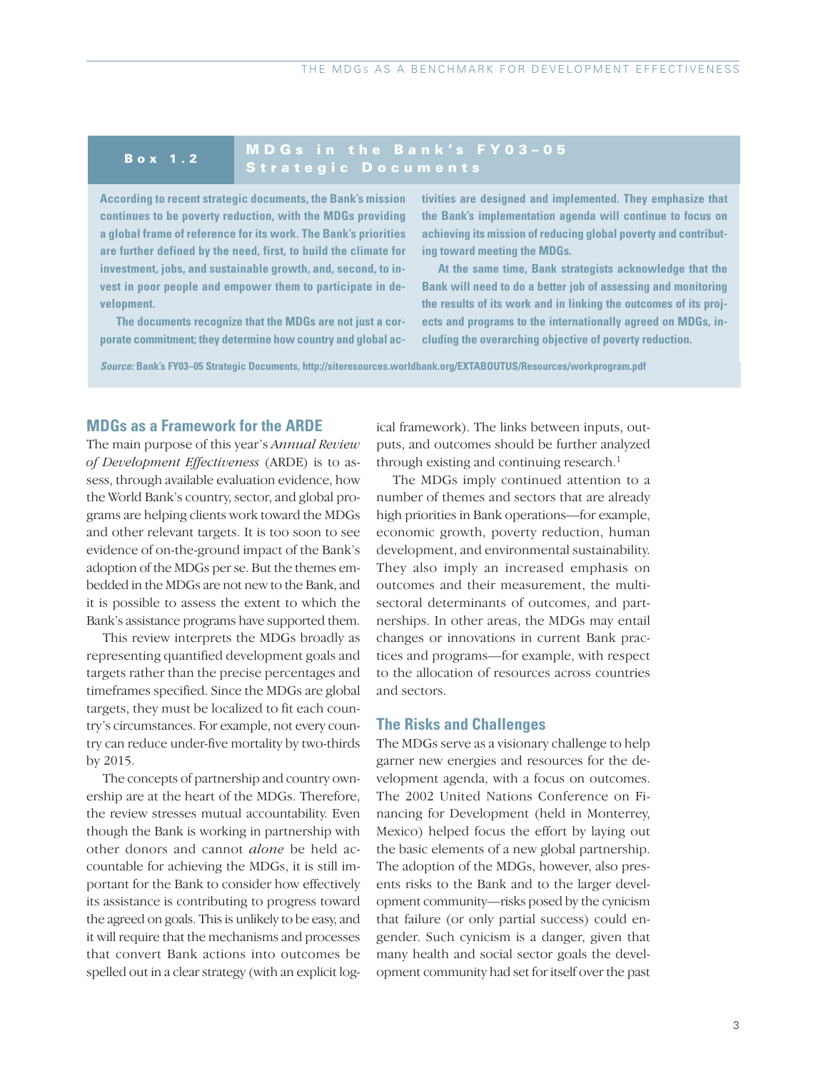## Box 1.2 MDGs in the Bank's FY03–05 Strategic Documents

**According to recent strategic documents, the Bank's mission continues to be poverty reduction, with the MDGs providing a global frame of reference for its work. The Bank's priorities are further defined by the need, first, to build the climate for investment, jobs, and sustainable growth, and, second, to invest in poor people and empower them to participate in development.**

**The documents recognize that the MDGs are not just a corporate commitment; they determine how country and global activities are designed and implemented. They emphasize that the Bank's implementation agenda will continue to focus on achieving its mission of reducing global poverty and contributing toward meeting the MDGs.**

**At the same time, Bank strategists acknowledge that the Bank will need to do a better job of assessing and monitoring the results of its work and in linking the outcomes of its projects and programs to the internationally agreed on MDGs, including the overarching objective of poverty reduction.**

***Source:* Bank's FY03–05 Strategic Documents, http://siteresources.worldbank.org/EXTABOUTUS/Resources/workprogram.pdf**

## MDGs as a Framework for the ARDE

The main purpose of this year's *Annual Review of Development Effectiveness* (ARDE) is to assess, through available evaluation evidence, how the World Bank's country, sector, and global programs are helping clients work toward the MDGs and other relevant targets. It is too soon to see evidence of on-the-ground impact of the Bank's adoption of the MDGs per se. But the themes embedded in the MDGs are not new to the Bank, and it is possible to assess the extent to which the Bank's assistance programs have supported them.

This review interprets the MDGs broadly as representing quantified development goals and targets rather than the precise percentages and timeframes specified. Since the MDGs are global targets, they must be localized to fit each country's circumstances. For example, not every country can reduce under-five mortality by two-thirds by 2015.

The concepts of partnership and country ownership are at the heart of the MDGs. Therefore, the review stresses mutual accountability. Even though the Bank is working in partnership with other donors and cannot *alone* be held accountable for achieving the MDGs, it is still important for the Bank to consider how effectively its assistance is contributing to progress toward the agreed on goals. This is unlikely to be easy, and it will require that the mechanisms and processes that convert Bank actions into outcomes be spelled out in a clear strategy (with an explicit logical framework). The links between inputs, outputs, and outcomes should be further analyzed through existing and continuing research.[1]

The MDGs imply continued attention to a number of themes and sectors that are already high priorities in Bank operations—for example, economic growth, poverty reduction, human development, and environmental sustainability. They also imply an increased emphasis on outcomes and their measurement, the multisectoral determinants of outcomes, and partnerships. In other areas, the MDGs may entail changes or innovations in current Bank practices and programs—for example, with respect to the allocation of resources across countries and sectors.

## The Risks and Challenges

The MDGs serve as a visionary challenge to help garner new energies and resources for the development agenda, with a focus on outcomes. The 2002 United Nations Conference on Financing for Development (held in Monterrey, Mexico) helped focus the effort by laying out the basic elements of a new global partnership. The adoption of the MDGs, however, also presents risks to the Bank and to the larger development community—risks posed by the cynicism that failure (or only partial success) could engender. Such cynicism is a danger, given that many health and social sector goals the development community had set for itself over the past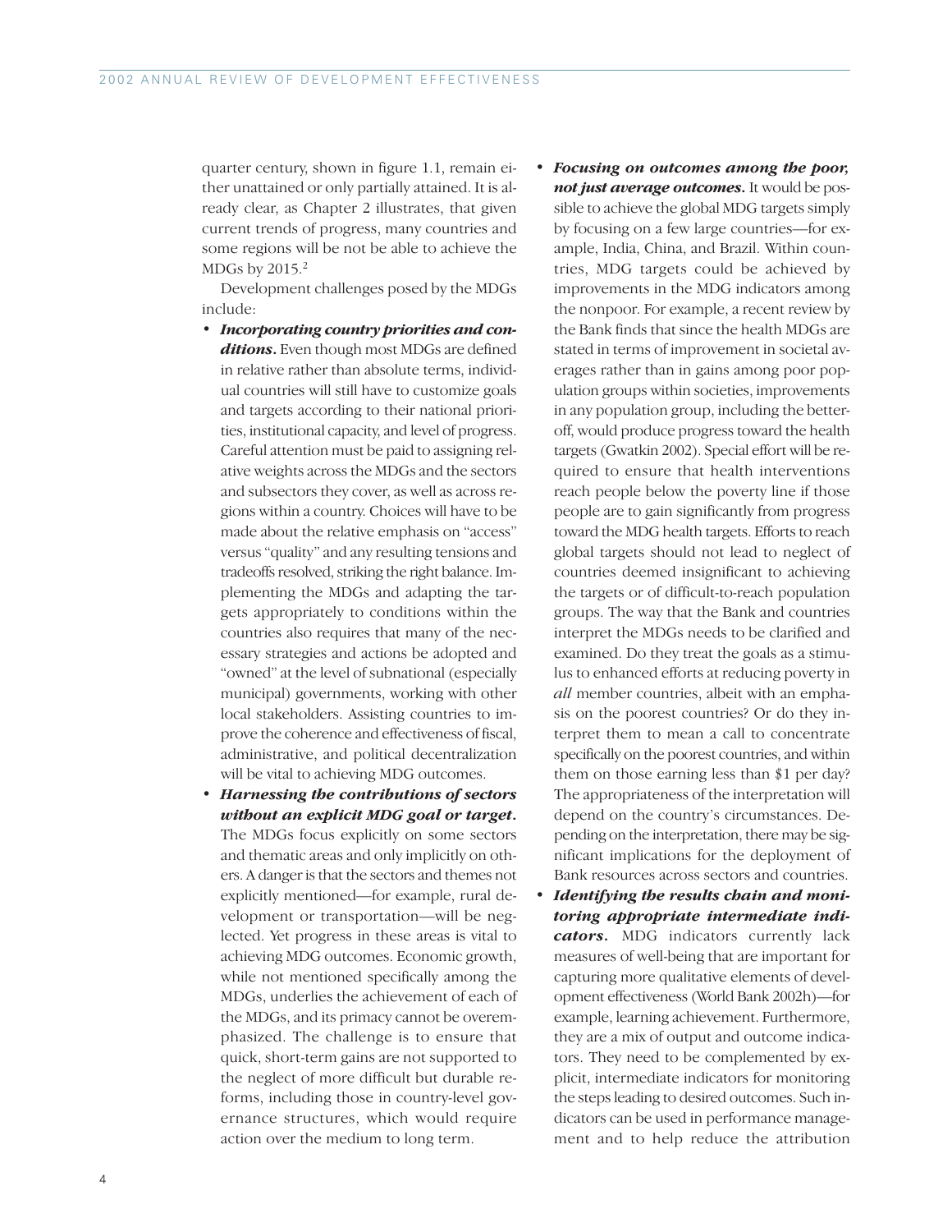quarter century, shown in figure 1.1, remain either unattained or only partially attained. It is already clear, as Chapter 2 illustrates, that given current trends of progress, many countries and some regions will be not be able to achieve the MDGs by 2015.[2]

Development challenges posed by the MDGs include:

- ***Incorporating country priorities and conditions.*** Even though most MDGs are defined in relative rather than absolute terms, individual countries will still have to customize goals and targets according to their national priorities, institutional capacity, and level of progress. Careful attention must be paid to assigning relative weights across the MDGs and the sectors and subsectors they cover, as well as across regions within a country. Choices will have to be made about the relative emphasis on "access" versus "quality" and any resulting tensions and tradeoffs resolved, striking the right balance. Implementing the MDGs and adapting the targets appropriately to conditions within the countries also requires that many of the necessary strategies and actions be adopted and "owned" at the level of subnational (especially municipal) governments, working with other local stakeholders. Assisting countries to improve the coherence and effectiveness of fiscal, administrative, and political decentralization will be vital to achieving MDG outcomes.
- ***Harnessing the contributions of sectors without an explicit MDG goal or target.*** The MDGs focus explicitly on some sectors and thematic areas and only implicitly on others. A danger is that the sectors and themes not explicitly mentioned—for example, rural development or transportation—will be neglected. Yet progress in these areas is vital to achieving MDG outcomes. Economic growth, while not mentioned specifically among the MDGs, underlies the achievement of each of the MDGs, and its primacy cannot be overemphasized. The challenge is to ensure that quick, short-term gains are not supported to the neglect of more difficult but durable reforms, including those in country-level governance structures, which would require action over the medium to long term.
- ***Focusing on outcomes among the poor, not just average outcomes.*** It would be possible to achieve the global MDG targets simply by focusing on a few large countries—for example, India, China, and Brazil. Within countries, MDG targets could be achieved by improvements in the MDG indicators among the nonpoor. For example, a recent review by the Bank finds that since the health MDGs are stated in terms of improvement in societal averages rather than in gains among poor population groups within societies, improvements in any population group, including the better-off, would produce progress toward the health targets (Gwatkin 2002). Special effort will be required to ensure that health interventions reach people below the poverty line if those people are to gain significantly from progress toward the MDG health targets. Efforts to reach global targets should not lead to neglect of countries deemed insignificant to achieving the targets or of difficult-to-reach population groups. The way that the Bank and countries interpret the MDGs needs to be clarified and examined. Do they treat the goals as a stimulus to enhanced efforts at reducing poverty in *all* member countries, albeit with an emphasis on the poorest countries? Or do they interpret them to mean a call to concentrate specifically on the poorest countries, and within them on those earning less than $1 per day? The appropriateness of the interpretation will depend on the country's circumstances. Depending on the interpretation, there may be significant implications for the deployment of Bank resources across sectors and countries.
- ***Identifying the results chain and monitoring appropriate intermediate indicators.*** MDG indicators currently lack measures of well-being that are important for capturing more qualitative elements of development effectiveness (World Bank 2002h)—for example, learning achievement. Furthermore, they are a mix of output and outcome indicators. They need to be complemented by explicit, intermediate indicators for monitoring the steps leading to desired outcomes. Such indicators can be used in performance management and to help reduce the attribution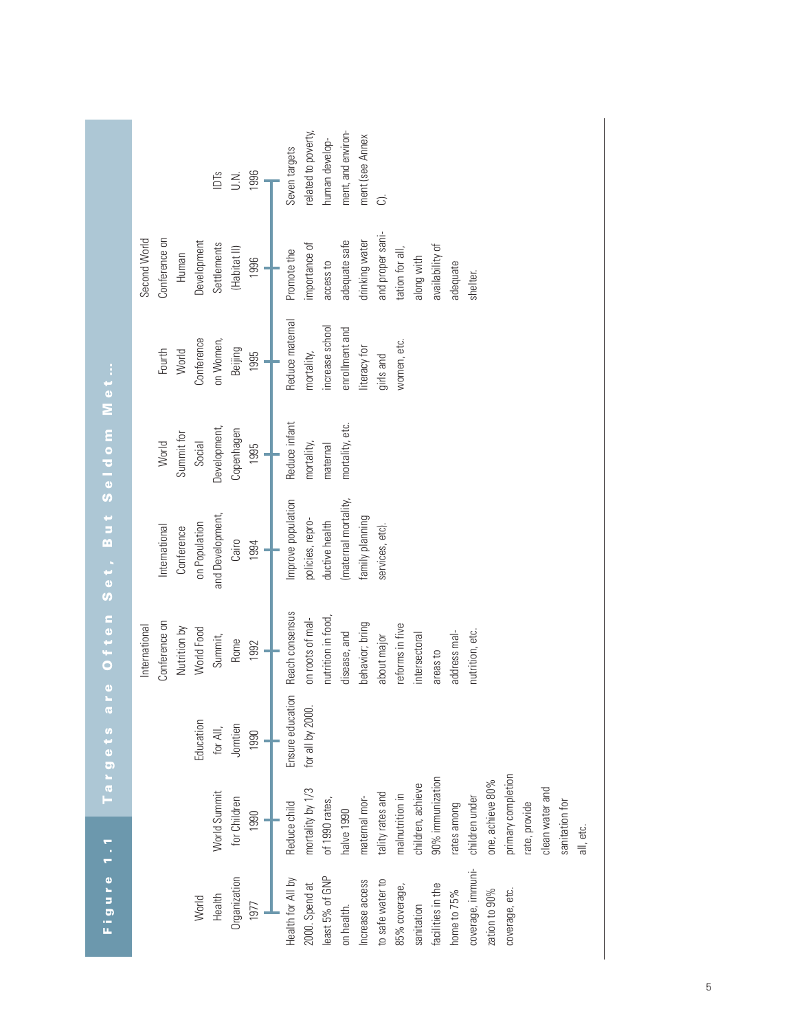**Figure 1.1 Targets are Often Set, But Seldom Met…**

| Year | Conference | Targets |
|---|---|---|
| 1977 | World Health Organization | Health for All by 2000. Spend at least 5% of GNP on health. Increase access to safe water to 85% coverage, sanitation facilities in the home to 75% coverage, immunization to 90% coverage, etc. |
| 1990 | World Summit for Children | Reduce child mortality by 1/3 of 1990 rates, halve 1990 maternal mortality rates and malnutrition in children, achieve 90% immunization rates among children under one, achieve 80% primary completion rate, provide clean water and sanitation for all, etc. |
| 1990 | Education for All, Jomtien | Ensure education for all by 2000. |
| 1992 | International Conference on Nutrition by World Food Summit, Rome | Reach consensus on roots of malnutrition in food, disease, and behavior; bring about major reforms in five intersectoral areas to address malnutrition, etc. |
| 1994 | International Conference on Population and Development, Cairo | Improve population policies, reproductive health (maternal mortality, family planning services, etc). |
| 1995 | World Summit for Social Development, Copenhagen | Reduce infant mortality, maternal mortality, etc. |
| 1995 | Fourth World Conference on Women, Beijing | Reduce maternal mortality, increase school enrollment and literacy for girls and women, etc. |
| 1996 | Second World Conference on Human Development Settlements (Habitat II) | Promote the importance of access to adequate safe drinking water and proper sanitation for all, along with availability of adequate shelter. |
| 1996 | IDTs U.N. | Seven targets related to poverty, human development, and environment (see Annex C). |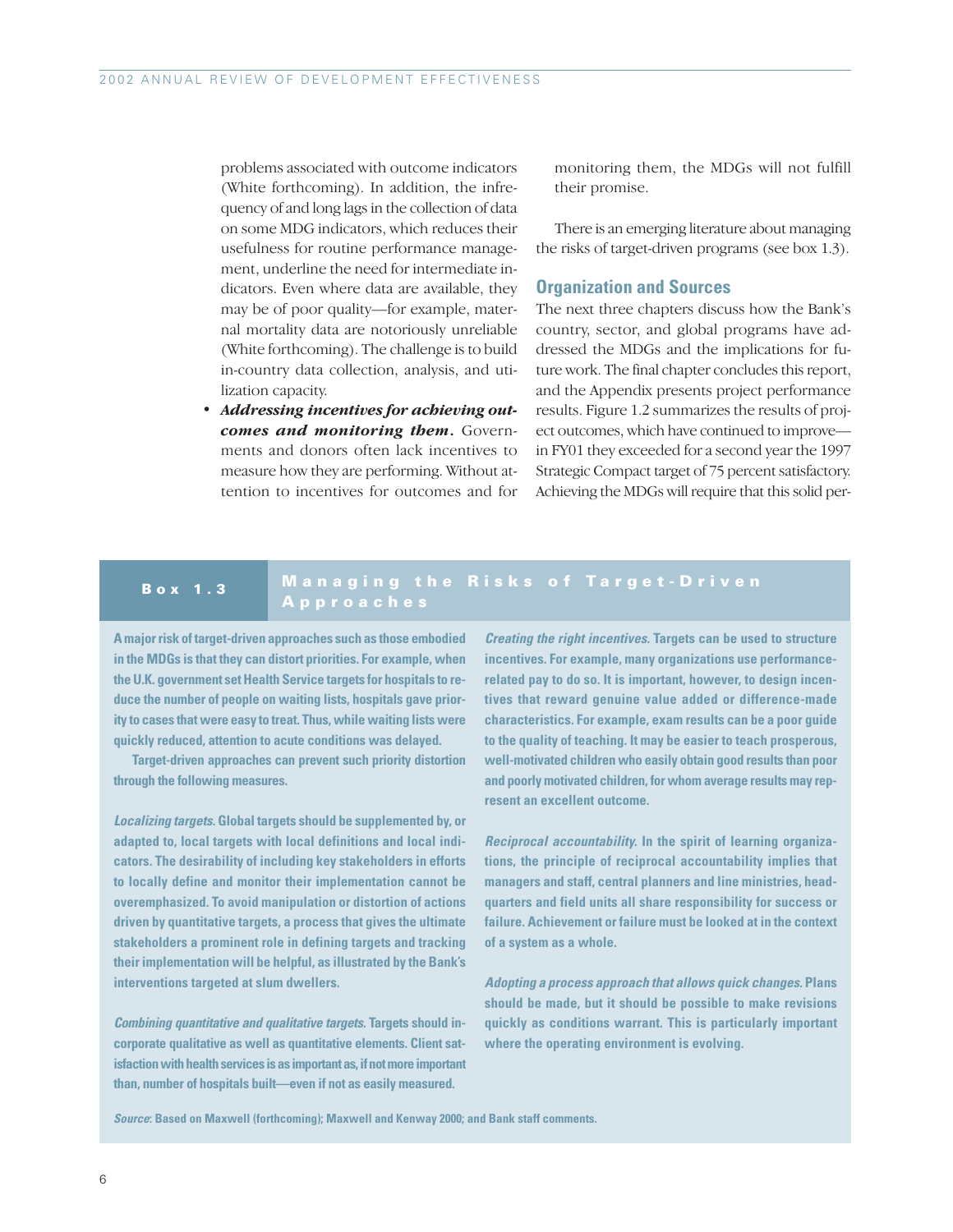problems associated with outcome indicators (White forthcoming). In addition, the infrequency of and long lags in the collection of data on some MDG indicators, which reduces their usefulness for routine performance management, underline the need for intermediate indicators. Even where data are available, they may be of poor quality—for example, maternal mortality data are notoriously unreliable (White forthcoming). The challenge is to build in-country data collection, analysis, and utilization capacity.

- ***Addressing incentives for achieving outcomes and monitoring them.*** Governments and donors often lack incentives to measure how they are performing. Without attention to incentives for outcomes and for monitoring them, the MDGs will not fulfill their promise.

There is an emerging literature about managing the risks of target-driven programs (see box 1.3).

## Organization and Sources

The next three chapters discuss how the Bank's country, sector, and global programs have addressed the MDGs and the implications for future work. The final chapter concludes this report, and the Appendix presents project performance results. Figure 1.2 summarizes the results of project outcomes, which have continued to improve—in FY01 they exceeded for a second year the 1997 Strategic Compact target of 75 percent satisfactory. Achieving the MDGs will require that this solid per-

### Box 1.3 Managing the Risks of Target-Driven Approaches

**A major risk of target-driven approaches such as those embodied in the MDGs is that they can distort priorities. For example, when the U.K. government set Health Service targets for hospitals to reduce the number of people on waiting lists, hospitals gave priority to cases that were easy to treat. Thus, while waiting lists were quickly reduced, attention to acute conditions was delayed.**

**Target-driven approaches can prevent such priority distortion through the following measures.**

***Localizing targets.*** **Global targets should be supplemented by, or adapted to, local targets with local definitions and local indicators. The desirability of including key stakeholders in efforts to locally define and monitor their implementation cannot be overemphasized. To avoid manipulation or distortion of actions driven by quantitative targets, a process that gives the ultimate stakeholders a prominent role in defining targets and tracking their implementation will be helpful, as illustrated by the Bank's interventions targeted at slum dwellers.**

***Combining quantitative and qualitative targets.*** **Targets should incorporate qualitative as well as quantitative elements. Client satisfaction with health services is as important as, if not more important than, number of hospitals built—even if not as easily measured.**

***Creating the right incentives.*** **Targets can be used to structure incentives. For example, many organizations use performance-related pay to do so. It is important, however, to design incentives that reward genuine value added or difference-made characteristics. For example, exam results can be a poor guide to the quality of teaching. It may be easier to teach prosperous, well-motivated children who easily obtain good results than poor and poorly motivated children, for whom average results may represent an excellent outcome.**

***Reciprocal accountability.*** **In the spirit of learning organizations, the principle of reciprocal accountability implies that managers and staff, central planners and line ministries, headquarters and field units all share responsibility for success or failure. Achievement or failure must be looked at in the context of a system as a whole.**

***Adopting a process approach that allows quick changes.*** **Plans should be made, but it should be possible to make revisions quickly as conditions warrant. This is particularly important where the operating environment is evolving.**

***Source:*** **Based on Maxwell (forthcoming); Maxwell and Kenway 2000; and Bank staff comments.**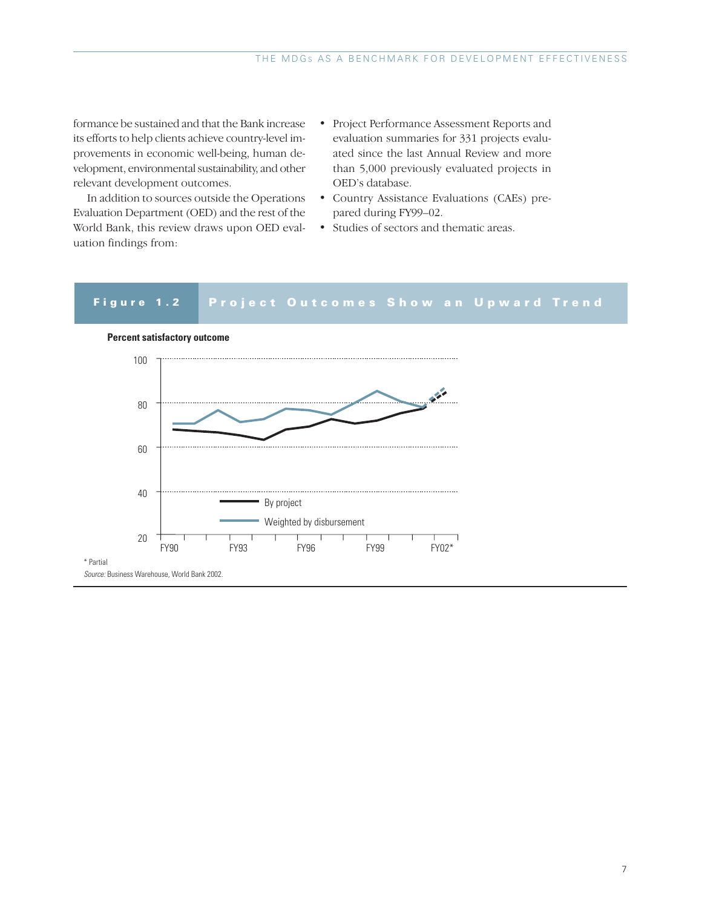formance be sustained and that the Bank increase its efforts to help clients achieve country-level improvements in economic well-being, human development, environmental sustainability, and other relevant development outcomes.

In addition to sources outside the Operations Evaluation Department (OED) and the rest of the World Bank, this review draws upon OED evaluation findings from:

- Project Performance Assessment Reports and evaluation summaries for 331 projects evaluated since the last Annual Review and more than 5,000 previously evaluated projects in OED's database.
- Country Assistance Evaluations (CAEs) prepared during FY99–02.
- Studies of sectors and thematic areas.

**Figure 1.2 Project Outcomes Show an Upward Trend**

Percent satisfactory outcome

By project

Weighted by disbursement

FY90 FY93 FY96 FY99 FY02*

* Partial

*Source:* Business Warehouse, World Bank 2002.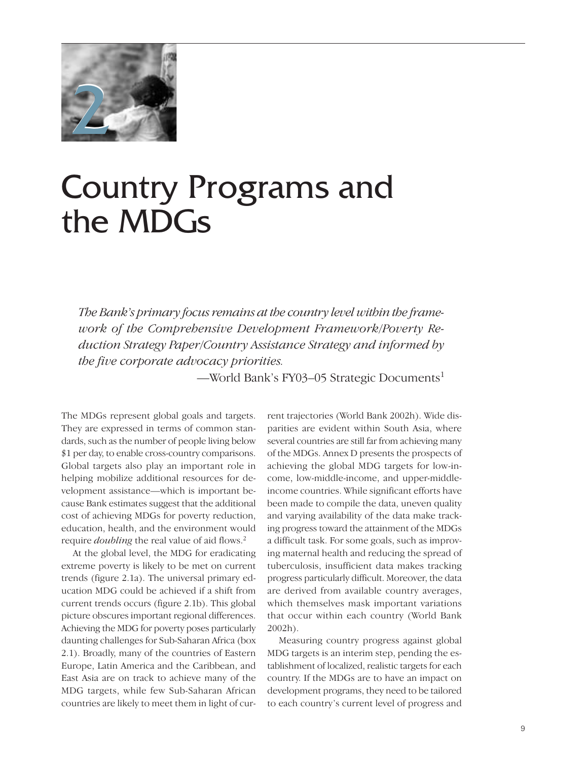# 2 Country Programs and the MDGs

*The Bank's primary focus remains at the country level within the framework of the Comprehensive Development Framework/Poverty Reduction Strategy Paper/Country Assistance Strategy and informed by the five corporate advocacy priorities.*

—World Bank's FY03–05 Strategic Documents[1]

The MDGs represent global goals and targets. They are expressed in terms of common standards, such as the number of people living below $1 per day, to enable cross-country comparisons. Global targets also play an important role in helping mobilize additional resources for development assistance—which is important because Bank estimates suggest that the additional cost of achieving MDGs for poverty reduction, education, health, and the environment would require *doubling* the real value of aid flows.[2]

At the global level, the MDG for eradicating extreme poverty is likely to be met on current trends (figure 2.1a). The universal primary education MDG could be achieved if a shift from current trends occurs (figure 2.1b). This global picture obscures important regional differences. Achieving the MDG for poverty poses particularly daunting challenges for Sub-Saharan Africa (box 2.1). Broadly, many of the countries of Eastern Europe, Latin America and the Caribbean, and East Asia are on track to achieve many of the MDG targets, while few Sub-Saharan African countries are likely to meet them in light of current trajectories (World Bank 2002h). Wide disparities are evident within South Asia, where several countries are still far from achieving many of the MDGs. Annex D presents the prospects of achieving the global MDG targets for low-income, low-middle-income, and upper-middle-income countries. While significant efforts have been made to compile the data, uneven quality and varying availability of the data make tracking progress toward the attainment of the MDGs a difficult task. For some goals, such as improving maternal health and reducing the spread of tuberculosis, insufficient data makes tracking progress particularly difficult. Moreover, the data are derived from available country averages, which themselves mask important variations that occur within each country (World Bank 2002h).

Measuring country progress against global MDG targets is an interim step, pending the establishment of localized, realistic targets for each country. If the MDGs are to have an impact on development programs, they need to be tailored to each country's current level of progress and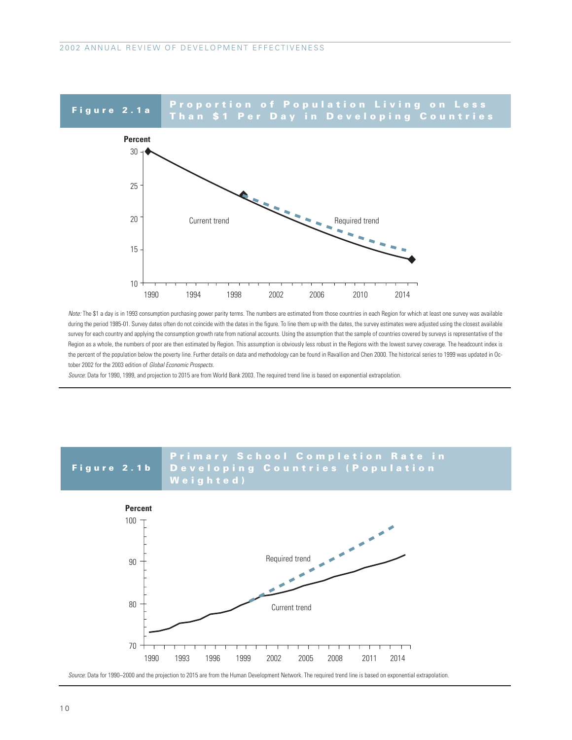**Figure 2.1a** Proportion of Population Living on Less Than $1 Per Day in Developing Countries

Percent

30

25

20

15

10

1990 1994 1998 2002 2006 2010 2014

Current trend

Required trend

*Note:* The $1 a day is in 1993 consumption purchasing power parity terms. The numbers are estimated from those countries in each Region for which at least one survey was available during the period 1985-01. Survey dates often do not coincide with the dates in the figure. To line them up with the dates, the survey estimates were adjusted using the closest available survey for each country and applying the consumption growth rate from national accounts. Using the assumption that the sample of countries covered by surveys is representative of the Region as a whole, the numbers of poor are then estimated by Region. This assumption is obviously less robust in the Regions with the lowest survey coverage. The headcount index is the percent of the population below the poverty line. Further details on data and methodology can be found in Ravallion and Chen 2000. The historical series to 1999 was updated in October 2002 for the 2003 edition of *Global Economic Prospects.*

*Source:* Data for 1990, 1999, and projection to 2015 are from World Bank 2003. The required trend line is based on exponential extrapolation.

**Figure 2.1b** Primary School Completion Rate in Developing Countries (Population Weighted)

Percent

100

90

80

70

1990 1993 1996 1999 2002 2005 2008 2011 2014

Required trend

Current trend

*Source:* Data for 1990–2000 and the projection to 2015 are from the Human Development Network. The required trend line is based on exponential extrapolation.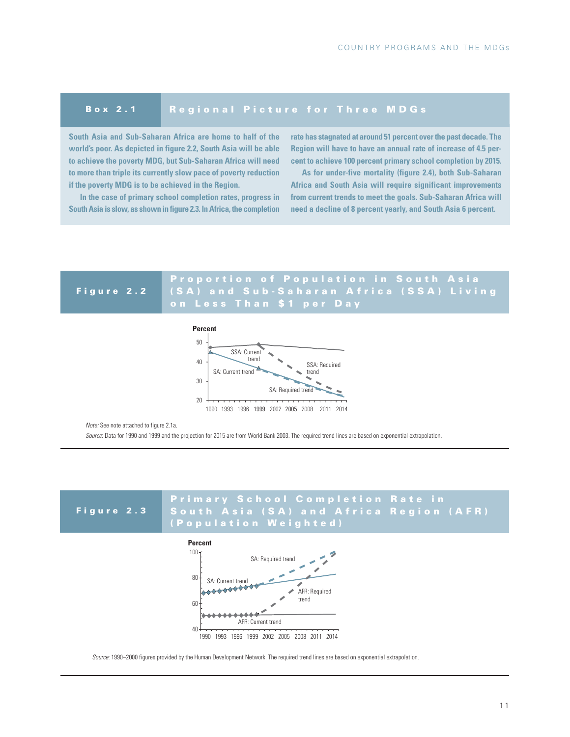## Box 2.1 Regional Picture for Three MDGs

**South Asia and Sub-Saharan Africa are home to half of the world's poor. As depicted in figure 2.2, South Asia will be able to achieve the poverty MDG, but Sub-Saharan Africa will need to more than triple its currently slow pace of poverty reduction if the poverty MDG is to be achieved in the Region.**

**In the case of primary school completion rates, progress in South Asia is slow, as shown in figure 2.3. In Africa, the completion rate has stagnated at around 51 percent over the past decade. The Region will have to have an annual rate of increase of 4.5 percent to achieve 100 percent primary school completion by 2015.**

**As for under-five mortality (figure 2.4), both Sub-Saharan Africa and South Asia will require significant improvements from current trends to meet the goals. Sub-Saharan Africa will need a decline of 8 percent yearly, and South Asia 6 percent.**

## Figure 2.2 Proportion of Population in South Asia (SA) and Sub-Saharan Africa (SSA) Living on Less Than $1 per Day

*Note:* See note attached to figure 2.1a.

*Source:* Data for 1990 and 1999 and the projection for 2015 are from World Bank 2003. The required trend lines are based on exponential extrapolation.

## Figure 2.3 Primary School Completion Rate in South Asia (SA) and Africa Region (AFR) (Population Weighted)

*Source:* 1990–2000 figures provided by the Human Development Network. The required trend lines are based on exponential extrapolation.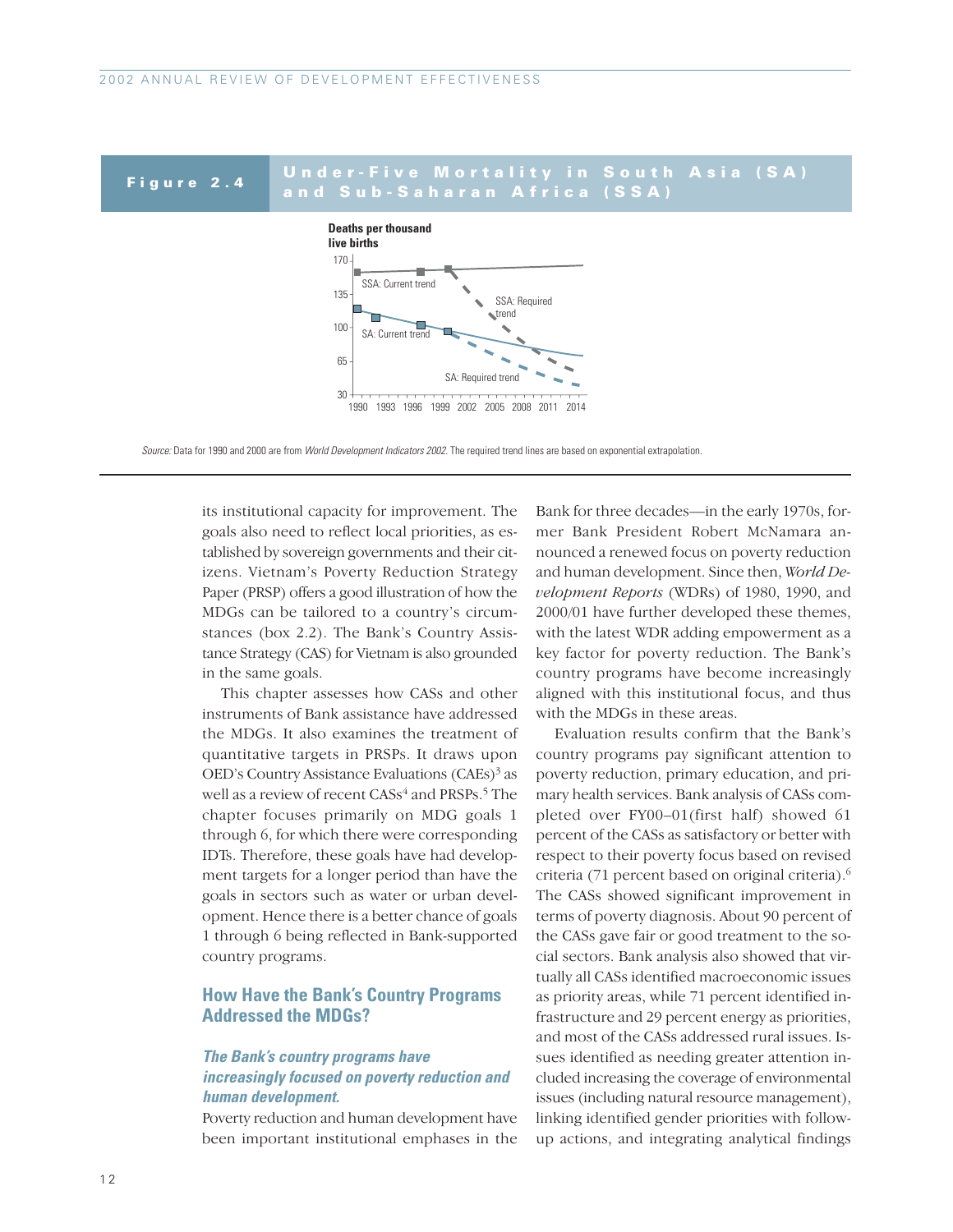**Figure 2.4** **Under-Five Mortality in South Asia (SA) and Sub-Saharan Africa (SSA)**

Deaths per thousand live births

170, 135, 100, 65, 30

SSA: Current trend

SSA: Required trend

SA: Current trend

SA: Required trend

1990 1993 1996 1999 2002 2005 2008 2011 2014

*Source:* Data for 1990 and 2000 are from *World Development Indicators 2002.* The required trend lines are based on exponential extrapolation.

its institutional capacity for improvement. The goals also need to reflect local priorities, as established by sovereign governments and their citizens. Vietnam's Poverty Reduction Strategy Paper (PRSP) offers a good illustration of how the MDGs can be tailored to a country's circumstances (box 2.2). The Bank's Country Assistance Strategy (CAS) for Vietnam is also grounded in the same goals.

This chapter assesses how CASs and other instruments of Bank assistance have addressed the MDGs. It also examines the treatment of quantitative targets in PRSPs. It draws upon OED's Country Assistance Evaluations (CAEs)[3] as well as a review of recent CASs[4] and PRSPs.[5] The chapter focuses primarily on MDG goals 1 through 6, for which there were corresponding IDTs. Therefore, these goals have had development targets for a longer period than have the goals in sectors such as water or urban development. Hence there is a better chance of goals 1 through 6 being reflected in Bank-supported country programs.

## How Have the Bank's Country Programs Addressed the MDGs?

### *The Bank's country programs have increasingly focused on poverty reduction and human development.*

Poverty reduction and human development have been important institutional emphases in the Bank for three decades—in the early 1970s, former Bank President Robert McNamara announced a renewed focus on poverty reduction and human development. Since then, *World Development Reports* (WDRs) of 1980, 1990, and 2000/01 have further developed these themes, with the latest WDR adding empowerment as a key factor for poverty reduction. The Bank's country programs have become increasingly aligned with this institutional focus, and thus with the MDGs in these areas.

Evaluation results confirm that the Bank's country programs pay significant attention to poverty reduction, primary education, and primary health services. Bank analysis of CASs completed over FY00–01(first half) showed 61 percent of the CASs as satisfactory or better with respect to their poverty focus based on revised criteria (71 percent based on original criteria).[6] The CASs showed significant improvement in terms of poverty diagnosis. About 90 percent of the CASs gave fair or good treatment to the social sectors. Bank analysis also showed that virtually all CASs identified macroeconomic issues as priority areas, while 71 percent identified infrastructure and 29 percent energy as priorities, and most of the CASs addressed rural issues. Issues identified as needing greater attention included increasing the coverage of environmental issues (including natural resource management), linking identified gender priorities with follow-up actions, and integrating analytical findings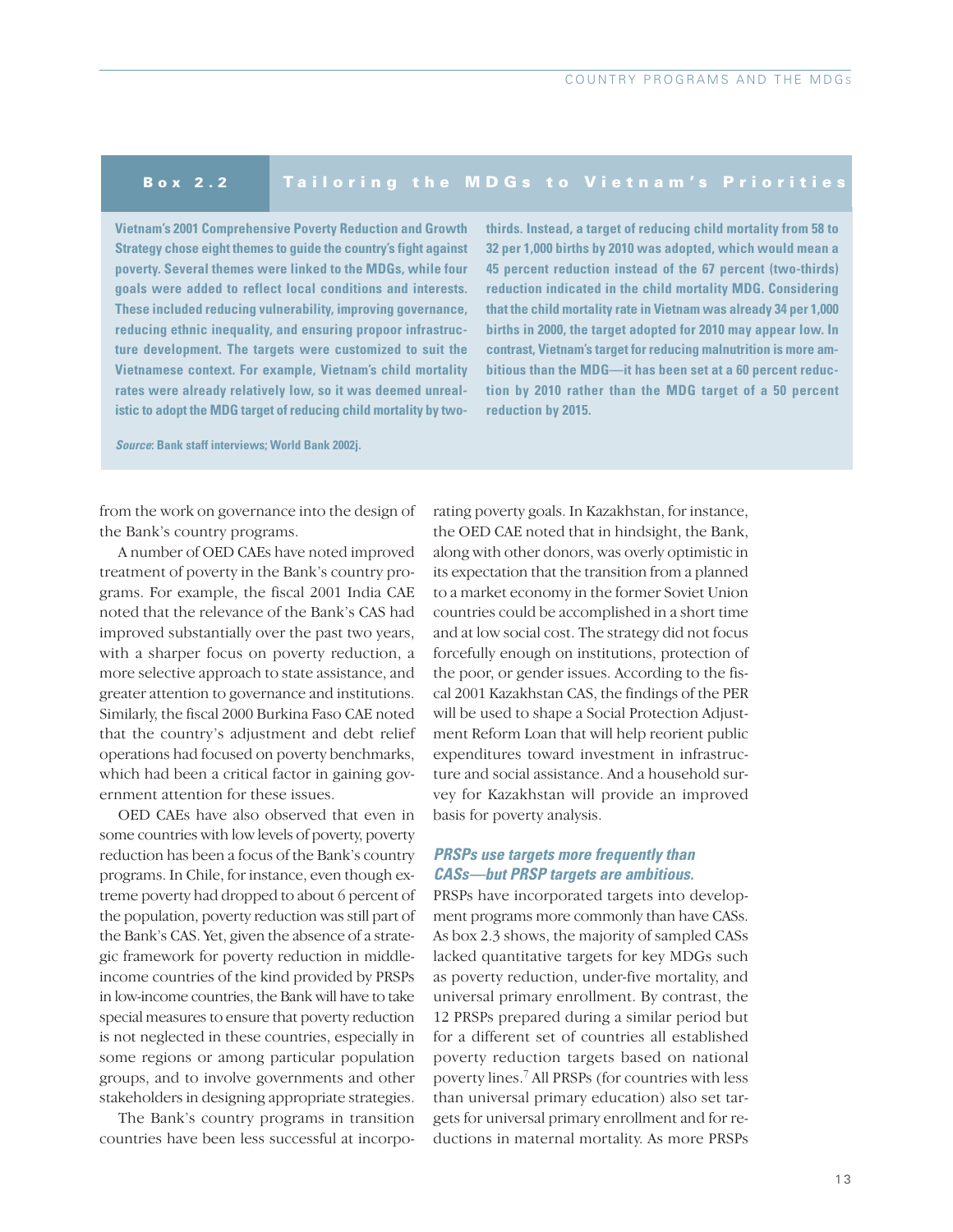## Box 2.2 Tailoring the MDGs to Vietnam's Priorities

**Vietnam's 2001 Comprehensive Poverty Reduction and Growth Strategy chose eight themes to guide the country's fight against poverty. Several themes were linked to the MDGs, while four goals were added to reflect local conditions and interests. These included reducing vulnerability, improving governance, reducing ethnic inequality, and ensuring propoor infrastructure development. The targets were customized to suit the Vietnamese context. For example, Vietnam's child mortality rates were already relatively low, so it was deemed unrealistic to adopt the MDG target of reducing child mortality by two-thirds. Instead, a target of reducing child mortality from 58 to 32 per 1,000 births by 2010 was adopted, which would mean a 45 percent reduction instead of the 67 percent (two-thirds) reduction indicated in the child mortality MDG. Considering that the child mortality rate in Vietnam was already 34 per 1,000 births in 2000, the target adopted for 2010 may appear low. In contrast, Vietnam's target for reducing malnutrition is more ambitious than the MDG—it has been set at a 60 percent reduction by 2010 rather than the MDG target of a 50 percent reduction by 2015.**

***Source*: Bank staff interviews; World Bank 2002j.**

from the work on governance into the design of the Bank's country programs.

A number of OED CAEs have noted improved treatment of poverty in the Bank's country programs. For example, the fiscal 2001 India CAE noted that the relevance of the Bank's CAS had improved substantially over the past two years, with a sharper focus on poverty reduction, a more selective approach to state assistance, and greater attention to governance and institutions. Similarly, the fiscal 2000 Burkina Faso CAE noted that the country's adjustment and debt relief operations had focused on poverty benchmarks, which had been a critical factor in gaining government attention for these issues.

OED CAEs have also observed that even in some countries with low levels of poverty, poverty reduction has been a focus of the Bank's country programs. In Chile, for instance, even though extreme poverty had dropped to about 6 percent of the population, poverty reduction was still part of the Bank's CAS. Yet, given the absence of a strategic framework for poverty reduction in middle-income countries of the kind provided by PRSPs in low-income countries, the Bank will have to take special measures to ensure that poverty reduction is not neglected in these countries, especially in some regions or among particular population groups, and to involve governments and other stakeholders in designing appropriate strategies.

The Bank's country programs in transition countries have been less successful at incorporating poverty goals. In Kazakhstan, for instance, the OED CAE noted that in hindsight, the Bank, along with other donors, was overly optimistic in its expectation that the transition from a planned to a market economy in the former Soviet Union countries could be accomplished in a short time and at low social cost. The strategy did not focus forcefully enough on institutions, protection of the poor, or gender issues. According to the fiscal 2001 Kazakhstan CAS, the findings of the PER will be used to shape a Social Protection Adjustment Reform Loan that will help reorient public expenditures toward investment in infrastructure and social assistance. And a household survey for Kazakhstan will provide an improved basis for poverty analysis.

### *PRSPs use targets more frequently than CASs—but PRSP targets are ambitious.*

PRSPs have incorporated targets into development programs more commonly than have CASs. As box 2.3 shows, the majority of sampled CASs lacked quantitative targets for key MDGs such as poverty reduction, under-five mortality, and universal primary enrollment. By contrast, the 12 PRSPs prepared during a similar period but for a different set of countries all established poverty reduction targets based on national poverty lines.[7] All PRSPs (for countries with less than universal primary education) also set targets for universal primary enrollment and for reductions in maternal mortality. As more PRSPs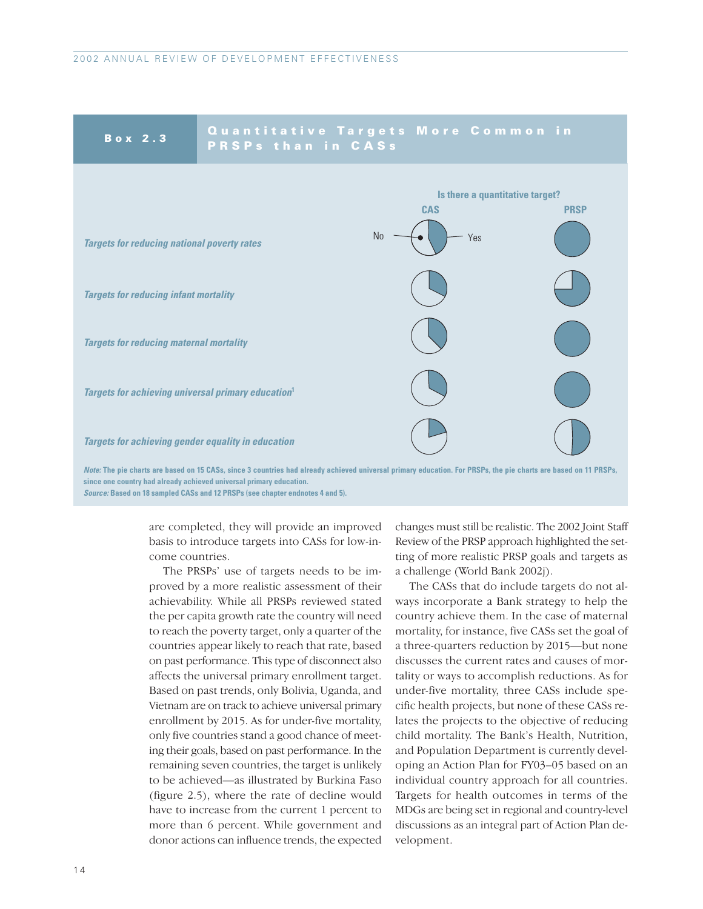### Box 2.3 Quantitative Targets More Common in PRSPs than in CASs

Is there a quantitative target?

| | CAS | PRSP |
|---|---|---|
| *Targets for reducing national poverty rates* | No / Yes | |
| *Targets for reducing infant mortality* | | |
| *Targets for reducing maternal mortality* | | |
| *Targets for achieving universal primary education*[1] | | |
| *Targets for achieving gender equality in education* | | |

*Note:* The pie charts are based on 15 CASs, since 3 countries had already achieved universal primary education. For PRSPs, the pie charts are based on 11 PRSPs, since one country had already achieved universal primary education.

*Source:* Based on 18 sampled CASs and 12 PRSPs (see chapter endnotes 4 and 5).

are completed, they will provide an improved basis to introduce targets into CASs for low-income countries.

The PRSPs' use of targets needs to be improved by a more realistic assessment of their achievability. While all PRSPs reviewed stated the per capita growth rate the country will need to reach the poverty target, only a quarter of the countries appear likely to reach that rate, based on past performance. This type of disconnect also affects the universal primary enrollment target. Based on past trends, only Bolivia, Uganda, and Vietnam are on track to achieve universal primary enrollment by 2015. As for under-five mortality, only five countries stand a good chance of meeting their goals, based on past performance. In the remaining seven countries, the target is unlikely to be achieved—as illustrated by Burkina Faso (figure 2.5), where the rate of decline would have to increase from the current 1 percent to more than 6 percent. While government and donor actions can influence trends, the expected changes must still be realistic. The 2002 Joint Staff Review of the PRSP approach highlighted the setting of more realistic PRSP goals and targets as a challenge (World Bank 2002j).

The CASs that do include targets do not always incorporate a Bank strategy to help the country achieve them. In the case of maternal mortality, for instance, five CASs set the goal of a three-quarters reduction by 2015—but none discusses the current rates and causes of mortality or ways to accomplish reductions. As for under-five mortality, three CASs include specific health projects, but none of these CASs relates the projects to the objective of reducing child mortality. The Bank's Health, Nutrition, and Population Department is currently developing an Action Plan for FY03–05 based on an individual country approach for all countries. Targets for health outcomes in terms of the MDGs are being set in regional and country-level discussions as an integral part of Action Plan development.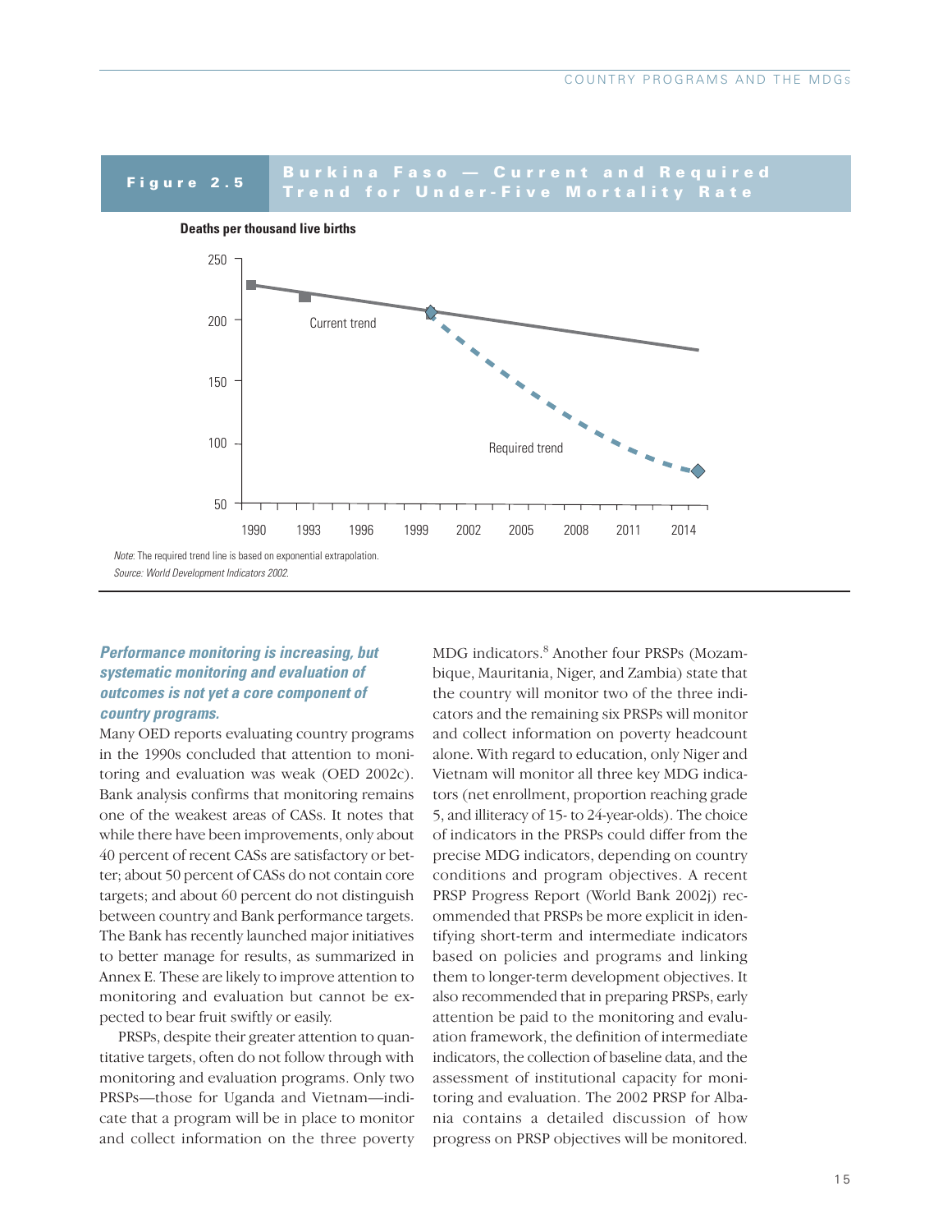**Figure 2.5 Burkina Faso — Current and Required Trend for Under-Five Mortality Rate**

Deaths per thousand live births

*Note*: The required trend line is based on exponential extrapolation.
*Source: World Development Indicators 2002.*

***Performance monitoring is increasing, but systematic monitoring and evaluation of outcomes is not yet a core component of country programs.***

Many OED reports evaluating country programs in the 1990s concluded that attention to monitoring and evaluation was weak (OED 2002c). Bank analysis confirms that monitoring remains one of the weakest areas of CASs. It notes that while there have been improvements, only about 40 percent of recent CASs are satisfactory or better; about 50 percent of CASs do not contain core targets; and about 60 percent do not distinguish between country and Bank performance targets. The Bank has recently launched major initiatives to better manage for results, as summarized in Annex E. These are likely to improve attention to monitoring and evaluation but cannot be expected to bear fruit swiftly or easily.

PRSPs, despite their greater attention to quantitative targets, often do not follow through with monitoring and evaluation programs. Only two PRSPs—those for Uganda and Vietnam—indicate that a program will be in place to monitor and collect information on the three poverty MDG indicators.[8] Another four PRSPs (Mozambique, Mauritania, Niger, and Zambia) state that the country will monitor two of the three indicators and the remaining six PRSPs will monitor and collect information on poverty headcount alone. With regard to education, only Niger and Vietnam will monitor all three key MDG indicators (net enrollment, proportion reaching grade 5, and illiteracy of 15- to 24-year-olds). The choice of indicators in the PRSPs could differ from the precise MDG indicators, depending on country conditions and program objectives. A recent PRSP Progress Report (World Bank 2002j) recommended that PRSPs be more explicit in identifying short-term and intermediate indicators based on policies and programs and linking them to longer-term development objectives. It also recommended that in preparing PRSPs, early attention be paid to the monitoring and evaluation framework, the definition of intermediate indicators, the collection of baseline data, and the assessment of institutional capacity for monitoring and evaluation. The 2002 PRSP for Albania contains a detailed discussion of how progress on PRSP objectives will be monitored.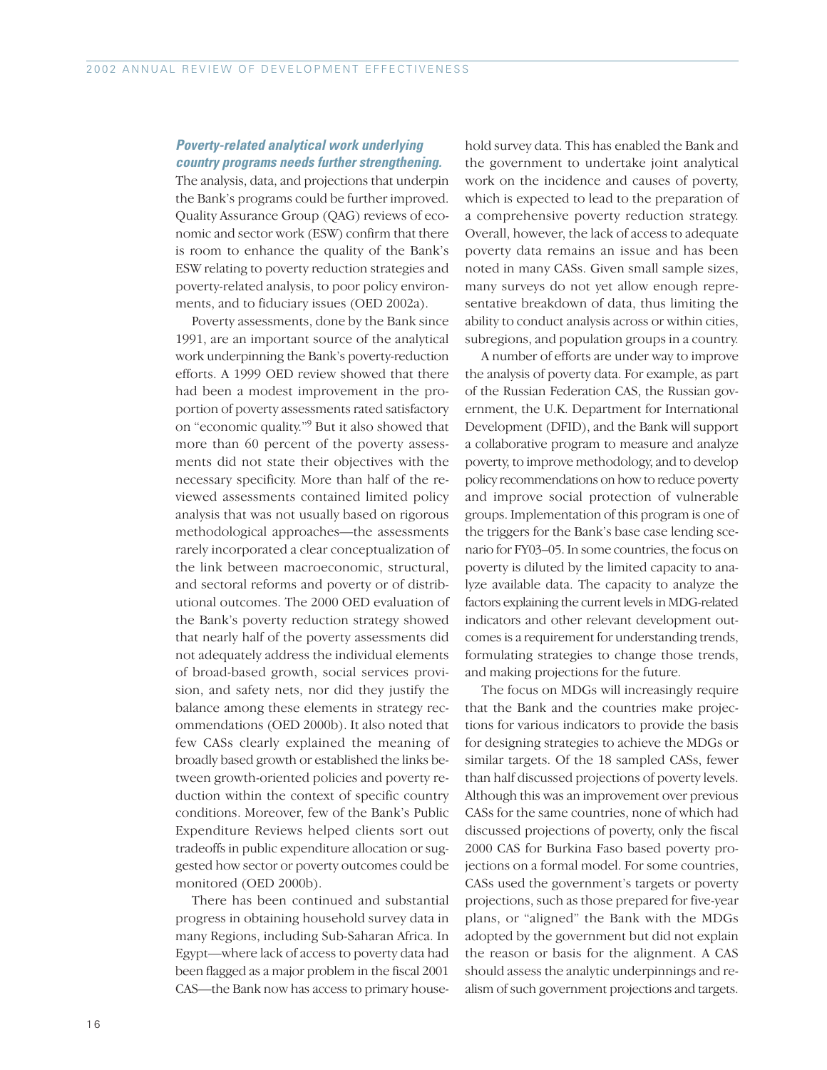***Poverty-related analytical work underlying country programs needs further strengthening.*** The analysis, data, and projections that underpin the Bank's programs could be further improved. Quality Assurance Group (QAG) reviews of economic and sector work (ESW) confirm that there is room to enhance the quality of the Bank's ESW relating to poverty reduction strategies and poverty-related analysis, to poor policy environments, and to fiduciary issues (OED 2002a).

Poverty assessments, done by the Bank since 1991, are an important source of the analytical work underpinning the Bank's poverty-reduction efforts. A 1999 OED review showed that there had been a modest improvement in the proportion of poverty assessments rated satisfactory on "economic quality."[9] But it also showed that more than 60 percent of the poverty assessments did not state their objectives with the necessary specificity. More than half of the reviewed assessments contained limited policy analysis that was not usually based on rigorous methodological approaches—the assessments rarely incorporated a clear conceptualization of the link between macroeconomic, structural, and sectoral reforms and poverty or of distributional outcomes. The 2000 OED evaluation of the Bank's poverty reduction strategy showed that nearly half of the poverty assessments did not adequately address the individual elements of broad-based growth, social services provision, and safety nets, nor did they justify the balance among these elements in strategy recommendations (OED 2000b). It also noted that few CASs clearly explained the meaning of broadly based growth or established the links between growth-oriented policies and poverty reduction within the context of specific country conditions. Moreover, few of the Bank's Public Expenditure Reviews helped clients sort out tradeoffs in public expenditure allocation or suggested how sector or poverty outcomes could be monitored (OED 2000b).

There has been continued and substantial progress in obtaining household survey data in many Regions, including Sub-Saharan Africa. In Egypt—where lack of access to poverty data had been flagged as a major problem in the fiscal 2001 CAS—the Bank now has access to primary household survey data. This has enabled the Bank and the government to undertake joint analytical work on the incidence and causes of poverty, which is expected to lead to the preparation of a comprehensive poverty reduction strategy. Overall, however, the lack of access to adequate poverty data remains an issue and has been noted in many CASs. Given small sample sizes, many surveys do not yet allow enough representative breakdown of data, thus limiting the ability to conduct analysis across or within cities, subregions, and population groups in a country.

A number of efforts are under way to improve the analysis of poverty data. For example, as part of the Russian Federation CAS, the Russian government, the U.K. Department for International Development (DFID), and the Bank will support a collaborative program to measure and analyze poverty, to improve methodology, and to develop policy recommendations on how to reduce poverty and improve social protection of vulnerable groups. Implementation of this program is one of the triggers for the Bank's base case lending scenario for FY03–05. In some countries, the focus on poverty is diluted by the limited capacity to analyze available data. The capacity to analyze the factors explaining the current levels in MDG-related indicators and other relevant development outcomes is a requirement for understanding trends, formulating strategies to change those trends, and making projections for the future.

The focus on MDGs will increasingly require that the Bank and the countries make projections for various indicators to provide the basis for designing strategies to achieve the MDGs or similar targets. Of the 18 sampled CASs, fewer than half discussed projections of poverty levels. Although this was an improvement over previous CASs for the same countries, none of which had discussed projections of poverty, only the fiscal 2000 CAS for Burkina Faso based poverty projections on a formal model. For some countries, CASs used the government's targets or poverty projections, such as those prepared for five-year plans, or "aligned" the Bank with the MDGs adopted by the government but did not explain the reason or basis for the alignment. A CAS should assess the analytic underpinnings and realism of such government projections and targets.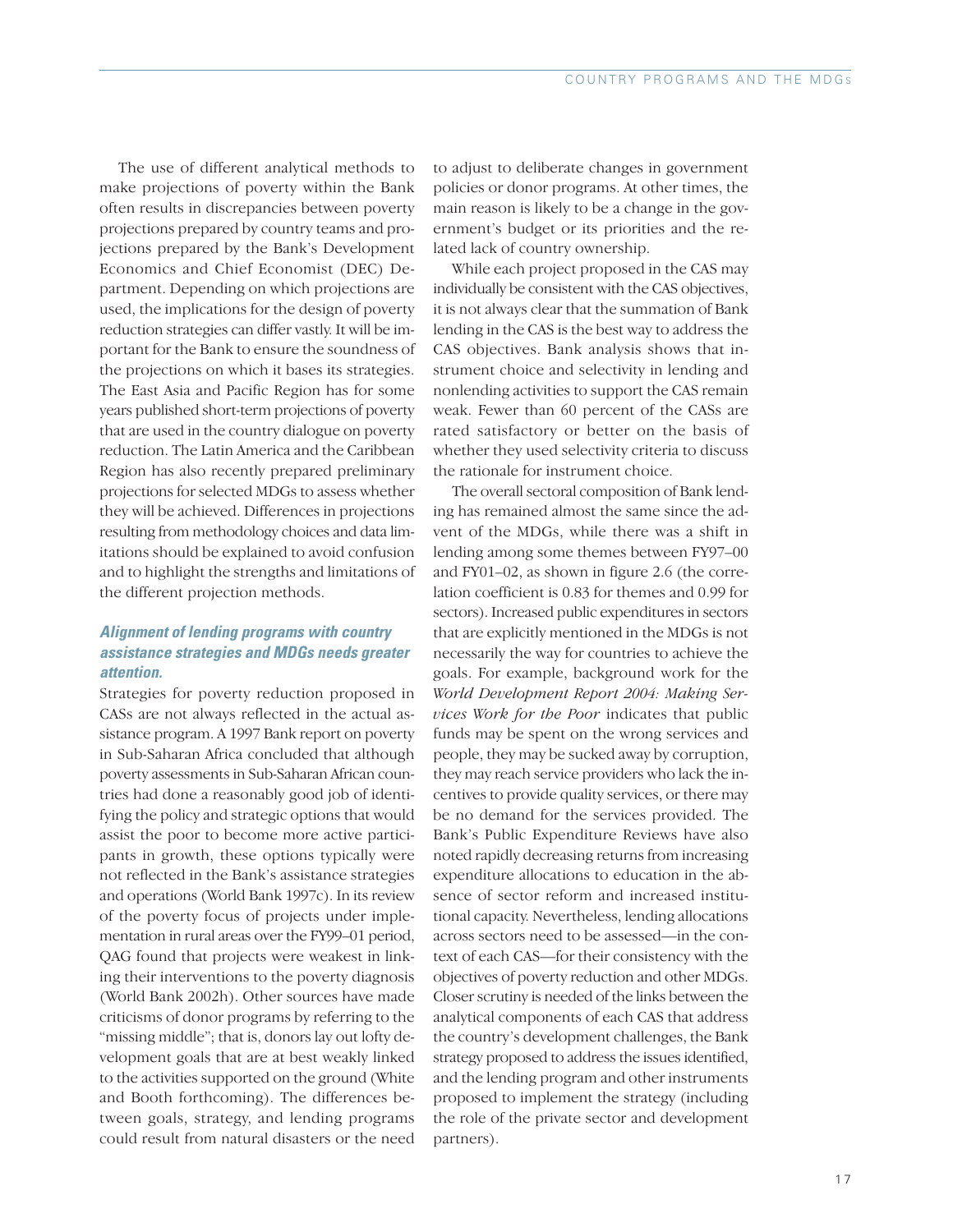The use of different analytical methods to make projections of poverty within the Bank often results in discrepancies between poverty projections prepared by country teams and projections prepared by the Bank's Development Economics and Chief Economist (DEC) Department. Depending on which projections are used, the implications for the design of poverty reduction strategies can differ vastly. It will be important for the Bank to ensure the soundness of the projections on which it bases its strategies. The East Asia and Pacific Region has for some years published short-term projections of poverty that are used in the country dialogue on poverty reduction. The Latin America and the Caribbean Region has also recently prepared preliminary projections for selected MDGs to assess whether they will be achieved. Differences in projections resulting from methodology choices and data limitations should be explained to avoid confusion and to highlight the strengths and limitations of the different projection methods.

### *Alignment of lending programs with country assistance strategies and MDGs needs greater attention.*

Strategies for poverty reduction proposed in CASs are not always reflected in the actual assistance program. A 1997 Bank report on poverty in Sub-Saharan Africa concluded that although poverty assessments in Sub-Saharan African countries had done a reasonably good job of identifying the policy and strategic options that would assist the poor to become more active participants in growth, these options typically were not reflected in the Bank's assistance strategies and operations (World Bank 1997c). In its review of the poverty focus of projects under implementation in rural areas over the FY99–01 period, QAG found that projects were weakest in linking their interventions to the poverty diagnosis (World Bank 2002h). Other sources have made criticisms of donor programs by referring to the "missing middle"; that is, donors lay out lofty development goals that are at best weakly linked to the activities supported on the ground (White and Booth forthcoming). The differences between goals, strategy, and lending programs could result from natural disasters or the need to adjust to deliberate changes in government policies or donor programs. At other times, the main reason is likely to be a change in the government's budget or its priorities and the related lack of country ownership.

While each project proposed in the CAS may individually be consistent with the CAS objectives, it is not always clear that the summation of Bank lending in the CAS is the best way to address the CAS objectives. Bank analysis shows that instrument choice and selectivity in lending and nonlending activities to support the CAS remain weak. Fewer than 60 percent of the CASs are rated satisfactory or better on the basis of whether they used selectivity criteria to discuss the rationale for instrument choice.

The overall sectoral composition of Bank lending has remained almost the same since the advent of the MDGs, while there was a shift in lending among some themes between FY97–00 and FY01–02, as shown in figure 2.6 (the correlation coefficient is 0.83 for themes and 0.99 for sectors). Increased public expenditures in sectors that are explicitly mentioned in the MDGs is not necessarily the way for countries to achieve the goals. For example, background work for the *World Development Report 2004: Making Services Work for the Poor* indicates that public funds may be spent on the wrong services and people, they may be sucked away by corruption, they may reach service providers who lack the incentives to provide quality services, or there may be no demand for the services provided. The Bank's Public Expenditure Reviews have also noted rapidly decreasing returns from increasing expenditure allocations to education in the absence of sector reform and increased institutional capacity. Nevertheless, lending allocations across sectors need to be assessed—in the context of each CAS—for their consistency with the objectives of poverty reduction and other MDGs. Closer scrutiny is needed of the links between the analytical components of each CAS that address the country's development challenges, the Bank strategy proposed to address the issues identified, and the lending program and other instruments proposed to implement the strategy (including the role of the private sector and development partners).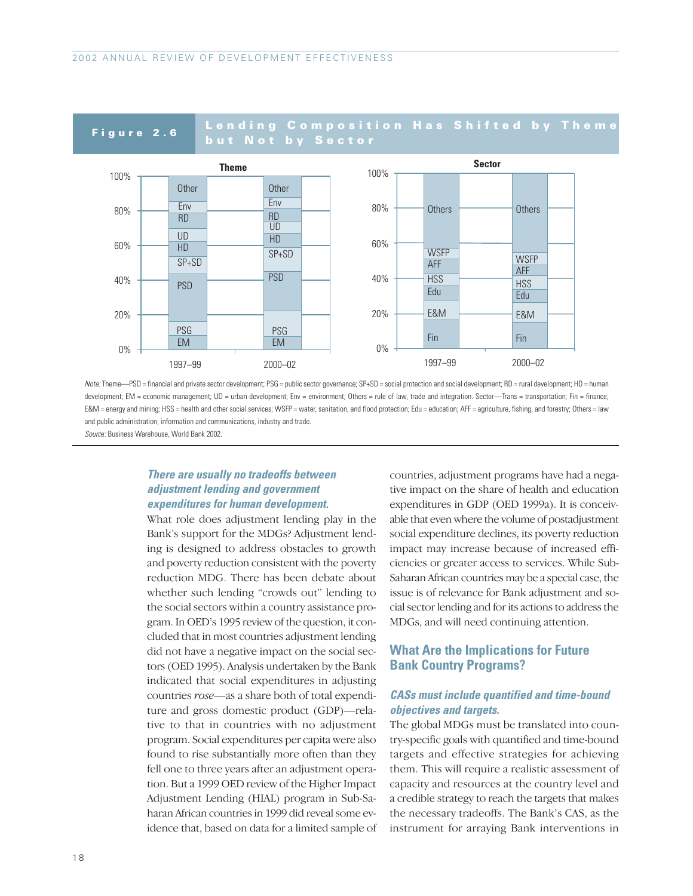**Figure 2.6 Lending Composition Has Shifted by Theme but Not by Sector**

Theme

Sector

*Note:* Theme—PSD = financial and private sector development; PSG = public sector governance; SP+SD = social protection and social development; RD = rural development; HD = human development; EM = economic management; UD = urban development; Env = environment; Others = rule of law, trade and integration. Sector—Trans = transportation; Fin = finance; E&M = energy and mining; HSS = health and other social services; WSFP = water, sanitation, and flood protection; Edu = education; AFF = agriculture, fishing, and forestry; Others = law and public administration, information and communications, industry and trade.

*Source:* Business Warehouse, World Bank 2002.

### *There are usually no tradeoffs between adjustment lending and government expenditures for human development.*

What role does adjustment lending play in the Bank's support for the MDGs? Adjustment lending is designed to address obstacles to growth and poverty reduction consistent with the poverty reduction MDG. There has been debate about whether such lending "crowds out" lending to the social sectors within a country assistance program. In OED's 1995 review of the question, it concluded that in most countries adjustment lending did not have a negative impact on the social sectors (OED 1995). Analysis undertaken by the Bank indicated that social expenditures in adjusting countries *rose*—as a share both of total expenditure and gross domestic product (GDP)—relative to that in countries with no adjustment program. Social expenditures per capita were also found to rise substantially more often than they fell one to three years after an adjustment operation. But a 1999 OED review of the Higher Impact Adjustment Lending (HIAL) program in Sub-Saharan African countries in 1999 did reveal some evidence that, based on data for a limited sample of countries, adjustment programs have had a negative impact on the share of health and education expenditures in GDP (OED 1999a). It is conceivable that even where the volume of postadjustment social expenditure declines, its poverty reduction impact may increase because of increased efficiencies or greater access to services. While Sub-Saharan African countries may be a special case, the issue is of relevance for Bank adjustment and social sector lending and for its actions to address the MDGs, and will need continuing attention.

## What Are the Implications for Future Bank Country Programs?

### *CASs must include quantified and time-bound objectives and targets.*

The global MDGs must be translated into country-specific goals with quantified and time-bound targets and effective strategies for achieving them. This will require a realistic assessment of capacity and resources at the country level and a credible strategy to reach the targets that makes the necessary tradeoffs. The Bank's CAS, as the instrument for arraying Bank interventions in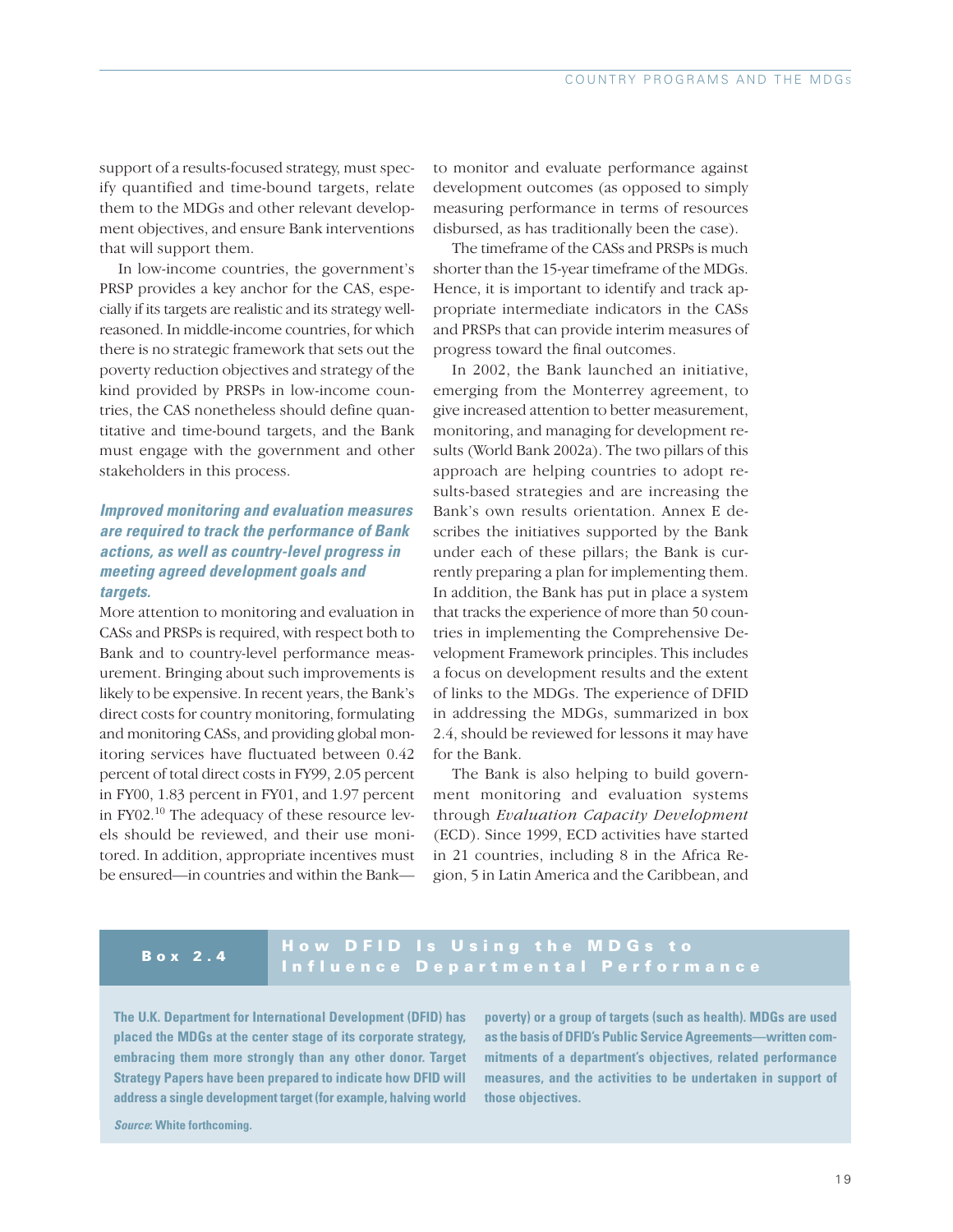support of a results-focused strategy, must specify quantified and time-bound targets, relate them to the MDGs and other relevant development objectives, and ensure Bank interventions that will support them.

In low-income countries, the government's PRSP provides a key anchor for the CAS, especially if its targets are realistic and its strategy well-reasoned. In middle-income countries, for which there is no strategic framework that sets out the poverty reduction objectives and strategy of the kind provided by PRSPs in low-income countries, the CAS nonetheless should define quantitative and time-bound targets, and the Bank must engage with the government and other stakeholders in this process.

### *Improved monitoring and evaluation measures are required to track the performance of Bank actions, as well as country-level progress in meeting agreed development goals and targets.*

More attention to monitoring and evaluation in CASs and PRSPs is required, with respect both to Bank and to country-level performance measurement. Bringing about such improvements is likely to be expensive. In recent years, the Bank's direct costs for country monitoring, formulating and monitoring CASs, and providing global monitoring services have fluctuated between 0.42 percent of total direct costs in FY99, 2.05 percent in FY00, 1.83 percent in FY01, and 1.97 percent in FY02.[10] The adequacy of these resource levels should be reviewed, and their use monitored. In addition, appropriate incentives must be ensured—in countries and within the Bank—to monitor and evaluate performance against development outcomes (as opposed to simply measuring performance in terms of resources disbursed, as has traditionally been the case).

The timeframe of the CASs and PRSPs is much shorter than the 15-year timeframe of the MDGs. Hence, it is important to identify and track appropriate intermediate indicators in the CASs and PRSPs that can provide interim measures of progress toward the final outcomes.

In 2002, the Bank launched an initiative, emerging from the Monterrey agreement, to give increased attention to better measurement, monitoring, and managing for development results (World Bank 2002a). The two pillars of this approach are helping countries to adopt results-based strategies and are increasing the Bank's own results orientation. Annex E describes the initiatives supported by the Bank under each of these pillars; the Bank is currently preparing a plan for implementing them. In addition, the Bank has put in place a system that tracks the experience of more than 50 countries in implementing the Comprehensive Development Framework principles. This includes a focus on development results and the extent of links to the MDGs. The experience of DFID in addressing the MDGs, summarized in box 2.4, should be reviewed for lessons it may have for the Bank.

The Bank is also helping to build government monitoring and evaluation systems through *Evaluation Capacity Development* (ECD). Since 1999, ECD activities have started in 21 countries, including 8 in the Africa Region, 5 in Latin America and the Caribbean, and

**Box 2.4 How DFID Is Using the MDGs to Influence Departmental Performance**

**The U.K. Department for International Development (DFID) has placed the MDGs at the center stage of its corporate strategy, embracing them more strongly than any other donor. Target Strategy Papers have been prepared to indicate how DFID will address a single development target (for example, halving world poverty) or a group of targets (such as health). MDGs are used as the basis of DFID's Public Service Agreements—written commitments of a department's objectives, related performance measures, and the activities to be undertaken in support of those objectives.**

***Source*: White forthcoming.**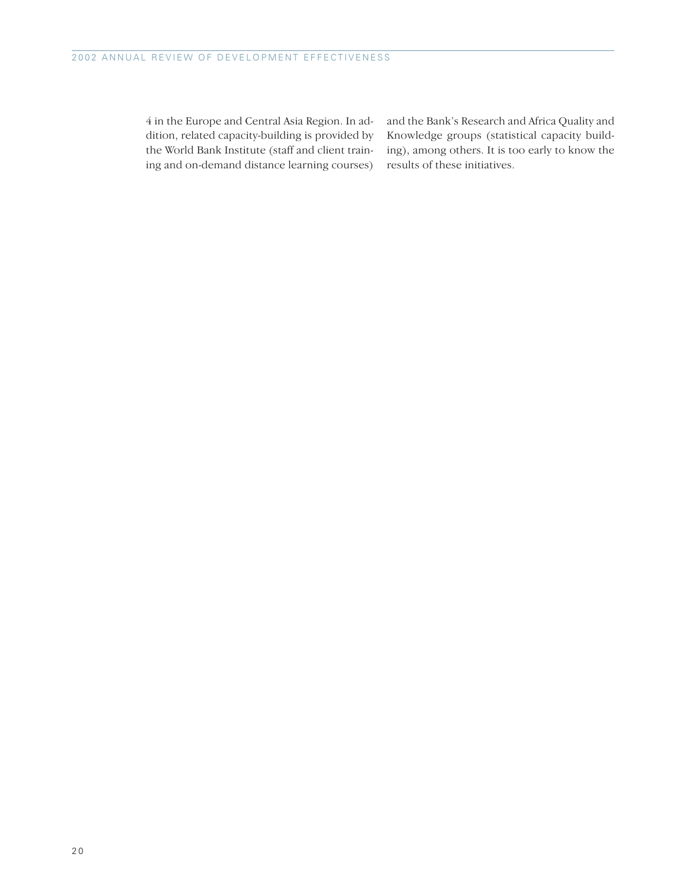4 in the Europe and Central Asia Region. In addition, related capacity-building is provided by the World Bank Institute (staff and client training and on-demand distance learning courses) and the Bank's Research and Africa Quality and Knowledge groups (statistical capacity building), among others. It is too early to know the results of these initiatives.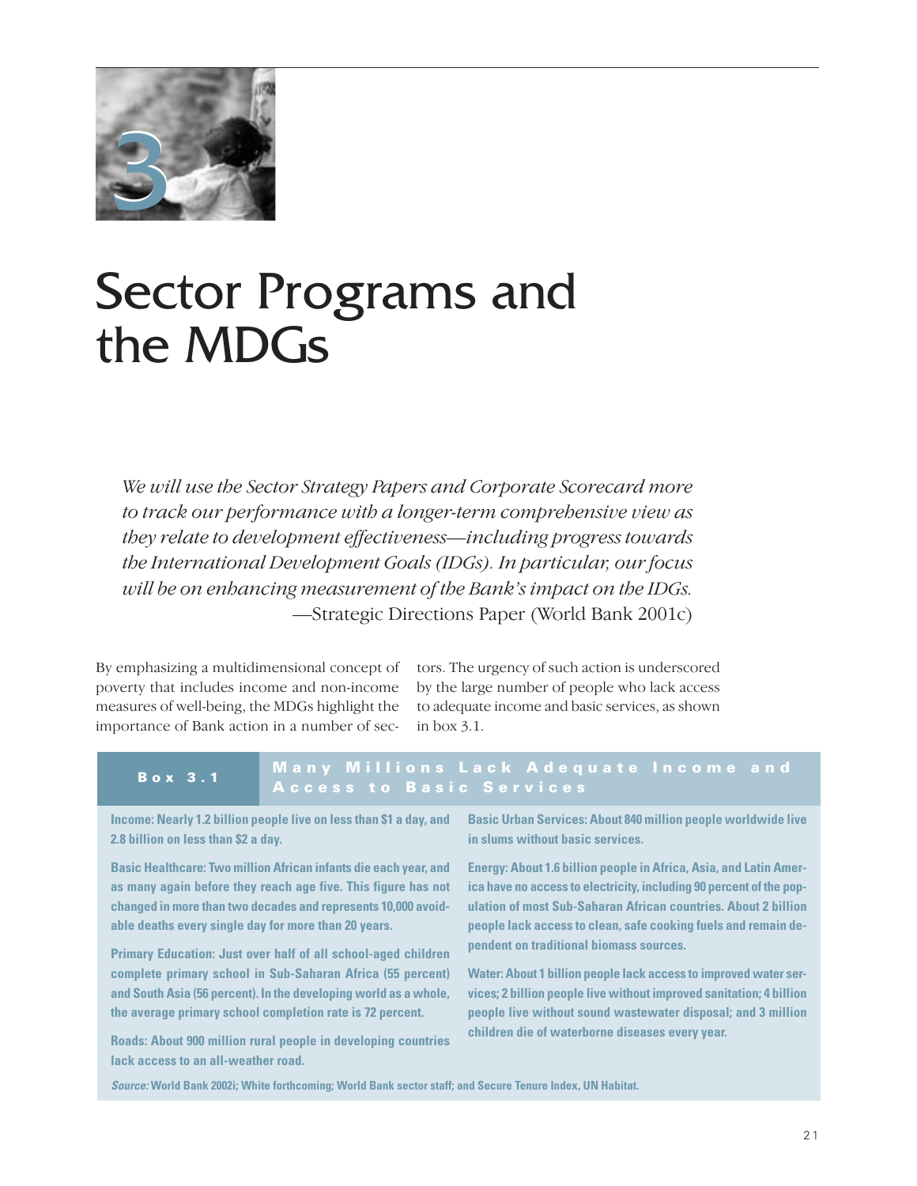# 3

# Sector Programs and the MDGs

*We will use the Sector Strategy Papers and Corporate Scorecard more to track our performance with a longer-term comprehensive view as they relate to development effectiveness—including progress towards the International Development Goals (IDGs). In particular, our focus will be on enhancing measurement of the Bank's impact on the IDGs.*
—Strategic Directions Paper (World Bank 2001c)

By emphasizing a multidimensional concept of poverty that includes income and non-income measures of well-being, the MDGs highlight the importance of Bank action in a number of sectors. The urgency of such action is underscored by the large number of people who lack access to adequate income and basic services, as shown in box 3.1.

**Box 3.1 Many Millions Lack Adequate Income and Access to Basic Services**

**Income: Nearly 1.2 billion people live on less than $1 a day, and 2.8 billion on less than $2 a day.**

**Basic Healthcare: Two million African infants die each year, and as many again before they reach age five. This figure has not changed in more than two decades and represents 10,000 avoidable deaths every single day for more than 20 years.**

**Primary Education: Just over half of all school-aged children complete primary school in Sub-Saharan Africa (55 percent) and South Asia (56 percent). In the developing world as a whole, the average primary school completion rate is 72 percent.**

**Roads: About 900 million rural people in developing countries lack access to an all-weather road.**

**Basic Urban Services: About 840 million people worldwide live in slums without basic services.**

**Energy: About 1.6 billion people in Africa, Asia, and Latin America have no access to electricity, including 90 percent of the population of most Sub-Saharan African countries. About 2 billion people lack access to clean, safe cooking fuels and remain dependent on traditional biomass sources.**

**Water: About 1 billion people lack access to improved water services; 2 billion people live without improved sanitation; 4 billion people live without sound wastewater disposal; and 3 million children die of waterborne diseases every year.**

***Source:*** **World Bank 2002i; White forthcoming; World Bank sector staff; and Secure Tenure Index, UN Habitat.**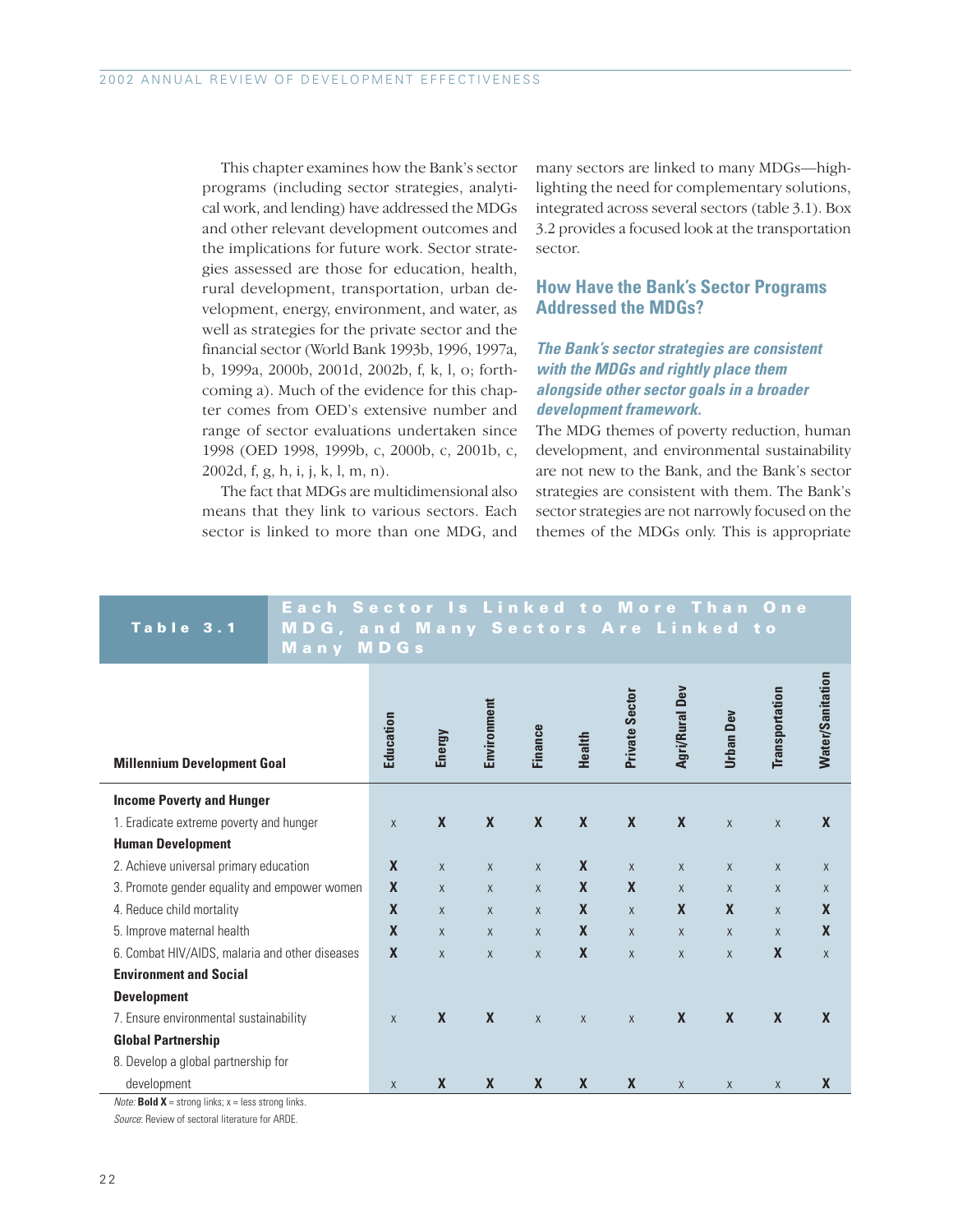This chapter examines how the Bank's sector programs (including sector strategies, analytical work, and lending) have addressed the MDGs and other relevant development outcomes and the implications for future work. Sector strategies assessed are those for education, health, rural development, transportation, urban development, energy, environment, and water, as well as strategies for the private sector and the financial sector (World Bank 1993b, 1996, 1997a, b, 1999a, 2000b, 2001d, 2002b, f, k, l, o; forthcoming a). Much of the evidence for this chapter comes from OED's extensive number and range of sector evaluations undertaken since 1998 (OED 1998, 1999b, c, 2000b, c, 2001b, c, 2002d, f, g, h, i, j, k, l, m, n).

The fact that MDGs are multidimensional also means that they link to various sectors. Each sector is linked to more than one MDG, and many sectors are linked to many MDGs—highlighting the need for complementary solutions, integrated across several sectors (table 3.1). Box 3.2 provides a focused look at the transportation sector.

## How Have the Bank's Sector Programs Addressed the MDGs?

### *The Bank's sector strategies are consistent with the MDGs and rightly place them alongside other sector goals in a broader development framework.*

The MDG themes of poverty reduction, human development, and environmental sustainability are not new to the Bank, and the Bank's sector strategies are consistent with them. The Bank's sector strategies are not narrowly focused on the themes of the MDGs only. This is appropriate

**Table 3.1 Each Sector Is Linked to More Than One MDG, and Many Sectors Are Linked to Many MDGs**

| Millennium Development Goal | Education | Energy | Environment | Finance | Health | Private Sector | Agri/Rural Dev | Urban Dev | Transportation | Water/Sanitation |
|---|---|---|---|---|---|---|---|---|---|---|
| **Income Poverty and Hunger** | | | | | | | | | | |
| 1. Eradicate extreme poverty and hunger | x | **X** | **X** | **X** | **X** | **X** | **X** | x | x | **X** |
| **Human Development** | | | | | | | | | | |
| 2. Achieve universal primary education | **X** | x | x | x | **X** | x | x | x | x | x |
| 3. Promote gender equality and empower women | **X** | x | x | x | **X** | **X** | x | x | x | x |
| 4. Reduce child mortality | **X** | x | x | x | **X** | x | **X** | **X** | x | **X** |
| 5. Improve maternal health | **X** | x | x | x | **X** | x | x | x | x | **X** |
| 6. Combat HIV/AIDS, malaria and other diseases | **X** | x | x | x | **X** | x | x | x | **X** | x |
| **Environment and Social Development** | | | | | | | | | | |
| 7. Ensure environmental sustainability | x | **X** | **X** | x | x | x | **X** | **X** | **X** | **X** |
| **Global Partnership** | | | | | | | | | | |
| 8. Develop a global partnership for development | x | **X** | **X** | **X** | **X** | **X** | x | x | x | **X** |

*Note:* **Bold X** = strong links; x = less strong links.

*Source*: Review of sectoral literature for ARDE.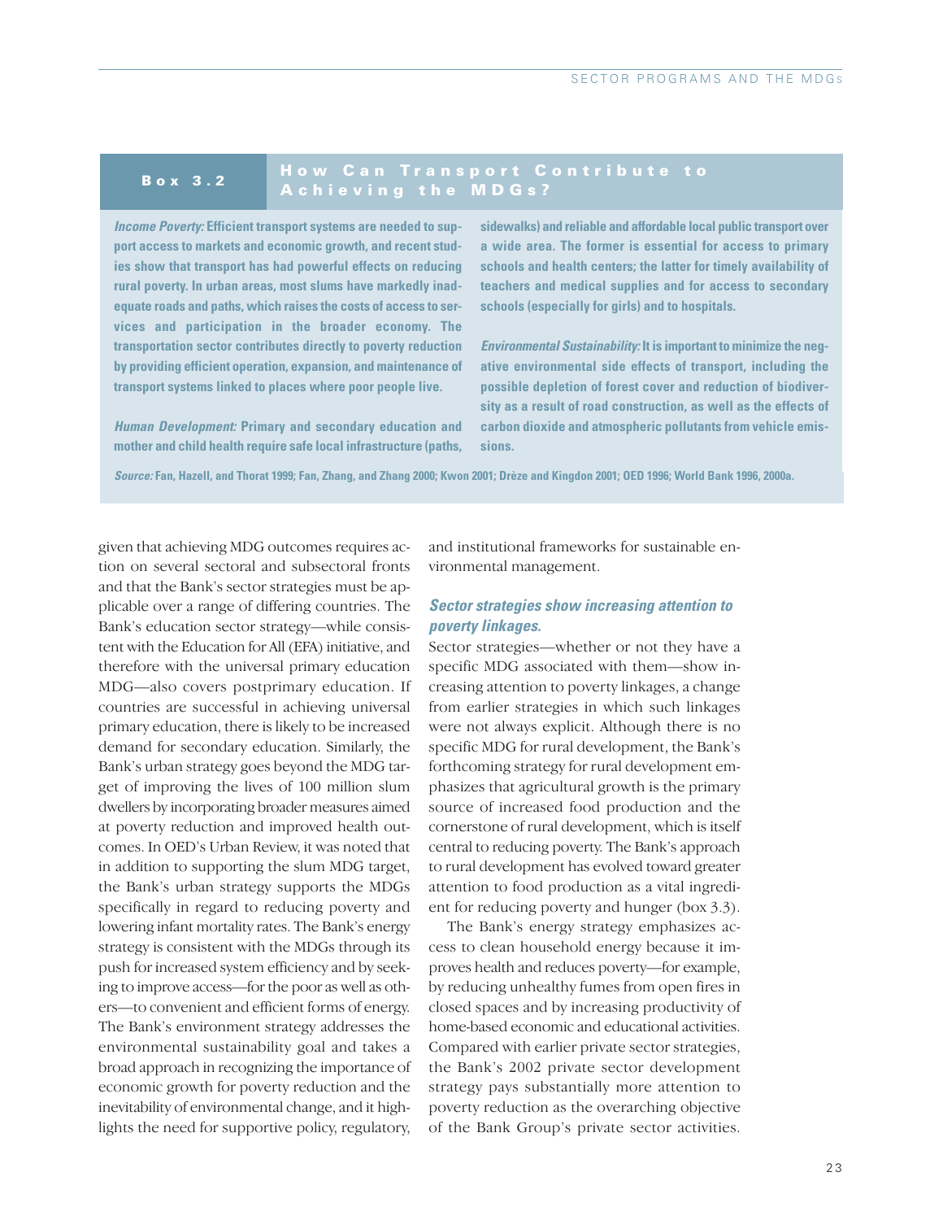## Box 3.2 How Can Transport Contribute to Achieving the MDGs?

***Income Poverty:*** **Efficient transport systems are needed to support access to markets and economic growth, and recent studies show that transport has had powerful effects on reducing rural poverty. In urban areas, most slums have markedly inadequate roads and paths, which raises the costs of access to services and participation in the broader economy. The transportation sector contributes directly to poverty reduction by providing efficient operation, expansion, and maintenance of transport systems linked to places where poor people live.**

***Human Development:*** **Primary and secondary education and mother and child health require safe local infrastructure (paths, sidewalks) and reliable and affordable local public transport over a wide area. The former is essential for access to primary schools and health centers; the latter for timely availability of teachers and medical supplies and for access to secondary schools (especially for girls) and to hospitals.**

***Environmental Sustainability:*** **It is important to minimize the negative environmental side effects of transport, including the possible depletion of forest cover and reduction of biodiversity as a result of road construction, as well as the effects of carbon dioxide and atmospheric pollutants from vehicle emissions.**

***Source:*** **Fan, Hazell, and Thorat 1999; Fan, Zhang, and Zhang 2000; Kwon 2001; Drèze and Kingdon 2001; OED 1996; World Bank 1996, 2000a.**

given that achieving MDG outcomes requires action on several sectoral and subsectoral fronts and that the Bank's sector strategies must be applicable over a range of differing countries. The Bank's education sector strategy—while consistent with the Education for All (EFA) initiative, and therefore with the universal primary education MDG—also covers postprimary education. If countries are successful in achieving universal primary education, there is likely to be increased demand for secondary education. Similarly, the Bank's urban strategy goes beyond the MDG target of improving the lives of 100 million slum dwellers by incorporating broader measures aimed at poverty reduction and improved health outcomes. In OED's Urban Review, it was noted that in addition to supporting the slum MDG target, the Bank's urban strategy supports the MDGs specifically in regard to reducing poverty and lowering infant mortality rates. The Bank's energy strategy is consistent with the MDGs through its push for increased system efficiency and by seeking to improve access—for the poor as well as others—to convenient and efficient forms of energy. The Bank's environment strategy addresses the environmental sustainability goal and takes a broad approach in recognizing the importance of economic growth for poverty reduction and the inevitability of environmental change, and it highlights the need for supportive policy, regulatory, and institutional frameworks for sustainable environmental management.

### *Sector strategies show increasing attention to poverty linkages.*

Sector strategies—whether or not they have a specific MDG associated with them—show increasing attention to poverty linkages, a change from earlier strategies in which such linkages were not always explicit. Although there is no specific MDG for rural development, the Bank's forthcoming strategy for rural development emphasizes that agricultural growth is the primary source of increased food production and the cornerstone of rural development, which is itself central to reducing poverty. The Bank's approach to rural development has evolved toward greater attention to food production as a vital ingredient for reducing poverty and hunger (box 3.3).

The Bank's energy strategy emphasizes access to clean household energy because it improves health and reduces poverty—for example, by reducing unhealthy fumes from open fires in closed spaces and by increasing productivity of home-based economic and educational activities. Compared with earlier private sector strategies, the Bank's 2002 private sector development strategy pays substantially more attention to poverty reduction as the overarching objective of the Bank Group's private sector activities.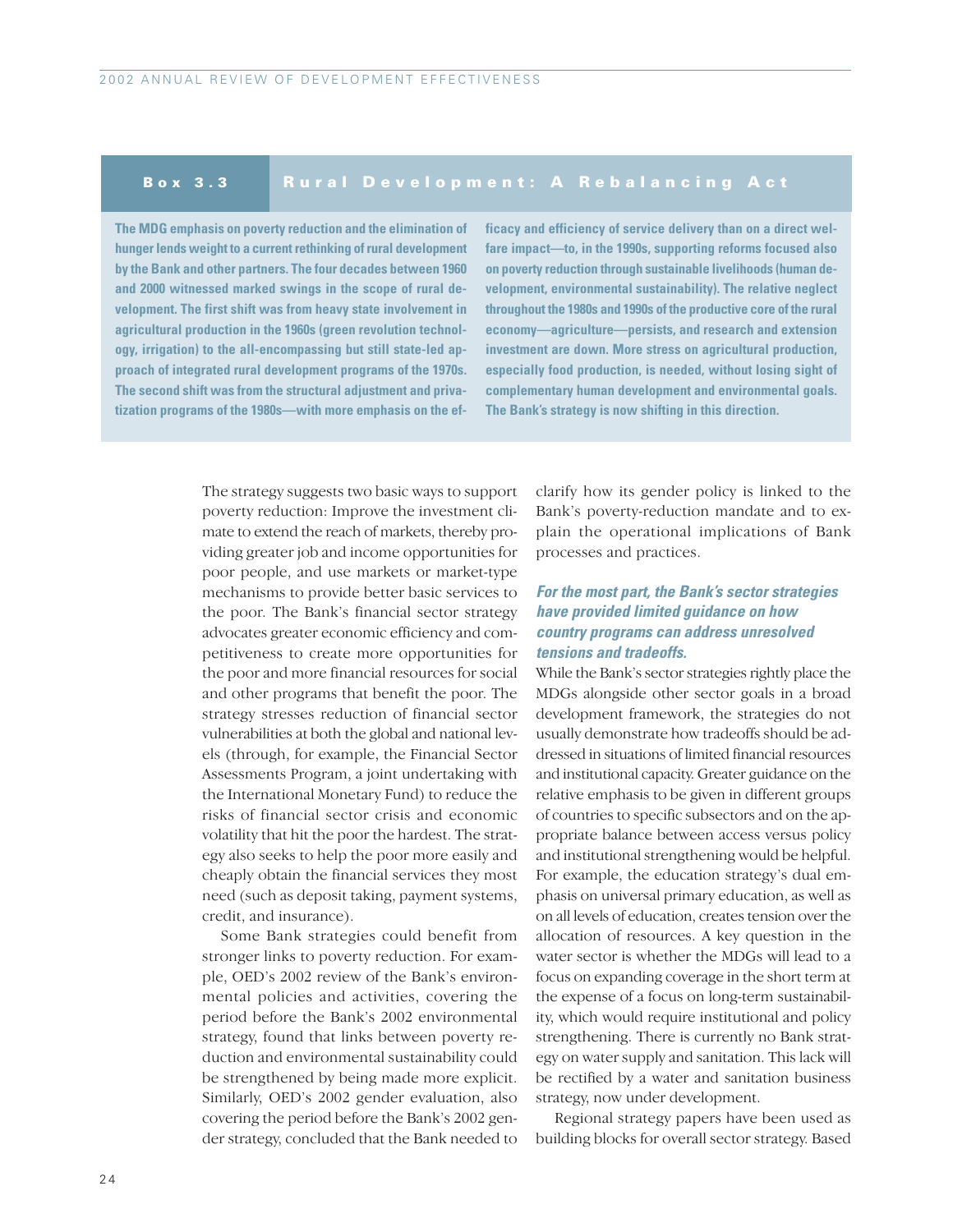## Box 3.3 Rural Development: A Rebalancing Act

**The MDG emphasis on poverty reduction and the elimination of hunger lends weight to a current rethinking of rural development by the Bank and other partners. The four decades between 1960 and 2000 witnessed marked swings in the scope of rural development. The first shift was from heavy state involvement in agricultural production in the 1960s (green revolution technology, irrigation) to the all-encompassing but still state-led approach of integrated rural development programs of the 1970s. The second shift was from the structural adjustment and privatization programs of the 1980s—with more emphasis on the efficacy and efficiency of service delivery than on a direct welfare impact—to, in the 1990s, supporting reforms focused also on poverty reduction through sustainable livelihoods (human development, environmental sustainability). The relative neglect throughout the 1980s and 1990s of the productive core of the rural economy—agriculture—persists, and research and extension investment are down. More stress on agricultural production, especially food production, is needed, without losing sight of complementary human development and environmental goals. The Bank's strategy is now shifting in this direction.**

The strategy suggests two basic ways to support poverty reduction: Improve the investment climate to extend the reach of markets, thereby providing greater job and income opportunities for poor people, and use markets or market-type mechanisms to provide better basic services to the poor. The Bank's financial sector strategy advocates greater economic efficiency and competitiveness to create more opportunities for the poor and more financial resources for social and other programs that benefit the poor. The strategy stresses reduction of financial sector vulnerabilities at both the global and national levels (through, for example, the Financial Sector Assessments Program, a joint undertaking with the International Monetary Fund) to reduce the risks of financial sector crisis and economic volatility that hit the poor the hardest. The strategy also seeks to help the poor more easily and cheaply obtain the financial services they most need (such as deposit taking, payment systems, credit, and insurance).

Some Bank strategies could benefit from stronger links to poverty reduction. For example, OED's 2002 review of the Bank's environmental policies and activities, covering the period before the Bank's 2002 environmental strategy, found that links between poverty reduction and environmental sustainability could be strengthened by being made more explicit. Similarly, OED's 2002 gender evaluation, also covering the period before the Bank's 2002 gender strategy, concluded that the Bank needed to clarify how its gender policy is linked to the Bank's poverty-reduction mandate and to explain the operational implications of Bank processes and practices.

### *For the most part, the Bank's sector strategies have provided limited guidance on how country programs can address unresolved tensions and tradeoffs.*

While the Bank's sector strategies rightly place the MDGs alongside other sector goals in a broad development framework, the strategies do not usually demonstrate how tradeoffs should be addressed in situations of limited financial resources and institutional capacity. Greater guidance on the relative emphasis to be given in different groups of countries to specific subsectors and on the appropriate balance between access versus policy and institutional strengthening would be helpful. For example, the education strategy's dual emphasis on universal primary education, as well as on all levels of education, creates tension over the allocation of resources. A key question in the water sector is whether the MDGs will lead to a focus on expanding coverage in the short term at the expense of a focus on long-term sustainability, which would require institutional and policy strengthening. There is currently no Bank strategy on water supply and sanitation. This lack will be rectified by a water and sanitation business strategy, now under development.

Regional strategy papers have been used as building blocks for overall sector strategy. Based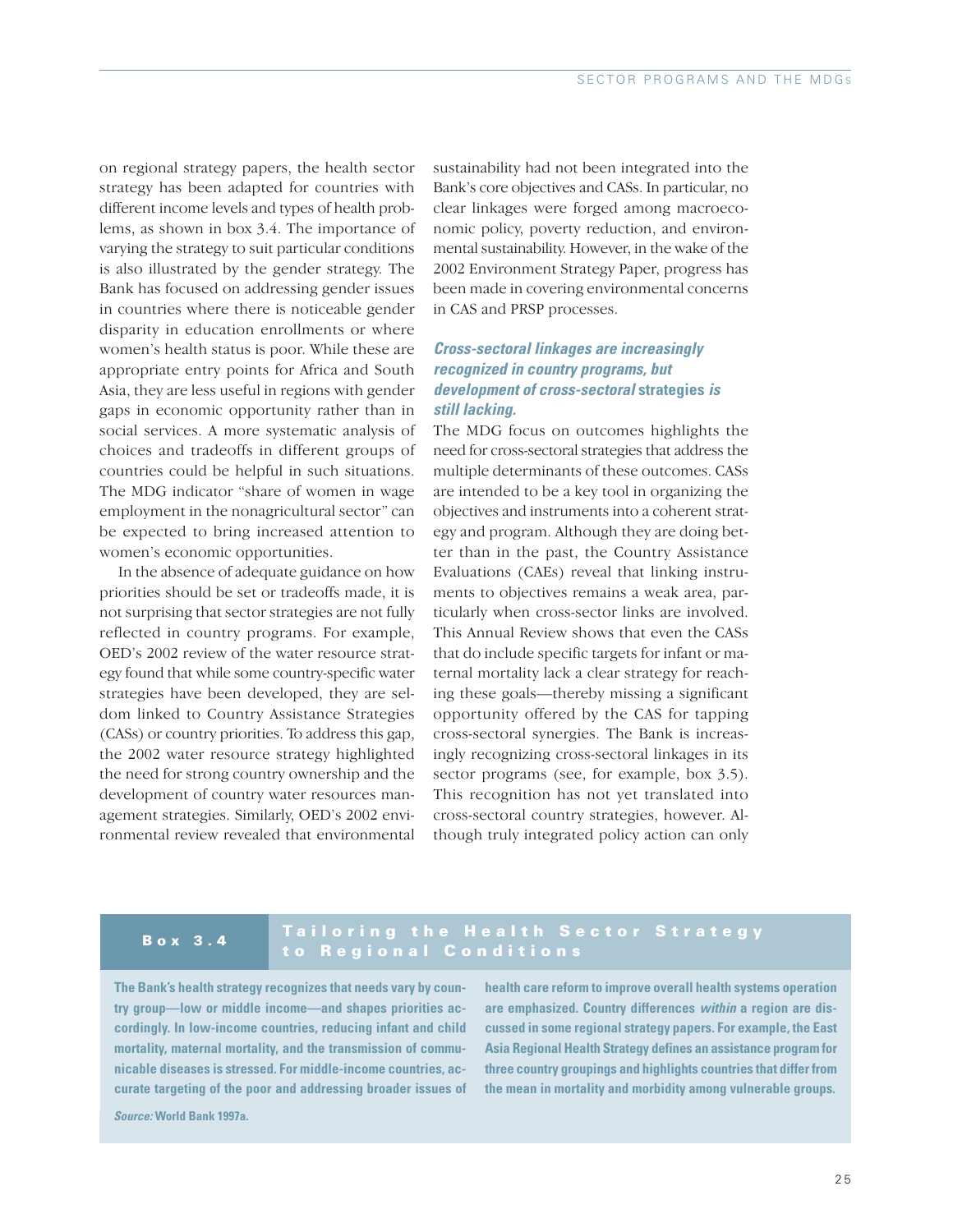on regional strategy papers, the health sector strategy has been adapted for countries with different income levels and types of health problems, as shown in box 3.4. The importance of varying the strategy to suit particular conditions is also illustrated by the gender strategy. The Bank has focused on addressing gender issues in countries where there is noticeable gender disparity in education enrollments or where women's health status is poor. While these are appropriate entry points for Africa and South Asia, they are less useful in regions with gender gaps in economic opportunity rather than in social services. A more systematic analysis of choices and tradeoffs in different groups of countries could be helpful in such situations. The MDG indicator "share of women in wage employment in the nonagricultural sector" can be expected to bring increased attention to women's economic opportunities.

In the absence of adequate guidance on how priorities should be set or tradeoffs made, it is not surprising that sector strategies are not fully reflected in country programs. For example, OED's 2002 review of the water resource strategy found that while some country-specific water strategies have been developed, they are seldom linked to Country Assistance Strategies (CASs) or country priorities. To address this gap, the 2002 water resource strategy highlighted the need for strong country ownership and the development of country water resources management strategies. Similarly, OED's 2002 environmental review revealed that environmental sustainability had not been integrated into the Bank's core objectives and CASs. In particular, no clear linkages were forged among macroeconomic policy, poverty reduction, and environmental sustainability. However, in the wake of the 2002 Environment Strategy Paper, progress has been made in covering environmental concerns in CAS and PRSP processes.

### *Cross-sectoral linkages are increasingly recognized in country programs, but development of cross-sectoral* strategies *is still lacking.*

The MDG focus on outcomes highlights the need for cross-sectoral strategies that address the multiple determinants of these outcomes. CASs are intended to be a key tool in organizing the objectives and instruments into a coherent strategy and program. Although they are doing better than in the past, the Country Assistance Evaluations (CAEs) reveal that linking instruments to objectives remains a weak area, particularly when cross-sector links are involved. This Annual Review shows that even the CASs that do include specific targets for infant or maternal mortality lack a clear strategy for reaching these goals—thereby missing a significant opportunity offered by the CAS for tapping cross-sectoral synergies. The Bank is increasingly recognizing cross-sectoral linkages in its sector programs (see, for example, box 3.5). This recognition has not yet translated into cross-sectoral country strategies, however. Although truly integrated policy action can only

#### Box 3.4 Tailoring the Health Sector Strategy to Regional Conditions

**The Bank's health strategy recognizes that needs vary by country group—low or middle income—and shapes priorities accordingly. In low-income countries, reducing infant and child mortality, maternal mortality, and the transmission of communicable diseases is stressed. For middle-income countries, accurate targeting of the poor and addressing broader issues of health care reform to improve overall health systems operation are emphasized. Country differences *within* a region are discussed in some regional strategy papers. For example, the East Asia Regional Health Strategy defines an assistance program for three country groupings and highlights countries that differ from the mean in mortality and morbidity among vulnerable groups.**

***Source:* World Bank 1997a.**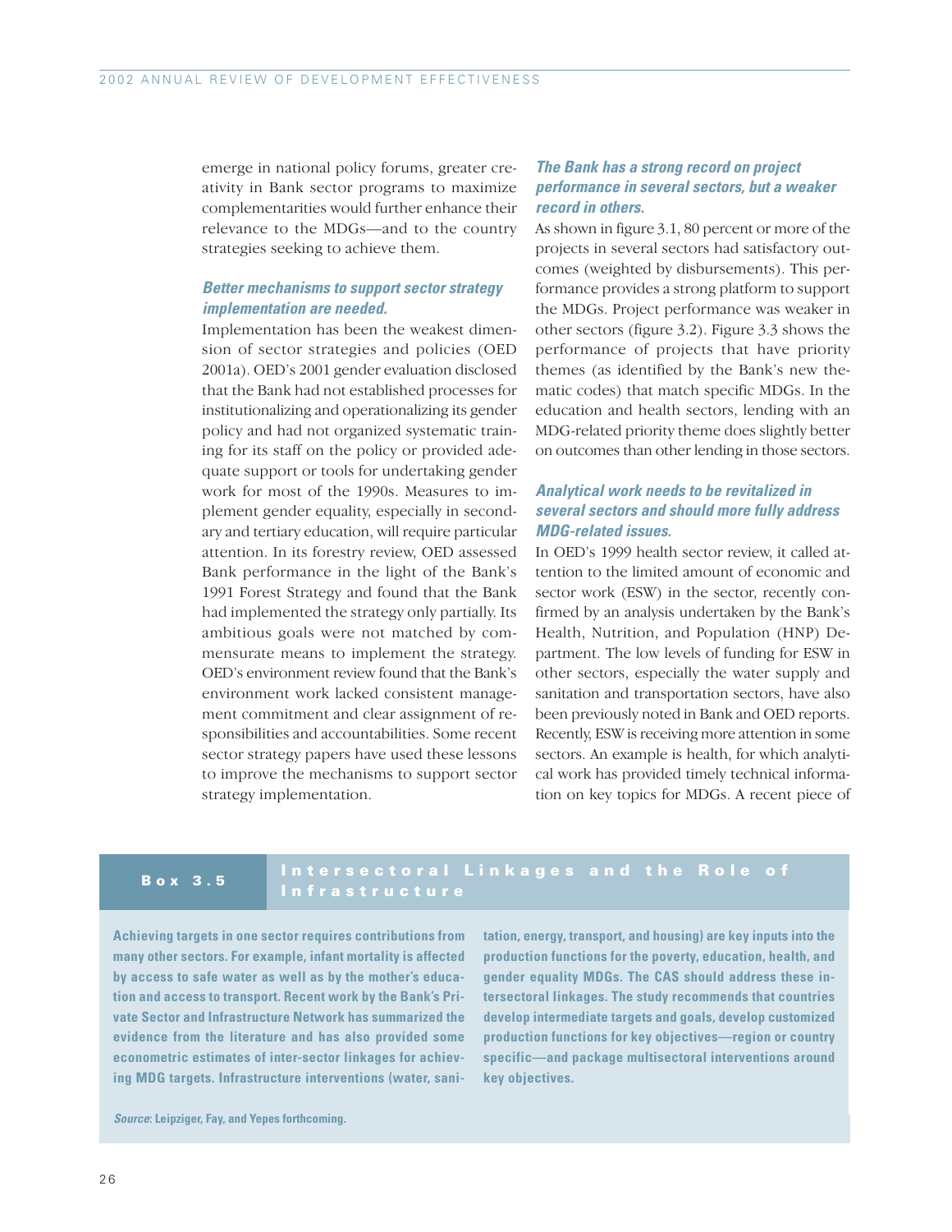emerge in national policy forums, greater creativity in Bank sector programs to maximize complementarities would further enhance their relevance to the MDGs—and to the country strategies seeking to achieve them.

### *Better mechanisms to support sector strategy implementation are needed.*

Implementation has been the weakest dimension of sector strategies and policies (OED 2001a). OED's 2001 gender evaluation disclosed that the Bank had not established processes for institutionalizing and operationalizing its gender policy and had not organized systematic training for its staff on the policy or provided adequate support or tools for undertaking gender work for most of the 1990s. Measures to implement gender equality, especially in secondary and tertiary education, will require particular attention. In its forestry review, OED assessed Bank performance in the light of the Bank's 1991 Forest Strategy and found that the Bank had implemented the strategy only partially. Its ambitious goals were not matched by commensurate means to implement the strategy. OED's environment review found that the Bank's environment work lacked consistent management commitment and clear assignment of responsibilities and accountabilities. Some recent sector strategy papers have used these lessons to improve the mechanisms to support sector strategy implementation.

### *The Bank has a strong record on project performance in several sectors, but a weaker record in others.*

As shown in figure 3.1, 80 percent or more of the projects in several sectors had satisfactory outcomes (weighted by disbursements). This performance provides a strong platform to support the MDGs. Project performance was weaker in other sectors (figure 3.2). Figure 3.3 shows the performance of projects that have priority themes (as identified by the Bank's new thematic codes) that match specific MDGs. In the education and health sectors, lending with an MDG-related priority theme does slightly better on outcomes than other lending in those sectors.

### *Analytical work needs to be revitalized in several sectors and should more fully address MDG-related issues.*

In OED's 1999 health sector review, it called attention to the limited amount of economic and sector work (ESW) in the sector, recently confirmed by an analysis undertaken by the Bank's Health, Nutrition, and Population (HNP) Department. The low levels of funding for ESW in other sectors, especially the water supply and sanitation and transportation sectors, have also been previously noted in Bank and OED reports. Recently, ESW is receiving more attention in some sectors. An example is health, for which analytical work has provided timely technical information on key topics for MDGs. A recent piece of

---

**Box 3.5 Intersectoral Linkages and the Role of Infrastructure**

**Achieving targets in one sector requires contributions from many other sectors. For example, infant mortality is affected by access to safe water as well as by the mother's education and access to transport. Recent work by the Bank's Private Sector and Infrastructure Network has summarized the evidence from the literature and has also provided some econometric estimates of inter-sector linkages for achieving MDG targets. Infrastructure interventions (water, sanitation, energy, transport, and housing) are key inputs into the production functions for the poverty, education, health, and gender equality MDGs. The CAS should address these intersectoral linkages. The study recommends that countries develop intermediate targets and goals, develop customized production functions for key objectives—region or country specific—and package multisectoral interventions around key objectives.**

***Source*: Leipziger, Fay, and Yepes forthcoming.**

---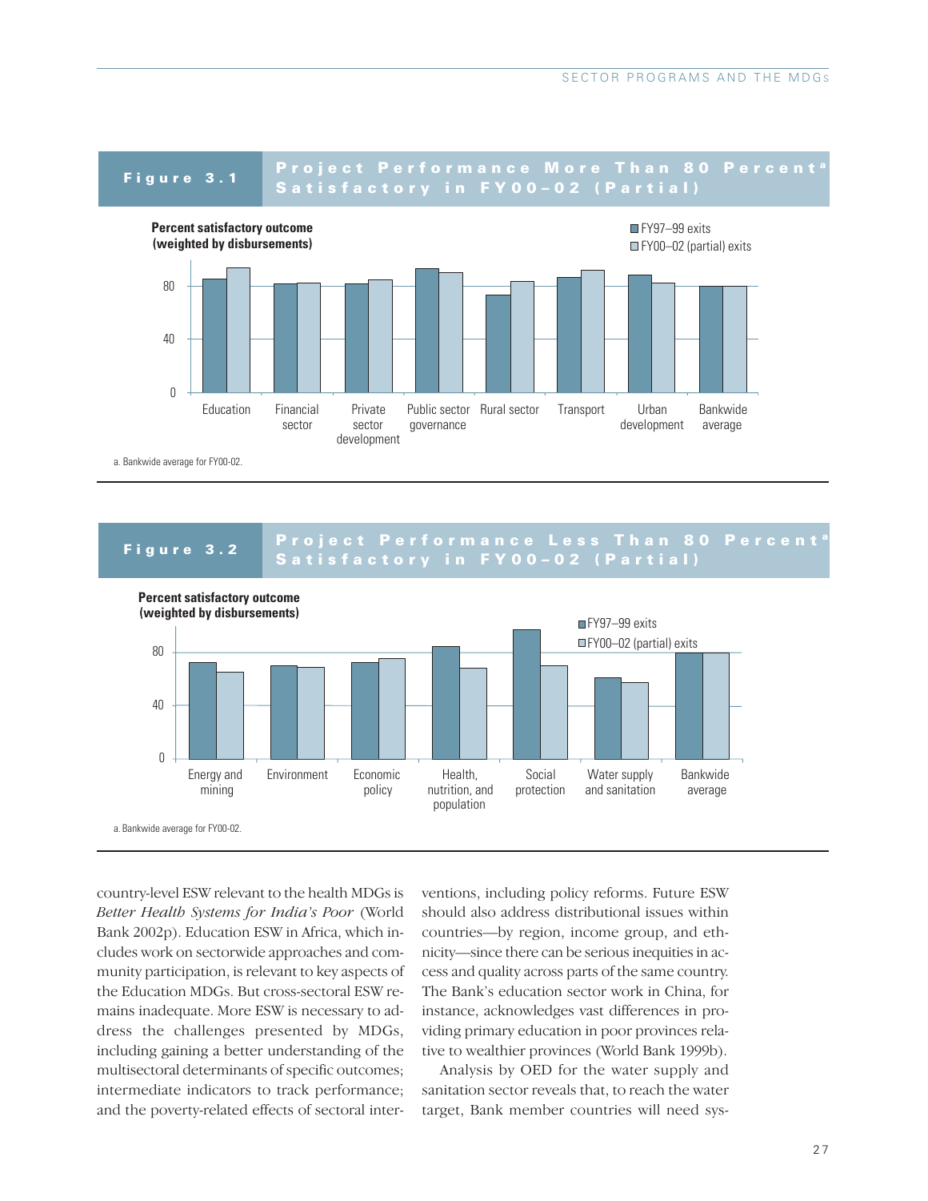## Figure 3.1 Project Performance More Than 80 Percent[a] Satisfactory in FY00–02 (Partial)

Percent satisfactory outcome (weighted by disbursements)

■ FY97–99 exits
□ FY00–02 (partial) exits

Education; Financial sector; Private sector development; Public sector governance; Rural sector; Transport; Urban development; Bankwide average

a. Bankwide average for FY00-02.

## Figure 3.2 Project Performance Less Than 80 Percent[a] Satisfactory in FY00–02 (Partial)

Percent satisfactory outcome (weighted by disbursements)

■ FY97–99 exits
□ FY00–02 (partial) exits

Energy and mining; Environment; Economic policy; Health, nutrition, and population; Social protection; Water supply and sanitation; Bankwide average

a. Bankwide average for FY00-02.

country-level ESW relevant to the health MDGs is *Better Health Systems for India's Poor* (World Bank 2002p). Education ESW in Africa, which includes work on sectorwide approaches and community participation, is relevant to key aspects of the Education MDGs. But cross-sectoral ESW remains inadequate. More ESW is necessary to address the challenges presented by MDGs, including gaining a better understanding of the multisectoral determinants of specific outcomes; intermediate indicators to track performance; and the poverty-related effects of sectoral interventions, including policy reforms. Future ESW should also address distributional issues within countries—by region, income group, and ethnicity—since there can be serious inequities in access and quality across parts of the same country. The Bank's education sector work in China, for instance, acknowledges vast differences in providing primary education in poor provinces relative to wealthier provinces (World Bank 1999b).

Analysis by OED for the water supply and sanitation sector reveals that, to reach the water target, Bank member countries will need sys-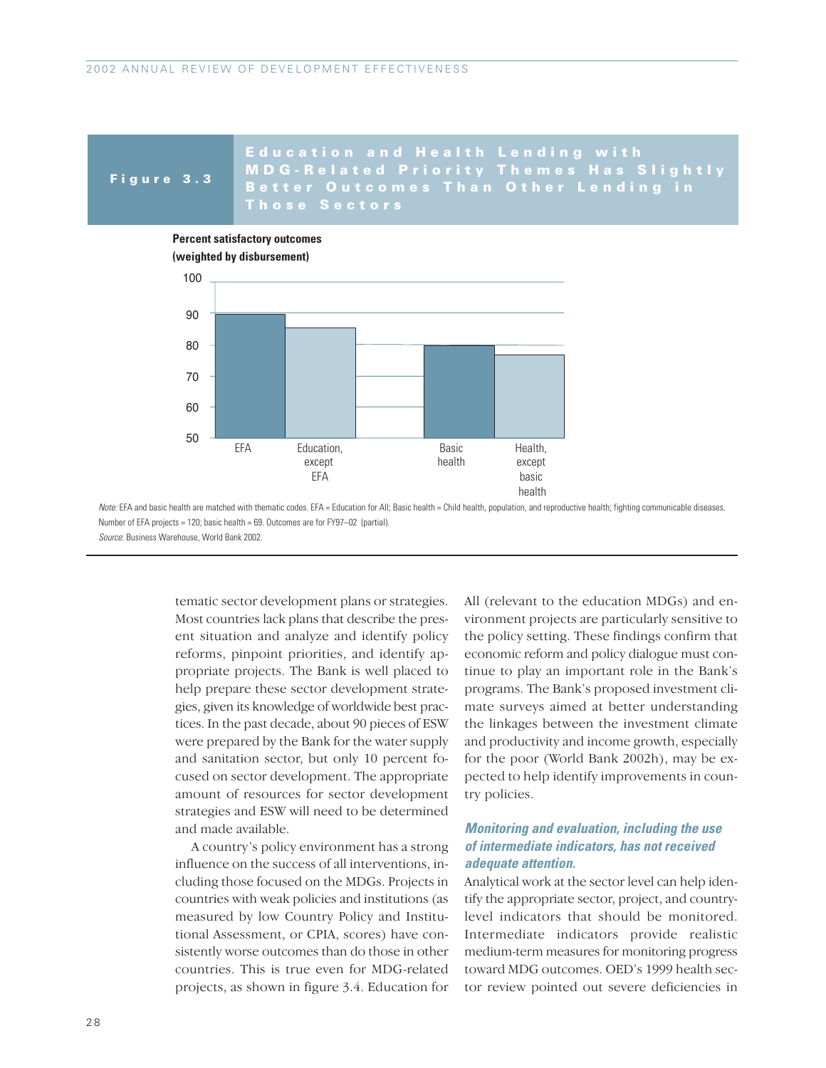**Figure 3.3** **Education and Health Lending with MDG-Related Priority Themes Has Slightly Better Outcomes Than Other Lending in Those Sectors**

**Percent satisfactory outcomes (weighted by disbursement)**

| | Percent satisfactory outcomes |
|---|---|
| EFA | ~90 |
| Education, except EFA | ~85 |
| Basic health | ~80 |
| Health, except basic health | ~77 |

*Note:* EFA and basic health are matched with thematic codes. EFA = Education for All; Basic health = Child health, population, and reproductive health; fighting communicable diseases. Number of EFA projects = 120; basic health = 69. Outcomes are for FY97–02 (partial).

*Source*: Business Warehouse, World Bank 2002.

tematic sector development plans or strategies. Most countries lack plans that describe the present situation and analyze and identify policy reforms, pinpoint priorities, and identify appropriate projects. The Bank is well placed to help prepare these sector development strategies, given its knowledge of worldwide best practices. In the past decade, about 90 pieces of ESW were prepared by the Bank for the water supply and sanitation sector, but only 10 percent focused on sector development. The appropriate amount of resources for sector development strategies and ESW will need to be determined and made available.

A country's policy environment has a strong influence on the success of all interventions, including those focused on the MDGs. Projects in countries with weak policies and institutions (as measured by low Country Policy and Institutional Assessment, or CPIA, scores) have consistently worse outcomes than do those in other countries. This is true even for MDG-related projects, as shown in figure 3.4. Education for All (relevant to the education MDGs) and environment projects are particularly sensitive to the policy setting. These findings confirm that economic reform and policy dialogue must continue to play an important role in the Bank's programs. The Bank's proposed investment climate surveys aimed at better understanding the linkages between the investment climate and productivity and income growth, especially for the poor (World Bank 2002h), may be expected to help identify improvements in country policies.

### *Monitoring and evaluation, including the use of intermediate indicators, has not received adequate attention.*

Analytical work at the sector level can help identify the appropriate sector, project, and country-level indicators that should be monitored. Intermediate indicators provide realistic medium-term measures for monitoring progress toward MDG outcomes. OED's 1999 health sector review pointed out severe deficiencies in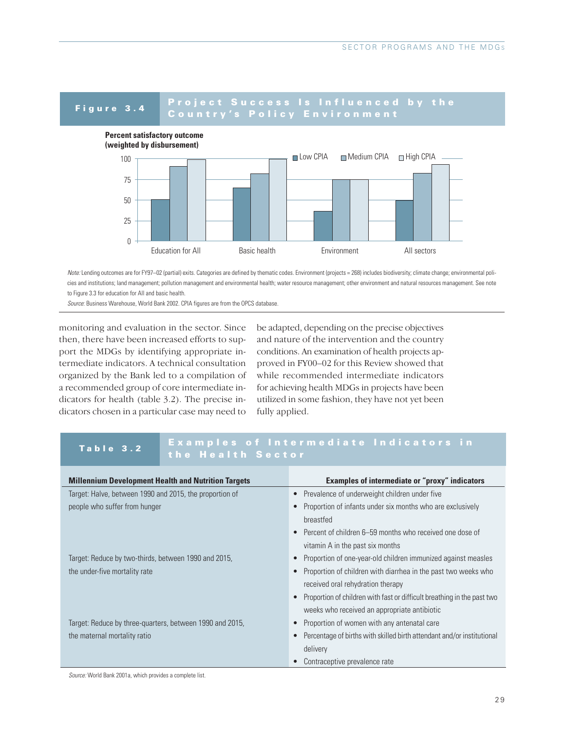## Figure 3.4 Project Success Is Influenced by the Country's Policy Environment

**Percent satisfactory outcome (weighted by disbursement)**

Low CPIA | Medium CPIA | High CPIA

Education for All | Basic health | Environment | All sectors

*Note:* Lending outcomes are for FY97–02 (partial) exits. Categories are defined by thematic codes. Environment (projects = 268) includes biodiversity; climate change; environmental policies and institutions; land management; pollution management and environmental health; water resource management; other environment and natural resources management. See note to Figure 3.3 for education for All and basic health.

*Source:* Business Warehouse, World Bank 2002. CPIA figures are from the OPCS database.

monitoring and evaluation in the sector. Since then, there have been increased efforts to support the MDGs by identifying appropriate intermediate indicators. A technical consultation organized by the Bank led to a compilation of a recommended group of core intermediate indicators for health (table 3.2). The precise indicators chosen in a particular case may need to be adapted, depending on the precise objectives and nature of the intervention and the country conditions. An examination of health projects approved in FY00–02 for this Review showed that while recommended intermediate indicators for achieving health MDGs in projects have been utilized in some fashion, they have not yet been fully applied.

## Table 3.2 Examples of Intermediate Indicators in the Health Sector

| Millennium Development Health and Nutrition Targets | Examples of intermediate or "proxy" indicators |
|---|---|
| Target: Halve, between 1990 and 2015, the proportion of people who suffer from hunger | • Prevalence of underweight children under five<br>• Proportion of infants under six months who are exclusively breastfed<br>• Percent of children 6–59 months who received one dose of vitamin A in the past six months |
| Target: Reduce by two-thirds, between 1990 and 2015, the under-five mortality rate | • Proportion of one-year-old children immunized against measles<br>• Proportion of children with diarrhea in the past two weeks who received oral rehydration therapy<br>• Proportion of children with fast or difficult breathing in the past two weeks who received an appropriate antibiotic |
| Target: Reduce by three-quarters, between 1990 and 2015, the maternal mortality ratio | • Proportion of women with any antenatal care<br>• Percentage of births with skilled birth attendant and/or institutional delivery<br>• Contraceptive prevalence rate |

*Source:* World Bank 2001a, which provides a complete list.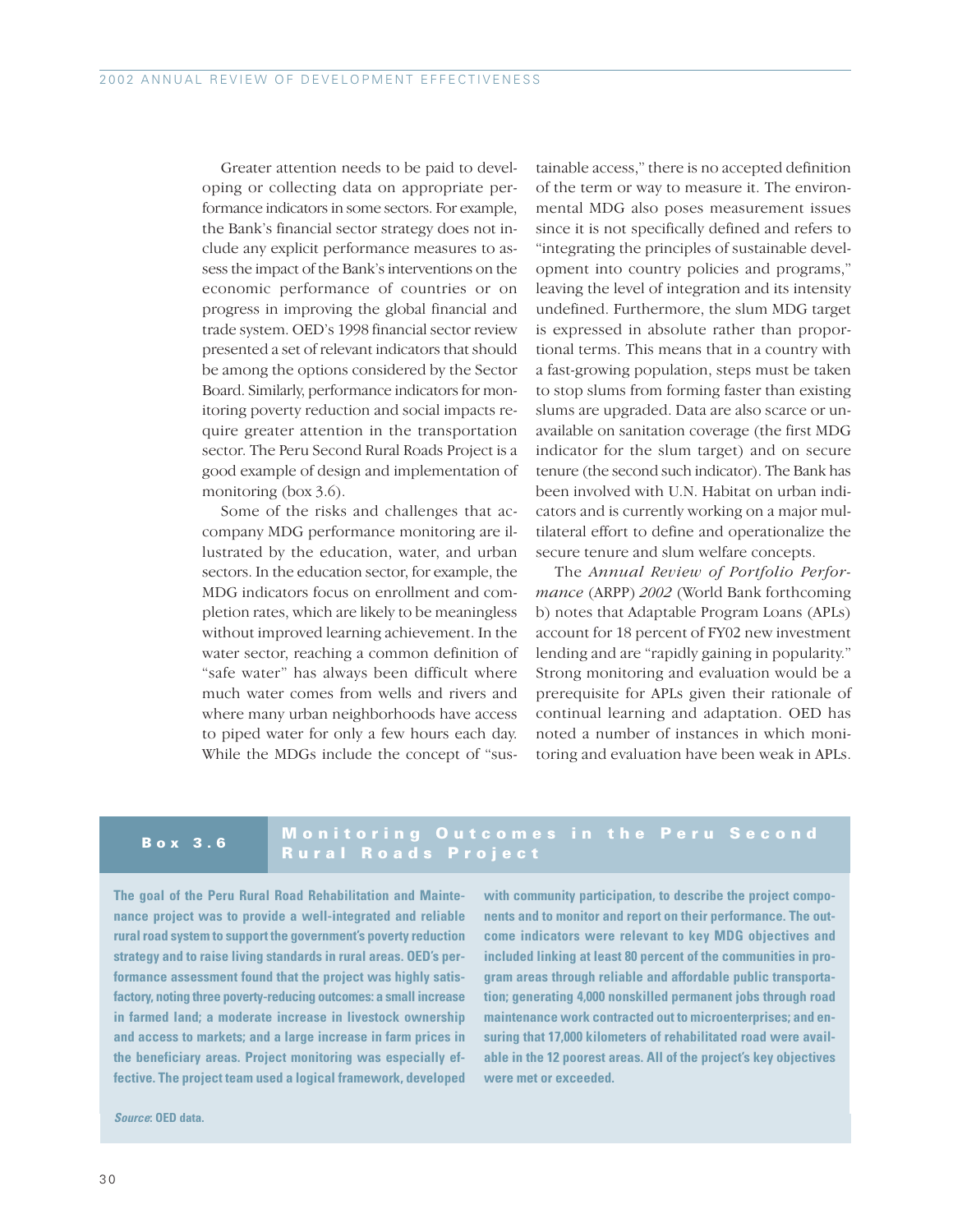Greater attention needs to be paid to developing or collecting data on appropriate performance indicators in some sectors. For example, the Bank's financial sector strategy does not include any explicit performance measures to assess the impact of the Bank's interventions on the economic performance of countries or on progress in improving the global financial and trade system. OED's 1998 financial sector review presented a set of relevant indicators that should be among the options considered by the Sector Board. Similarly, performance indicators for monitoring poverty reduction and social impacts require greater attention in the transportation sector. The Peru Second Rural Roads Project is a good example of design and implementation of monitoring (box 3.6).

Some of the risks and challenges that accompany MDG performance monitoring are illustrated by the education, water, and urban sectors. In the education sector, for example, the MDG indicators focus on enrollment and completion rates, which are likely to be meaningless without improved learning achievement. In the water sector, reaching a common definition of "safe water" has always been difficult where much water comes from wells and rivers and where many urban neighborhoods have access to piped water for only a few hours each day. While the MDGs include the concept of "sustainable access," there is no accepted definition of the term or way to measure it. The environmental MDG also poses measurement issues since it is not specifically defined and refers to "integrating the principles of sustainable development into country policies and programs," leaving the level of integration and its intensity undefined. Furthermore, the slum MDG target is expressed in absolute rather than proportional terms. This means that in a country with a fast-growing population, steps must be taken to stop slums from forming faster than existing slums are upgraded. Data are also scarce or unavailable on sanitation coverage (the first MDG indicator for the slum target) and on secure tenure (the second such indicator). The Bank has been involved with U.N. Habitat on urban indicators and is currently working on a major multilateral effort to define and operationalize the secure tenure and slum welfare concepts.

The *Annual Review of Portfolio Performance* (ARPP) *2002* (World Bank forthcoming b) notes that Adaptable Program Loans (APLs) account for 18 percent of FY02 new investment lending and are "rapidly gaining in popularity." Strong monitoring and evaluation would be a prerequisite for APLs given their rationale of continual learning and adaptation. OED has noted a number of instances in which monitoring and evaluation have been weak in APLs.

## Box 3.6 Monitoring Outcomes in the Peru Second Rural Roads Project

**The goal of the Peru Rural Road Rehabilitation and Maintenance project was to provide a well-integrated and reliable rural road system to support the government's poverty reduction strategy and to raise living standards in rural areas. OED's performance assessment found that the project was highly satisfactory, noting three poverty-reducing outcomes: a small increase in farmed land; a moderate increase in livestock ownership and access to markets; and a large increase in farm prices in the beneficiary areas. Project monitoring was especially effective. The project team used a logical framework, developed with community participation, to describe the project components and to monitor and report on their performance. The outcome indicators were relevant to key MDG objectives and included linking at least 80 percent of the communities in program areas through reliable and affordable public transportation; generating 4,000 nonskilled permanent jobs through road maintenance work contracted out to microenterprises; and ensuring that 17,000 kilometers of rehabilitated road were available in the 12 poorest areas. All of the project's key objectives were met or exceeded.**

***Source*: OED data.**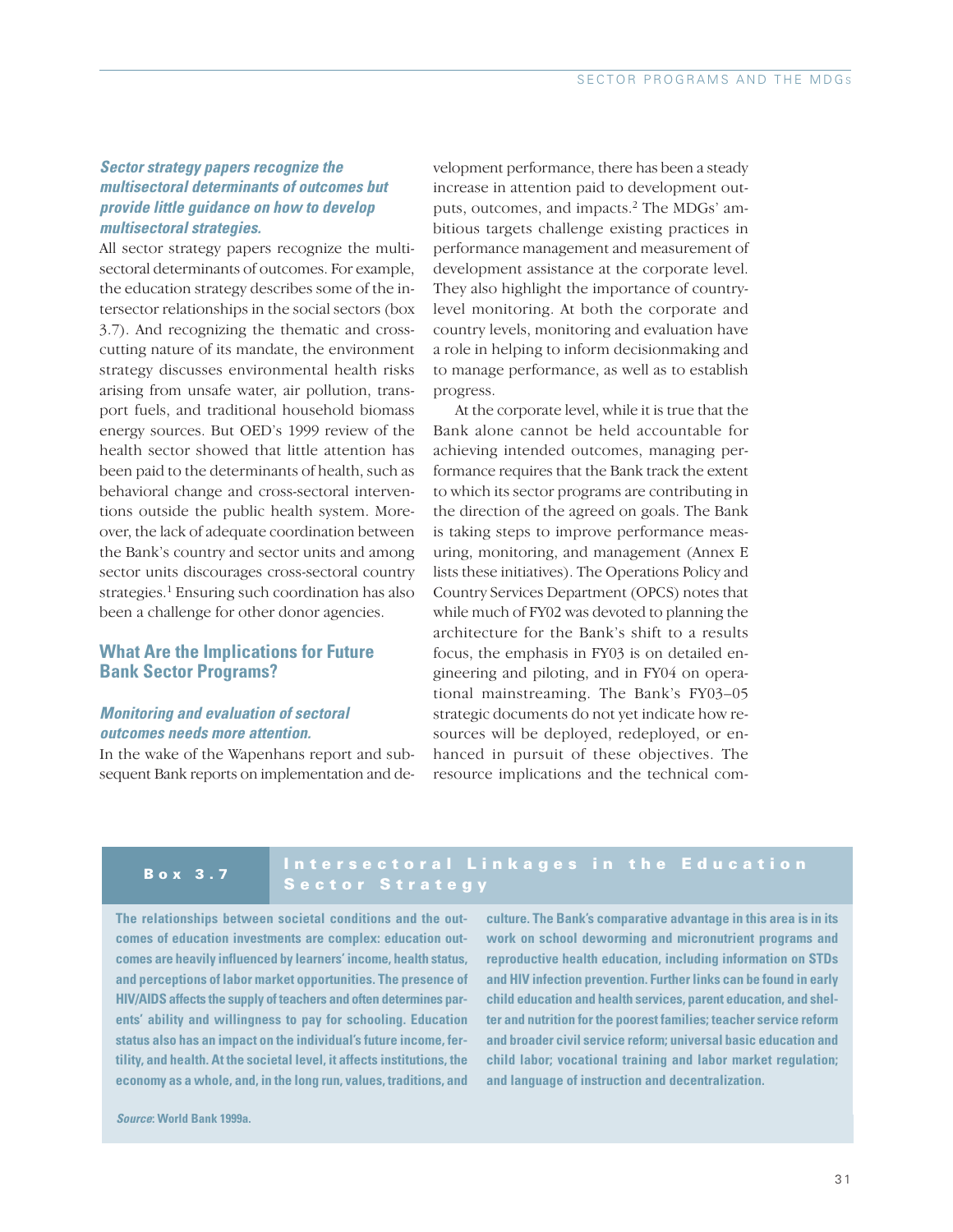***Sector strategy papers recognize the multisectoral determinants of outcomes but provide little guidance on how to develop multisectoral strategies.***

All sector strategy papers recognize the multisectoral determinants of outcomes. For example, the education strategy describes some of the intersector relationships in the social sectors (box 3.7). And recognizing the thematic and cross-cutting nature of its mandate, the environment strategy discusses environmental health risks arising from unsafe water, air pollution, transport fuels, and traditional household biomass energy sources. But OED's 1999 review of the health sector showed that little attention has been paid to the determinants of health, such as behavioral change and cross-sectoral interventions outside the public health system. Moreover, the lack of adequate coordination between the Bank's country and sector units and among sector units discourages cross-sectoral country strategies.[1] Ensuring such coordination has also been a challenge for other donor agencies.

## What Are the Implications for Future Bank Sector Programs?

***Monitoring and evaluation of sectoral outcomes needs more attention.***

In the wake of the Wapenhans report and subsequent Bank reports on implementation and development performance, there has been a steady increase in attention paid to development outputs, outcomes, and impacts.[2] The MDGs' ambitious targets challenge existing practices in performance management and measurement of development assistance at the corporate level. They also highlight the importance of country-level monitoring. At both the corporate and country levels, monitoring and evaluation have a role in helping to inform decisionmaking and to manage performance, as well as to establish progress.

At the corporate level, while it is true that the Bank alone cannot be held accountable for achieving intended outcomes, managing performance requires that the Bank track the extent to which its sector programs are contributing in the direction of the agreed on goals. The Bank is taking steps to improve performance measuring, monitoring, and management (Annex E lists these initiatives). The Operations Policy and Country Services Department (OPCS) notes that while much of FY02 was devoted to planning the architecture for the Bank's shift to a results focus, the emphasis in FY03 is on detailed engineering and piloting, and in FY04 on operational mainstreaming. The Bank's FY03–05 strategic documents do not yet indicate how resources will be deployed, redeployed, or enhanced in pursuit of these objectives. The resource implications and the technical com-

**Box 3.7 Intersectoral Linkages in the Education Sector Strategy**

**The relationships between societal conditions and the outcomes of education investments are complex: education outcomes are heavily influenced by learners' income, health status, and perceptions of labor market opportunities. The presence of HIV/AIDS affects the supply of teachers and often determines parents' ability and willingness to pay for schooling. Education status also has an impact on the individual's future income, fertility, and health. At the societal level, it affects institutions, the economy as a whole, and, in the long run, values, traditions, and culture. The Bank's comparative advantage in this area is in its work on school deworming and micronutrient programs and reproductive health education, including information on STDs and HIV infection prevention. Further links can be found in early child education and health services, parent education, and shelter and nutrition for the poorest families; teacher service reform and broader civil service reform; universal basic education and child labor; vocational training and labor market regulation; and language of instruction and decentralization.**

***Source*: World Bank 1999a.**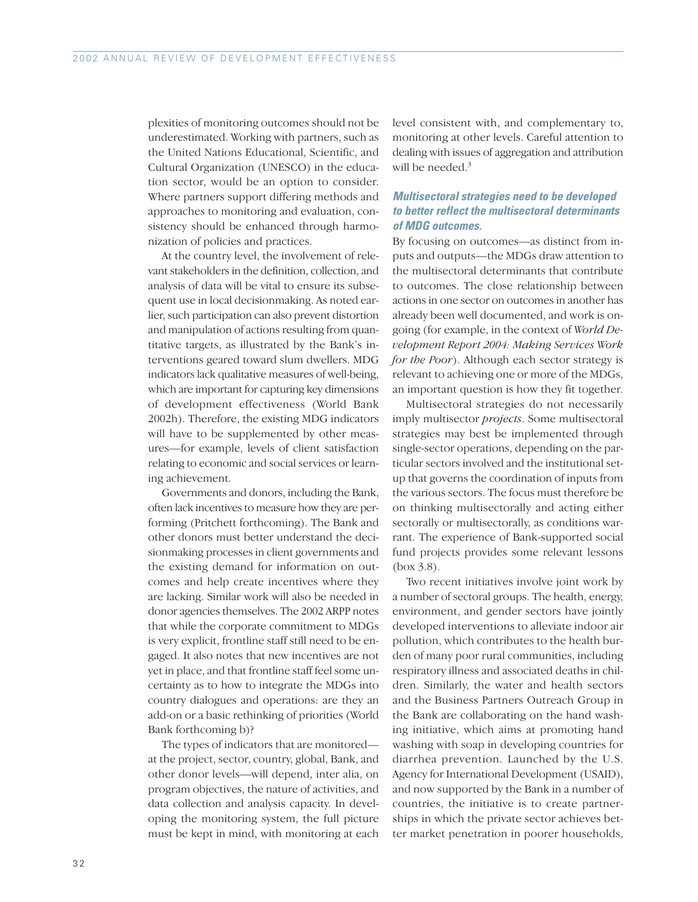plexities of monitoring outcomes should not be underestimated. Working with partners, such as the United Nations Educational, Scientific, and Cultural Organization (UNESCO) in the education sector, would be an option to consider. Where partners support differing methods and approaches to monitoring and evaluation, consistency should be enhanced through harmonization of policies and practices.

At the country level, the involvement of relevant stakeholders in the definition, collection, and analysis of data will be vital to ensure its subsequent use in local decisionmaking. As noted earlier, such participation can also prevent distortion and manipulation of actions resulting from quantitative targets, as illustrated by the Bank's interventions geared toward slum dwellers. MDG indicators lack qualitative measures of well-being, which are important for capturing key dimensions of development effectiveness (World Bank 2002h). Therefore, the existing MDG indicators will have to be supplemented by other measures—for example, levels of client satisfaction relating to economic and social services or learning achievement.

Governments and donors, including the Bank, often lack incentives to measure how they are performing (Pritchett forthcoming). The Bank and other donors must better understand the decisionmaking processes in client governments and the existing demand for information on outcomes and help create incentives where they are lacking. Similar work will also be needed in donor agencies themselves. The 2002 ARPP notes that while the corporate commitment to MDGs is very explicit, frontline staff still need to be engaged. It also notes that new incentives are not yet in place, and that frontline staff feel some uncertainty as to how to integrate the MDGs into country dialogues and operations: are they an add-on or a basic rethinking of priorities (World Bank forthcoming b)?

The types of indicators that are monitored—at the project, sector, country, global, Bank, and other donor levels—will depend, inter alia, on program objectives, the nature of activities, and data collection and analysis capacity. In developing the monitoring system, the full picture must be kept in mind, with monitoring at each level consistent with, and complementary to, monitoring at other levels. Careful attention to dealing with issues of aggregation and attribution will be needed.[3]

### *Multisectoral strategies need to be developed to better reflect the multisectoral determinants of MDG outcomes.*

By focusing on outcomes—as distinct from inputs and outputs—the MDGs draw attention to the multisectoral determinants that contribute to outcomes. The close relationship between actions in one sector on outcomes in another has already been well documented, and work is ongoing (for example, in the context of *World Development Report 2004: Making Services Work for the Poor*). Although each sector strategy is relevant to achieving one or more of the MDGs, an important question is how they fit together.

Multisectoral strategies do not necessarily imply multisector *projects*. Some multisectoral strategies may best be implemented through single-sector operations, depending on the particular sectors involved and the institutional setup that governs the coordination of inputs from the various sectors. The focus must therefore be on thinking multisectorally and acting either sectorally or multisectorally, as conditions warrant. The experience of Bank-supported social fund projects provides some relevant lessons (box 3.8).

Two recent initiatives involve joint work by a number of sectoral groups. The health, energy, environment, and gender sectors have jointly developed interventions to alleviate indoor air pollution, which contributes to the health burden of many poor rural communities, including respiratory illness and associated deaths in children. Similarly, the water and health sectors and the Business Partners Outreach Group in the Bank are collaborating on the hand washing initiative, which aims at promoting hand washing with soap in developing countries for diarrhea prevention. Launched by the U.S. Agency for International Development (USAID), and now supported by the Bank in a number of countries, the initiative is to create partnerships in which the private sector achieves better market penetration in poorer households,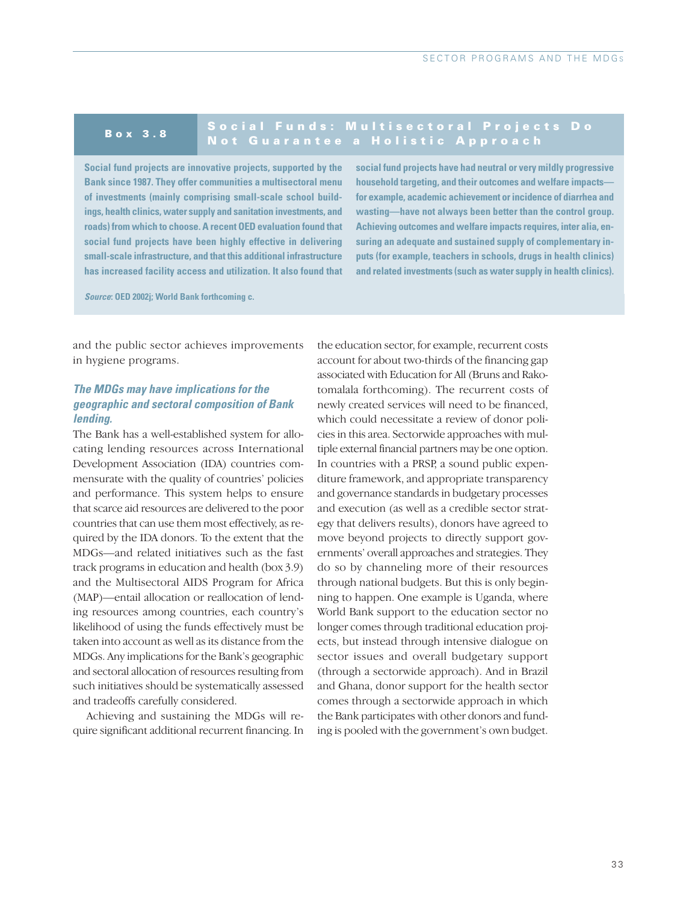## Box 3.8 Social Funds: Multisectoral Projects Do Not Guarantee a Holistic Approach

**Social fund projects are innovative projects, supported by the Bank since 1987. They offer communities a multisectoral menu of investments (mainly comprising small-scale school buildings, health clinics, water supply and sanitation investments, and roads) from which to choose. A recent OED evaluation found that social fund projects have been highly effective in delivering small-scale infrastructure, and that this additional infrastructure has increased facility access and utilization. It also found that social fund projects have had neutral or very mildly progressive household targeting, and their outcomes and welfare impacts—for example, academic achievement or incidence of diarrhea and wasting—have not always been better than the control group. Achieving outcomes and welfare impacts requires, inter alia, ensuring an adequate and sustained supply of complementary inputs (for example, teachers in schools, drugs in health clinics) and related investments (such as water supply in health clinics).**

***Source*: OED 2002j; World Bank forthcoming c.**

and the public sector achieves improvements in hygiene programs.

### *The MDGs may have implications for the geographic and sectoral composition of Bank lending.*

The Bank has a well-established system for allocating lending resources across International Development Association (IDA) countries commensurate with the quality of countries' policies and performance. This system helps to ensure that scarce aid resources are delivered to the poor countries that can use them most effectively, as required by the IDA donors. To the extent that the MDGs—and related initiatives such as the fast track programs in education and health (box 3.9) and the Multisectoral AIDS Program for Africa (MAP)—entail allocation or reallocation of lending resources among countries, each country's likelihood of using the funds effectively must be taken into account as well as its distance from the MDGs. Any implications for the Bank's geographic and sectoral allocation of resources resulting from such initiatives should be systematically assessed and tradeoffs carefully considered.

Achieving and sustaining the MDGs will require significant additional recurrent financing. In the education sector, for example, recurrent costs account for about two-thirds of the financing gap associated with Education for All (Bruns and Rakotomalala forthcoming). The recurrent costs of newly created services will need to be financed, which could necessitate a review of donor policies in this area. Sectorwide approaches with multiple external financial partners may be one option. In countries with a PRSP, a sound public expenditure framework, and appropriate transparency and governance standards in budgetary processes and execution (as well as a credible sector strategy that delivers results), donors have agreed to move beyond projects to directly support governments' overall approaches and strategies. They do so by channeling more of their resources through national budgets. But this is only beginning to happen. One example is Uganda, where World Bank support to the education sector no longer comes through traditional education projects, but instead through intensive dialogue on sector issues and overall budgetary support (through a sectorwide approach). And in Brazil and Ghana, donor support for the health sector comes through a sectorwide approach in which the Bank participates with other donors and funding is pooled with the government's own budget.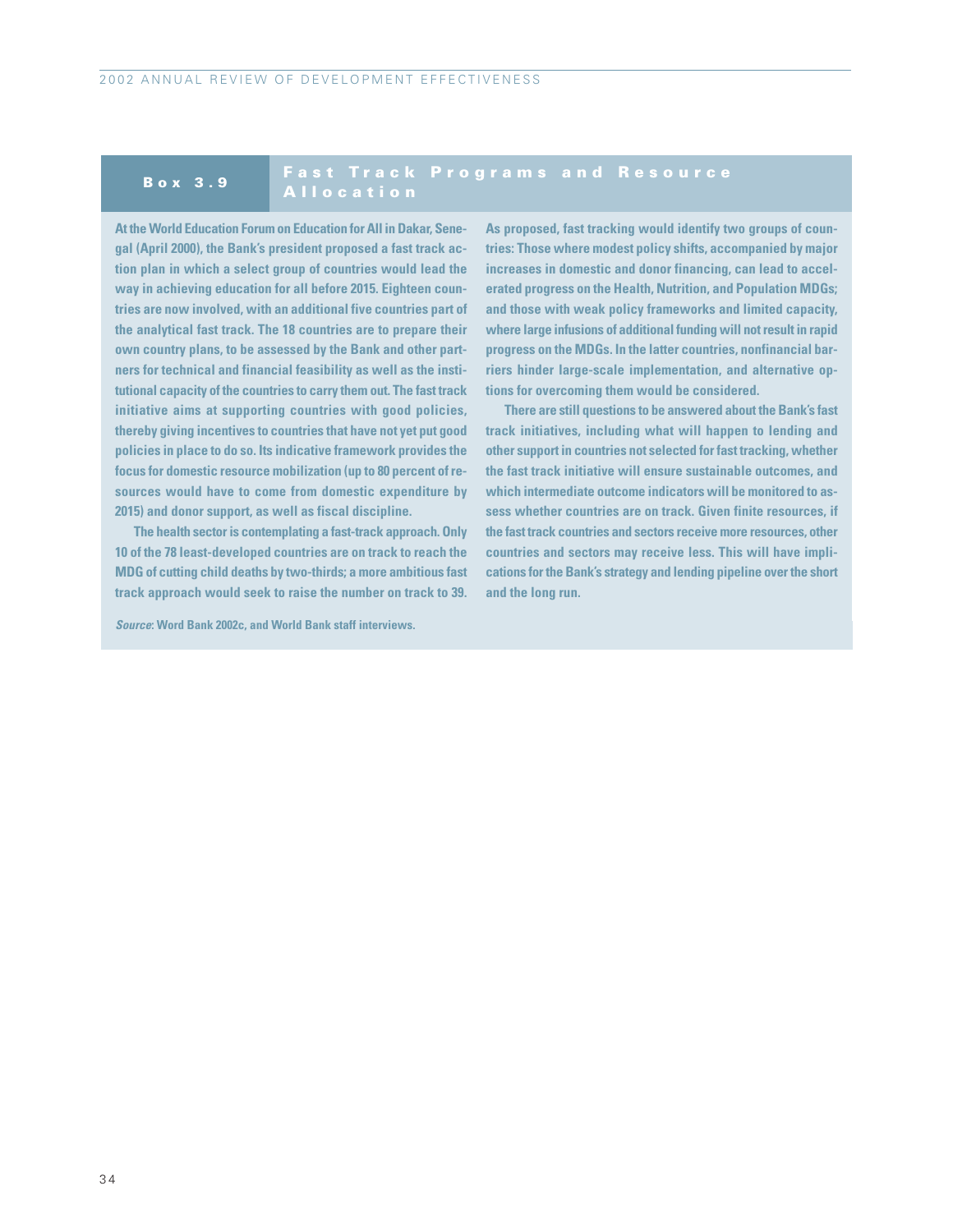## Box 3.9 Fast Track Programs and Resource Allocation

At the World Education Forum on Education for All in Dakar, Senegal (April 2000), the Bank's president proposed a fast track action plan in which a select group of countries would lead the way in achieving education for all before 2015. Eighteen countries are now involved, with an additional five countries part of the analytical fast track. The 18 countries are to prepare their own country plans, to be assessed by the Bank and other partners for technical and financial feasibility as well as the institutional capacity of the countries to carry them out. The fast track initiative aims at supporting countries with good policies, thereby giving incentives to countries that have not yet put good policies in place to do so. Its indicative framework provides the focus for domestic resource mobilization (up to 80 percent of resources would have to come from domestic expenditure by 2015) and donor support, as well as fiscal discipline.

The health sector is contemplating a fast-track approach. Only 10 of the 78 least-developed countries are on track to reach the MDG of cutting child deaths by two-thirds; a more ambitious fast track approach would seek to raise the number on track to 39. As proposed, fast tracking would identify two groups of countries: Those where modest policy shifts, accompanied by major increases in domestic and donor financing, can lead to accelerated progress on the Health, Nutrition, and Population MDGs; and those with weak policy frameworks and limited capacity, where large infusions of additional funding will not result in rapid progress on the MDGs. In the latter countries, nonfinancial barriers hinder large-scale implementation, and alternative options for overcoming them would be considered.

There are still questions to be answered about the Bank's fast track initiatives, including what will happen to lending and other support in countries not selected for fast tracking, whether the fast track initiative will ensure sustainable outcomes, and which intermediate outcome indicators will be monitored to assess whether countries are on track. Given finite resources, if the fast track countries and sectors receive more resources, other countries and sectors may receive less. This will have implications for the Bank's strategy and lending pipeline over the short and the long run.

*Source*: Word Bank 2002c, and World Bank staff interviews.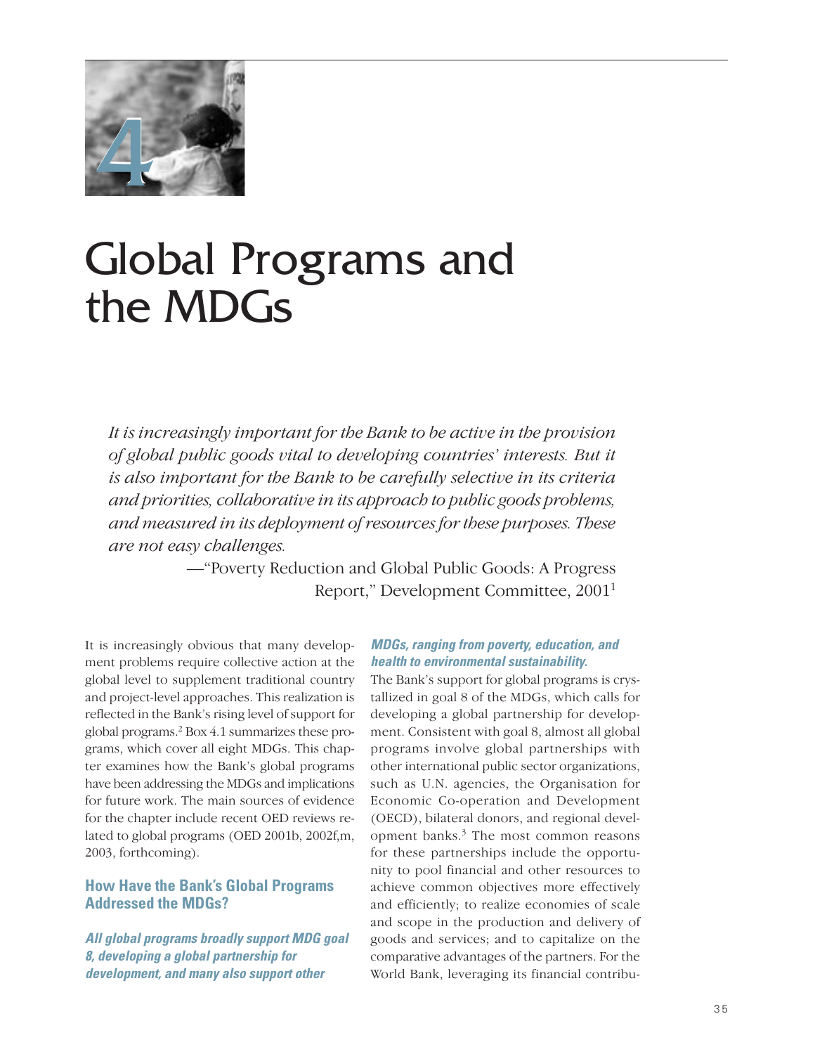# 4

# Global Programs and the MDGs

*It is increasingly important for the Bank to be active in the provision of global public goods vital to developing countries' interests. But it is also important for the Bank to be carefully selective in its criteria and priorities, collaborative in its approach to public goods problems, and measured in its deployment of resources for these purposes. These are not easy challenges.*

—"Poverty Reduction and Global Public Goods: A Progress Report," Development Committee, 2001[1]

It is increasingly obvious that many development problems require collective action at the global level to supplement traditional country and project-level approaches. This realization is reflected in the Bank's rising level of support for global programs.[2] Box 4.1 summarizes these programs, which cover all eight MDGs. This chapter examines how the Bank's global programs have been addressing the MDGs and implications for future work. The main sources of evidence for the chapter include recent OED reviews related to global programs (OED 2001b, 2002f,m, 2003, forthcoming).

## How Have the Bank's Global Programs Addressed the MDGs?

***All global programs broadly support MDG goal 8, developing a global partnership for development, and many also support other MDGs, ranging from poverty, education, and health to environmental sustainability.***

The Bank's support for global programs is crystallized in goal 8 of the MDGs, which calls for developing a global partnership for development. Consistent with goal 8, almost all global programs involve global partnerships with other international public sector organizations, such as U.N. agencies, the Organisation for Economic Co-operation and Development (OECD), bilateral donors, and regional development banks.[3] The most common reasons for these partnerships include the opportunity to pool financial and other resources to achieve common objectives more effectively and efficiently; to realize economies of scale and scope in the production and delivery of goods and services; and to capitalize on the comparative advantages of the partners. For the World Bank, leveraging its financial contribu-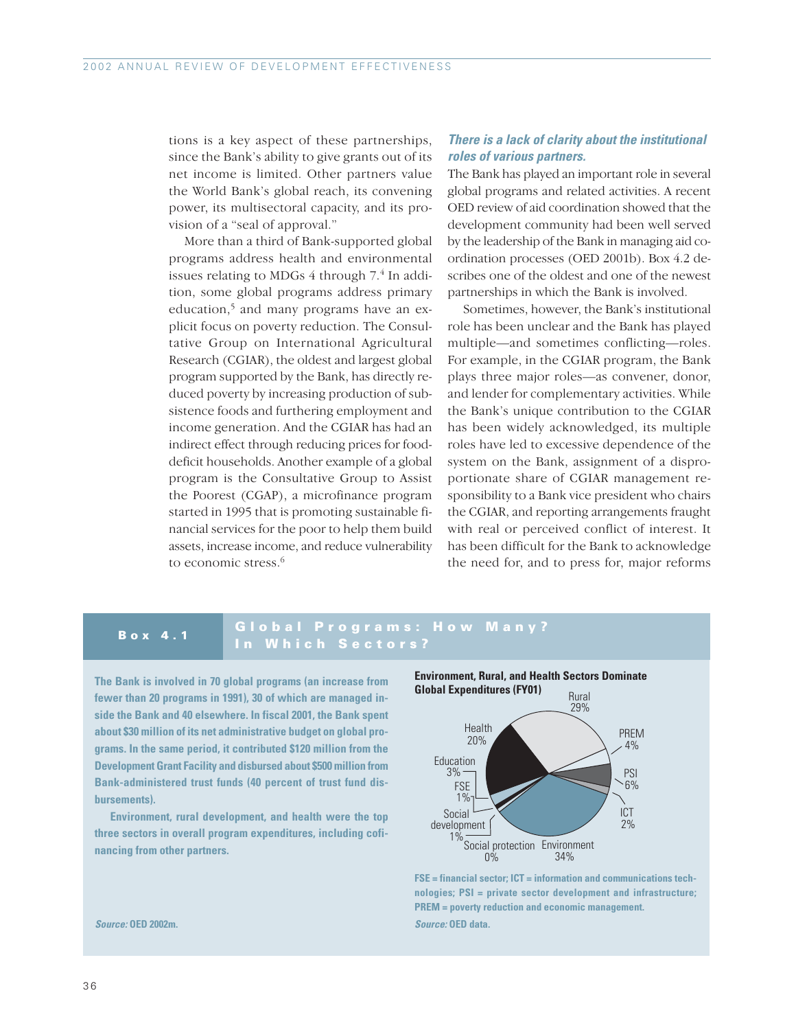tions is a key aspect of these partnerships, since the Bank's ability to give grants out of its net income is limited. Other partners value the World Bank's global reach, its convening power, its multisectoral capacity, and its provision of a "seal of approval."

More than a third of Bank-supported global programs address health and environmental issues relating to MDGs 4 through 7.[4] In addition, some global programs address primary education,[5] and many programs have an explicit focus on poverty reduction. The Consultative Group on International Agricultural Research (CGIAR), the oldest and largest global program supported by the Bank, has directly reduced poverty by increasing production of subsistence foods and furthering employment and income generation. And the CGIAR has had an indirect effect through reducing prices for food-deficit households. Another example of a global program is the Consultative Group to Assist the Poorest (CGAP), a microfinance program started in 1995 that is promoting sustainable financial services for the poor to help them build assets, increase income, and reduce vulnerability to economic stress.[6]

### *There is a lack of clarity about the institutional roles of various partners.*

The Bank has played an important role in several global programs and related activities. A recent OED review of aid coordination showed that the development community had been well served by the leadership of the Bank in managing aid coordination processes (OED 2001b). Box 4.2 describes one of the oldest and one of the newest partnerships in which the Bank is involved.

Sometimes, however, the Bank's institutional role has been unclear and the Bank has played multiple—and sometimes conflicting—roles. For example, in the CGIAR program, the Bank plays three major roles—as convener, donor, and lender for complementary activities. While the Bank's unique contribution to the CGIAR has been widely acknowledged, its multiple roles have led to excessive dependence of the system on the Bank, assignment of a disproportionate share of CGIAR management responsibility to a Bank vice president who chairs the CGIAR, and reporting arrangements fraught with real or perceived conflict of interest. It has been difficult for the Bank to acknowledge the need for, and to press for, major reforms

---

**Box 4.1 Global Programs: How Many? In Which Sectors?**

**The Bank is involved in 70 global programs (an increase from fewer than 20 programs in 1991), 30 of which are managed inside the Bank and 40 elsewhere. In fiscal 2001, the Bank spent about $30 million of its net administrative budget on global programs. In the same period, it contributed $120 million from the Development Grant Facility and disbursed about $500 million from Bank-administered trust funds (40 percent of trust fund disbursements).**

**Environment, rural development, and health were the top three sectors in overall program expenditures, including cofinancing from other partners.**

***Source:*** **OED 2002m.**

**Environment, Rural, and Health Sectors Dominate Global Expenditures (FY01)**

Rural 29%
PREM 4%
PSI 6%
ICT 2%
Environment 34%
Social protection 0%
Social development 1%
FSE 1%
Education 3%
Health 20%

**FSE = financial sector; ICT = information and communications technologies; PSI = private sector development and infrastructure; PREM = poverty reduction and economic management.**

***Source:*** **OED data.**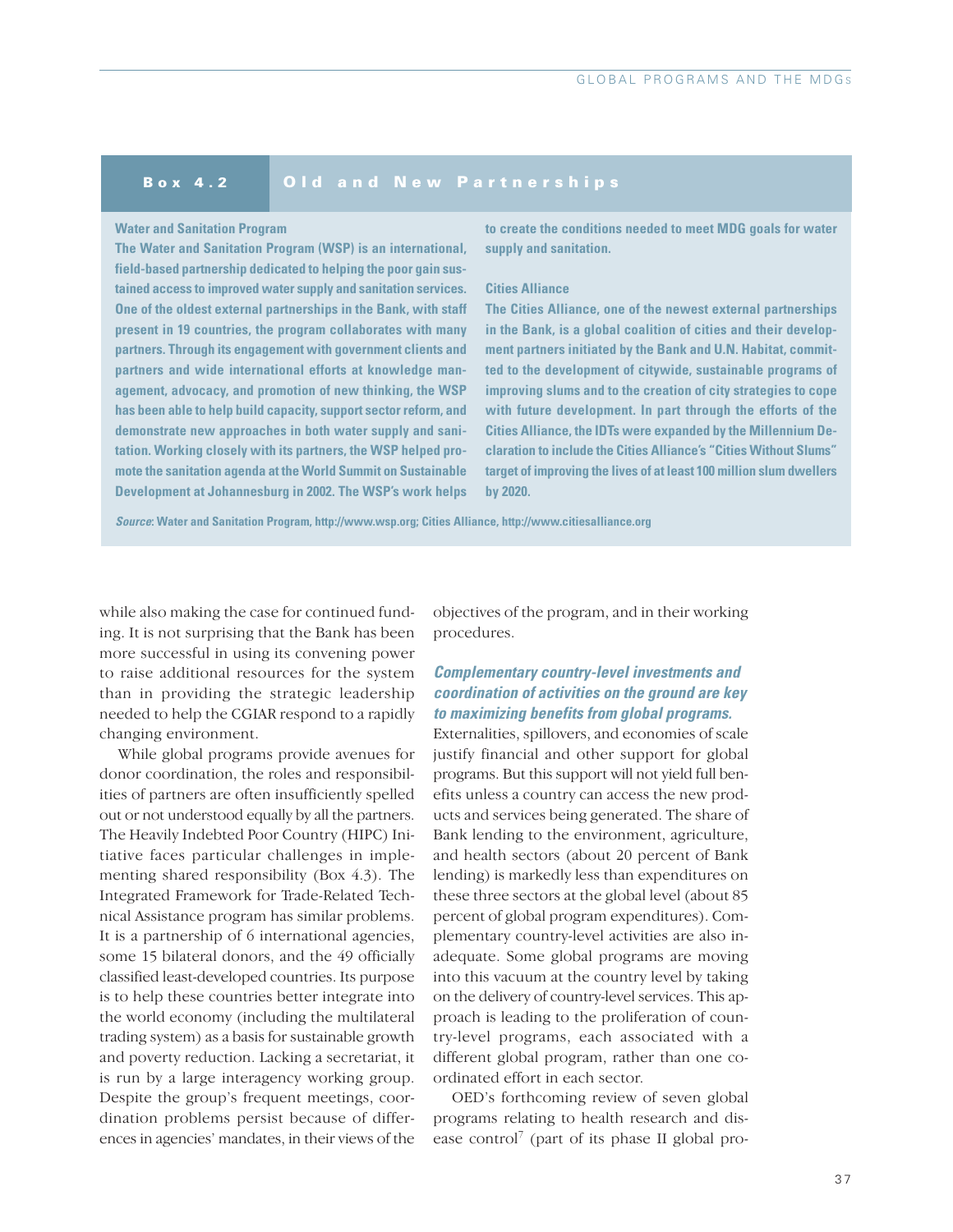## Box 4.2 Old and New Partnerships

**Water and Sanitation Program**

**The Water and Sanitation Program (WSP) is an international, field-based partnership dedicated to helping the poor gain sustained access to improved water supply and sanitation services. One of the oldest external partnerships in the Bank, with staff present in 19 countries, the program collaborates with many partners. Through its engagement with government clients and partners and wide international efforts at knowledge management, advocacy, and promotion of new thinking, the WSP has been able to help build capacity, support sector reform, and demonstrate new approaches in both water supply and sanitation. Working closely with its partners, the WSP helped promote the sanitation agenda at the World Summit on Sustainable Development at Johannesburg in 2002. The WSP's work helps to create the conditions needed to meet MDG goals for water supply and sanitation.**

**Cities Alliance**

**The Cities Alliance, one of the newest external partnerships in the Bank, is a global coalition of cities and their development partners initiated by the Bank and U.N. Habitat, committed to the development of citywide, sustainable programs of improving slums and to the creation of city strategies to cope with future development. In part through the efforts of the Cities Alliance, the IDTs were expanded by the Millennium Declaration to include the Cities Alliance's "Cities Without Slums" target of improving the lives of at least 100 million slum dwellers by 2020.**

***Source*: Water and Sanitation Program, http://www.wsp.org; Cities Alliance, http://www.citiesalliance.org**

while also making the case for continued funding. It is not surprising that the Bank has been more successful in using its convening power to raise additional resources for the system than in providing the strategic leadership needed to help the CGIAR respond to a rapidly changing environment.

While global programs provide avenues for donor coordination, the roles and responsibilities of partners are often insufficiently spelled out or not understood equally by all the partners. The Heavily Indebted Poor Country (HIPC) Initiative faces particular challenges in implementing shared responsibility (Box 4.3). The Integrated Framework for Trade-Related Technical Assistance program has similar problems. It is a partnership of 6 international agencies, some 15 bilateral donors, and the 49 officially classified least-developed countries. Its purpose is to help these countries better integrate into the world economy (including the multilateral trading system) as a basis for sustainable growth and poverty reduction. Lacking a secretariat, it is run by a large interagency working group. Despite the group's frequent meetings, coordination problems persist because of differences in agencies' mandates, in their views of the objectives of the program, and in their working procedures.

### *Complementary country-level investments and coordination of activities on the ground are key to maximizing benefits from global programs.*

Externalities, spillovers, and economies of scale justify financial and other support for global programs. But this support will not yield full benefits unless a country can access the new products and services being generated. The share of Bank lending to the environment, agriculture, and health sectors (about 20 percent of Bank lending) is markedly less than expenditures on these three sectors at the global level (about 85 percent of global program expenditures). Complementary country-level activities are also inadequate. Some global programs are moving into this vacuum at the country level by taking on the delivery of country-level services. This approach is leading to the proliferation of country-level programs, each associated with a different global program, rather than one coordinated effort in each sector.

OED's forthcoming review of seven global programs relating to health research and disease control[7] (part of its phase II global pro-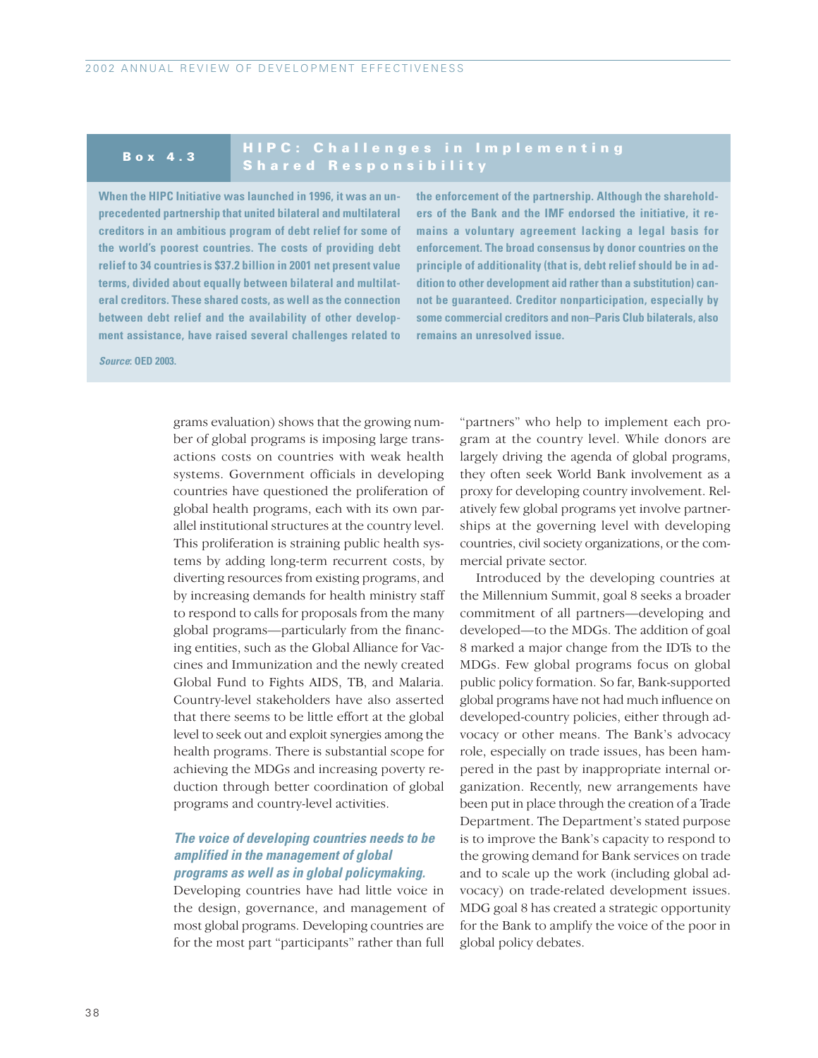## Box 4.3 HIPC: Challenges in Implementing Shared Responsibility

**When the HIPC Initiative was launched in 1996, it was an unprecedented partnership that united bilateral and multilateral creditors in an ambitious program of debt relief for some of the world's poorest countries. The costs of providing debt relief to 34 countries is $37.2 billion in 2001 net present value terms, divided about equally between bilateral and multilateral creditors. These shared costs, as well as the connection between debt relief and the availability of other development assistance, have raised several challenges related to the enforcement of the partnership. Although the shareholders of the Bank and the IMF endorsed the initiative, it remains a voluntary agreement lacking a legal basis for enforcement. The broad consensus by donor countries on the principle of additionality (that is, debt relief should be in addition to other development aid rather than a substitution) cannot be guaranteed. Creditor nonparticipation, especially by some commercial creditors and non–Paris Club bilaterals, also remains an unresolved issue.**

***Source*: OED 2003.**

grams evaluation) shows that the growing number of global programs is imposing large transactions costs on countries with weak health systems. Government officials in developing countries have questioned the proliferation of global health programs, each with its own parallel institutional structures at the country level. This proliferation is straining public health systems by adding long-term recurrent costs, by diverting resources from existing programs, and by increasing demands for health ministry staff to respond to calls for proposals from the many global programs—particularly from the financing entities, such as the Global Alliance for Vaccines and Immunization and the newly created Global Fund to Fights AIDS, TB, and Malaria. Country-level stakeholders have also asserted that there seems to be little effort at the global level to seek out and exploit synergies among the health programs. There is substantial scope for achieving the MDGs and increasing poverty reduction through better coordination of global programs and country-level activities.

***The voice of developing countries needs to be amplified in the management of global programs as well as in global policymaking.*** Developing countries have had little voice in the design, governance, and management of most global programs. Developing countries are for the most part "participants" rather than full "partners" who help to implement each program at the country level. While donors are largely driving the agenda of global programs, they often seek World Bank involvement as a proxy for developing country involvement. Relatively few global programs yet involve partnerships at the governing level with developing countries, civil society organizations, or the commercial private sector.

Introduced by the developing countries at the Millennium Summit, goal 8 seeks a broader commitment of all partners—developing and developed—to the MDGs. The addition of goal 8 marked a major change from the IDTs to the MDGs. Few global programs focus on global public policy formation. So far, Bank-supported global programs have not had much influence on developed-country policies, either through advocacy or other means. The Bank's advocacy role, especially on trade issues, has been hampered in the past by inappropriate internal organization. Recently, new arrangements have been put in place through the creation of a Trade Department. The Department's stated purpose is to improve the Bank's capacity to respond to the growing demand for Bank services on trade and to scale up the work (including global advocacy) on trade-related development issues. MDG goal 8 has created a strategic opportunity for the Bank to amplify the voice of the poor in global policy debates.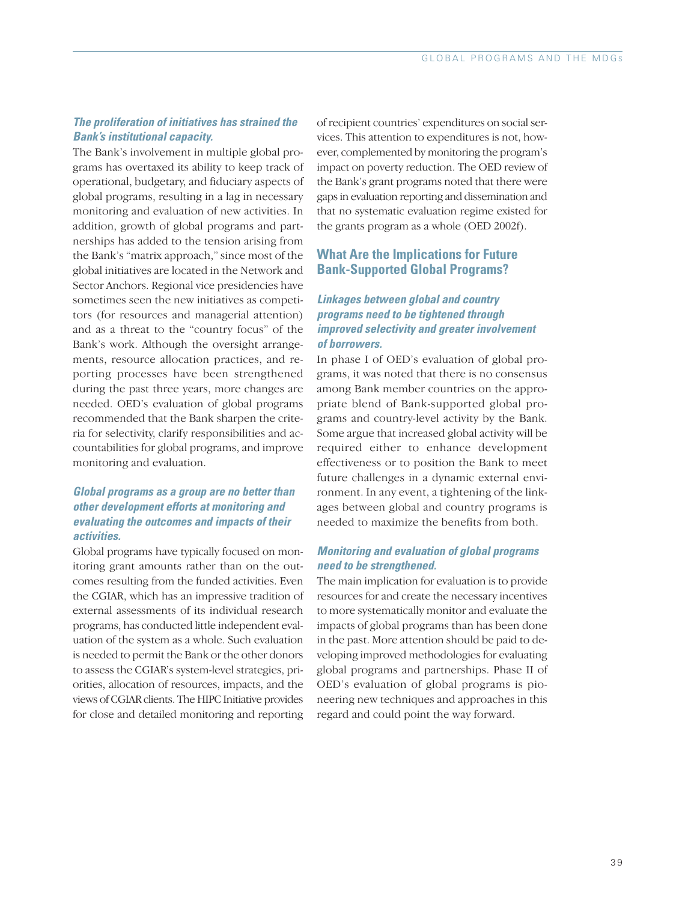### *The proliferation of initiatives has strained the Bank's institutional capacity.*

The Bank's involvement in multiple global programs has overtaxed its ability to keep track of operational, budgetary, and fiduciary aspects of global programs, resulting in a lag in necessary monitoring and evaluation of new activities. In addition, growth of global programs and partnerships has added to the tension arising from the Bank's "matrix approach," since most of the global initiatives are located in the Network and Sector Anchors. Regional vice presidencies have sometimes seen the new initiatives as competitors (for resources and managerial attention) and as a threat to the "country focus" of the Bank's work. Although the oversight arrangements, resource allocation practices, and reporting processes have been strengthened during the past three years, more changes are needed. OED's evaluation of global programs recommended that the Bank sharpen the criteria for selectivity, clarify responsibilities and accountabilities for global programs, and improve monitoring and evaluation.

### *Global programs as a group are no better than other development efforts at monitoring and evaluating the outcomes and impacts of their activities.*

Global programs have typically focused on monitoring grant amounts rather than on the outcomes resulting from the funded activities. Even the CGIAR, which has an impressive tradition of external assessments of its individual research programs, has conducted little independent evaluation of the system as a whole. Such evaluation is needed to permit the Bank or the other donors to assess the CGIAR's system-level strategies, priorities, allocation of resources, impacts, and the views of CGIAR clients. The HIPC Initiative provides for close and detailed monitoring and reporting of recipient countries' expenditures on social services. This attention to expenditures is not, however, complemented by monitoring the program's impact on poverty reduction. The OED review of the Bank's grant programs noted that there were gaps in evaluation reporting and dissemination and that no systematic evaluation regime existed for the grants program as a whole (OED 2002f).

## What Are the Implications for Future Bank-Supported Global Programs?

### *Linkages between global and country programs need to be tightened through improved selectivity and greater involvement of borrowers.*

In phase I of OED's evaluation of global programs, it was noted that there is no consensus among Bank member countries on the appropriate blend of Bank-supported global programs and country-level activity by the Bank. Some argue that increased global activity will be required either to enhance development effectiveness or to position the Bank to meet future challenges in a dynamic external environment. In any event, a tightening of the linkages between global and country programs is needed to maximize the benefits from both.

### *Monitoring and evaluation of global programs need to be strengthened.*

The main implication for evaluation is to provide resources for and create the necessary incentives to more systematically monitor and evaluate the impacts of global programs than has been done in the past. More attention should be paid to developing improved methodologies for evaluating global programs and partnerships. Phase II of OED's evaluation of global programs is pioneering new techniques and approaches in this regard and could point the way forward.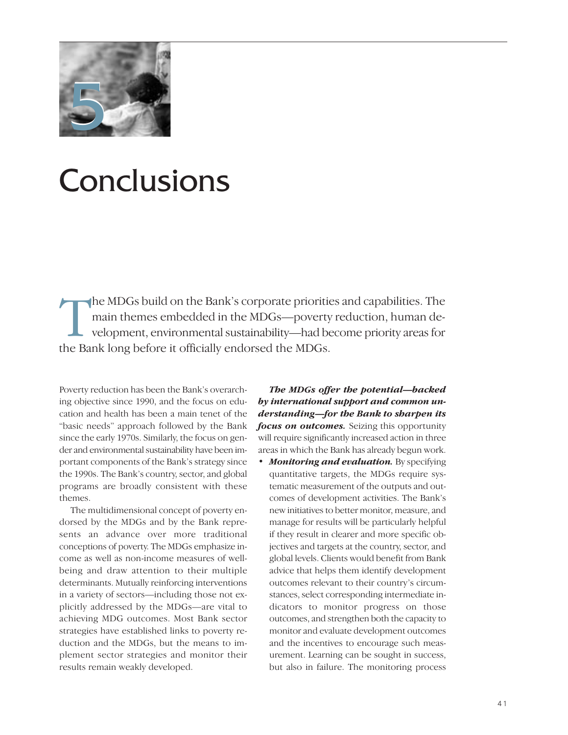# 5 Conclusions

The MDGs build on the Bank's corporate priorities and capabilities. The main themes embedded in the MDGs—poverty reduction, human development, environmental sustainability—had become priority areas for the Bank long before it officially endorsed the MDGs.

Poverty reduction has been the Bank's overarching objective since 1990, and the focus on education and health has been a main tenet of the "basic needs" approach followed by the Bank since the early 1970s. Similarly, the focus on gender and environmental sustainability have been important components of the Bank's strategy since the 1990s. The Bank's country, sector, and global programs are broadly consistent with these themes.

The multidimensional concept of poverty endorsed by the MDGs and by the Bank represents an advance over more traditional conceptions of poverty. The MDGs emphasize income as well as non-income measures of well-being and draw attention to their multiple determinants. Mutually reinforcing interventions in a variety of sectors—including those not explicitly addressed by the MDGs—are vital to achieving MDG outcomes. Most Bank sector strategies have established links to poverty reduction and the MDGs, but the means to implement sector strategies and monitor their results remain weakly developed.

***The MDGs offer the potential—backed by international support and common understanding—for the Bank to sharpen its focus on outcomes.*** Seizing this opportunity will require significantly increased action in three areas in which the Bank has already begun work.

- ***Monitoring and evaluation.*** By specifying quantitative targets, the MDGs require systematic measurement of the outputs and outcomes of development activities. The Bank's new initiatives to better monitor, measure, and manage for results will be particularly helpful if they result in clearer and more specific objectives and targets at the country, sector, and global levels. Clients would benefit from Bank advice that helps them identify development outcomes relevant to their country's circumstances, select corresponding intermediate indicators to monitor progress on those outcomes, and strengthen both the capacity to monitor and evaluate development outcomes and the incentives to encourage such measurement. Learning can be sought in success, but also in failure. The monitoring process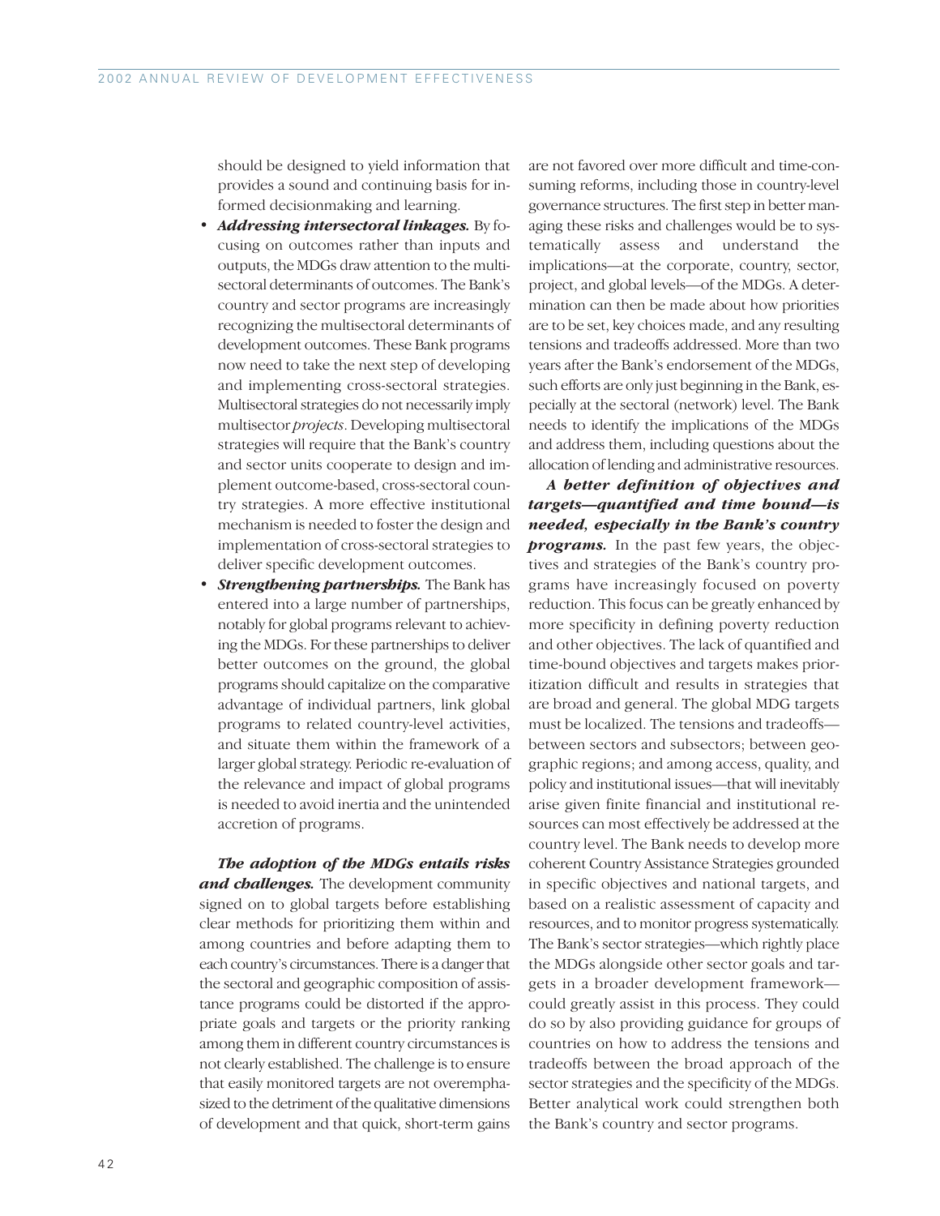should be designed to yield information that provides a sound and continuing basis for informed decisionmaking and learning.

- ***Addressing intersectoral linkages.*** By focusing on outcomes rather than inputs and outputs, the MDGs draw attention to the multisectoral determinants of outcomes. The Bank's country and sector programs are increasingly recognizing the multisectoral determinants of development outcomes. These Bank programs now need to take the next step of developing and implementing cross-sectoral strategies. Multisectoral strategies do not necessarily imply multisector *projects*. Developing multisectoral strategies will require that the Bank's country and sector units cooperate to design and implement outcome-based, cross-sectoral country strategies. A more effective institutional mechanism is needed to foster the design and implementation of cross-sectoral strategies to deliver specific development outcomes.
- ***Strengthening partnerships.*** The Bank has entered into a large number of partnerships, notably for global programs relevant to achieving the MDGs. For these partnerships to deliver better outcomes on the ground, the global programs should capitalize on the comparative advantage of individual partners, link global programs to related country-level activities, and situate them within the framework of a larger global strategy. Periodic re-evaluation of the relevance and impact of global programs is needed to avoid inertia and the unintended accretion of programs.

***The adoption of the MDGs entails risks and challenges.*** The development community signed on to global targets before establishing clear methods for prioritizing them within and among countries and before adapting them to each country's circumstances. There is a danger that the sectoral and geographic composition of assistance programs could be distorted if the appropriate goals and targets or the priority ranking among them in different country circumstances is not clearly established. The challenge is to ensure that easily monitored targets are not overemphasized to the detriment of the qualitative dimensions of development and that quick, short-term gains are not favored over more difficult and time-consuming reforms, including those in country-level governance structures. The first step in better managing these risks and challenges would be to systematically assess and understand the implications—at the corporate, country, sector, project, and global levels—of the MDGs. A determination can then be made about how priorities are to be set, key choices made, and any resulting tensions and tradeoffs addressed. More than two years after the Bank's endorsement of the MDGs, such efforts are only just beginning in the Bank, especially at the sectoral (network) level. The Bank needs to identify the implications of the MDGs and address them, including questions about the allocation of lending and administrative resources.

***A better definition of objectives and targets—quantified and time bound—is needed, especially in the Bank's country programs.*** In the past few years, the objectives and strategies of the Bank's country programs have increasingly focused on poverty reduction. This focus can be greatly enhanced by more specificity in defining poverty reduction and other objectives. The lack of quantified and time-bound objectives and targets makes prioritization difficult and results in strategies that are broad and general. The global MDG targets must be localized. The tensions and tradeoffs—between sectors and subsectors; between geographic regions; and among access, quality, and policy and institutional issues—that will inevitably arise given finite financial and institutional resources can most effectively be addressed at the country level. The Bank needs to develop more coherent Country Assistance Strategies grounded in specific objectives and national targets, and based on a realistic assessment of capacity and resources, and to monitor progress systematically. The Bank's sector strategies—which rightly place the MDGs alongside other sector goals and targets in a broader development framework—could greatly assist in this process. They could do so by also providing guidance for groups of countries on how to address the tensions and tradeoffs between the broad approach of the sector strategies and the specificity of the MDGs. Better analytical work could strengthen both the Bank's country and sector programs.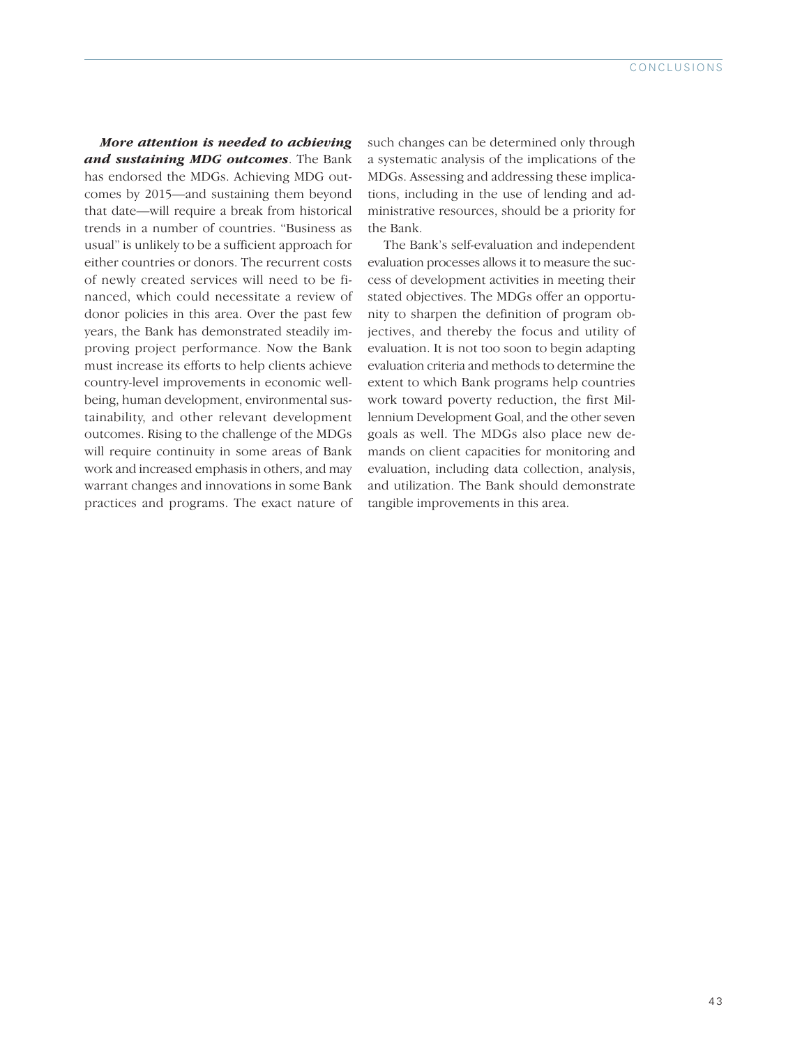***More attention is needed to achieving and sustaining MDG outcomes***. The Bank has endorsed the MDGs. Achieving MDG outcomes by 2015—and sustaining them beyond that date—will require a break from historical trends in a number of countries. "Business as usual" is unlikely to be a sufficient approach for either countries or donors. The recurrent costs of newly created services will need to be financed, which could necessitate a review of donor policies in this area. Over the past few years, the Bank has demonstrated steadily improving project performance. Now the Bank must increase its efforts to help clients achieve country-level improvements in economic well-being, human development, environmental sustainability, and other relevant development outcomes. Rising to the challenge of the MDGs will require continuity in some areas of Bank work and increased emphasis in others, and may warrant changes and innovations in some Bank practices and programs. The exact nature of such changes can be determined only through a systematic analysis of the implications of the MDGs. Assessing and addressing these implications, including in the use of lending and administrative resources, should be a priority for the Bank.

The Bank's self-evaluation and independent evaluation processes allows it to measure the success of development activities in meeting their stated objectives. The MDGs offer an opportunity to sharpen the definition of program objectives, and thereby the focus and utility of evaluation. It is not too soon to begin adapting evaluation criteria and methods to determine the extent to which Bank programs help countries work toward poverty reduction, the first Millennium Development Goal, and the other seven goals as well. The MDGs also place new demands on client capacities for monitoring and evaluation, including data collection, analysis, and utilization. The Bank should demonstrate tangible improvements in this area.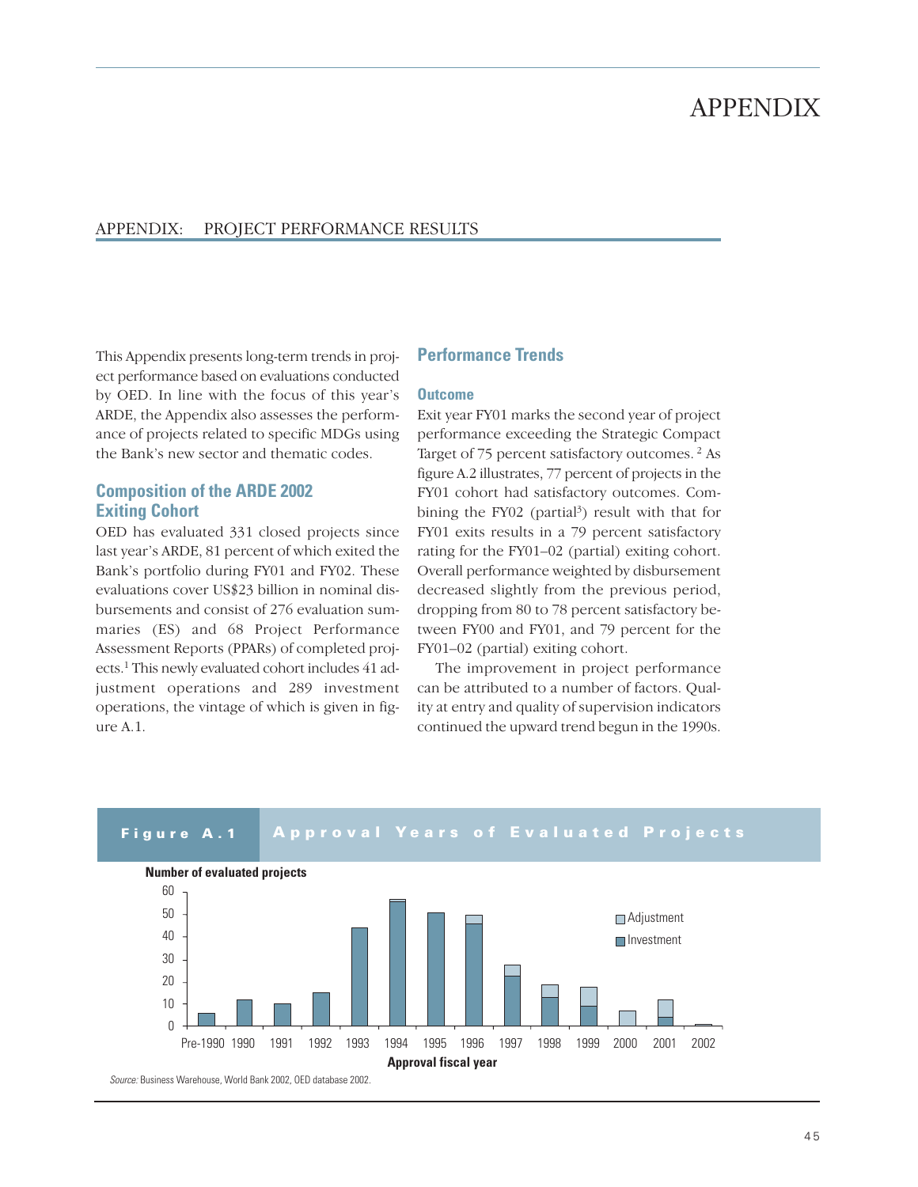# APPENDIX

## APPENDIX: PROJECT PERFORMANCE RESULTS

This Appendix presents long-term trends in project performance based on evaluations conducted by OED. In line with the focus of this year's ARDE, the Appendix also assesses the performance of projects related to specific MDGs using the Bank's new sector and thematic codes.

### Composition of the ARDE 2002 Exiting Cohort

OED has evaluated 331 closed projects since last year's ARDE, 81 percent of which exited the Bank's portfolio during FY01 and FY02. These evaluations cover US$23 billion in nominal disbursements and consist of 276 evaluation summaries (ES) and 68 Project Performance Assessment Reports (PPARs) of completed projects.[1] This newly evaluated cohort includes 41 adjustment operations and 289 investment operations, the vintage of which is given in figure A.1.

### Performance Trends

#### Outcome

Exit year FY01 marks the second year of project performance exceeding the Strategic Compact Target of 75 percent satisfactory outcomes. [2] As figure A.2 illustrates, 77 percent of projects in the FY01 cohort had satisfactory outcomes. Combining the FY02 (partial[3]) result with that for FY01 exits results in a 79 percent satisfactory rating for the FY01–02 (partial) exiting cohort. Overall performance weighted by disbursement decreased slightly from the previous period, dropping from 80 to 78 percent satisfactory between FY00 and FY01, and 79 percent for the FY01–02 (partial) exiting cohort.

The improvement in project performance can be attributed to a number of factors. Quality at entry and quality of supervision indicators continued the upward trend begun in the 1990s.

**Figure A.1 Approval Years of Evaluated Projects**

*Source:* Business Warehouse, World Bank 2002, OED database 2002.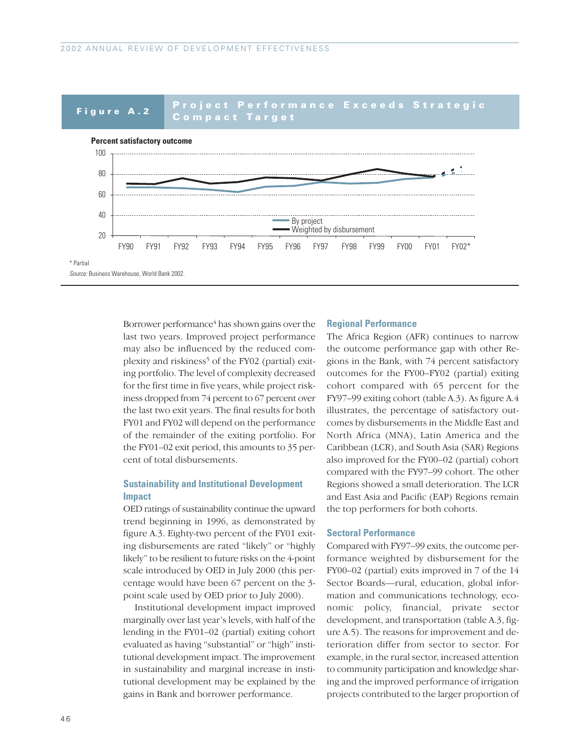**Figure A.2 Project Performance Exceeds Strategic Compact Target**

Percent satisfactory outcome

* Partial

*Source:* Business Warehouse, World Bank 2002.

Borrower performance[4] has shown gains over the last two years. Improved project performance may also be influenced by the reduced complexity and riskiness[5] of the FY02 (partial) exiting portfolio. The level of complexity decreased for the first time in five years, while project riskiness dropped from 74 percent to 67 percent over the last two exit years. The final results for both FY01 and FY02 will depend on the performance of the remainder of the exiting portfolio. For the FY01–02 exit period, this amounts to 35 percent of total disbursements.

## Sustainability and Institutional Development Impact

OED ratings of sustainability continue the upward trend beginning in 1996, as demonstrated by figure A.3. Eighty-two percent of the FY01 exiting disbursements are rated "likely" or "highly likely" to be resilient to future risks on the 4-point scale introduced by OED in July 2000 (this percentage would have been 67 percent on the 3-point scale used by OED prior to July 2000).

Institutional development impact improved marginally over last year's levels, with half of the lending in the FY01–02 (partial) exiting cohort evaluated as having "substantial" or "high" institutional development impact. The improvement in sustainability and marginal increase in institutional development may be explained by the gains in Bank and borrower performance.

## Regional Performance

The Africa Region (AFR) continues to narrow the outcome performance gap with other Regions in the Bank, with 74 percent satisfactory outcomes for the FY00–FY02 (partial) exiting cohort compared with 65 percent for the FY97–99 exiting cohort (table A.3). As figure A.4 illustrates, the percentage of satisfactory outcomes by disbursements in the Middle East and North Africa (MNA), Latin America and the Caribbean (LCR), and South Asia (SAR) Regions also improved for the FY00–02 (partial) cohort compared with the FY97–99 cohort. The other Regions showed a small deterioration. The LCR and East Asia and Pacific (EAP) Regions remain the top performers for both cohorts.

## Sectoral Performance

Compared with FY97–99 exits, the outcome performance weighted by disbursement for the FY00–02 (partial) exits improved in 7 of the 14 Sector Boards—rural, education, global information and communications technology, economic policy, financial, private sector development, and transportation (table A.3, figure A.5). The reasons for improvement and deterioration differ from sector to sector. For example, in the rural sector, increased attention to community participation and knowledge sharing and the improved performance of irrigation projects contributed to the larger proportion of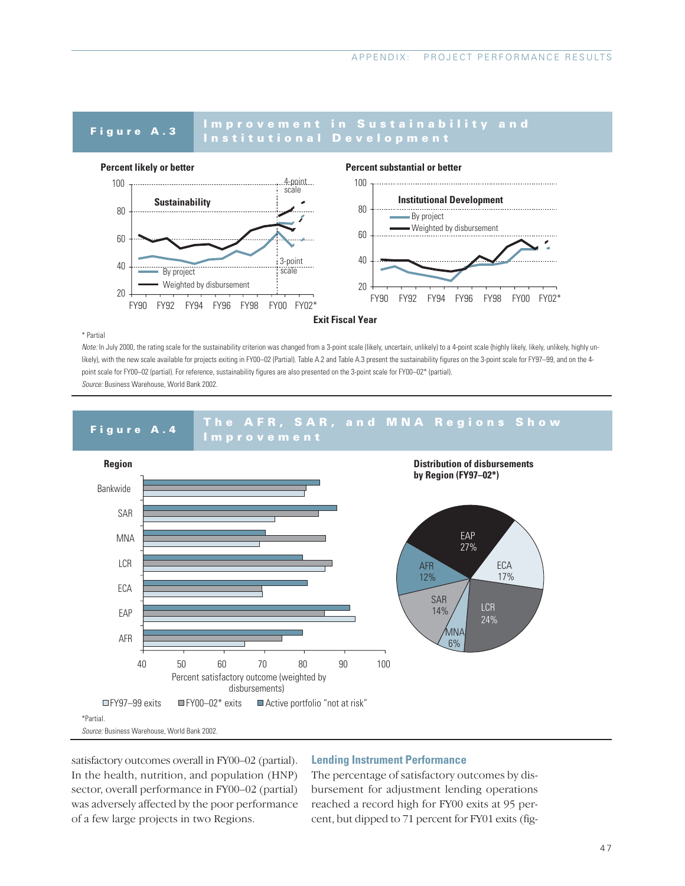**Figure A.3 Improvement in Sustainability and Institutional Development**

Percent likely or better — Sustainability (By project; Weighted by disbursement; 3-point scale / 4-point scale), FY90–FY02*

Percent substantial or better — Institutional Development (By project; Weighted by disbursement), FY90–FY02*

Exit Fiscal Year

\* Partial

*Note:* In July 2000, the rating scale for the sustainability criterion was changed from a 3-point scale (likely, uncertain, unlikely) to a 4-point scale (highly likely, likely, unlikely, highly unlikely), with the new scale available for projects exiting in FY00–02 (Partial). Table A.2 and Table A.3 present the sustainability figures on the 3-point scale for FY97–99, and on the 4-point scale for FY00–02 (partial). For reference, sustainability figures are also presented on the 3-point scale for FY00–02* (partial).

*Source:* Business Warehouse, World Bank 2002.

**Figure A.4 The AFR, SAR, and MNA Regions Show Improvement**

Region (Bankwide, SAR, MNA, LCR, ECA, EAP, AFR) — Percent satisfactory outcome (weighted by disbursements): FY97–99 exits; FY00–02* exits; Active portfolio "not at risk"

Distribution of disbursements by Region (FY97–02*): EAP 27%; ECA 17%; LCR 24%; MNA 6%; SAR 14%; AFR 12%

\*Partial.

*Source:* Business Warehouse, World Bank 2002.

satisfactory outcomes overall in FY00–02 (partial). In the health, nutrition, and population (HNP) sector, overall performance in FY00–02 (partial) was adversely affected by the poor performance of a few large projects in two Regions.

### Lending Instrument Performance

The percentage of satisfactory outcomes by disbursement for adjustment lending operations reached a record high for FY00 exits at 95 percent, but dipped to 71 percent for FY01 exits (fig-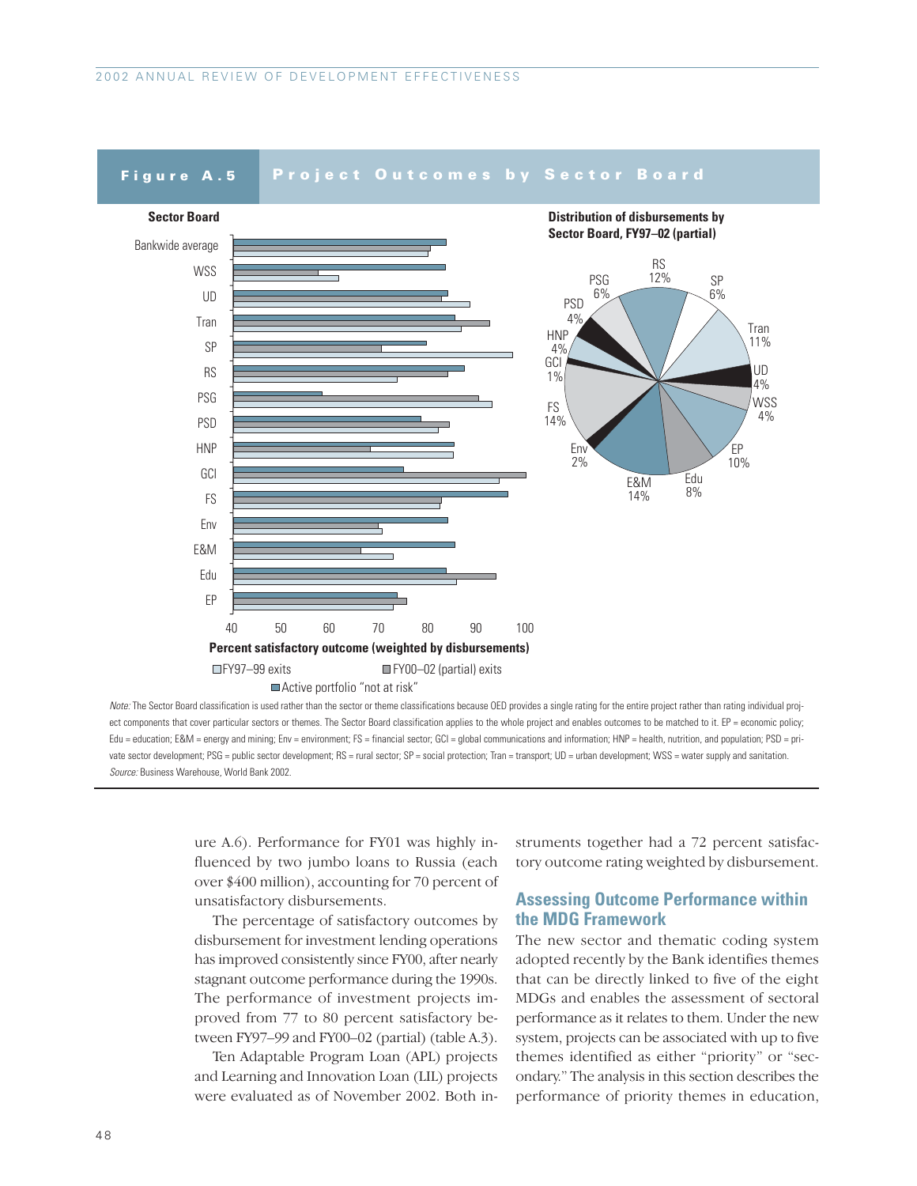**Figure A.5 Project Outcomes by Sector Board**

Sector Board

Bankwide average, WSS, UD, Tran, SP, RS, PSG, PSD, HNP, GCI, FS, Env, E&M, Edu, EP

Percent satisfactory outcome (weighted by disbursements)

□ FY97–99 exits ■ FY00–02 (partial) exits ■ Active portfolio "not at risk"

Distribution of disbursements by Sector Board, FY97–02 (partial)

RS 12%, SP 6%, Tran 11%, UD 4%, WSS 4%, EP 10%, Edu 8%, E&M 14%, Env 2%, FS 14%, GCI 1%, HNP 4%, PSD 4%, PSG 6%

*Note:* The Sector Board classification is used rather than the sector or theme classifications because OED provides a single rating for the entire project rather than rating individual project components that cover particular sectors or themes. The Sector Board classification applies to the whole project and enables outcomes to be matched to it. EP = economic policy; Edu = education; E&M = energy and mining; Env = environment; FS = financial sector; GCI = global communications and information; HNP = health, nutrition, and population; PSD = private sector development; PSG = public sector development; RS = rural sector; SP = social protection; Tran = transport; UD = urban development; WSS = water supply and sanitation.

*Source:* Business Warehouse, World Bank 2002.

ure A.6). Performance for FY01 was highly influenced by two jumbo loans to Russia (each over $400 million), accounting for 70 percent of unsatisfactory disbursements.

The percentage of satisfactory outcomes by disbursement for investment lending operations has improved consistently since FY00, after nearly stagnant outcome performance during the 1990s. The performance of investment projects improved from 77 to 80 percent satisfactory between FY97–99 and FY00–02 (partial) (table A.3).

Ten Adaptable Program Loan (APL) projects and Learning and Innovation Loan (LIL) projects were evaluated as of November 2002. Both instruments together had a 72 percent satisfactory outcome rating weighted by disbursement.

## Assessing Outcome Performance within the MDG Framework

The new sector and thematic coding system adopted recently by the Bank identifies themes that can be directly linked to five of the eight MDGs and enables the assessment of sectoral performance as it relates to them. Under the new system, projects can be associated with up to five themes identified as either "priority" or "secondary." The analysis in this section describes the performance of priority themes in education,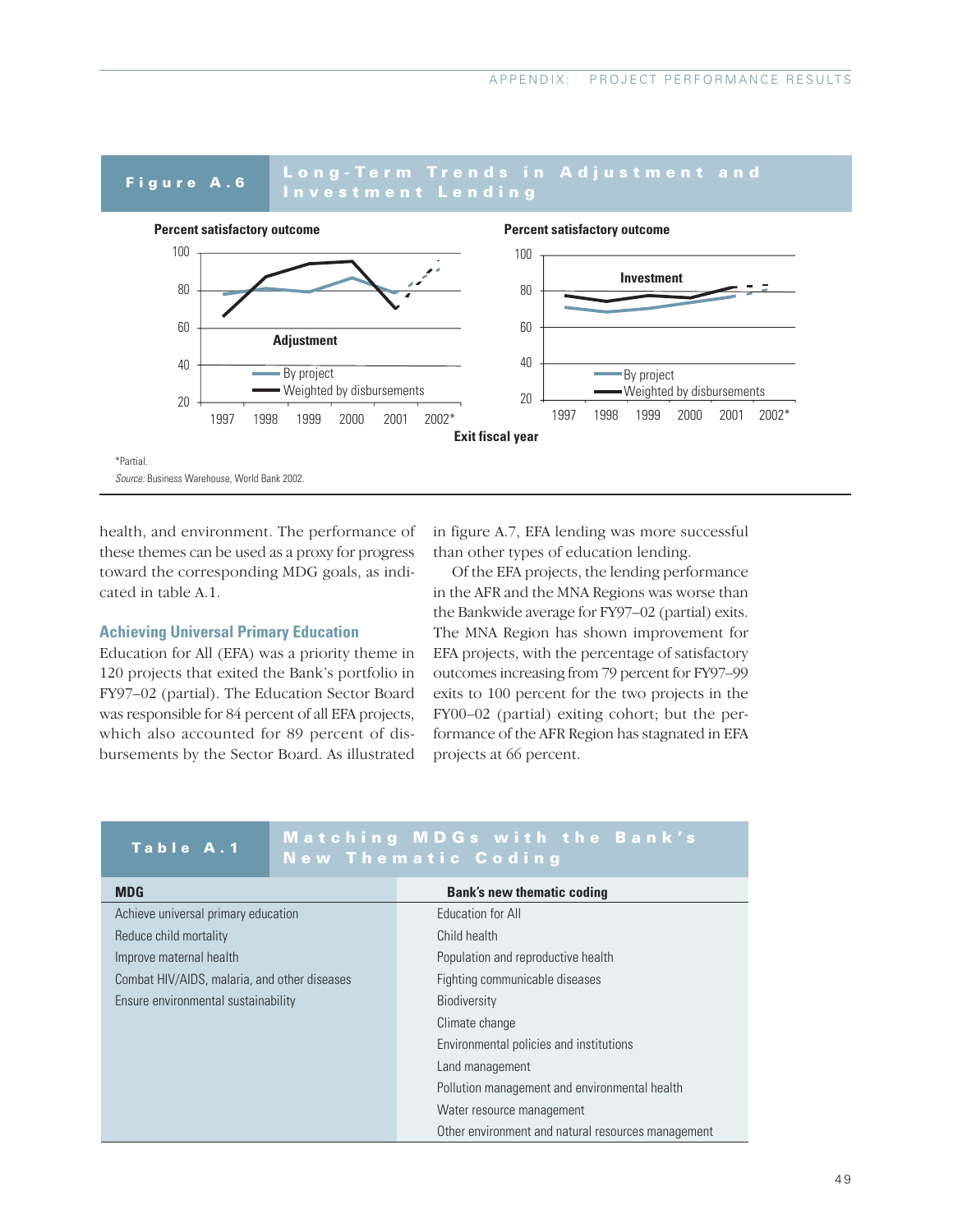**Figure A.6 Long-Term Trends in Adjustment and Investment Lending**

Percent satisfactory outcome

Adjustment

Investment

By project

Weighted by disbursements

Exit fiscal year

1997 1998 1999 2000 2001 2002*

*Partial.

*Source:* Business Warehouse, World Bank 2002.

health, and environment. The performance of these themes can be used as a proxy for progress toward the corresponding MDG goals, as indicated in table A.1.

### Achieving Universal Primary Education

Education for All (EFA) was a priority theme in 120 projects that exited the Bank's portfolio in FY97–02 (partial). The Education Sector Board was responsible for 84 percent of all EFA projects, which also accounted for 89 percent of disbursements by the Sector Board. As illustrated in figure A.7, EFA lending was more successful than other types of education lending.

Of the EFA projects, the lending performance in the AFR and the MNA Regions was worse than the Bankwide average for FY97–02 (partial) exits. The MNA Region has shown improvement for EFA projects, with the percentage of satisfactory outcomes increasing from 79 percent for FY97–99 exits to 100 percent for the two projects in the FY00–02 (partial) exiting cohort; but the performance of the AFR Region has stagnated in EFA projects at 66 percent.

**Table A.1 Matching MDGs with the Bank's New Thematic Coding**

| MDG | Bank's new thematic coding |
|---|---|
| Achieve universal primary education | Education for All |
| Reduce child mortality | Child health |
| Improve maternal health | Population and reproductive health |
| Combat HIV/AIDS, malaria, and other diseases | Fighting communicable diseases |
| Ensure environmental sustainability | Biodiversity |
| | Climate change |
| | Environmental policies and institutions |
| | Land management |
| | Pollution management and environmental health |
| | Water resource management |
| | Other environment and natural resources management |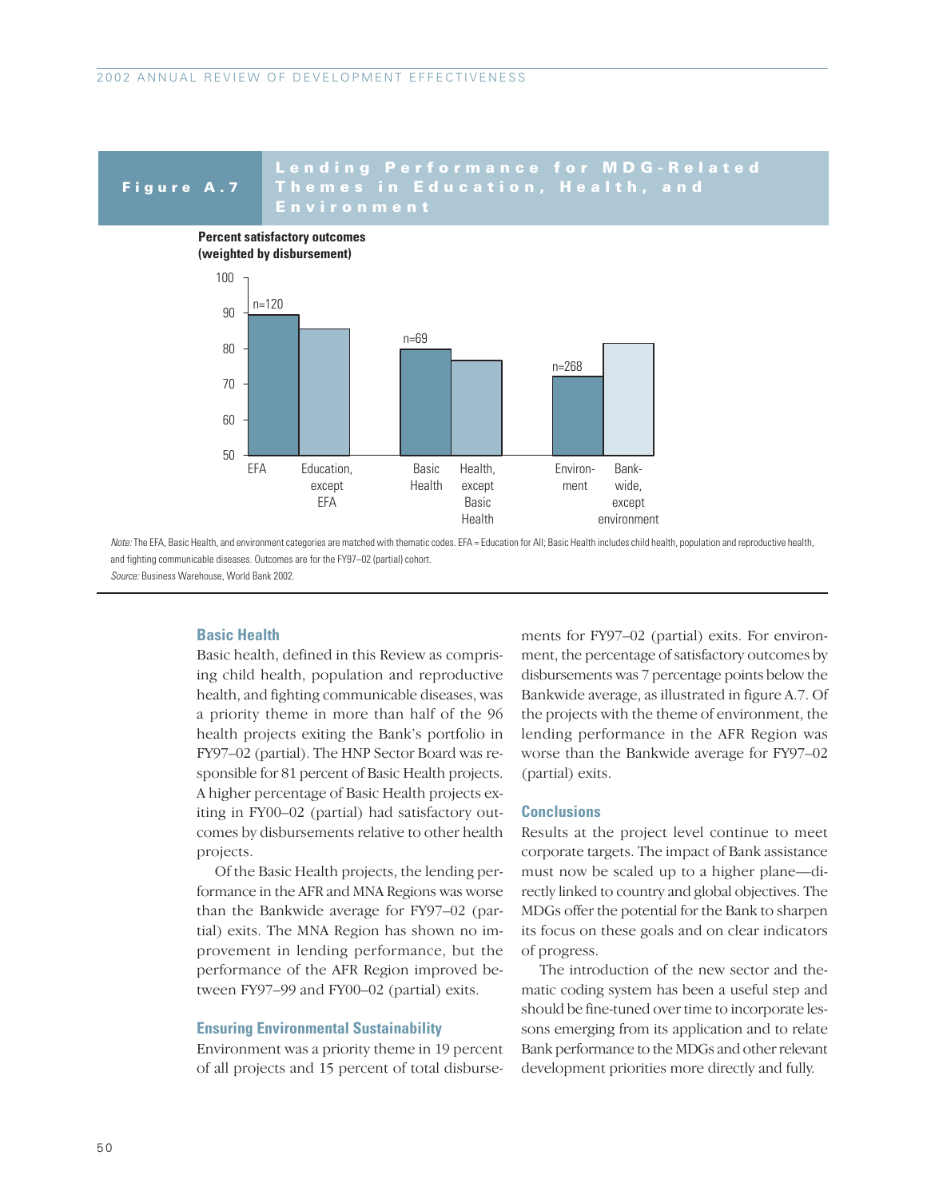**Figure A.7 Lending Performance for MDG-Related Themes in Education, Health, and Environment**

Percent satisfactory outcomes (weighted by disbursement)

| Category | Percent satisfactory outcomes | n |
|---|---|---|
| EFA | ~89 | n=120 |
| Education, except EFA | ~85 | |
| Basic Health | ~80 | n=69 |
| Health, except Basic Health | ~77 | |
| Environment | ~72 | n=268 |
| Bank-wide, except environment | ~81 | |

*Note:* The EFA, Basic Health, and environment categories are matched with thematic codes. EFA = Education for All; Basic Health includes child health, population and reproductive health, and fighting communicable diseases. Outcomes are for the FY97–02 (partial) cohort.

*Source:* Business Warehouse, World Bank 2002.

### Basic Health

Basic health, defined in this Review as comprising child health, population and reproductive health, and fighting communicable diseases, was a priority theme in more than half of the 96 health projects exiting the Bank's portfolio in FY97–02 (partial). The HNP Sector Board was responsible for 81 percent of Basic Health projects. A higher percentage of Basic Health projects exiting in FY00–02 (partial) had satisfactory outcomes by disbursements relative to other health projects.

Of the Basic Health projects, the lending performance in the AFR and MNA Regions was worse than the Bankwide average for FY97–02 (partial) exits. The MNA Region has shown no improvement in lending performance, but the performance of the AFR Region improved between FY97–99 and FY00–02 (partial) exits.

### Ensuring Environmental Sustainability

Environment was a priority theme in 19 percent of all projects and 15 percent of total disbursements for FY97–02 (partial) exits. For environment, the percentage of satisfactory outcomes by disbursements was 7 percentage points below the Bankwide average, as illustrated in figure A.7. Of the projects with the theme of environment, the lending performance in the AFR Region was worse than the Bankwide average for FY97–02 (partial) exits.

### Conclusions

Results at the project level continue to meet corporate targets. The impact of Bank assistance must now be scaled up to a higher plane—directly linked to country and global objectives. The MDGs offer the potential for the Bank to sharpen its focus on these goals and on clear indicators of progress.

The introduction of the new sector and thematic coding system has been a useful step and should be fine-tuned over time to incorporate lessons emerging from its application and to relate Bank performance to the MDGs and other relevant development priorities more directly and fully.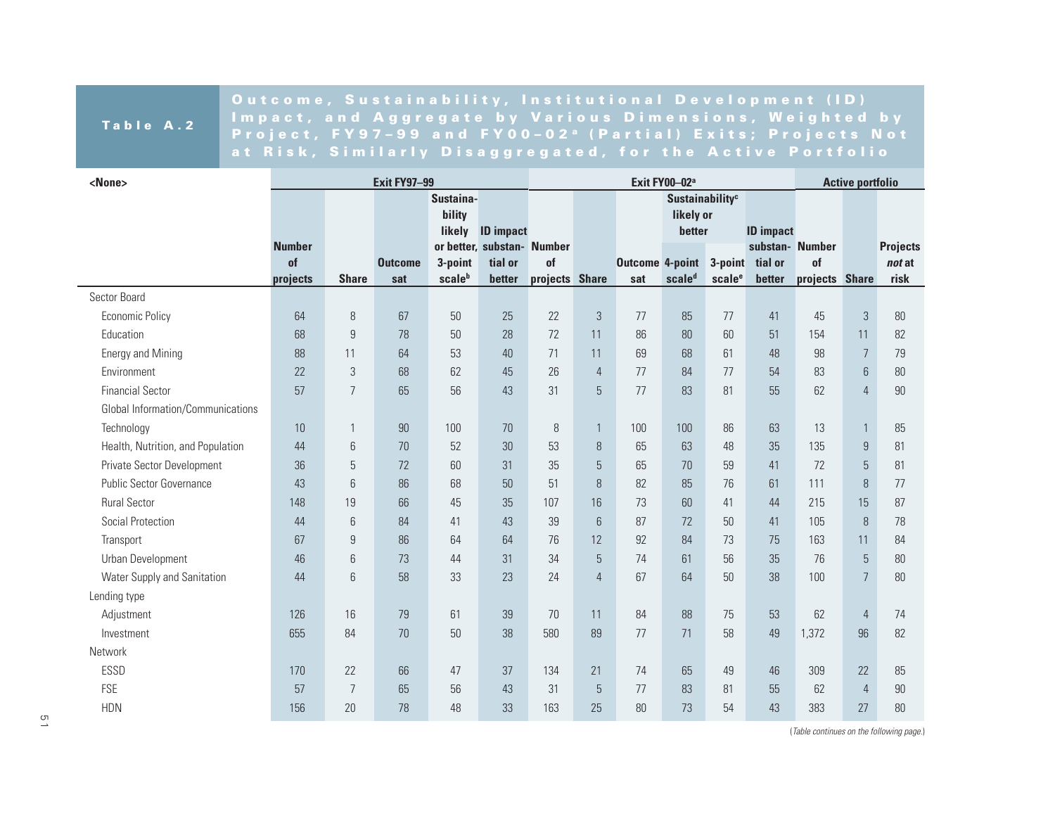**Table A.2** Outcome, Sustainability, Institutional Development (ID) Impact, and Aggregate by Various Dimensions, Weighted by Project, FY97–99 and FY00–02[a] (Partial) Exits; Projects Not at Risk, Similarly Disaggregated, for the Active Portfolio

| <None> | Exit FY97–99 | | | | | Exit FY00–02[a] | | | | | | Active portfolio | | |
|---|---|---|---|---|---|---|---|---|---|---|---|---|---|---|
| | Number of projects | Share | Outcome sat | Sustainability likely or better, 3-point scale[b] | ID impact substantial or better | Number of projects | Share | Outcome sat | Sustainability[c] likely or better 4-point scale[d] | Sustainability[c] likely or better 3-point scale[e] | ID impact substantial or better | Number of projects | Share | Projects *not* at risk |
| Sector Board | | | | | | | | | | | | | | |
| Economic Policy | 64 | 8 | 67 | 50 | 25 | 22 | 3 | 77 | 85 | 77 | 41 | 45 | 3 | 80 |
| Education | 68 | 9 | 78 | 50 | 28 | 72 | 11 | 86 | 80 | 60 | 51 | 154 | 11 | 82 |
| Energy and Mining | 88 | 11 | 64 | 53 | 40 | 71 | 11 | 69 | 68 | 61 | 48 | 98 | 7 | 79 |
| Environment | 22 | 3 | 68 | 62 | 45 | 26 | 4 | 77 | 84 | 77 | 54 | 83 | 6 | 80 |
| Financial Sector | 57 | 7 | 65 | 56 | 43 | 31 | 5 | 77 | 83 | 81 | 55 | 62 | 4 | 90 |
| Global Information/Communications Technology | 10 | 1 | 90 | 100 | 70 | 8 | 1 | 100 | 100 | 86 | 63 | 13 | 1 | 85 |
| Health, Nutrition, and Population | 44 | 6 | 70 | 52 | 30 | 53 | 8 | 65 | 63 | 48 | 35 | 135 | 9 | 81 |
| Private Sector Development | 36 | 5 | 72 | 60 | 31 | 35 | 5 | 65 | 70 | 59 | 41 | 72 | 5 | 81 |
| Public Sector Governance | 43 | 6 | 86 | 68 | 50 | 51 | 8 | 82 | 85 | 76 | 61 | 111 | 8 | 77 |
| Rural Sector | 148 | 19 | 66 | 45 | 35 | 107 | 16 | 73 | 60 | 41 | 44 | 215 | 15 | 87 |
| Social Protection | 44 | 6 | 84 | 41 | 43 | 39 | 6 | 87 | 72 | 50 | 41 | 105 | 8 | 78 |
| Transport | 67 | 9 | 86 | 64 | 64 | 76 | 12 | 92 | 84 | 73 | 75 | 163 | 11 | 84 |
| Urban Development | 46 | 6 | 73 | 44 | 31 | 34 | 5 | 74 | 61 | 56 | 35 | 76 | 5 | 80 |
| Water Supply and Sanitation | 44 | 6 | 58 | 33 | 23 | 24 | 4 | 67 | 64 | 50 | 38 | 100 | 7 | 80 |
| Lending type | | | | | | | | | | | | | | |
| Adjustment | 126 | 16 | 79 | 61 | 39 | 70 | 11 | 84 | 88 | 75 | 53 | 62 | 4 | 74 |
| Investment | 655 | 84 | 70 | 50 | 38 | 580 | 89 | 77 | 71 | 58 | 49 | 1,372 | 96 | 82 |
| Network | | | | | | | | | | | | | | |
| ESSD | 170 | 22 | 66 | 47 | 37 | 134 | 21 | 74 | 65 | 49 | 46 | 309 | 22 | 85 |
| FSE | 57 | 7 | 65 | 56 | 43 | 31 | 5 | 77 | 83 | 81 | 55 | 62 | 4 | 90 |
| HDN | 156 | 20 | 78 | 48 | 33 | 163 | 25 | 80 | 73 | 54 | 43 | 383 | 27 | 80 |

(*Table continues on the following page.*)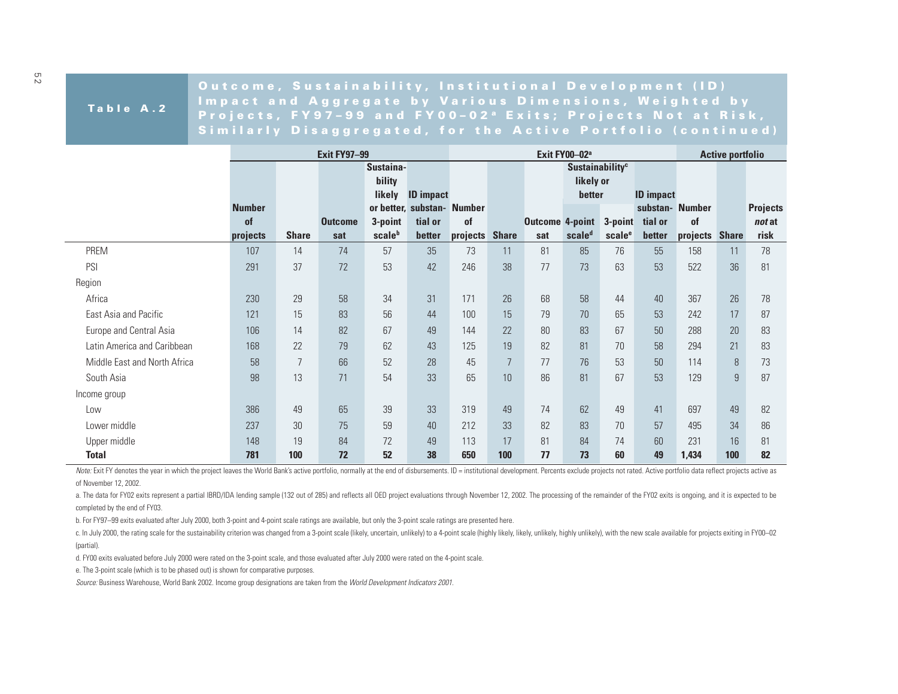**Table A.2** **Outcome, Sustainability, Institutional Development (ID) Impact and Aggregate by Various Dimensions, Weighted by Projects, FY97–99 and FY00–02[a] Exits; Projects Not at Risk, Similarly Disaggregated, for the Active Portfolio (continued)**

| | Exit FY97–99 | | | | | Exit FY00–02[a] | | | | | | Active portfolio | | |
|---|---|---|---|---|---|---|---|---|---|---|---|---|---|---|
| | Number of projects | Share | Outcome sat | Sustainability likely or better, 3-point scale[b] | ID impact substantial or better | Number of projects | Share | Outcome sat | Sustainability[c] likely or better 4-point scale[d] | Sustainability[c] likely or better 3-point scale[e] | ID impact substantial or better | Number of projects | Share | Projects *not* at risk |
| PREM | 107 | 14 | 74 | 57 | 35 | 73 | 11 | 81 | 85 | 76 | 55 | 158 | 11 | 78 |
| PSI | 291 | 37 | 72 | 53 | 42 | 246 | 38 | 77 | 73 | 63 | 53 | 522 | 36 | 81 |
| Region | | | | | | | | | | | | | | |
| Africa | 230 | 29 | 58 | 34 | 31 | 171 | 26 | 68 | 58 | 44 | 40 | 367 | 26 | 78 |
| East Asia and Pacific | 121 | 15 | 83 | 56 | 44 | 100 | 15 | 79 | 70 | 65 | 53 | 242 | 17 | 87 |
| Europe and Central Asia | 106 | 14 | 82 | 67 | 49 | 144 | 22 | 80 | 83 | 67 | 50 | 288 | 20 | 83 |
| Latin America and Caribbean | 168 | 22 | 79 | 62 | 43 | 125 | 19 | 82 | 81 | 70 | 58 | 294 | 21 | 83 |
| Middle East and North Africa | 58 | 7 | 66 | 52 | 28 | 45 | 7 | 77 | 76 | 53 | 50 | 114 | 8 | 73 |
| South Asia | 98 | 13 | 71 | 54 | 33 | 65 | 10 | 86 | 81 | 67 | 53 | 129 | 9 | 87 |
| Income group | | | | | | | | | | | | | | |
| Low | 386 | 49 | 65 | 39 | 33 | 319 | 49 | 74 | 62 | 49 | 41 | 697 | 49 | 82 |
| Lower middle | 237 | 30 | 75 | 59 | 40 | 212 | 33 | 82 | 83 | 70 | 57 | 495 | 34 | 86 |
| Upper middle | 148 | 19 | 84 | 72 | 49 | 113 | 17 | 81 | 84 | 74 | 60 | 231 | 16 | 81 |
| **Total** | **781** | **100** | **72** | **52** | **38** | **650** | **100** | **77** | **73** | **60** | **49** | **1,434** | **100** | **82** |

*Note:* Exit FY denotes the year in which the project leaves the World Bank's active portfolio, normally at the end of disbursements. ID = institutional development. Percents exclude projects not rated. Active portfolio data reflect projects active as of November 12, 2002.

a. The data for FY02 exits represent a partial IBRD/IDA lending sample (132 out of 285) and reflects all OED project evaluations through November 12, 2002. The processing of the remainder of the FY02 exits is ongoing, and it is expected to be completed by the end of FY03.

b. For FY97–99 exits evaluated after July 2000, both 3-point and 4-point scale ratings are available, but only the 3-point scale ratings are presented here.

c. In July 2000, the rating scale for the sustainability criterion was changed from a 3-point scale (likely, uncertain, unlikely) to a 4-point scale (highly likely, likely, unlikely, highly unlikely), with the new scale available for projects exiting in FY00–02 (partial).

d. FY00 exits evaluated before July 2000 were rated on the 3-point scale, and those evaluated after July 2000 were rated on the 4-point scale.

e. The 3-point scale (which is to be phased out) is shown for comparative purposes.

*Source:* Business Warehouse, World Bank 2002. Income group designations are taken from the *World Development Indicators 2001*.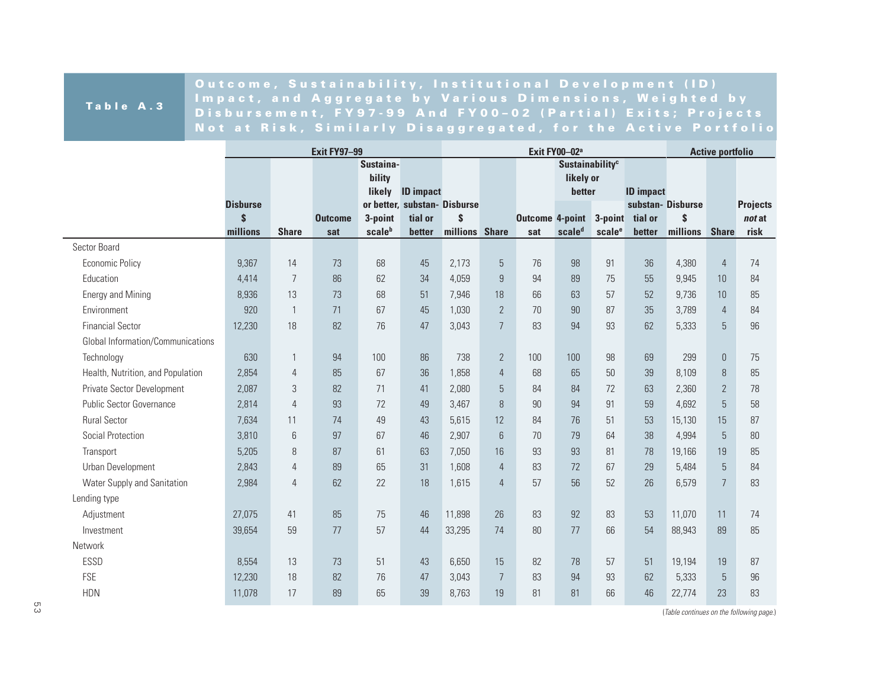**Table A.3** Outcome, Sustainability, Institutional Development (ID) Impact, and Aggregate by Various Dimensions, Weighted by Disbursement, FY97-99 And FY00–02 (Partial) Exits; Projects Not at Risk, Similarly Disaggregated, for the Active Portfolio

| | Exit FY97–99 | | | | | Exit FY00–02[a] | | | | | | Active portfolio | | |
|---|---|---|---|---|---|---|---|---|---|---|---|---|---|---|
| | | | | | | | | | Sustainability[c] likely or better | | | | | |
| | Disburse $ millions | Share | Outcome sat | Sustainability likely or better, 3-point scale[b] | ID impact substantial or better | Disburse $ millions | Share | Outcome sat | 4-point scale[d] | 3-point scale[e] | ID impact substantial or better | Disburse $ millions | Share | Projects *not* at risk |
| Sector Board | | | | | | | | | | | | | | |
| Economic Policy | 9,367 | 14 | 73 | 68 | 45 | 2,173 | 5 | 76 | 98 | 91 | 36 | 4,380 | 4 | 74 |
| Education | 4,414 | 7 | 86 | 62 | 34 | 4,059 | 9 | 94 | 89 | 75 | 55 | 9,945 | 10 | 84 |
| Energy and Mining | 8,936 | 13 | 73 | 68 | 51 | 7,946 | 18 | 66 | 63 | 57 | 52 | 9,736 | 10 | 85 |
| Environment | 920 | 1 | 71 | 67 | 45 | 1,030 | 2 | 70 | 90 | 87 | 35 | 3,789 | 4 | 84 |
| Financial Sector | 12,230 | 18 | 82 | 76 | 47 | 3,043 | 7 | 83 | 94 | 93 | 62 | 5,333 | 5 | 96 |
| Global Information/Communications Technology | 630 | 1 | 94 | 100 | 86 | 738 | 2 | 100 | 100 | 98 | 69 | 299 | 0 | 75 |
| Health, Nutrition, and Population | 2,854 | 4 | 85 | 67 | 36 | 1,858 | 4 | 68 | 65 | 50 | 39 | 8,109 | 8 | 85 |
| Private Sector Development | 2,087 | 3 | 82 | 71 | 41 | 2,080 | 5 | 84 | 84 | 72 | 63 | 2,360 | 2 | 78 |
| Public Sector Governance | 2,814 | 4 | 93 | 72 | 49 | 3,467 | 8 | 90 | 94 | 91 | 59 | 4,692 | 5 | 58 |
| Rural Sector | 7,634 | 11 | 74 | 49 | 43 | 5,615 | 12 | 84 | 76 | 51 | 53 | 15,130 | 15 | 87 |
| Social Protection | 3,810 | 6 | 97 | 67 | 46 | 2,907 | 6 | 70 | 79 | 64 | 38 | 4,994 | 5 | 80 |
| Transport | 5,205 | 8 | 87 | 61 | 63 | 7,050 | 16 | 93 | 93 | 81 | 78 | 19,166 | 19 | 85 |
| Urban Development | 2,843 | 4 | 89 | 65 | 31 | 1,608 | 4 | 83 | 72 | 67 | 29 | 5,484 | 5 | 84 |
| Water Supply and Sanitation | 2,984 | 4 | 62 | 22 | 18 | 1,615 | 4 | 57 | 56 | 52 | 26 | 6,579 | 7 | 83 |
| Lending type | | | | | | | | | | | | | | |
| Adjustment | 27,075 | 41 | 85 | 75 | 46 | 11,898 | 26 | 83 | 92 | 83 | 53 | 11,070 | 11 | 74 |
| Investment | 39,654 | 59 | 77 | 57 | 44 | 33,295 | 74 | 80 | 77 | 66 | 54 | 88,943 | 89 | 85 |
| Network | | | | | | | | | | | | | | |
| ESSD | 8,554 | 13 | 73 | 51 | 43 | 6,650 | 15 | 82 | 78 | 57 | 51 | 19,194 | 19 | 87 |
| FSE | 12,230 | 18 | 82 | 76 | 47 | 3,043 | 7 | 83 | 94 | 93 | 62 | 5,333 | 5 | 96 |
| HDN | 11,078 | 17 | 89 | 65 | 39 | 8,763 | 19 | 81 | 81 | 66 | 46 | 22,774 | 23 | 83 |

(*Table continues on the following page.*)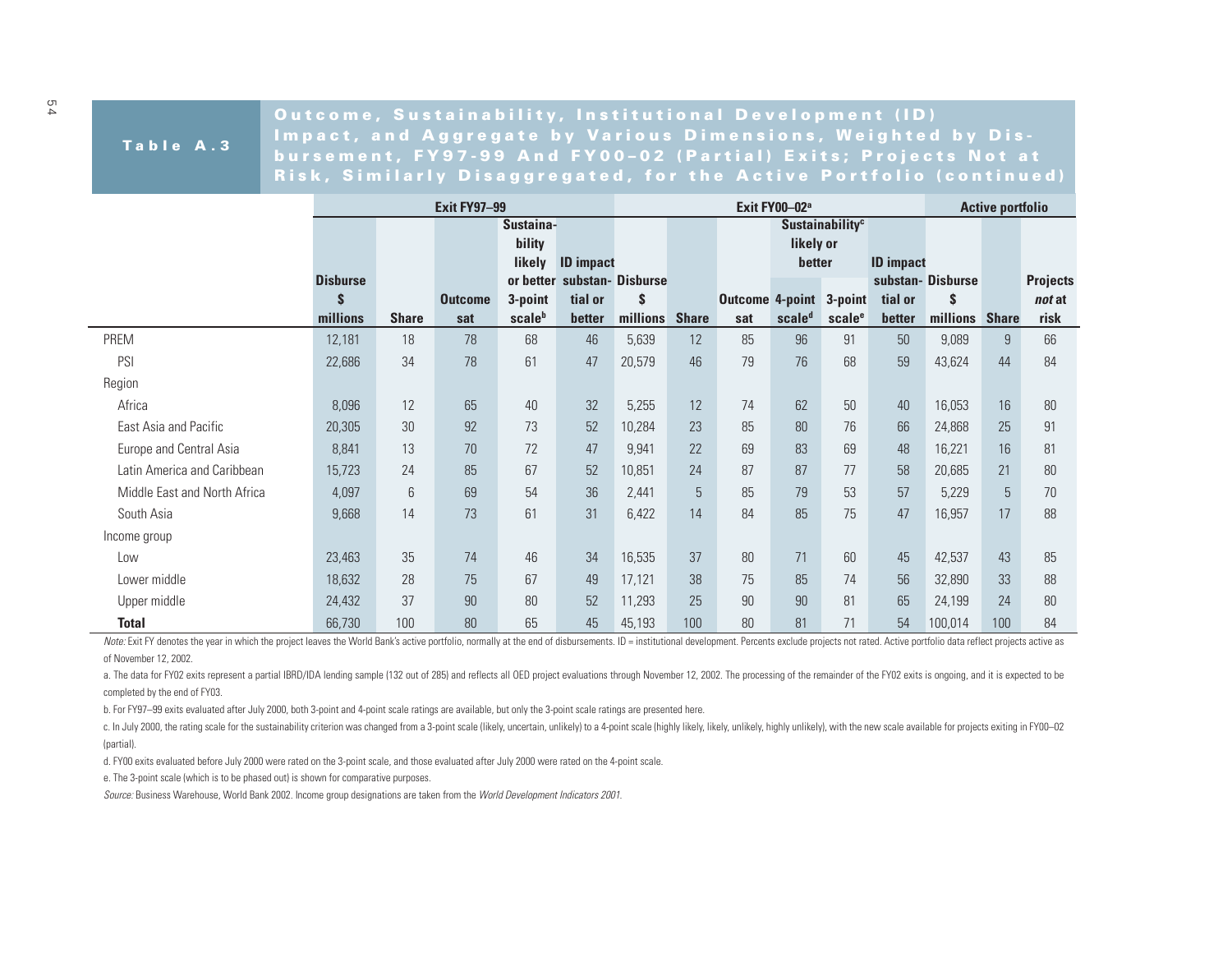## Table A.3 Outcome, Sustainability, Institutional Development (ID) Impact, and Aggregate by Various Dimensions, Weighted by Disbursement, FY97-99 And FY00–02 (Partial) Exits; Projects Not at Risk, Similarly Disaggregated, for the Active Portfolio (continued)

| | Exit FY97–99 | | | | | Exit FY00–02[a] | | | | | | Active portfolio | | |
|---|---|---|---|---|---|---|---|---|---|---|---|---|---|---|
| | Disburse $ millions | Share | Outcome sat | Sustainability likely or better 3-point scale[b] | ID impact substantial or better | Disburse $ millions | Share | Outcome sat | Sustainability[c] likely or better 4-point scale[d] | Sustainability[c] likely or better 3-point scale[e] | ID impact substantial or better | Disburse $ millions | Share | Projects *not* at risk |
| PREM | 12,181 | 18 | 78 | 68 | 46 | 5,639 | 12 | 85 | 96 | 91 | 50 | 9,089 | 9 | 66 |
| PSI | 22,686 | 34 | 78 | 61 | 47 | 20,579 | 46 | 79 | 76 | 68 | 59 | 43,624 | 44 | 84 |
| Region | | | | | | | | | | | | | | |
| Africa | 8,096 | 12 | 65 | 40 | 32 | 5,255 | 12 | 74 | 62 | 50 | 40 | 16,053 | 16 | 80 |
| East Asia and Pacific | 20,305 | 30 | 92 | 73 | 52 | 10,284 | 23 | 85 | 80 | 76 | 66 | 24,868 | 25 | 91 |
| Europe and Central Asia | 8,841 | 13 | 70 | 72 | 47 | 9,941 | 22 | 69 | 83 | 69 | 48 | 16,221 | 16 | 81 |
| Latin America and Caribbean | 15,723 | 24 | 85 | 67 | 52 | 10,851 | 24 | 87 | 87 | 77 | 58 | 20,685 | 21 | 80 |
| Middle East and North Africa | 4,097 | 6 | 69 | 54 | 36 | 2,441 | 5 | 85 | 79 | 53 | 57 | 5,229 | 5 | 70 |
| South Asia | 9,668 | 14 | 73 | 61 | 31 | 6,422 | 14 | 84 | 85 | 75 | 47 | 16,957 | 17 | 88 |
| Income group | | | | | | | | | | | | | | |
| Low | 23,463 | 35 | 74 | 46 | 34 | 16,535 | 37 | 80 | 71 | 60 | 45 | 42,537 | 43 | 85 |
| Lower middle | 18,632 | 28 | 75 | 67 | 49 | 17,121 | 38 | 75 | 85 | 74 | 56 | 32,890 | 33 | 88 |
| Upper middle | 24,432 | 37 | 90 | 80 | 52 | 11,293 | 25 | 90 | 90 | 81 | 65 | 24,199 | 24 | 80 |
| **Total** | 66,730 | 100 | 80 | 65 | 45 | 45,193 | 100 | 80 | 81 | 71 | 54 | 100,014 | 100 | 84 |

*Note:* Exit FY denotes the year in which the project leaves the World Bank's active portfolio, normally at the end of disbursements. ID = institutional development. Percents exclude projects not rated. Active portfolio data reflect projects active as of November 12, 2002.

a. The data for FY02 exits represent a partial IBRD/IDA lending sample (132 out of 285) and reflects all OED project evaluations through November 12, 2002. The processing of the remainder of the FY02 exits is ongoing, and it is expected to be completed by the end of FY03.

b. For FY97–99 exits evaluated after July 2000, both 3-point and 4-point scale ratings are available, but only the 3-point scale ratings are presented here.

c. In July 2000, the rating scale for the sustainability criterion was changed from a 3-point scale (likely, uncertain, unlikely) to a 4-point scale (highly likely, likely, unlikely, highly unlikely), with the new scale available for projects exiting in FY00–02 (partial).

d. FY00 exits evaluated before July 2000 were rated on the 3-point scale, and those evaluated after July 2000 were rated on the 4-point scale.

e. The 3-point scale (which is to be phased out) is shown for comparative purposes.

*Source:* Business Warehouse, World Bank 2002. Income group designations are taken from the *World Development Indicators 2001*.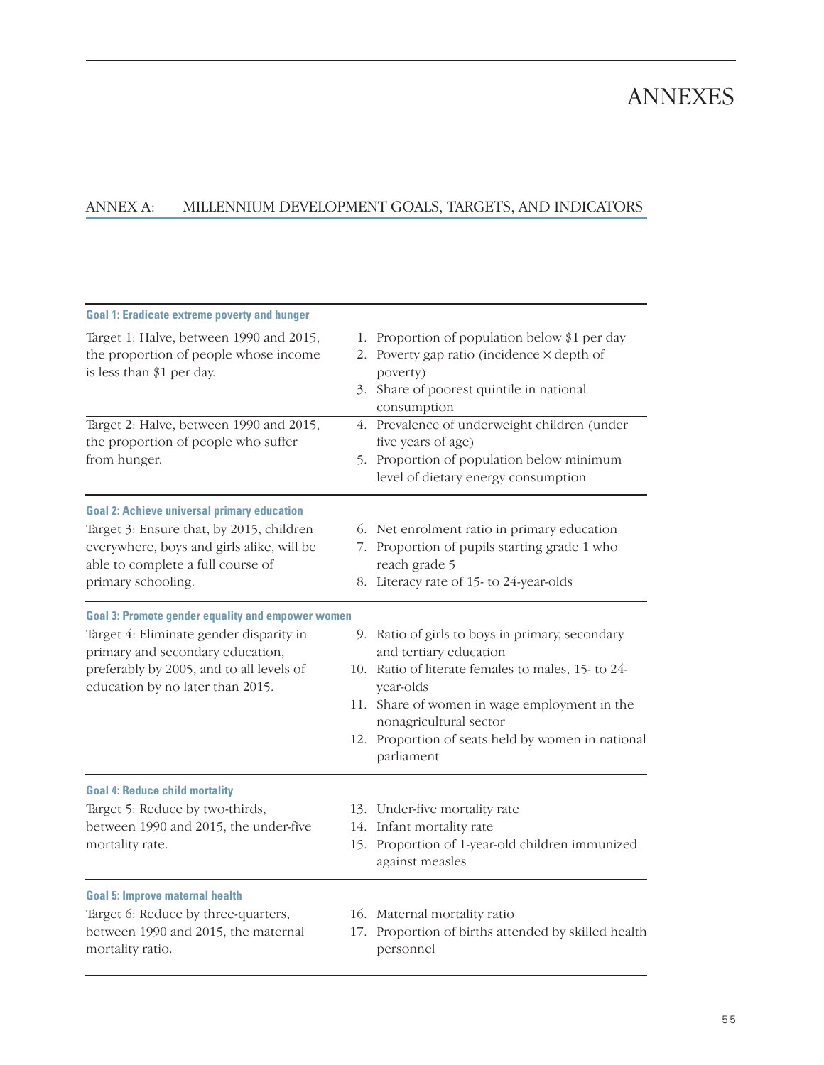# ANNEXES

## ANNEX A: MILLENNIUM DEVELOPMENT GOALS, TARGETS, AND INDICATORS

| Goal 1: Eradicate extreme poverty and hunger | |
|---|---|
| Target 1: Halve, between 1990 and 2015, the proportion of people whose income is less than $1 per day. | 1. Proportion of population below $1 per day<br>2. Poverty gap ratio (incidence × depth of poverty)<br>3. Share of poorest quintile in national consumption |
| Target 2: Halve, between 1990 and 2015, the proportion of people who suffer from hunger. | 4. Prevalence of underweight children (under five years of age)<br>5. Proportion of population below minimum level of dietary energy consumption |
| **Goal 2: Achieve universal primary education** | |
| Target 3: Ensure that, by 2015, children everywhere, boys and girls alike, will be able to complete a full course of primary schooling. | 6. Net enrolment ratio in primary education<br>7. Proportion of pupils starting grade 1 who reach grade 5<br>8. Literacy rate of 15- to 24-year-olds |
| **Goal 3: Promote gender equality and empower women** | |
| Target 4: Eliminate gender disparity in primary and secondary education, preferably by 2005, and to all levels of education by no later than 2015. | 9. Ratio of girls to boys in primary, secondary and tertiary education<br>10. Ratio of literate females to males, 15- to 24-year-olds<br>11. Share of women in wage employment in the nonagricultural sector<br>12. Proportion of seats held by women in national parliament |
| **Goal 4: Reduce child mortality** | |
| Target 5: Reduce by two-thirds, between 1990 and 2015, the under-five mortality rate. | 13. Under-five mortality rate<br>14. Infant mortality rate<br>15. Proportion of 1-year-old children immunized against measles |
| **Goal 5: Improve maternal health** | |
| Target 6: Reduce by three-quarters, between 1990 and 2015, the maternal mortality ratio. | 16. Maternal mortality ratio<br>17. Proportion of births attended by skilled health personnel |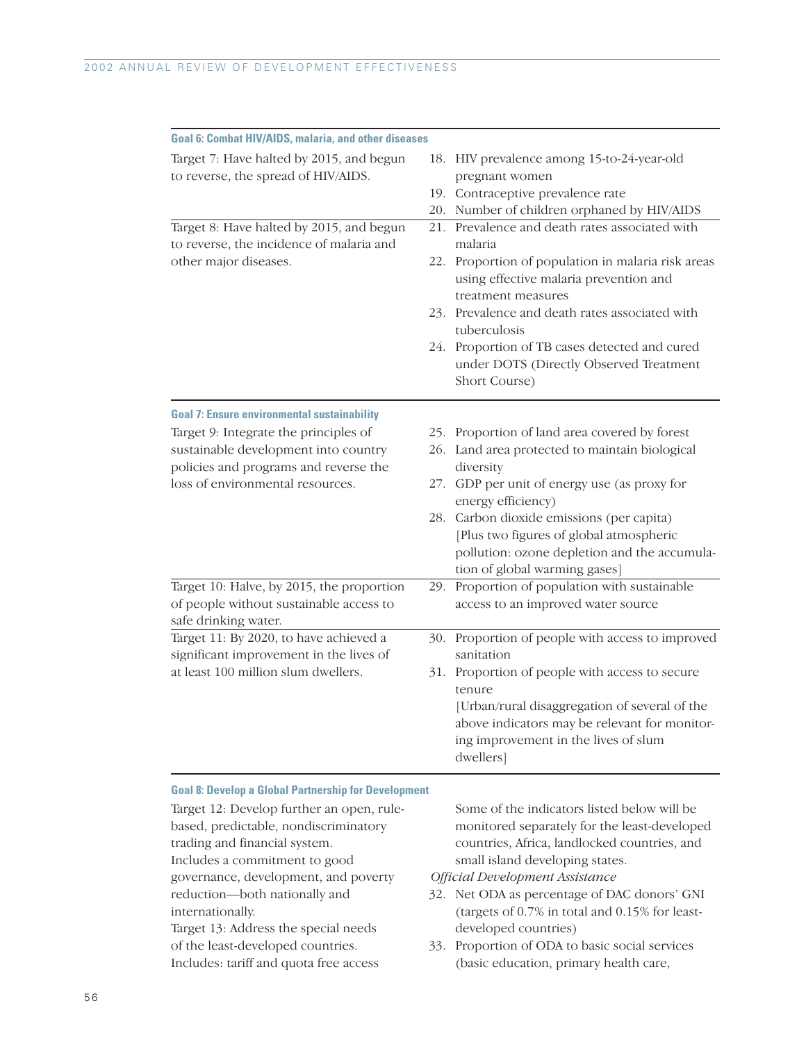| Goal 6: Combat HIV/AIDS, malaria, and other diseases | |
|---|---|
| Target 7: Have halted by 2015, and begun to reverse, the spread of HIV/AIDS. | 18. HIV prevalence among 15-to-24-year-old pregnant women<br>19. Contraceptive prevalence rate<br>20. Number of children orphaned by HIV/AIDS |
| Target 8: Have halted by 2015, and begun to reverse, the incidence of malaria and other major diseases. | 21. Prevalence and death rates associated with malaria<br>22. Proportion of population in malaria risk areas using effective malaria prevention and treatment measures<br>23. Prevalence and death rates associated with tuberculosis<br>24. Proportion of TB cases detected and cured under DOTS (Directly Observed Treatment Short Course) |

| Goal 7: Ensure environmental sustainability | |
|---|---|
| Target 9: Integrate the principles of sustainable development into country policies and programs and reverse the loss of environmental resources. | 25. Proportion of land area covered by forest<br>26. Land area protected to maintain biological diversity<br>27. GDP per unit of energy use (as proxy for energy efficiency)<br>28. Carbon dioxide emissions (per capita)<br>[Plus two figures of global atmospheric pollution: ozone depletion and the accumulation of global warming gases] |
| Target 10: Halve, by 2015, the proportion of people without sustainable access to safe drinking water. | 29. Proportion of population with sustainable access to an improved water source |
| Target 11: By 2020, to have achieved a significant improvement in the lives of at least 100 million slum dwellers. | 30. Proportion of people with access to improved sanitation<br>31. Proportion of people with access to secure tenure<br>[Urban/rural disaggregation of several of the above indicators may be relevant for monitoring improvement in the lives of slum dwellers] |

| Goal 8: Develop a Global Partnership for Development | |
|---|---|
| Target 12: Develop further an open, rule-based, predictable, nondiscriminatory trading and financial system.<br>Includes a commitment to good governance, development, and poverty reduction—both nationally and internationally.<br>Target 13: Address the special needs of the least-developed countries.<br>Includes: tariff and quota free access | Some of the indicators listed below will be monitored separately for the least-developed countries, Africa, landlocked countries, and small island developing states.<br>*Official Development Assistance*<br>32. Net ODA as percentage of DAC donors' GNI (targets of 0.7% in total and 0.15% for least-developed countries)<br>33. Proportion of ODA to basic social services (basic education, primary health care, |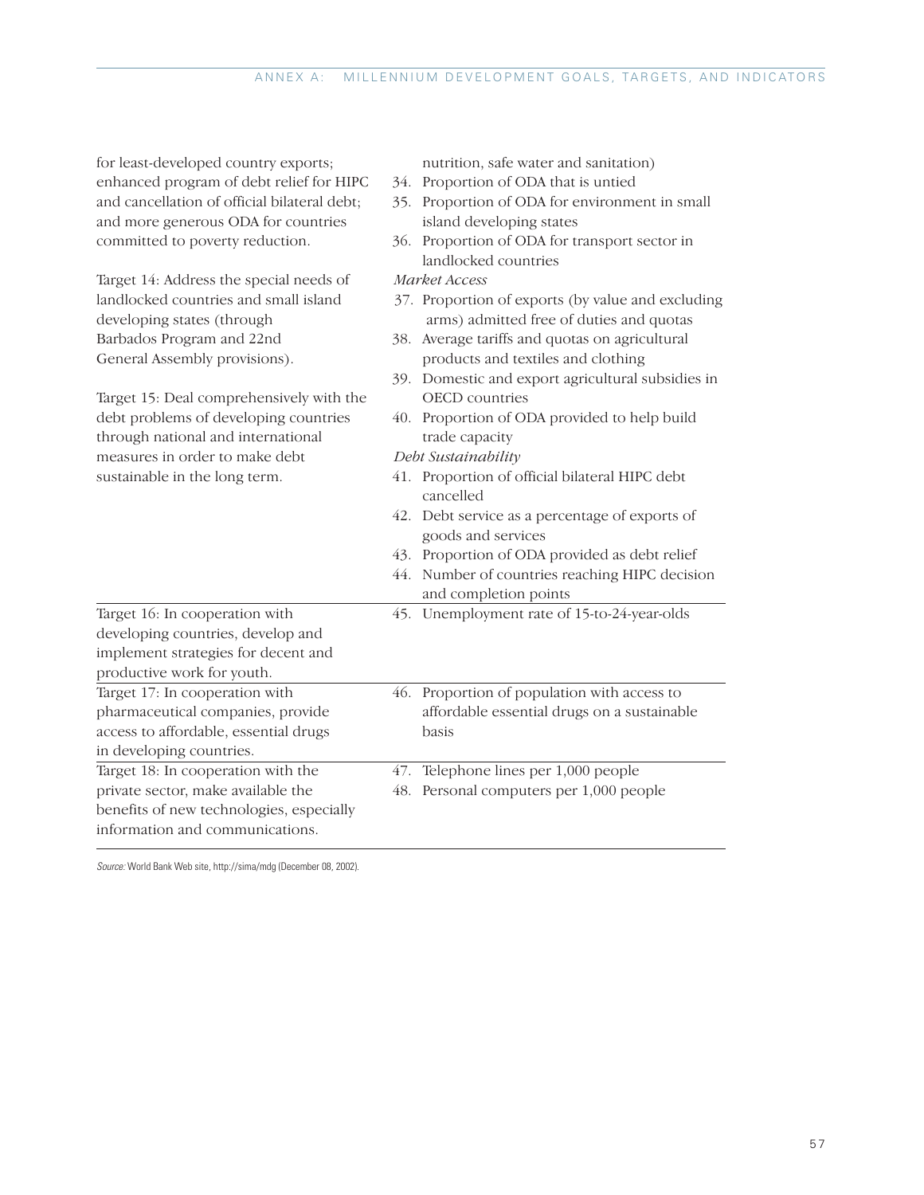| | |
|---|---|
| for least-developed country exports; enhanced program of debt relief for HIPC and cancellation of official bilateral debt; and more generous ODA for countries committed to poverty reduction.<br><br>Target 14: Address the special needs of landlocked countries and small island developing states (through Barbados Program and 22nd General Assembly provisions).<br><br>Target 15: Deal comprehensively with the debt problems of developing countries through national and international measures in order to make debt sustainable in the long term. | nutrition, safe water and sanitation)<br>34. Proportion of ODA that is untied<br>35. Proportion of ODA for environment in small island developing states<br>36. Proportion of ODA for transport sector in landlocked countries<br>*Market Access*<br>37. Proportion of exports (by value and excluding arms) admitted free of duties and quotas<br>38. Average tariffs and quotas on agricultural products and textiles and clothing<br>39. Domestic and export agricultural subsidies in OECD countries<br>40. Proportion of ODA provided to help build trade capacity<br>*Debt Sustainability*<br>41. Proportion of official bilateral HIPC debt cancelled<br>42. Debt service as a percentage of exports of goods and services<br>43. Proportion of ODA provided as debt relief<br>44. Number of countries reaching HIPC decision and completion points |
| Target 16: In cooperation with developing countries, develop and implement strategies for decent and productive work for youth. | 45. Unemployment rate of 15-to-24-year-olds |
| Target 17: In cooperation with pharmaceutical companies, provide access to affordable, essential drugs in developing countries. | 46. Proportion of population with access to affordable essential drugs on a sustainable basis |
| Target 18: In cooperation with the private sector, make available the benefits of new technologies, especially information and communications. | 47. Telephone lines per 1,000 people<br>48. Personal computers per 1,000 people |

*Source:* World Bank Web site, http://sima/mdg (December 08, 2002).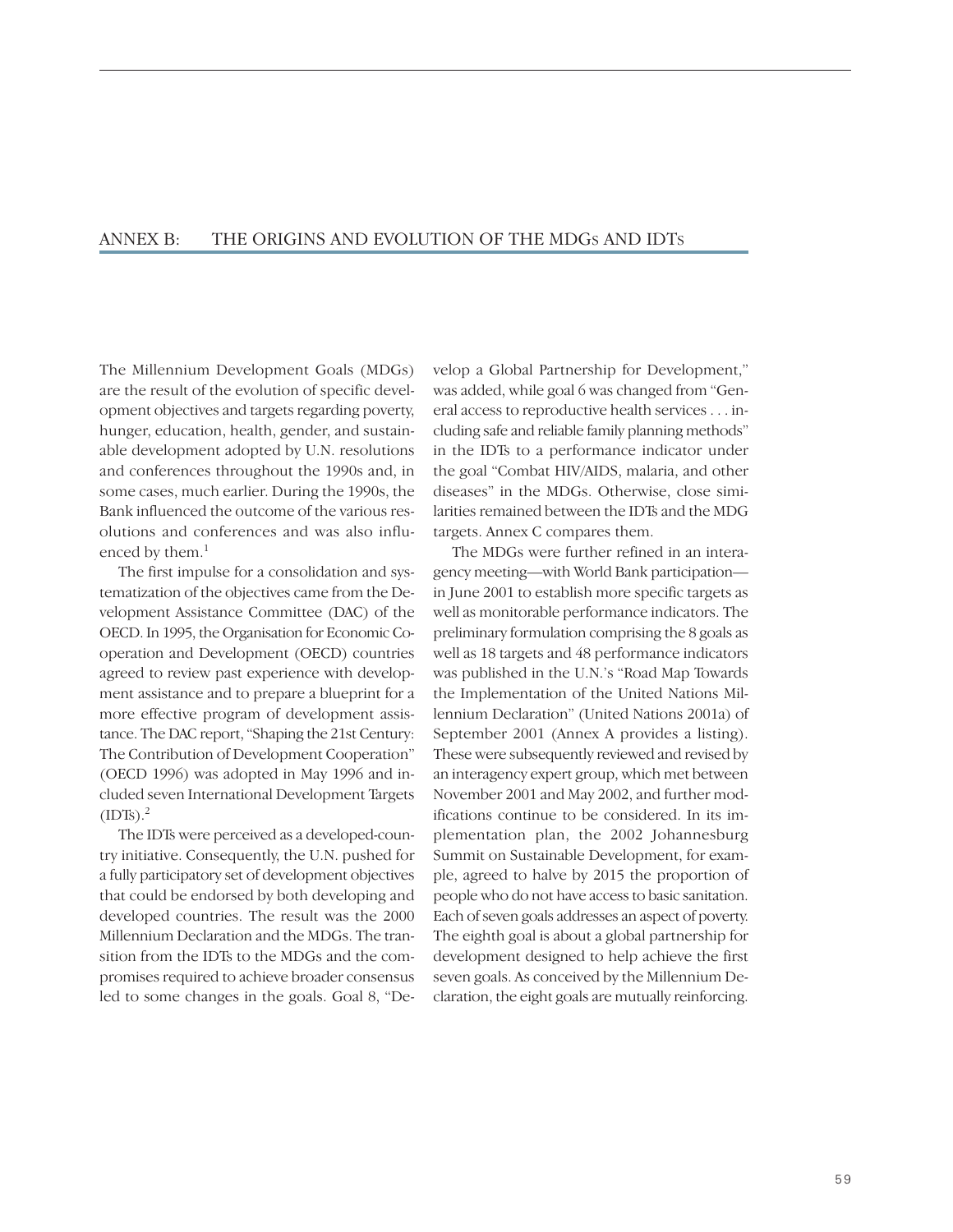# ANNEX B: THE ORIGINS AND EVOLUTION OF THE MDGs AND IDTs

The Millennium Development Goals (MDGs) are the result of the evolution of specific development objectives and targets regarding poverty, hunger, education, health, gender, and sustainable development adopted by U.N. resolutions and conferences throughout the 1990s and, in some cases, much earlier. During the 1990s, the Bank influenced the outcome of the various resolutions and conferences and was also influenced by them.[1]

The first impulse for a consolidation and systematization of the objectives came from the Development Assistance Committee (DAC) of the OECD. In 1995, the Organisation for Economic Cooperation and Development (OECD) countries agreed to review past experience with development assistance and to prepare a blueprint for a more effective program of development assistance. The DAC report, "Shaping the 21st Century: The Contribution of Development Cooperation" (OECD 1996) was adopted in May 1996 and included seven International Development Targets (IDTs).[2]

The IDTs were perceived as a developed-country initiative. Consequently, the U.N. pushed for a fully participatory set of development objectives that could be endorsed by both developing and developed countries. The result was the 2000 Millennium Declaration and the MDGs. The transition from the IDTs to the MDGs and the compromises required to achieve broader consensus led to some changes in the goals. Goal 8, "Develop a Global Partnership for Development," was added, while goal 6 was changed from "General access to reproductive health services . . . including safe and reliable family planning methods" in the IDTs to a performance indicator under the goal "Combat HIV/AIDS, malaria, and other diseases" in the MDGs. Otherwise, close similarities remained between the IDTs and the MDG targets. Annex C compares them.

The MDGs were further refined in an interagency meeting—with World Bank participation—in June 2001 to establish more specific targets as well as monitorable performance indicators. The preliminary formulation comprising the 8 goals as well as 18 targets and 48 performance indicators was published in the U.N.'s "Road Map Towards the Implementation of the United Nations Millennium Declaration" (United Nations 2001a) of September 2001 (Annex A provides a listing). These were subsequently reviewed and revised by an interagency expert group, which met between November 2001 and May 2002, and further modifications continue to be considered. In its implementation plan, the 2002 Johannesburg Summit on Sustainable Development, for example, agreed to halve by 2015 the proportion of people who do not have access to basic sanitation. Each of seven goals addresses an aspect of poverty. The eighth goal is about a global partnership for development designed to help achieve the first seven goals. As conceived by the Millennium Declaration, the eight goals are mutually reinforcing.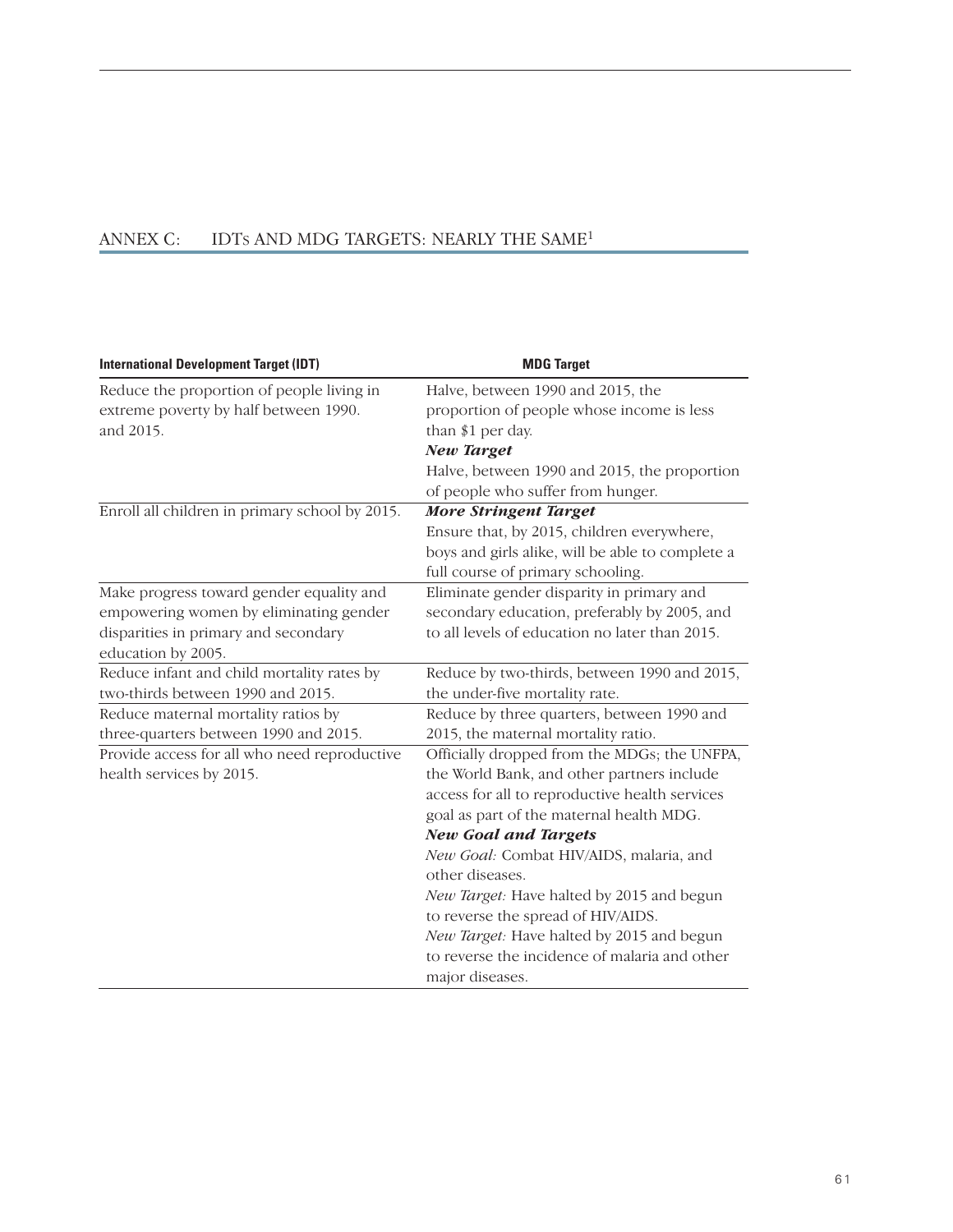## ANNEX C: IDTs AND MDG TARGETS: NEARLY THE SAME[1]

| International Development Target (IDT) | MDG Target |
|---|---|
| Reduce the proportion of people living in extreme poverty by half between 1990. and 2015. | Halve, between 1990 and 2015, the proportion of people whose income is less than $1 per day. ***New Target*** Halve, between 1990 and 2015, the proportion of people who suffer from hunger. |
| Enroll all children in primary school by 2015. | ***More Stringent Target*** Ensure that, by 2015, children everywhere, boys and girls alike, will be able to complete a full course of primary schooling. |
| Make progress toward gender equality and empowering women by eliminating gender disparities in primary and secondary education by 2005. | Eliminate gender disparity in primary and secondary education, preferably by 2005, and to all levels of education no later than 2015. |
| Reduce infant and child mortality rates by two-thirds between 1990 and 2015. | Reduce by two-thirds, between 1990 and 2015, the under-five mortality rate. |
| Reduce maternal mortality ratios by three-quarters between 1990 and 2015. | Reduce by three quarters, between 1990 and 2015, the maternal mortality ratio. |
| Provide access for all who need reproductive health services by 2015. | Officially dropped from the MDGs; the UNFPA, the World Bank, and other partners include access for all to reproductive health services goal as part of the maternal health MDG. ***New Goal and Targets*** *New Goal:* Combat HIV/AIDS, malaria, and other diseases. *New Target:* Have halted by 2015 and begun to reverse the spread of HIV/AIDS. *New Target:* Have halted by 2015 and begun to reverse the incidence of malaria and other major diseases. |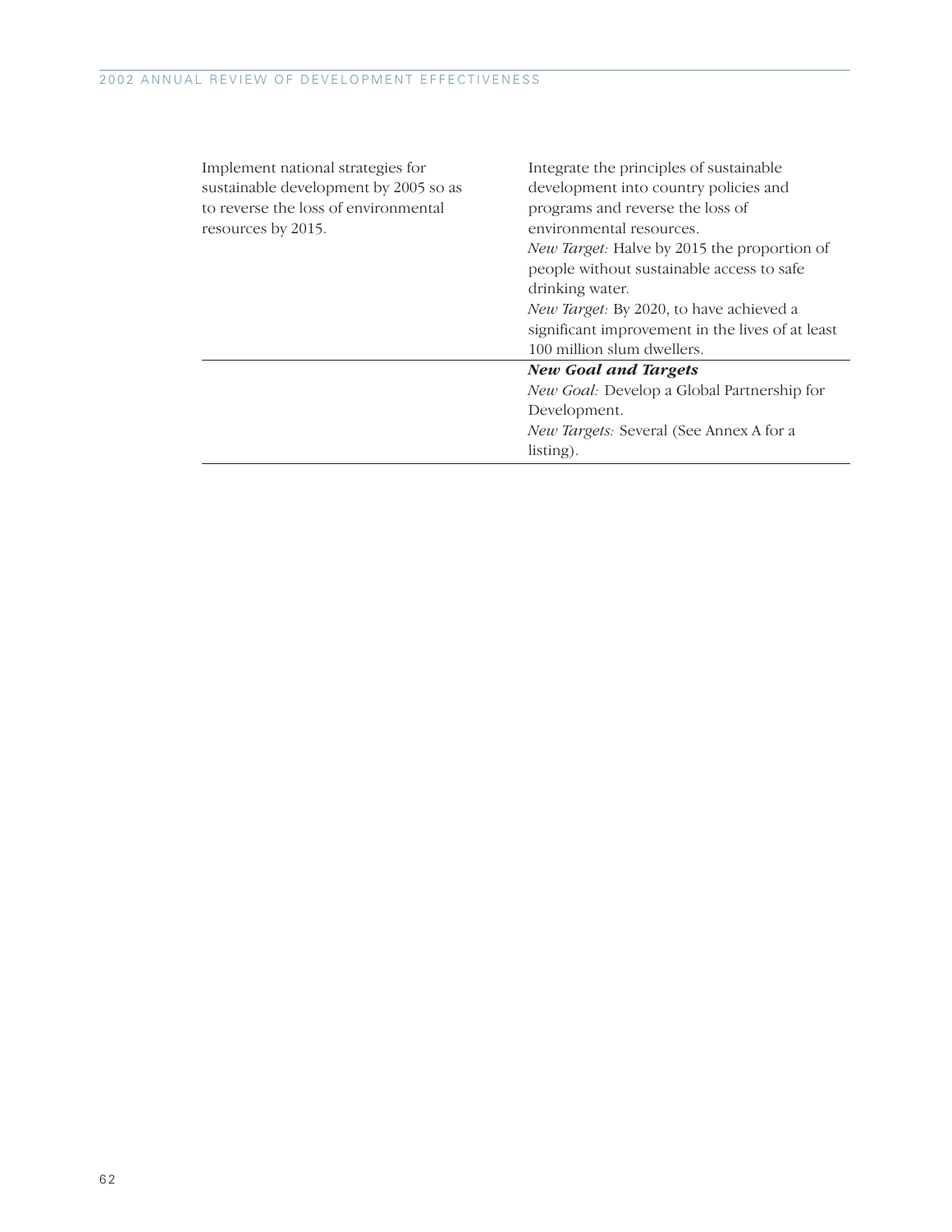| | |
|---|---|
| Implement national strategies for sustainable development by 2005 so as to reverse the loss of environmental resources by 2015. | Integrate the principles of sustainable development into country policies and programs and reverse the loss of environmental resources.<br>*New Target:* Halve by 2015 the proportion of people without sustainable access to safe drinking water.<br>*New Target:* By 2020, to have achieved a significant improvement in the lives of at least 100 million slum dwellers. |
| | ***New Goal and Targets***<br>*New Goal:* Develop a Global Partnership for Development.<br>*New Targets:* Several (See Annex A for a listing). |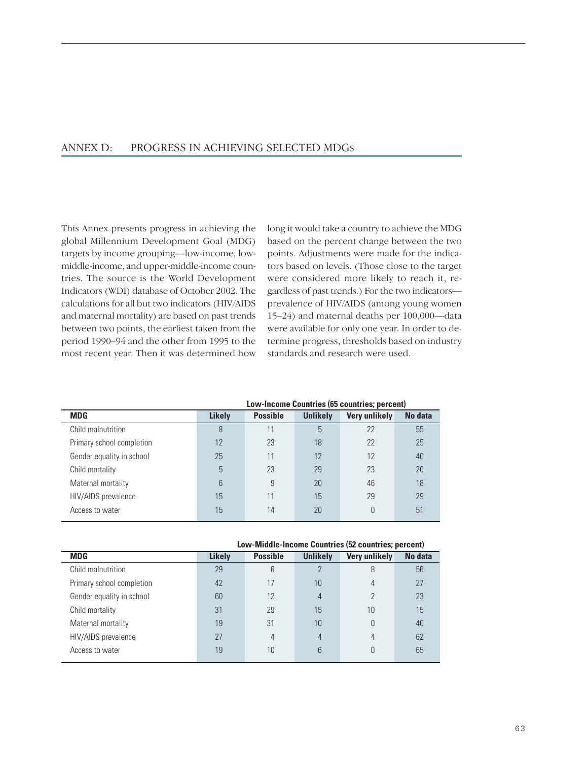# ANNEX D: PROGRESS IN ACHIEVING SELECTED MDGS

This Annex presents progress in achieving the global Millennium Development Goal (MDG) targets by income grouping—low-income, low-middle-income, and upper-middle-income countries. The source is the World Development Indicators (WDI) database of October 2002. The calculations for all but two indicators (HIV/AIDS and maternal mortality) are based on past trends between two points, the earliest taken from the period 1990–94 and the other from 1995 to the most recent year. Then it was determined how long it would take a country to achieve the MDG based on the percent change between the two points. Adjustments were made for the indicators based on levels. (Those close to the target were considered more likely to reach it, regardless of past trends.) For the two indicators—prevalence of HIV/AIDS (among young women 15–24) and maternal deaths per 100,000—data were available for only one year. In order to determine progress, thresholds based on industry standards and research were used.

**Low-Income Countries (65 countries; percent)**

| MDG | Likely | Possible | Unlikely | Very unlikely | No data |
|---|---|---|---|---|---|
| Child malnutrition | 8 | 11 | 5 | 22 | 55 |
| Primary school completion | 12 | 23 | 18 | 22 | 25 |
| Gender equality in school | 25 | 11 | 12 | 12 | 40 |
| Child mortality | 5 | 23 | 29 | 23 | 20 |
| Maternal mortality | 6 | 9 | 20 | 46 | 18 |
| HIV/AIDS prevalence | 15 | 11 | 15 | 29 | 29 |
| Access to water | 15 | 14 | 20 | 0 | 51 |

**Low-Middle-Income Countries (52 countries; percent)**

| MDG | Likely | Possible | Unlikely | Very unlikely | No data |
|---|---|---|---|---|---|
| Child malnutrition | 29 | 6 | 2 | 8 | 56 |
| Primary school completion | 42 | 17 | 10 | 4 | 27 |
| Gender equality in school | 60 | 12 | 4 | 2 | 23 |
| Child mortality | 31 | 29 | 15 | 10 | 15 |
| Maternal mortality | 19 | 31 | 10 | 0 | 40 |
| HIV/AIDS prevalence | 27 | 4 | 4 | 4 | 62 |
| Access to water | 19 | 10 | 6 | 0 | 65 |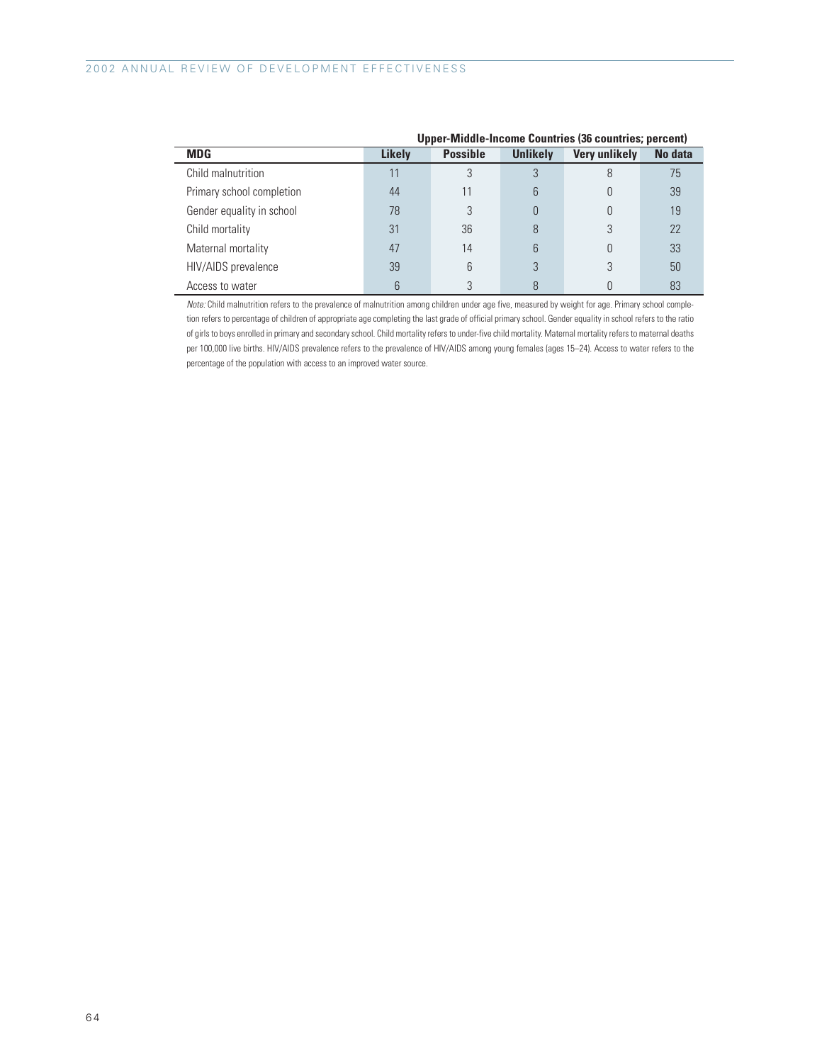| MDG | Upper-Middle-Income Countries (36 countries; percent) | | | | |
|---|---|---|---|---|---|
| | Likely | Possible | Unlikely | Very unlikely | No data |
| Child malnutrition | 11 | 3 | 3 | 8 | 75 |
| Primary school completion | 44 | 11 | 6 | 0 | 39 |
| Gender equality in school | 78 | 3 | 0 | 0 | 19 |
| Child mortality | 31 | 36 | 8 | 3 | 22 |
| Maternal mortality | 47 | 14 | 6 | 0 | 33 |
| HIV/AIDS prevalence | 39 | 6 | 3 | 3 | 50 |
| Access to water | 6 | 3 | 8 | 0 | 83 |

*Note:* Child malnutrition refers to the prevalence of malnutrition among children under age five, measured by weight for age. Primary school completion refers to percentage of children of appropriate age completing the last grade of official primary school. Gender equality in school refers to the ratio of girls to boys enrolled in primary and secondary school. Child mortality refers to under-five child mortality. Maternal mortality refers to maternal deaths per 100,000 live births. HIV/AIDS prevalence refers to the prevalence of HIV/AIDS among young females (ages 15–24). Access to water refers to the percentage of the population with access to an improved water source.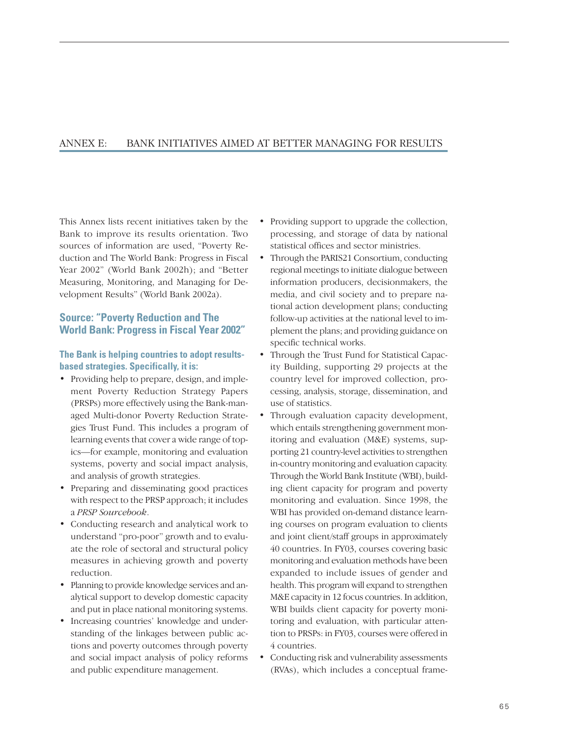# ANNEX E: BANK INITIATIVES AIMED AT BETTER MANAGING FOR RESULTS

This Annex lists recent initiatives taken by the Bank to improve its results orientation. Two sources of information are used, "Poverty Reduction and The World Bank: Progress in Fiscal Year 2002" (World Bank 2002h); and "Better Measuring, Monitoring, and Managing for Development Results" (World Bank 2002a).

## Source: "Poverty Reduction and The World Bank: Progress in Fiscal Year 2002"

### The Bank is helping countries to adopt results-based strategies. Specifically, it is:

- Providing help to prepare, design, and implement Poverty Reduction Strategy Papers (PRSPs) more effectively using the Bank-managed Multi-donor Poverty Reduction Strategies Trust Fund. This includes a program of learning events that cover a wide range of topics—for example, monitoring and evaluation systems, poverty and social impact analysis, and analysis of growth strategies.
- Preparing and disseminating good practices with respect to the PRSP approach; it includes a *PRSP Sourcebook*.
- Conducting research and analytical work to understand "pro-poor" growth and to evaluate the role of sectoral and structural policy measures in achieving growth and poverty reduction.
- Planning to provide knowledge services and analytical support to develop domestic capacity and put in place national monitoring systems.
- Increasing countries' knowledge and understanding of the linkages between public actions and poverty outcomes through poverty and social impact analysis of policy reforms and public expenditure management.
- Providing support to upgrade the collection, processing, and storage of data by national statistical offices and sector ministries.
- Through the PARIS21 Consortium, conducting regional meetings to initiate dialogue between information producers, decisionmakers, the media, and civil society and to prepare national action development plans; conducting follow-up activities at the national level to implement the plans; and providing guidance on specific technical works.
- Through the Trust Fund for Statistical Capacity Building, supporting 29 projects at the country level for improved collection, processing, analysis, storage, dissemination, and use of statistics.
- Through evaluation capacity development, which entails strengthening government monitoring and evaluation (M&E) systems, supporting 21 country-level activities to strengthen in-country monitoring and evaluation capacity. Through the World Bank Institute (WBI), building client capacity for program and poverty monitoring and evaluation. Since 1998, the WBI has provided on-demand distance learning courses on program evaluation to clients and joint client/staff groups in approximately 40 countries. In FY03, courses covering basic monitoring and evaluation methods have been expanded to include issues of gender and health. This program will expand to strengthen M&E capacity in 12 focus countries. In addition, WBI builds client capacity for poverty monitoring and evaluation, with particular attention to PRSPs: in FY03, courses were offered in 4 countries.
- Conducting risk and vulnerability assessments (RVAs), which includes a conceptual frame-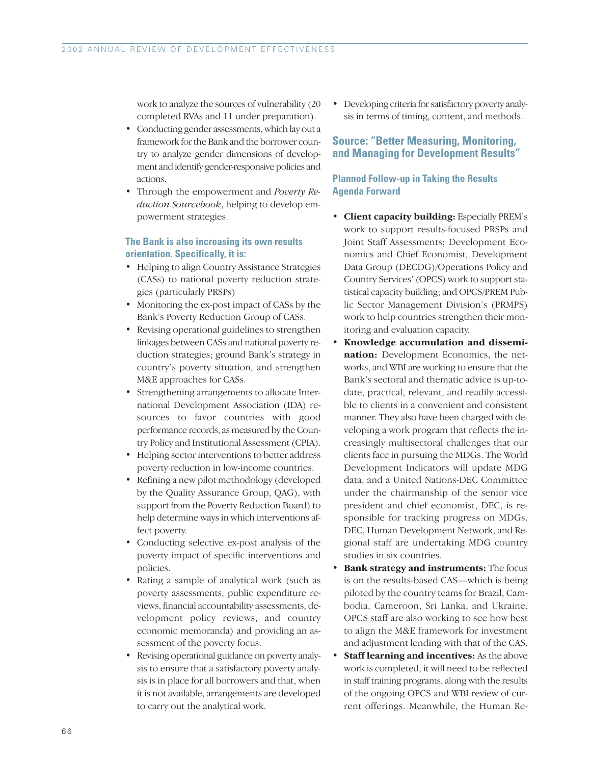work to analyze the sources of vulnerability (20 completed RVAs and 11 under preparation).

- Conducting gender assessments, which lay out a framework for the Bank and the borrower country to analyze gender dimensions of development and identify gender-responsive policies and actions.
- Through the empowerment and *Poverty Reduction Sourcebook*, helping to develop empowerment strategies.

### The Bank is also increasing its own results orientation. Specifically, it is:

- Helping to align Country Assistance Strategies (CASs) to national poverty reduction strategies (particularly PRSPs)
- Monitoring the ex-post impact of CASs by the Bank's Poverty Reduction Group of CASs.
- Revising operational guidelines to strengthen linkages between CASs and national poverty reduction strategies; ground Bank's strategy in country's poverty situation, and strengthen M&E approaches for CASs.
- Strengthening arrangements to allocate International Development Association (IDA) resources to favor countries with good performance records, as measured by the Country Policy and Institutional Assessment (CPIA).
- Helping sector interventions to better address poverty reduction in low-income countries.
- Refining a new pilot methodology (developed by the Quality Assurance Group, QAG), with support from the Poverty Reduction Board) to help determine ways in which interventions affect poverty.
- Conducting selective ex-post analysis of the poverty impact of specific interventions and policies.
- Rating a sample of analytical work (such as poverty assessments, public expenditure reviews, financial accountability assessments, development policy reviews, and country economic memoranda) and providing an assessment of the poverty focus.
- Revising operational guidance on poverty analysis to ensure that a satisfactory poverty analysis is in place for all borrowers and that, when it is not available, arrangements are developed to carry out the analytical work.
- Developing criteria for satisfactory poverty analysis in terms of timing, content, and methods.

## Source: "Better Measuring, Monitoring, and Managing for Development Results"

### Planned Follow-up in Taking the Results Agenda Forward

- **Client capacity building:** Especially PREM's work to support results-focused PRSPs and Joint Staff Assessments; Development Economics and Chief Economist, Development Data Group (DECDG)/Operations Policy and Country Services' (OPCS) work to support statistical capacity building; and OPCS/PREM Public Sector Management Division's (PRMPS) work to help countries strengthen their monitoring and evaluation capacity.
- **Knowledge accumulation and dissemination:** Development Economics, the networks, and WBI are working to ensure that the Bank's sectoral and thematic advice is up-to-date, practical, relevant, and readily accessible to clients in a convenient and consistent manner. They also have been charged with developing a work program that reflects the increasingly multisectoral challenges that our clients face in pursuing the MDGs. The World Development Indicators will update MDG data, and a United Nations-DEC Committee under the chairmanship of the senior vice president and chief economist, DEC, is responsible for tracking progress on MDGs. DEC, Human Development Network, and Regional staff are undertaking MDG country studies in six countries.
- **Bank strategy and instruments:** The focus is on the results-based CAS—which is being piloted by the country teams for Brazil, Cambodia, Cameroon, Sri Lanka, and Ukraine. OPCS staff are also working to see how best to align the M&E framework for investment and adjustment lending with that of the CAS.
- **Staff learning and incentives:** As the above work is completed, it will need to be reflected in staff training programs, along with the results of the ongoing OPCS and WBI review of current offerings. Meanwhile, the Human Re-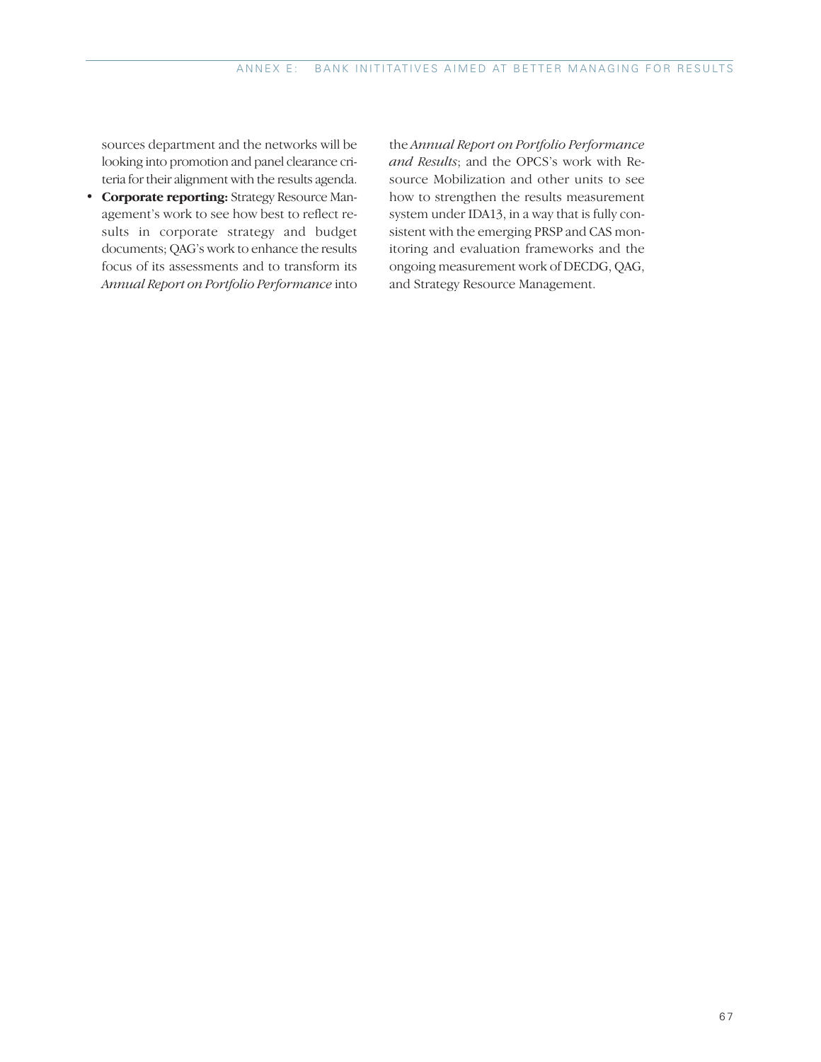sources department and the networks will be looking into promotion and panel clearance criteria for their alignment with the results agenda.

- **Corporate reporting:** Strategy Resource Management's work to see how best to reflect results in corporate strategy and budget documents; QAG's work to enhance the results focus of its assessments and to transform its *Annual Report on Portfolio Performance* into the *Annual Report on Portfolio Performance and Results*; and the OPCS's work with Resource Mobilization and other units to see how to strengthen the results measurement system under IDA13, in a way that is fully consistent with the emerging PRSP and CAS monitoring and evaluation frameworks and the ongoing measurement work of DECDG, QAG, and Strategy Resource Management.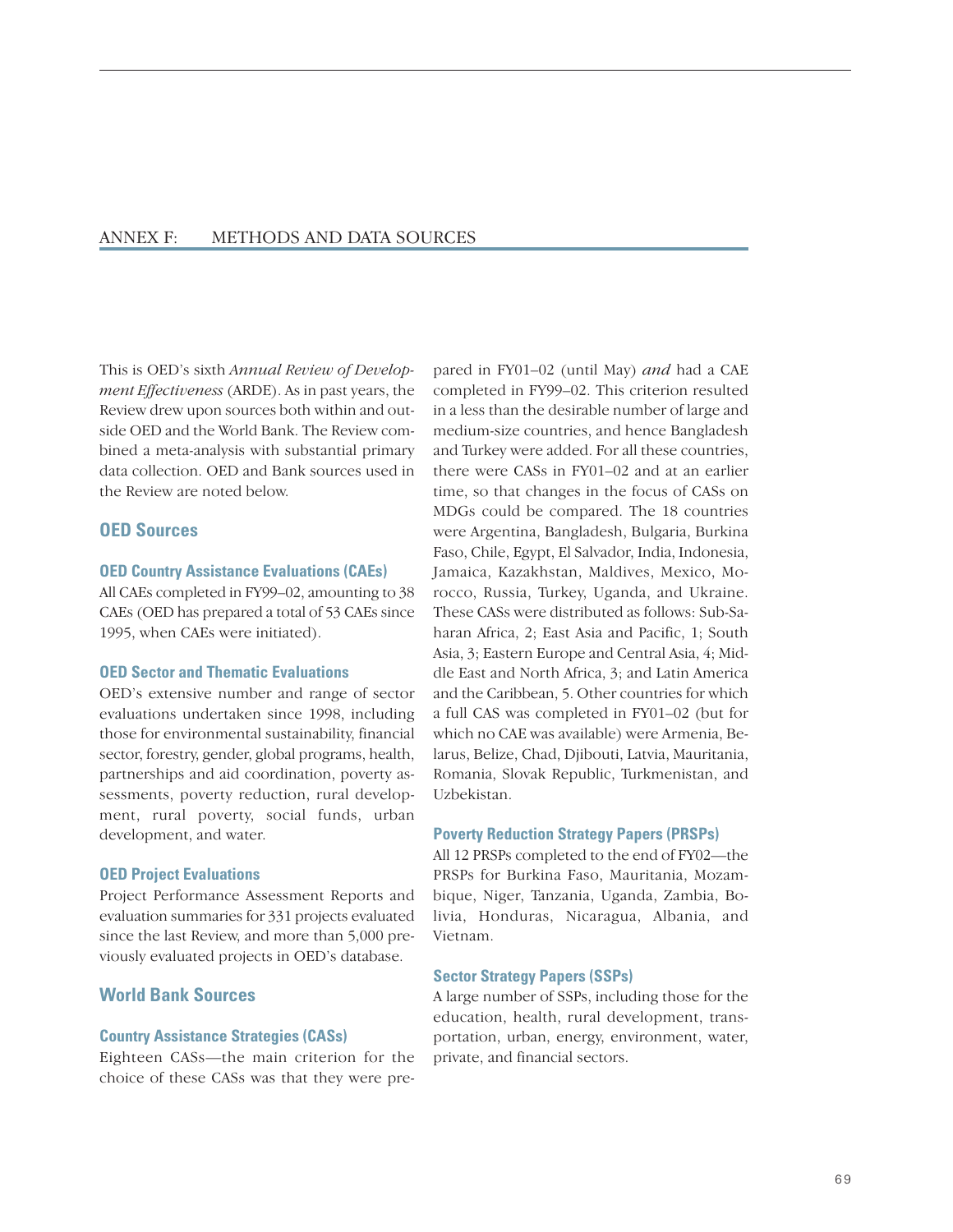# ANNEX F: METHODS AND DATA SOURCES

This is OED's sixth *Annual Review of Development Effectiveness* (ARDE). As in past years, the Review drew upon sources both within and outside OED and the World Bank. The Review combined a meta-analysis with substantial primary data collection. OED and Bank sources used in the Review are noted below.

## OED Sources

### OED Country Assistance Evaluations (CAEs)

All CAEs completed in FY99–02, amounting to 38 CAEs (OED has prepared a total of 53 CAEs since 1995, when CAEs were initiated).

### OED Sector and Thematic Evaluations

OED's extensive number and range of sector evaluations undertaken since 1998, including those for environmental sustainability, financial sector, forestry, gender, global programs, health, partnerships and aid coordination, poverty assessments, poverty reduction, rural development, rural poverty, social funds, urban development, and water.

### OED Project Evaluations

Project Performance Assessment Reports and evaluation summaries for 331 projects evaluated since the last Review, and more than 5,000 previously evaluated projects in OED's database.

## World Bank Sources

### Country Assistance Strategies (CASs)

Eighteen CASs—the main criterion for the choice of these CASs was that they were prepared in FY01–02 (until May) *and* had a CAE completed in FY99–02. This criterion resulted in a less than the desirable number of large and medium-size countries, and hence Bangladesh and Turkey were added. For all these countries, there were CASs in FY01–02 and at an earlier time, so that changes in the focus of CASs on MDGs could be compared. The 18 countries were Argentina, Bangladesh, Bulgaria, Burkina Faso, Chile, Egypt, El Salvador, India, Indonesia, Jamaica, Kazakhstan, Maldives, Mexico, Morocco, Russia, Turkey, Uganda, and Ukraine. These CASs were distributed as follows: Sub-Saharan Africa, 2; East Asia and Pacific, 1; South Asia, 3; Eastern Europe and Central Asia, 4; Middle East and North Africa, 3; and Latin America and the Caribbean, 5. Other countries for which a full CAS was completed in FY01–02 (but for which no CAE was available) were Armenia, Belarus, Belize, Chad, Djibouti, Latvia, Mauritania, Romania, Slovak Republic, Turkmenistan, and Uzbekistan.

### Poverty Reduction Strategy Papers (PRSPs)

All 12 PRSPs completed to the end of FY02—the PRSPs for Burkina Faso, Mauritania, Mozambique, Niger, Tanzania, Uganda, Zambia, Bolivia, Honduras, Nicaragua, Albania, and Vietnam.

### Sector Strategy Papers (SSPs)

A large number of SSPs, including those for the education, health, rural development, transportation, urban, energy, environment, water, private, and financial sectors.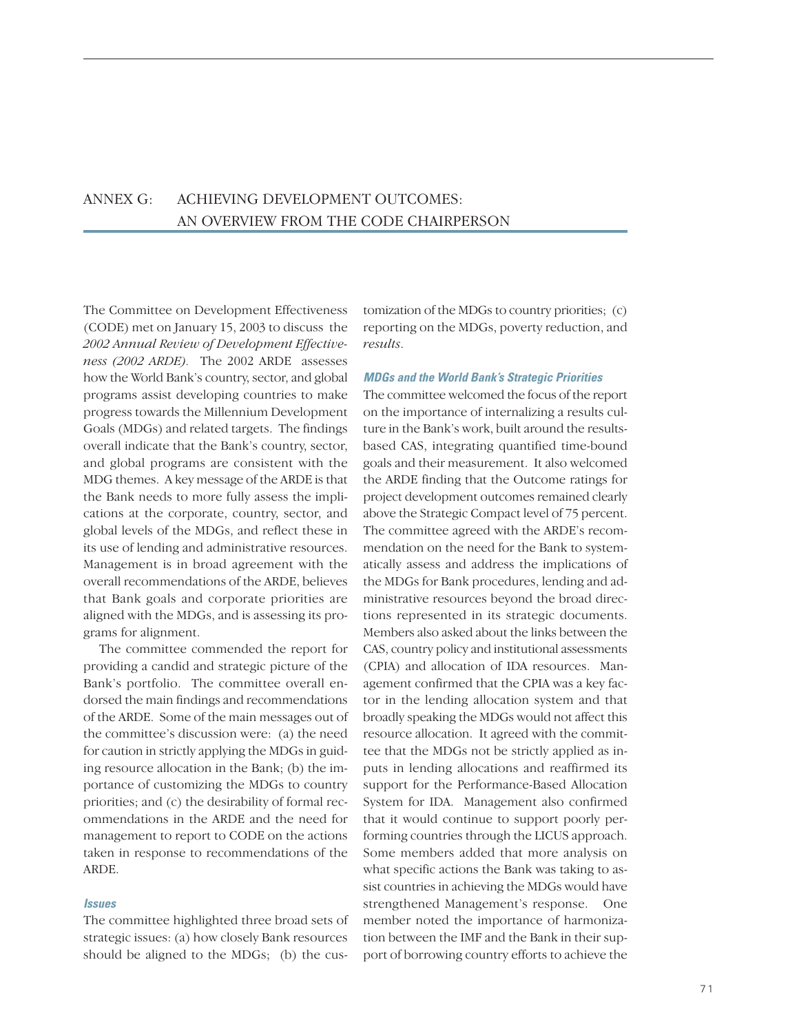# ANNEX G: ACHIEVING DEVELOPMENT OUTCOMES: AN OVERVIEW FROM THE CODE CHAIRPERSON

The Committee on Development Effectiveness (CODE) met on January 15, 2003 to discuss the *2002 Annual Review of Development Effectiveness (2002 ARDE).* The 2002 ARDE assesses how the World Bank's country, sector, and global programs assist developing countries to make progress towards the Millennium Development Goals (MDGs) and related targets. The findings overall indicate that the Bank's country, sector, and global programs are consistent with the MDG themes. A key message of the ARDE is that the Bank needs to more fully assess the implications at the corporate, country, sector, and global levels of the MDGs, and reflect these in its use of lending and administrative resources. Management is in broad agreement with the overall recommendations of the ARDE, believes that Bank goals and corporate priorities are aligned with the MDGs, and is assessing its programs for alignment.

The committee commended the report for providing a candid and strategic picture of the Bank's portfolio. The committee overall endorsed the main findings and recommendations of the ARDE. Some of the main messages out of the committee's discussion were: (a) the need for caution in strictly applying the MDGs in guiding resource allocation in the Bank; (b) the importance of customizing the MDGs to country priorities; and (c) the desirability of formal recommendations in the ARDE and the need for management to report to CODE on the actions taken in response to recommendations of the ARDE.

### *Issues*

The committee highlighted three broad sets of strategic issues: (a) how closely Bank resources should be aligned to the MDGs; (b) the customization of the MDGs to country priorities; (c) reporting on the MDGs, poverty reduction, and *results*.

### *MDGs and the World Bank's Strategic Priorities*

The committee welcomed the focus of the report on the importance of internalizing a results culture in the Bank's work, built around the results-based CAS, integrating quantified time-bound goals and their measurement. It also welcomed the ARDE finding that the Outcome ratings for project development outcomes remained clearly above the Strategic Compact level of 75 percent. The committee agreed with the ARDE's recommendation on the need for the Bank to systematically assess and address the implications of the MDGs for Bank procedures, lending and administrative resources beyond the broad directions represented in its strategic documents. Members also asked about the links between the CAS, country policy and institutional assessments (CPIA) and allocation of IDA resources. Management confirmed that the CPIA was a key factor in the lending allocation system and that broadly speaking the MDGs would not affect this resource allocation. It agreed with the committee that the MDGs not be strictly applied as inputs in lending allocations and reaffirmed its support for the Performance-Based Allocation System for IDA. Management also confirmed that it would continue to support poorly performing countries through the LICUS approach. Some members added that more analysis on what specific actions the Bank was taking to assist countries in achieving the MDGs would have strengthened Management's response. One member noted the importance of harmonization between the IMF and the Bank in their support of borrowing country efforts to achieve the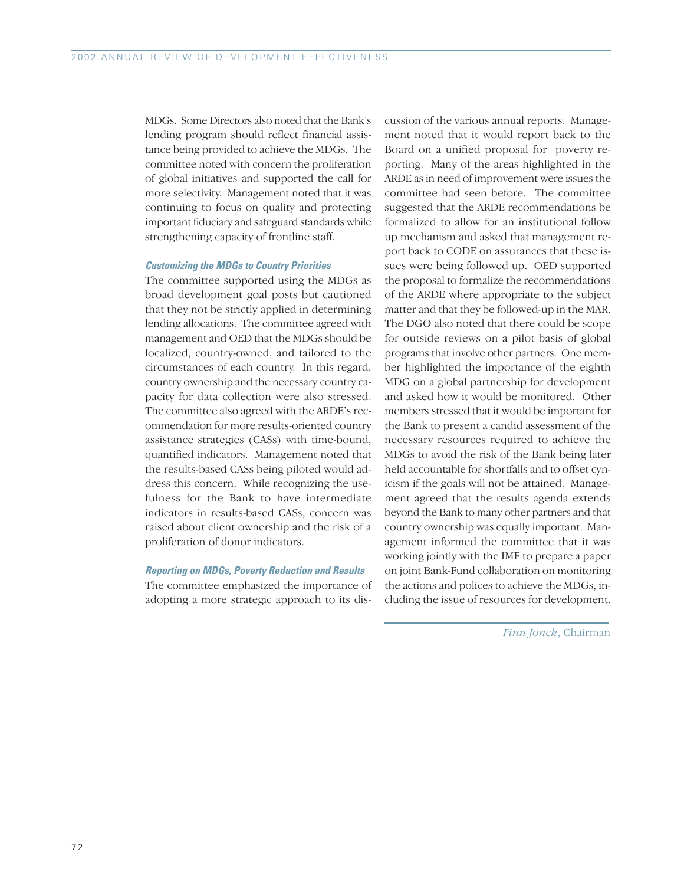MDGs. Some Directors also noted that the Bank's lending program should reflect financial assistance being provided to achieve the MDGs. The committee noted with concern the proliferation of global initiatives and supported the call for more selectivity. Management noted that it was continuing to focus on quality and protecting important fiduciary and safeguard standards while strengthening capacity of frontline staff.

***Customizing the MDGs to Country Priorities***

The committee supported using the MDGs as broad development goal posts but cautioned that they not be strictly applied in determining lending allocations. The committee agreed with management and OED that the MDGs should be localized, country-owned, and tailored to the circumstances of each country. In this regard, country ownership and the necessary country capacity for data collection were also stressed. The committee also agreed with the ARDE's recommendation for more results-oriented country assistance strategies (CASs) with time-bound, quantified indicators. Management noted that the results-based CASs being piloted would address this concern. While recognizing the usefulness for the Bank to have intermediate indicators in results-based CASs, concern was raised about client ownership and the risk of a proliferation of donor indicators.

***Reporting on MDGs, Poverty Reduction and Results***

The committee emphasized the importance of adopting a more strategic approach to its discussion of the various annual reports. Management noted that it would report back to the Board on a unified proposal for poverty reporting. Many of the areas highlighted in the ARDE as in need of improvement were issues the committee had seen before. The committee suggested that the ARDE recommendations be formalized to allow for an institutional follow up mechanism and asked that management report back to CODE on assurances that these issues were being followed up. OED supported the proposal to formalize the recommendations of the ARDE where appropriate to the subject matter and that they be followed-up in the MAR. The DGO also noted that there could be scope for outside reviews on a pilot basis of global programs that involve other partners. One member highlighted the importance of the eighth MDG on a global partnership for development and asked how it would be monitored. Other members stressed that it would be important for the Bank to present a candid assessment of the necessary resources required to achieve the MDGs to avoid the risk of the Bank being later held accountable for shortfalls and to offset cynicism if the goals will not be attained. Management agreed that the results agenda extends beyond the Bank to many other partners and that country ownership was equally important. Management informed the committee that it was working jointly with the IMF to prepare a paper on joint Bank-Fund collaboration on monitoring the actions and polices to achieve the MDGs, including the issue of resources for development.

*Finn Jonck*, Chairman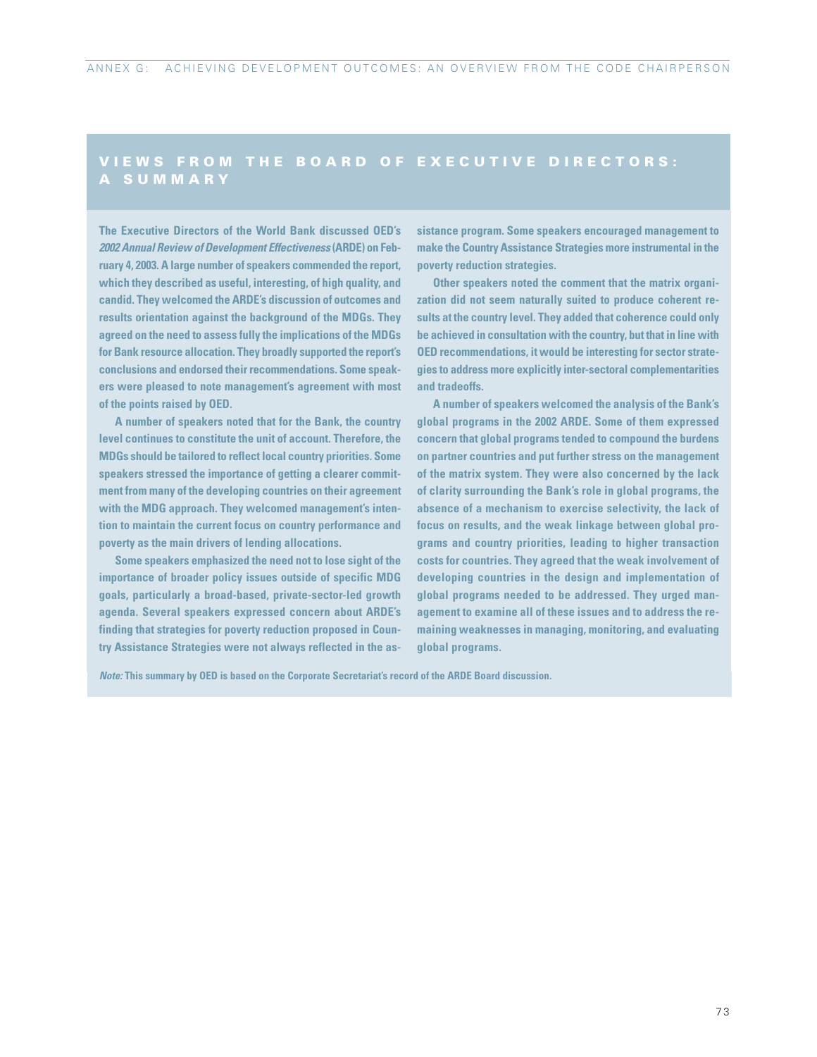# VIEWS FROM THE BOARD OF EXECUTIVE DIRECTORS: A SUMMARY

**The Executive Directors of the World Bank discussed OED's *2002 Annual Review of Development Effectiveness* (ARDE) on February 4, 2003. A large number of speakers commended the report, which they described as useful, interesting, of high quality, and candid. They welcomed the ARDE's discussion of outcomes and results orientation against the background of the MDGs. They agreed on the need to assess fully the implications of the MDGs for Bank resource allocation. They broadly supported the report's conclusions and endorsed their recommendations. Some speakers were pleased to note management's agreement with most of the points raised by OED.**

**A number of speakers noted that for the Bank, the country level continues to constitute the unit of account. Therefore, the MDGs should be tailored to reflect local country priorities. Some speakers stressed the importance of getting a clearer commitment from many of the developing countries on their agreement with the MDG approach. They welcomed management's intention to maintain the current focus on country performance and poverty as the main drivers of lending allocations.**

**Some speakers emphasized the need not to lose sight of the importance of broader policy issues outside of specific MDG goals, particularly a broad-based, private-sector-led growth agenda. Several speakers expressed concern about ARDE's finding that strategies for poverty reduction proposed in Country Assistance Strategies were not always reflected in the assistance program. Some speakers encouraged management to make the Country Assistance Strategies more instrumental in the poverty reduction strategies.**

**Other speakers noted the comment that the matrix organization did not seem naturally suited to produce coherent results at the country level. They added that coherence could only be achieved in consultation with the country, but that in line with OED recommendations, it would be interesting for sector strategies to address more explicitly inter-sectoral complementarities and tradeoffs.**

**A number of speakers welcomed the analysis of the Bank's global programs in the 2002 ARDE. Some of them expressed concern that global programs tended to compound the burdens on partner countries and put further stress on the management of the matrix system. They were also concerned by the lack of clarity surrounding the Bank's role in global programs, the absence of a mechanism to exercise selectivity, the lack of focus on results, and the weak linkage between global programs and country priorities, leading to higher transaction costs for countries. They agreed that the weak involvement of developing countries in the design and implementation of global programs needed to be addressed. They urged management to examine all of these issues and to address the remaining weaknesses in managing, monitoring, and evaluating global programs.**

***Note:*** **This summary by OED is based on the Corporate Secretariat's record of the ARDE Board discussion.**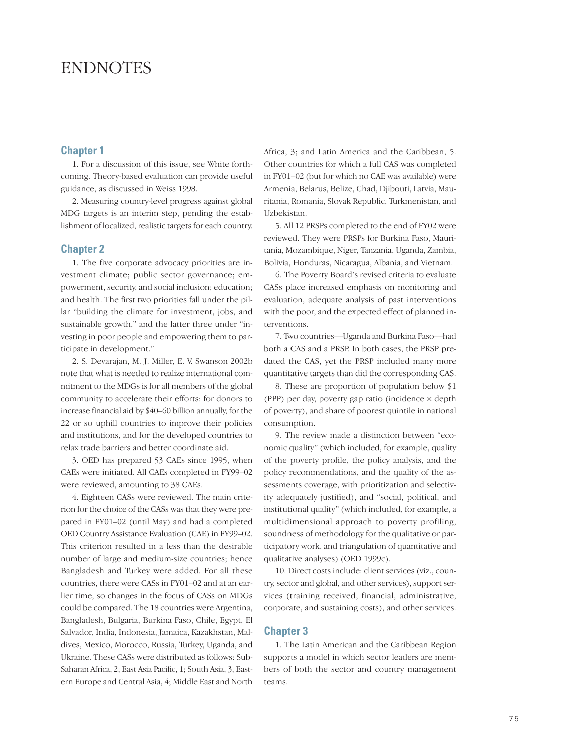# ENDNOTES

## Chapter 1

1. For a discussion of this issue, see White forthcoming. Theory-based evaluation can provide useful guidance, as discussed in Weiss 1998.

2. Measuring country-level progress against global MDG targets is an interim step, pending the establishment of localized, realistic targets for each country.

## Chapter 2

1. The five corporate advocacy priorities are investment climate; public sector governance; empowerment, security, and social inclusion; education; and health. The first two priorities fall under the pillar "building the climate for investment, jobs, and sustainable growth," and the latter three under "investing in poor people and empowering them to participate in development."

2. S. Devarajan, M. J. Miller, E. V. Swanson 2002b note that what is needed to realize international commitment to the MDGs is for all members of the global community to accelerate their efforts: for donors to increase financial aid by $40–60 billion annually, for the 22 or so uphill countries to improve their policies and institutions, and for the developed countries to relax trade barriers and better coordinate aid.

3. OED has prepared 53 CAEs since 1995, when CAEs were initiated. All CAEs completed in FY99–02 were reviewed, amounting to 38 CAEs.

4. Eighteen CASs were reviewed. The main criterion for the choice of the CASs was that they were prepared in FY01–02 (until May) and had a completed OED Country Assistance Evaluation (CAE) in FY99–02. This criterion resulted in a less than the desirable number of large and medium-size countries; hence Bangladesh and Turkey were added. For all these countries, there were CASs in FY01–02 and at an earlier time, so changes in the focus of CASs on MDGs could be compared. The 18 countries were Argentina, Bangladesh, Bulgaria, Burkina Faso, Chile, Egypt, El Salvador, India, Indonesia, Jamaica, Kazakhstan, Maldives, Mexico, Morocco, Russia, Turkey, Uganda, and Ukraine. These CASs were distributed as follows: Sub-Saharan Africa, 2; East Asia Pacific, 1; South Asia, 3; Eastern Europe and Central Asia, 4; Middle East and North Africa, 3; and Latin America and the Caribbean, 5. Other countries for which a full CAS was completed in FY01–02 (but for which no CAE was available) were Armenia, Belarus, Belize, Chad, Djibouti, Latvia, Mauritania, Romania, Slovak Republic, Turkmenistan, and Uzbekistan.

5. All 12 PRSPs completed to the end of FY02 were reviewed. They were PRSPs for Burkina Faso, Mauritania, Mozambique, Niger, Tanzania, Uganda, Zambia, Bolivia, Honduras, Nicaragua, Albania, and Vietnam.

6. The Poverty Board's revised criteria to evaluate CASs place increased emphasis on monitoring and evaluation, adequate analysis of past interventions with the poor, and the expected effect of planned interventions.

7. Two countries—Uganda and Burkina Faso—had both a CAS and a PRSP. In both cases, the PRSP predated the CAS, yet the PRSP included many more quantitative targets than did the corresponding CAS.

8. These are proportion of population below $1 (PPP) per day, poverty gap ratio (incidence × depth of poverty), and share of poorest quintile in national consumption.

9. The review made a distinction between "economic quality" (which included, for example, quality of the poverty profile, the policy analysis, and the policy recommendations, and the quality of the assessments coverage, with prioritization and selectivity adequately justified), and "social, political, and institutional quality" (which included, for example, a multidimensional approach to poverty profiling, soundness of methodology for the qualitative or participatory work, and triangulation of quantitative and qualitative analyses) (OED 1999c).

10. Direct costs include: client services (viz., country, sector and global, and other services), support services (training received, financial, administrative, corporate, and sustaining costs), and other services.

## Chapter 3

1. The Latin American and the Caribbean Region supports a model in which sector leaders are members of both the sector and country management teams.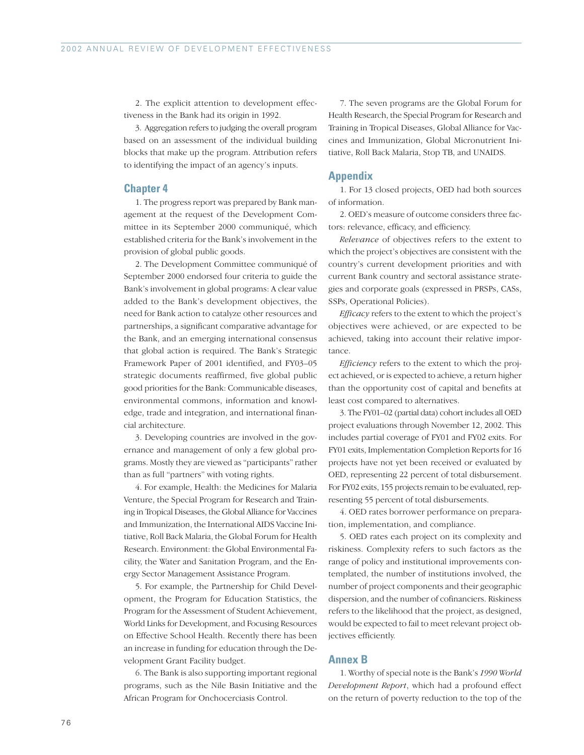2. The explicit attention to development effectiveness in the Bank had its origin in 1992.

3. Aggregation refers to judging the overall program based on an assessment of the individual building blocks that make up the program. Attribution refers to identifying the impact of an agency's inputs.

## Chapter 4

1. The progress report was prepared by Bank management at the request of the Development Committee in its September 2000 communiqué, which established criteria for the Bank's involvement in the provision of global public goods.

2. The Development Committee communiqué of September 2000 endorsed four criteria to guide the Bank's involvement in global programs: A clear value added to the Bank's development objectives, the need for Bank action to catalyze other resources and partnerships, a significant comparative advantage for the Bank, and an emerging international consensus that global action is required. The Bank's Strategic Framework Paper of 2001 identified, and FY03–05 strategic documents reaffirmed, five global public good priorities for the Bank: Communicable diseases, environmental commons, information and knowledge, trade and integration, and international financial architecture.

3. Developing countries are involved in the governance and management of only a few global programs. Mostly they are viewed as "participants" rather than as full "partners" with voting rights.

4. For example, Health: the Medicines for Malaria Venture, the Special Program for Research and Training in Tropical Diseases, the Global Alliance for Vaccines and Immunization, the International AIDS Vaccine Initiative, Roll Back Malaria, the Global Forum for Health Research. Environment: the Global Environmental Facility, the Water and Sanitation Program, and the Energy Sector Management Assistance Program.

5. For example, the Partnership for Child Development, the Program for Education Statistics, the Program for the Assessment of Student Achievement, World Links for Development, and Focusing Resources on Effective School Health. Recently there has been an increase in funding for education through the Development Grant Facility budget.

6. The Bank is also supporting important regional programs, such as the Nile Basin Initiative and the African Program for Onchocerciasis Control.

7. The seven programs are the Global Forum for Health Research, the Special Program for Research and Training in Tropical Diseases, Global Alliance for Vaccines and Immunization, Global Micronutrient Initiative, Roll Back Malaria, Stop TB, and UNAIDS.

## Appendix

1. For 13 closed projects, OED had both sources of information.

2. OED's measure of outcome considers three factors: relevance, efficacy, and efficiency.

*Relevance* of objectives refers to the extent to which the project's objectives are consistent with the country's current development priorities and with current Bank country and sectoral assistance strategies and corporate goals (expressed in PRSPs, CASs, SSPs, Operational Policies).

*Efficacy* refers to the extent to which the project's objectives were achieved, or are expected to be achieved, taking into account their relative importance.

*Efficiency* refers to the extent to which the project achieved, or is expected to achieve, a return higher than the opportunity cost of capital and benefits at least cost compared to alternatives.

3. The FY01–02 (partial data) cohort includes all OED project evaluations through November 12, 2002. This includes partial coverage of FY01 and FY02 exits. For FY01 exits, Implementation Completion Reports for 16 projects have not yet been received or evaluated by OED, representing 22 percent of total disbursement. For FY02 exits, 155 projects remain to be evaluated, representing 55 percent of total disbursements.

4. OED rates borrower performance on preparation, implementation, and compliance.

5. OED rates each project on its complexity and riskiness. Complexity refers to such factors as the range of policy and institutional improvements contemplated, the number of institutions involved, the number of project components and their geographic dispersion, and the number of cofinanciers. Riskiness refers to the likelihood that the project, as designed, would be expected to fail to meet relevant project objectives efficiently.

## Annex B

1. Worthy of special note is the Bank's *1990 World Development Report*, which had a profound effect on the return of poverty reduction to the top of the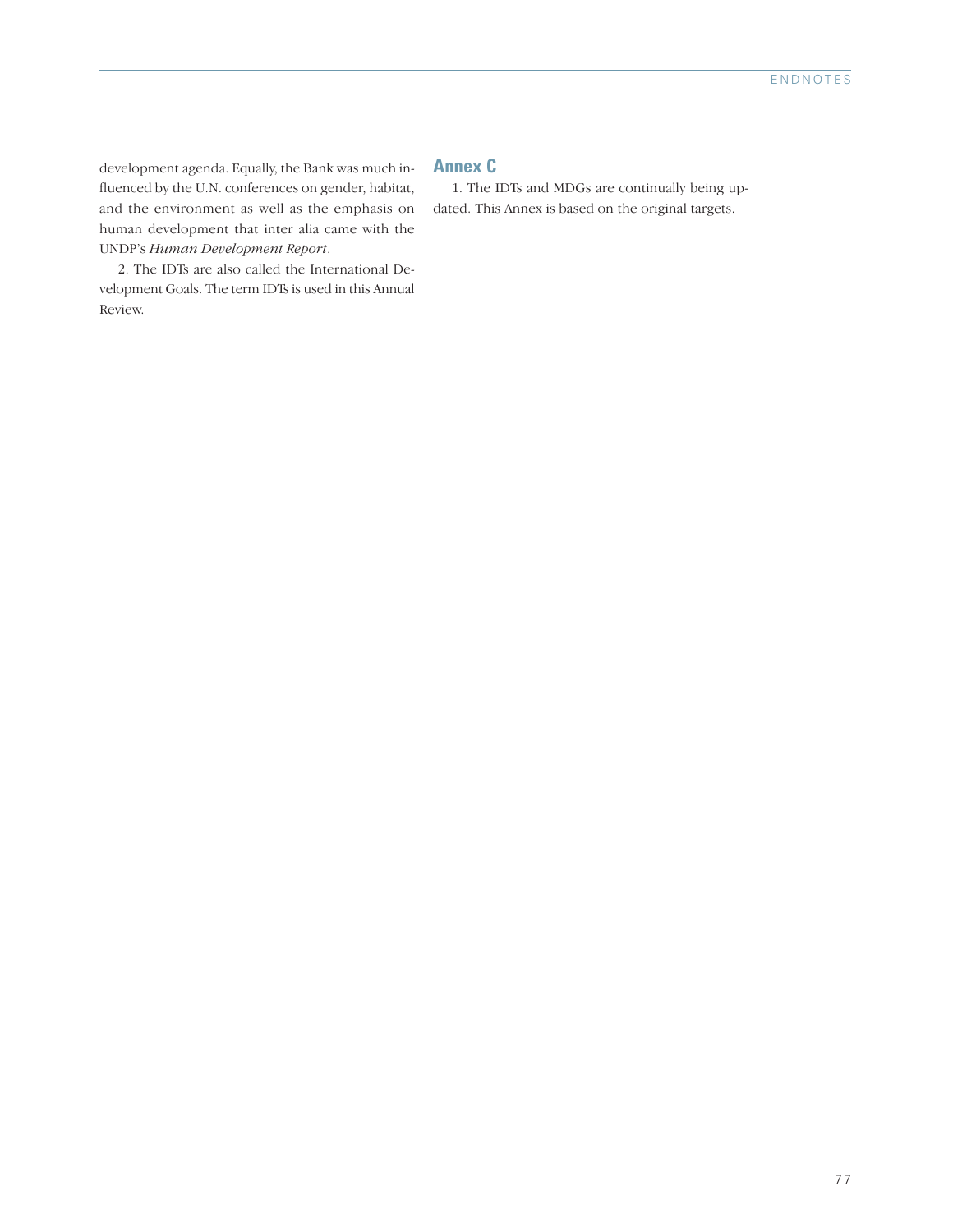development agenda. Equally, the Bank was much influenced by the U.N. conferences on gender, habitat, and the environment as well as the emphasis on human development that inter alia came with the UNDP's *Human Development Report*.

2. The IDTs are also called the International Development Goals. The term IDTs is used in this Annual Review.

## Annex C

1. The IDTs and MDGs are continually being updated. This Annex is based on the original targets.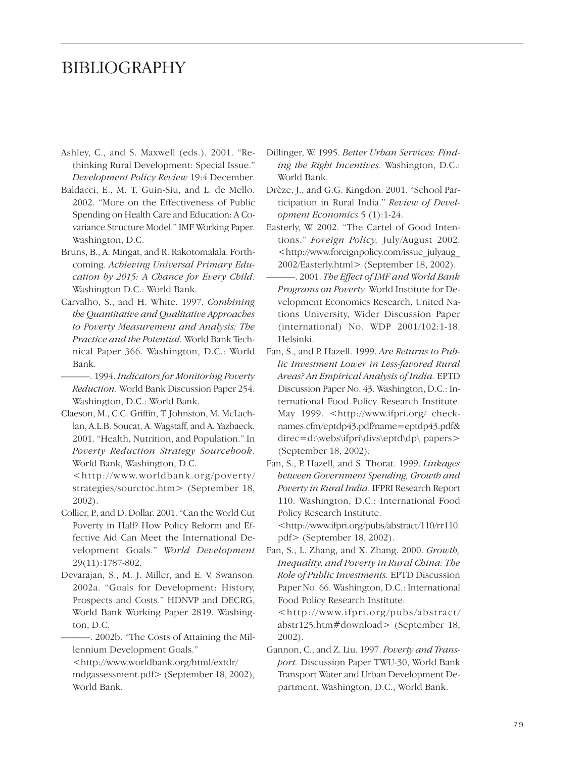# BIBLIOGRAPHY

Ashley, C., and S. Maxwell (eds.). 2001. "Rethinking Rural Development: Special Issue." *Development Policy Review* 19:4 December.

Baldacci, E., M. T. Guin-Siu, and L. de Mello. 2002. "More on the Effectiveness of Public Spending on Health Care and Education: A Covariance Structure Model." IMF Working Paper. Washington, D.C.

Bruns, B., A. Mingat, and R. Rakotomalala. Forthcoming. *Achieving Universal Primary Education by 2015: A Chance for Every Child*. Washington D.C.: World Bank.

Carvalho, S., and H. White. 1997. *Combining the Quantitative and Qualitative Approaches to Poverty Measurement and Analysis: The Practice and the Potential.* World Bank Technical Paper 366. Washington, D.C.: World Bank.

———. 1994. *Indicators for Monitoring Poverty Reduction.* World Bank Discussion Paper 254. Washington, D.C.: World Bank.

Claeson, M., C.C. Griffin, T. Johnston, M. McLachlan, A.L.B. Soucat, A. Wagstaff, and A. Yazbaeck. 2001. "Health, Nutrition, and Population." In *Poverty Reduction Strategy Sourcebook*. World Bank, Washington, D.C. <http://www.worldbank.org/poverty/strategies/sourctoc.htm> (September 18, 2002).

Collier, P., and D. Dollar. 2001. "Can the World Cut Poverty in Half? How Policy Reform and Effective Aid Can Meet the International Development Goals." *World Development* 29(11):1787-802.

Devarajan, S., M. J. Miller, and E. V. Swanson. 2002a. "Goals for Development: History, Prospects and Costs." HDNVP and DECRG, World Bank Working Paper 2819. Washington, D.C.

———. 2002b. "The Costs of Attaining the Millennium Development Goals." <http://www.worldbank.org/html/extdr/mdgassessment.pdf> (September 18, 2002), World Bank.

Dillinger, W. 1995. *Better Urban Services: Finding the Right Incentives*. Washington, D.C.: World Bank.

Drèze, J., and G.G. Kingdon. 2001. "School Participation in Rural India." *Review of Development Economics* 5 (1):1-24.

Easterly, W. 2002. "The Cartel of Good Intentions." *Foreign Policy,* July/August 2002. <http://www.foreignpolicy.com/issue_julyaug_2002/Easterly.html> (September 18, 2002).

———. 2001. *The Effect of IMF and World Bank Programs on Poverty.* World Institute for Development Economics Research, United Nations University, Wider Discussion Paper (international) No. WDP 2001/102:1-18. Helsinki.

Fan, S., and P. Hazell. 1999. *Are Returns to Public Investment Lower in Less-favored Rural Areas? An Empirical Analysis of India.* EPTD Discussion Paper No. 43. Washington, D.C.: International Food Policy Research Institute. May 1999. <http://www.ifpri.org/ checknames.cfm/eptdp43.pdf?name=eptdp43.pdf&direc=d:\webs\ifpri\divs\eptd\dp\ papers> (September 18, 2002).

Fan, S., P. Hazell, and S. Thorat. 1999. *Linkages between Government Spending, Growth and Poverty in Rural India.* IFPRI Research Report 110. Washington, D.C.: International Food Policy Research Institute. <http://www.ifpri.org/pubs/abstract/110/rr110.pdf> (September 18, 2002).

Fan, S., L. Zhang, and X. Zhang. 2000. *Growth, Inequality, and Poverty in Rural China: The Role of Public Investments.* EPTD Discussion Paper No. 66. Washington, D.C.: International Food Policy Research Institute. <http://www.ifpri.org/pubs/abstract/abstr125.htm#download> (September 18, 2002).

Gannon, C., and Z. Liu. 1997. *Poverty and Transport.* Discussion Paper TWU-30, World Bank Transport Water and Urban Development Department. Washington, D.C., World Bank.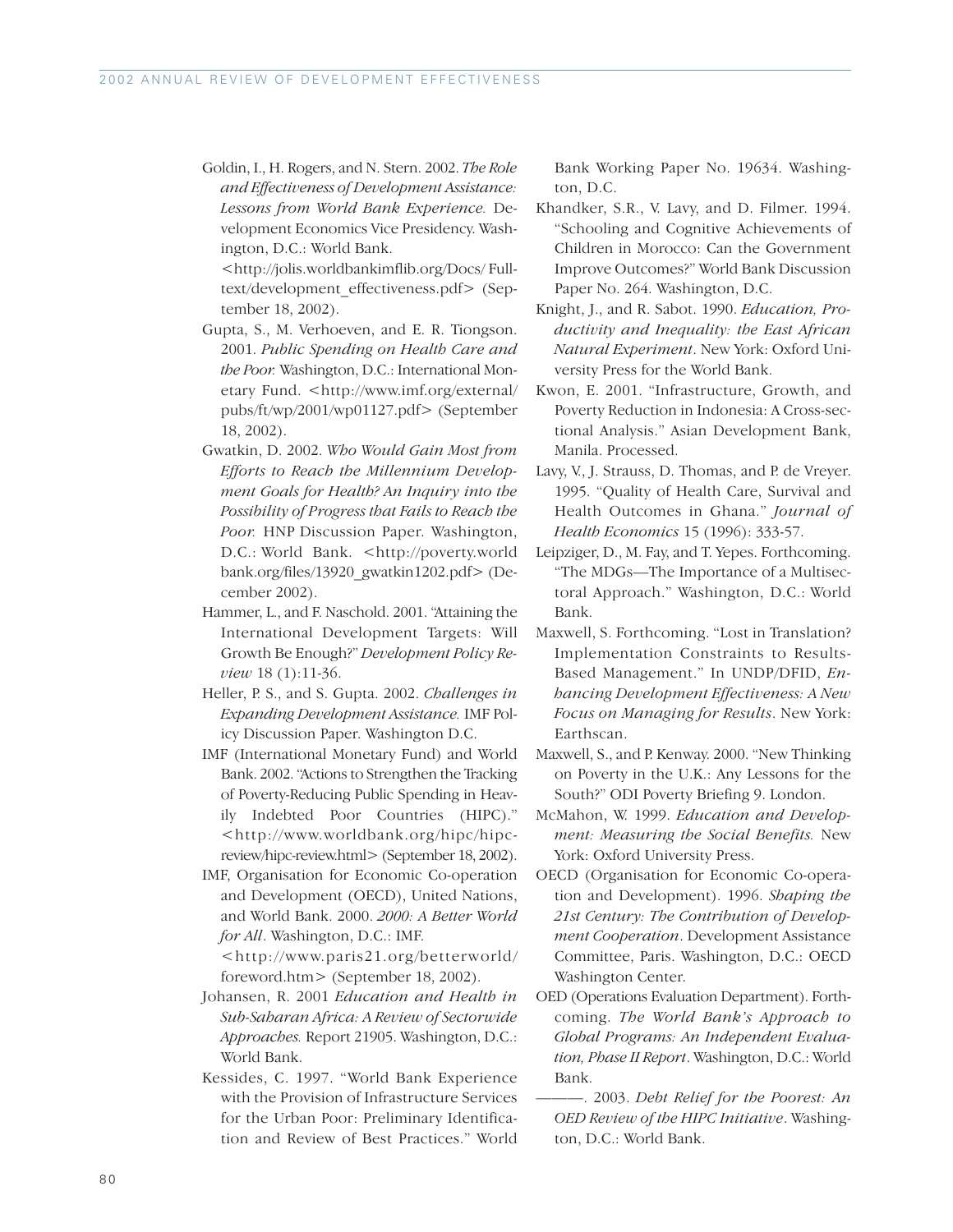Goldin, I., H. Rogers, and N. Stern. 2002. *The Role and Effectiveness of Development Assistance: Lessons from World Bank Experience.* Development Economics Vice Presidency. Washington, D.C.: World Bank. <http://jolis.worldbankimflib.org/Docs/ Fulltext/development_effectiveness.pdf> (September 18, 2002).

Gupta, S., M. Verhoeven, and E. R. Tiongson. 2001. *Public Spending on Health Care and the Poor.* Washington, D.C.: International Monetary Fund. <http://www.imf.org/external/ pubs/ft/wp/2001/wp01127.pdf> (September 18, 2002).

Gwatkin, D. 2002. *Who Would Gain Most from Efforts to Reach the Millennium Development Goals for Health? An Inquiry into the Possibility of Progress that Fails to Reach the Poor.* HNP Discussion Paper. Washington, D.C.: World Bank. <http://poverty.world bank.org/files/13920_gwatkin1202.pdf> (December 2002).

Hammer, L., and F. Naschold. 2001. "Attaining the International Development Targets: Will Growth Be Enough?" *Development Policy Review* 18 (1):11-36.

Heller, P. S., and S. Gupta. 2002. *Challenges in Expanding Development Assistance.* IMF Policy Discussion Paper. Washington D.C.

IMF (International Monetary Fund) and World Bank. 2002. "Actions to Strengthen the Tracking of Poverty-Reducing Public Spending in Heavily Indebted Poor Countries (HIPC)." <http://www.worldbank.org/hipc/hipc-review/hipc-review.html> (September 18, 2002).

IMF, Organisation for Economic Co-operation and Development (OECD), United Nations, and World Bank. 2000. *2000: A Better World for All*. Washington, D.C.: IMF. <http://www.paris21.org/betterworld/ foreword.htm> (September 18, 2002).

Johansen, R. 2001 *Education and Health in Sub-Saharan Africa: A Review of Sectorwide Approaches.* Report 21905. Washington, D.C.: World Bank.

Kessides, C. 1997. "World Bank Experience with the Provision of Infrastructure Services for the Urban Poor: Preliminary Identification and Review of Best Practices." World Bank Working Paper No. 19634. Washington, D.C.

Khandker, S.R., V. Lavy, and D. Filmer. 1994. "Schooling and Cognitive Achievements of Children in Morocco: Can the Government Improve Outcomes?" World Bank Discussion Paper No. 264. Washington, D.C.

Knight, J., and R. Sabot. 1990. *Education, Productivity and Inequality: the East African Natural Experiment*. New York: Oxford University Press for the World Bank.

Kwon, E. 2001. "Infrastructure, Growth, and Poverty Reduction in Indonesia: A Cross-sectional Analysis." Asian Development Bank, Manila. Processed.

Lavy, V., J. Strauss, D. Thomas, and P. de Vreyer. 1995. "Quality of Health Care, Survival and Health Outcomes in Ghana." *Journal of Health Economics* 15 (1996): 333-57.

Leipziger, D., M. Fay, and T. Yepes. Forthcoming. "The MDGs—The Importance of a Multisectoral Approach." Washington, D.C.: World Bank.

Maxwell, S. Forthcoming. "Lost in Translation? Implementation Constraints to Results-Based Management." In UNDP/DFID, *Enhancing Development Effectiveness: A New Focus on Managing for Results*. New York: Earthscan.

Maxwell, S., and P. Kenway. 2000. "New Thinking on Poverty in the U.K.: Any Lessons for the South?" ODI Poverty Briefing 9. London.

McMahon, W. 1999. *Education and Development: Measuring the Social Benefits.* New York: Oxford University Press.

OECD (Organisation for Economic Co-operation and Development). 1996. *Shaping the 21st Century: The Contribution of Development Cooperation*. Development Assistance Committee, Paris. Washington, D.C.: OECD Washington Center.

OED (Operations Evaluation Department). Forthcoming. *The World Bank's Approach to Global Programs: An Independent Evaluation, Phase II Report*. Washington, D.C.: World Bank.

———. 2003. *Debt Relief for the Poorest: An OED Review of the HIPC Initiative*. Washington, D.C.: World Bank.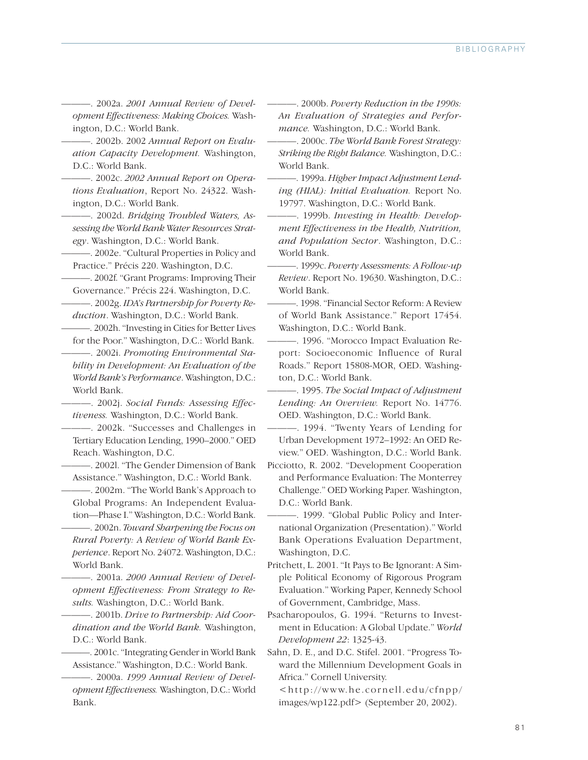———. 2002a. *2001 Annual Review of Development Effectiveness: Making Choices.* Washington, D.C.: World Bank.

———. 2002b. 2002 *Annual Report on Evaluation Capacity Development.* Washington, D.C.: World Bank.

———. 2002c. *2002 Annual Report on Operations Evaluation*, Report No. 24322. Washington, D.C.: World Bank.

———. 2002d. *Bridging Troubled Waters, Assessing the World Bank Water Resources Strategy*. Washington, D.C.: World Bank.

———. 2002e. "Cultural Properties in Policy and Practice." Précis 220. Washington, D.C.

———. 2002f. "Grant Programs: Improving Their Governance." Précis 224. Washington, D.C.

———. 2002g. *IDA's Partnership for Poverty Reduction*. Washington, D.C.: World Bank.

———. 2002h. "Investing in Cities for Better Lives for the Poor." Washington, D.C.: World Bank.

———. 2002i. *Promoting Environmental Stability in Development: An Evaluation of the World Bank's Performance*. Washington, D.C.: World Bank.

———. 2002j. *Social Funds: Assessing Effectiveness.* Washington, D.C.: World Bank.

———. 2002k. "Successes and Challenges in Tertiary Education Lending, 1990–2000." OED Reach. Washington, D.C.

———. 2002l. "The Gender Dimension of Bank Assistance." Washington, D.C.: World Bank.

———. 2002m. "The World Bank's Approach to Global Programs: An Independent Evaluation—Phase I." Washington, D.C.: World Bank.

———. 2002n. *Toward Sharpening the Focus on Rural Poverty: A Review of World Bank Experience*. Report No. 24072. Washington, D.C.: World Bank.

———. 2001a. *2000 Annual Review of Development Effectiveness: From Strategy to Results.* Washington, D.C.: World Bank.

———. 2001b. *Drive to Partnership: Aid Coordination and the World Bank.* Washington, D.C.: World Bank.

———. 2001c. "Integrating Gender in World Bank Assistance." Washington, D.C.: World Bank.

———. 2000a. *1999 Annual Review of Development Effectiveness.* Washington, D.C.: World Bank.

———. 2000b. *Poverty Reduction in the 1990s: An Evaluation of Strategies and Performance.* Washington, D.C.: World Bank.

———. 2000c. *The World Bank Forest Strategy: Striking the Right Balance.* Washington, D.C.: World Bank.

———. 1999a. *Higher Impact Adjustment Lending (HIAL): Initial Evaluation.* Report No. 19797. Washington, D.C.: World Bank.

———. 1999b. *Investing in Health: Development Effectiveness in the Health, Nutrition, and Population Sector*. Washington, D.C.: World Bank.

———. 1999c. *Poverty Assessments: A Follow-up Review*. Report No. 19630. Washington, D.C.: World Bank.

———. 1998. "Financial Sector Reform: A Review of World Bank Assistance." Report 17454. Washington, D.C.: World Bank.

———. 1996. "Morocco Impact Evaluation Report: Socioeconomic Influence of Rural Roads." Report 15808-MOR, OED. Washington, D.C.: World Bank.

———. 1995. *The Social Impact of Adjustment Lending: An Overview.* Report No. 14776. OED. Washington, D.C.: World Bank.

———. 1994. "Twenty Years of Lending for Urban Development 1972–1992: An OED Review." OED. Washington, D.C.: World Bank.

Picciotto, R. 2002. "Development Cooperation and Performance Evaluation: The Monterrey Challenge." OED Working Paper. Washington, D.C.: World Bank.

———. 1999. "Global Public Policy and International Organization (Presentation)." World Bank Operations Evaluation Department, Washington, D.C.

Pritchett, L. 2001. "It Pays to Be Ignorant: A Simple Political Economy of Rigorous Program Evaluation." Working Paper, Kennedy School of Government, Cambridge, Mass.

Psacharopoulos, G. 1994. "Returns to Investment in Education: A Global Update." *World Development 22*: 1325-43.

Sahn, D. E., and D.C. Stifel. 2001. "Progress Toward the Millennium Development Goals in Africa." Cornell University. <http://www.he.cornell.edu/cfnpp/images/wp122.pdf> (September 20, 2002).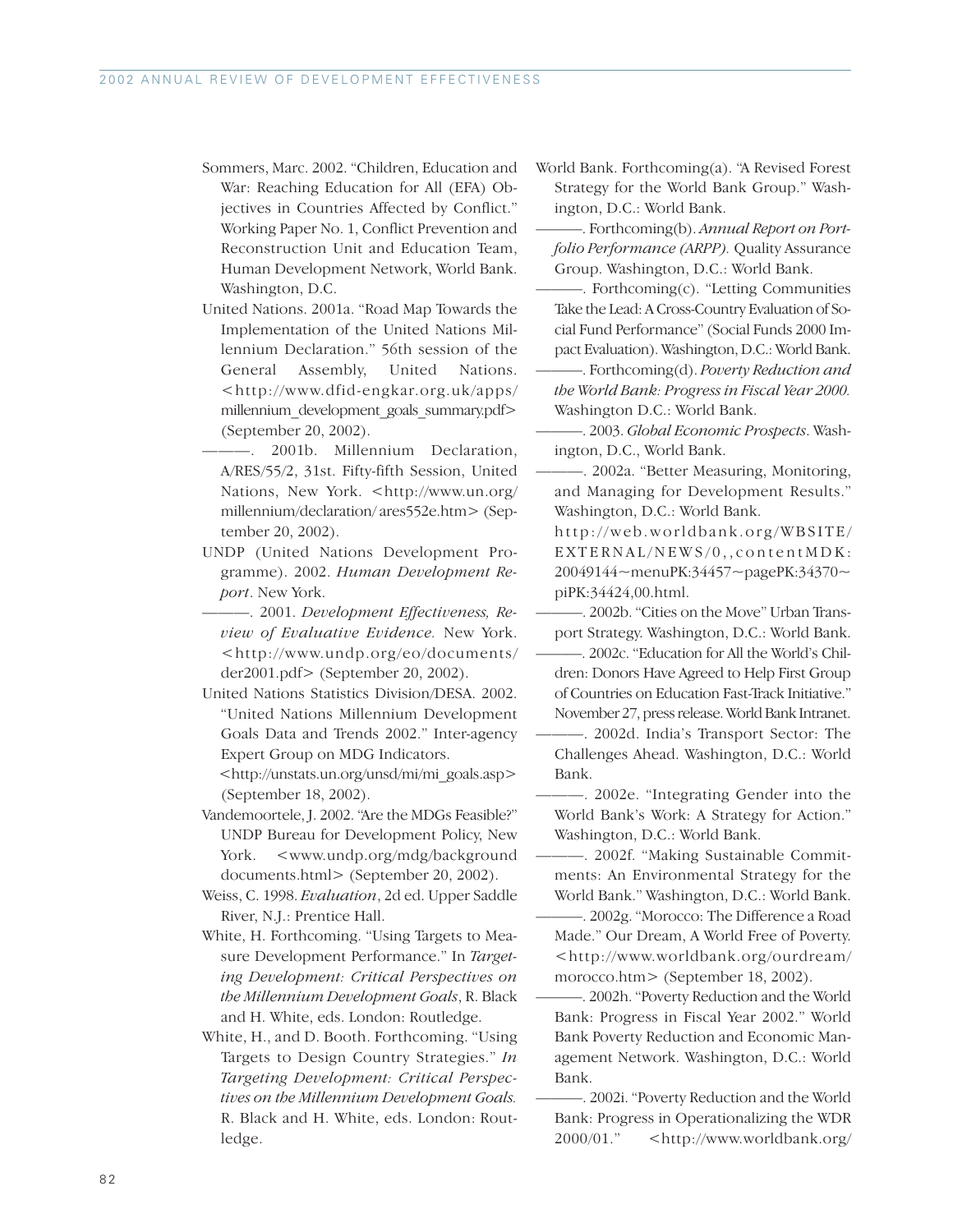Sommers, Marc. 2002. "Children, Education and War: Reaching Education for All (EFA) Objectives in Countries Affected by Conflict." Working Paper No. 1, Conflict Prevention and Reconstruction Unit and Education Team, Human Development Network, World Bank. Washington, D.C.

United Nations. 2001a. "Road Map Towards the Implementation of the United Nations Millennium Declaration." 56th session of the General Assembly, United Nations. <http://www.dfid-engkar.org.uk/apps/millennium_development_goals_summary.pdf> (September 20, 2002).

———. 2001b. Millennium Declaration, A/RES/55/2, 31st. Fifty-fifth Session, United Nations, New York. <http://www.un.org/millennium/declaration/ ares552e.htm> (September 20, 2002).

UNDP (United Nations Development Programme). 2002. *Human Development Report*. New York.

———. 2001. *Development Effectiveness, Review of Evaluative Evidence.* New York. <http://www.undp.org/eo/documents/der2001.pdf> (September 20, 2002).

United Nations Statistics Division/DESA. 2002. "United Nations Millennium Development Goals Data and Trends 2002." Inter-agency Expert Group on MDG Indicators. <http://unstats.un.org/unsd/mi/mi_goals.asp> (September 18, 2002).

Vandemoortele, J. 2002. "Are the MDGs Feasible?" UNDP Bureau for Development Policy, New York. <www.undp.org/mdg/background documents.html> (September 20, 2002).

Weiss, C. 1998. *Evaluation*, 2d ed. Upper Saddle River, N.J.: Prentice Hall.

White, H. Forthcoming. "Using Targets to Measure Development Performance." In *Targeting Development: Critical Perspectives on the Millennium Development Goals*, R. Black and H. White, eds. London: Routledge.

White, H., and D. Booth. Forthcoming. "Using Targets to Design Country Strategies." *In Targeting Development: Critical Perspectives on the Millennium Development Goals.* R. Black and H. White, eds. London: Routledge.

World Bank. Forthcoming(a). "A Revised Forest Strategy for the World Bank Group." Washington, D.C.: World Bank.

———. Forthcoming(b). *Annual Report on Portfolio Performance (ARPP).* Quality Assurance Group. Washington, D.C.: World Bank.

———. Forthcoming(c). "Letting Communities Take the Lead: A Cross-Country Evaluation of Social Fund Performance" (Social Funds 2000 Impact Evaluation). Washington, D.C.: World Bank.

———. Forthcoming(d). *Poverty Reduction and the World Bank: Progress in Fiscal Year 2000.* Washington D.C.: World Bank.

———. 2003. *Global Economic Prospects*. Washington, D.C., World Bank.

———. 2002a. "Better Measuring, Monitoring, and Managing for Development Results." Washington, D.C.: World Bank. http://web.worldbank.org/WBSITE/EXTERNAL/NEWS/0,,contentMDK:20049144~menuPK:34457~pagePK:34370~piPK:34424,00.html.

———. 2002b. "Cities on the Move" Urban Transport Strategy. Washington, D.C.: World Bank.

———. 2002c. "Education for All the World's Children: Donors Have Agreed to Help First Group of Countries on Education Fast-Track Initiative." November 27, press release. World Bank Intranet.

———. 2002d. India's Transport Sector: The Challenges Ahead. Washington, D.C.: World Bank.

———. 2002e. "Integrating Gender into the World Bank's Work: A Strategy for Action." Washington, D.C.: World Bank.

———. 2002f. "Making Sustainable Commitments: An Environmental Strategy for the World Bank." Washington, D.C.: World Bank.

———. 2002g. "Morocco: The Difference a Road Made." Our Dream, A World Free of Poverty. <http://www.worldbank.org/ourdream/morocco.htm> (September 18, 2002).

———. 2002h. "Poverty Reduction and the World Bank: Progress in Fiscal Year 2002." World Bank Poverty Reduction and Economic Management Network. Washington, D.C.: World Bank.

———. 2002i. "Poverty Reduction and the World Bank: Progress in Operationalizing the WDR 2000/01." <http://www.worldbank.org/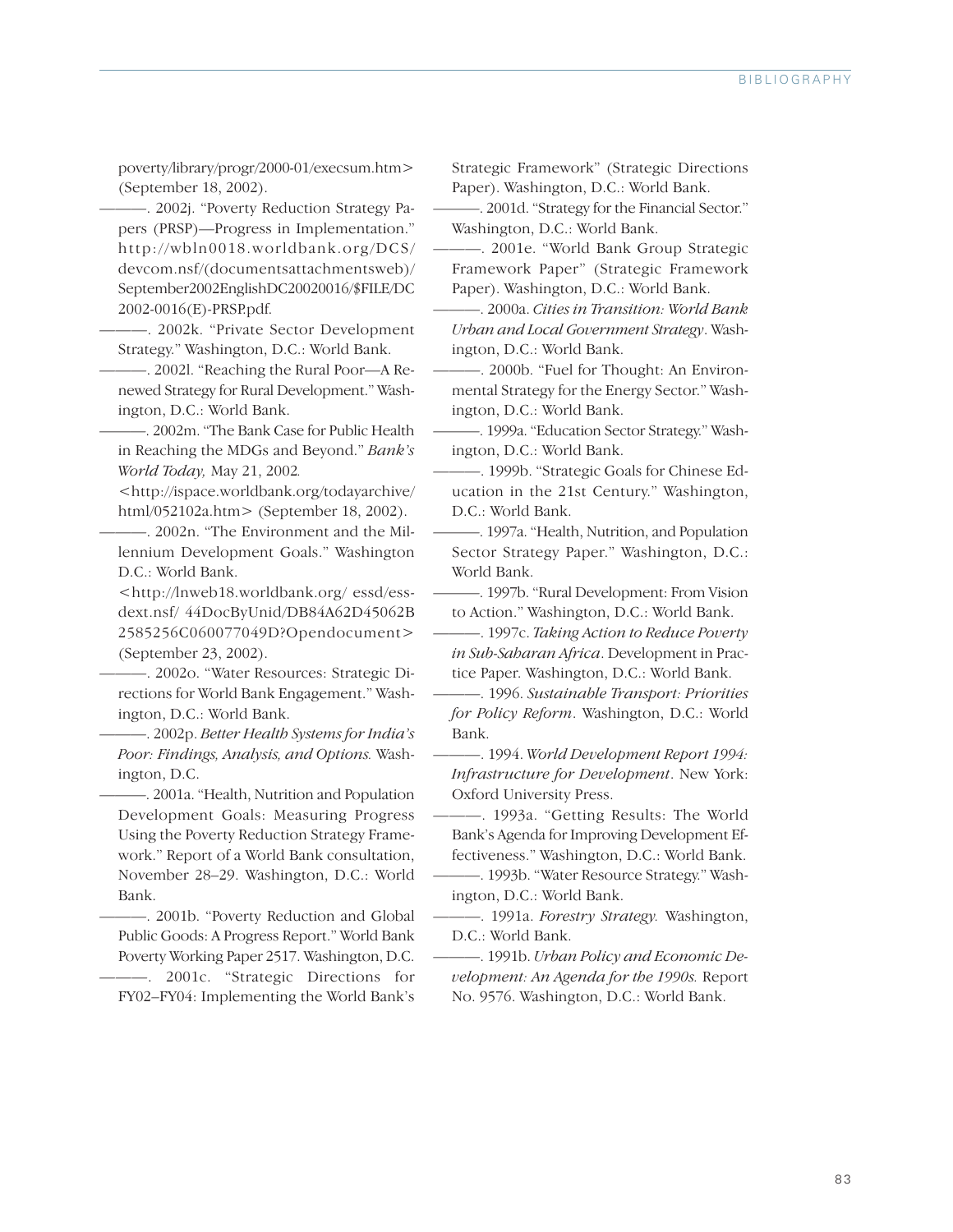poverty/library/progr/2000-01/execsum.htm> (September 18, 2002).

———. 2002j. "Poverty Reduction Strategy Papers (PRSP)—Progress in Implementation." http://wbln0018.worldbank.org/DCS/devcom.nsf/(documentsattachmentsweb)/September2002EnglishDC20020016/$FILE/DC2002-0016(E)-PRSP.pdf.

———. 2002k. "Private Sector Development Strategy." Washington, D.C.: World Bank.

———. 2002l. "Reaching the Rural Poor—A Renewed Strategy for Rural Development." Washington, D.C.: World Bank.

———. 2002m. "The Bank Case for Public Health in Reaching the MDGs and Beyond." *Bank's World Today,* May 21, 2002. <http://ispace.worldbank.org/todayarchive/html/052102a.htm> (September 18, 2002).

———. 2002n. "The Environment and the Millennium Development Goals." Washington D.C.: World Bank. <http://lnweb18.worldbank.org/ essd/essdext.nsf/ 44DocByUnid/DB84A62D45062B2585256C060077049D?Opendocument> (September 23, 2002).

———. 2002o. "Water Resources: Strategic Directions for World Bank Engagement." Washington, D.C.: World Bank.

———. 2002p. *Better Health Systems for India's Poor: Findings, Analysis, and Options.* Washington, D.C.

———. 2001a. "Health, Nutrition and Population Development Goals: Measuring Progress Using the Poverty Reduction Strategy Framework." Report of a World Bank consultation, November 28–29. Washington, D.C.: World Bank.

———. 2001b. "Poverty Reduction and Global Public Goods: A Progress Report." World Bank Poverty Working Paper 2517. Washington, D.C.

———. 2001c. "Strategic Directions for FY02–FY04: Implementing the World Bank's Strategic Framework" (Strategic Directions Paper). Washington, D.C.: World Bank.

———. 2001d. "Strategy for the Financial Sector." Washington, D.C.: World Bank.

———. 2001e. "World Bank Group Strategic Framework Paper" (Strategic Framework Paper). Washington, D.C.: World Bank.

———. 2000a. *Cities in Transition: World Bank Urban and Local Government Strategy*. Washington, D.C.: World Bank.

———. 2000b. "Fuel for Thought: An Environmental Strategy for the Energy Sector." Washington, D.C.: World Bank.

———. 1999a. "Education Sector Strategy." Washington, D.C.: World Bank.

———. 1999b. "Strategic Goals for Chinese Education in the 21st Century." Washington, D.C.: World Bank.

———. 1997a. "Health, Nutrition, and Population Sector Strategy Paper." Washington, D.C.: World Bank.

———. 1997b. "Rural Development: From Vision to Action." Washington, D.C.: World Bank.

———. 1997c. *Taking Action to Reduce Poverty in Sub-Saharan Africa*. Development in Practice Paper. Washington, D.C.: World Bank.

———. 1996. *Sustainable Transport: Priorities for Policy Reform*. Washington, D.C.: World Bank.

———. 1994. *World Development Report 1994: Infrastructure for Development*. New York: Oxford University Press.

———. 1993a. "Getting Results: The World Bank's Agenda for Improving Development Effectiveness." Washington, D.C.: World Bank.

———. 1993b. "Water Resource Strategy." Washington, D.C.: World Bank.

———. 1991a. *Forestry Strategy.* Washington, D.C.: World Bank.

———. 1991b. *Urban Policy and Economic Development: An Agenda for the 1990s.* Report No. 9576. Washington, D.C.: World Bank.